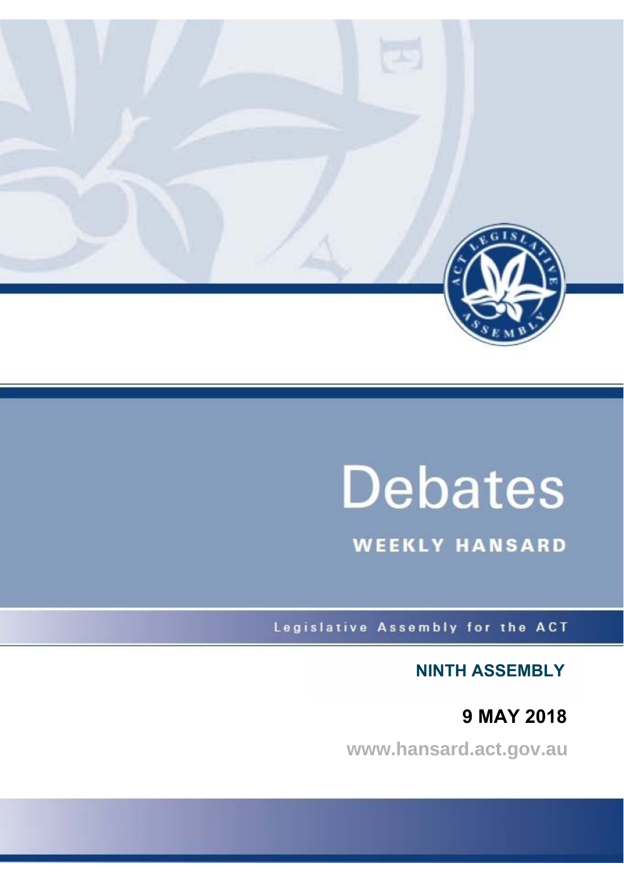# Debates

## WEEKLY HANSARD

Legislative Assembly for the ACT

**NINTH ASSEMBLY**

**9 MAY 2018**

www.hansard.act.gov.au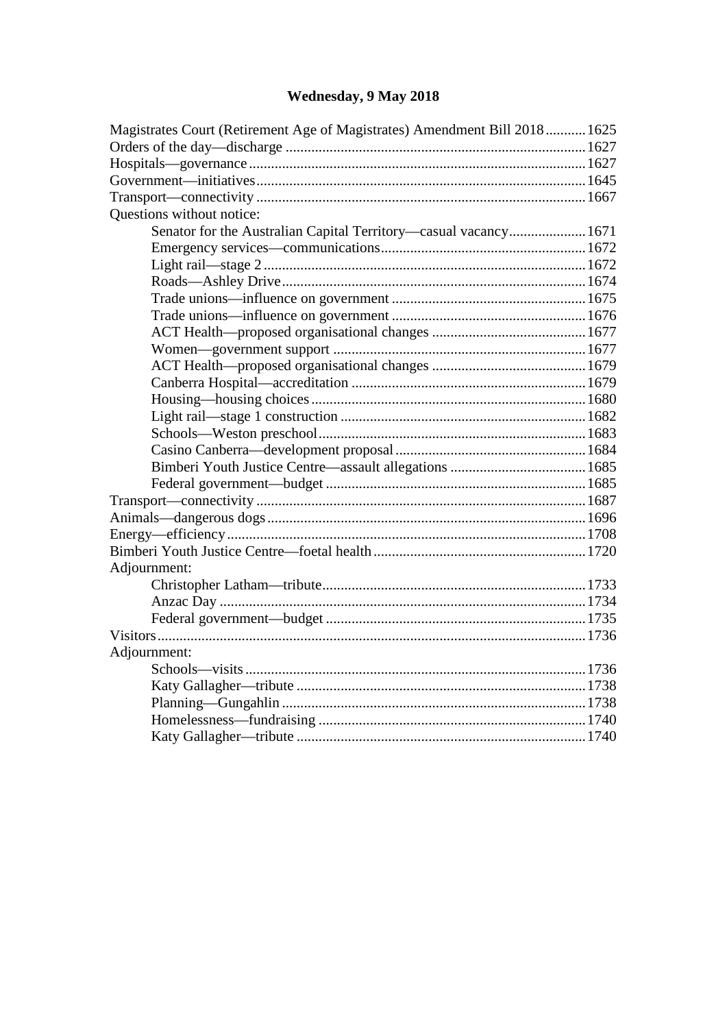## Wednesday, 9 May 2018

Magistrates Court (Retirement Age of Magistrates) Amendment Bill 2018 ........... 1625
Orders of the day—discharge ........................................................................ 1627
Hospitals—governance .................................................................................. 1627
Government—initiatives ................................................................................ 1645
Transport—connectivity ................................................................................ 1667
Questions without notice:

- Senator for the Australian Capital Territory—casual vacancy ..................... 1671
- Emergency services—communications ....................................................... 1672
- Light rail—stage 2 ....................................................................................... 1672
- Roads—Ashley Drive .................................................................................. 1674
- Trade unions—influence on government .................................................... 1675
- Trade unions—influence on government .................................................... 1676
- ACT Health—proposed organisational changes ......................................... 1677
- Women—government support .................................................................... 1677
- ACT Health—proposed organisational changes ......................................... 1679
- Canberra Hospital—accreditation ............................................................... 1679
- Housing—housing choices .......................................................................... 1680
- Light rail—stage 1 construction .................................................................. 1682
- Schools—Weston preschool ........................................................................ 1683
- Casino Canberra—development proposal ................................................... 1684
- Bimberi Youth Justice Centre—assault allegations .................................... 1685
- Federal government—budget ...................................................................... 1685

Transport—connectivity ................................................................................ 1687
Animals—dangerous dogs ............................................................................. 1696
Energy—efficiency ........................................................................................ 1708
Bimberi Youth Justice Centre—foetal health ................................................ 1720
Adjournment:

- Christopher Latham—tribute ....................................................................... 1733
- Anzac Day ................................................................................................... 1734
- Federal government—budget ...................................................................... 1735

Visitors .......................................................................................................... 1736
Adjournment:

- Schools—visits ............................................................................................ 1736
- Katy Gallagher—tribute .............................................................................. 1738
- Planning—Gungahlin .................................................................................. 1738
- Homelessness—fundraising ........................................................................ 1740
- Katy Gallagher—tribute .............................................................................. 1740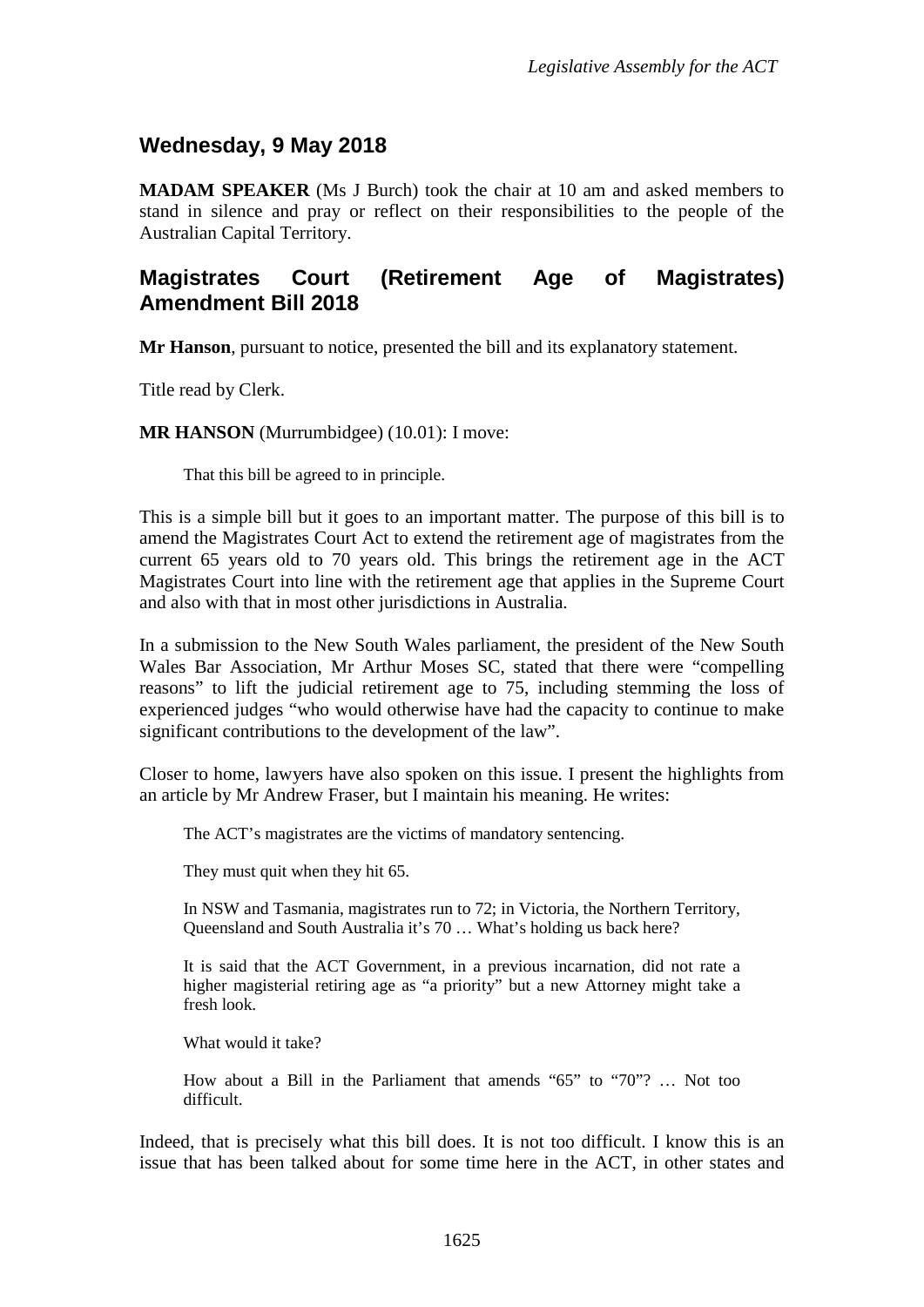## Wednesday, 9 May 2018

**MADAM SPEAKER** (Ms J Burch) took the chair at 10 am and asked members to stand in silence and pray or reflect on their responsibilities to the people of the Australian Capital Territory.

## Magistrates Court (Retirement Age of Magistrates) Amendment Bill 2018

**Mr Hanson**, pursuant to notice, presented the bill and its explanatory statement.

Title read by Clerk.

**MR HANSON** (Murrumbidgee) (10.01): I move:

> That this bill be agreed to in principle.

This is a simple bill but it goes to an important matter. The purpose of this bill is to amend the Magistrates Court Act to extend the retirement age of magistrates from the current 65 years old to 70 years old. This brings the retirement age in the ACT Magistrates Court into line with the retirement age that applies in the Supreme Court and also with that in most other jurisdictions in Australia.

In a submission to the New South Wales parliament, the president of the New South Wales Bar Association, Mr Arthur Moses SC, stated that there were "compelling reasons" to lift the judicial retirement age to 75, including stemming the loss of experienced judges "who would otherwise have had the capacity to continue to make significant contributions to the development of the law".

Closer to home, lawyers have also spoken on this issue. I present the highlights from an article by Mr Andrew Fraser, but I maintain his meaning. He writes:

> The ACT's magistrates are the victims of mandatory sentencing.
>
> They must quit when they hit 65.
>
> In NSW and Tasmania, magistrates run to 72; in Victoria, the Northern Territory, Queensland and South Australia it's 70 … What's holding us back here?
>
> It is said that the ACT Government, in a previous incarnation, did not rate a higher magisterial retiring age as "a priority" but a new Attorney might take a fresh look.
>
> What would it take?
>
> How about a Bill in the Parliament that amends "65" to "70"? … Not too difficult.

Indeed, that is precisely what this bill does. It is not too difficult. I know this is an issue that has been talked about for some time here in the ACT, in other states and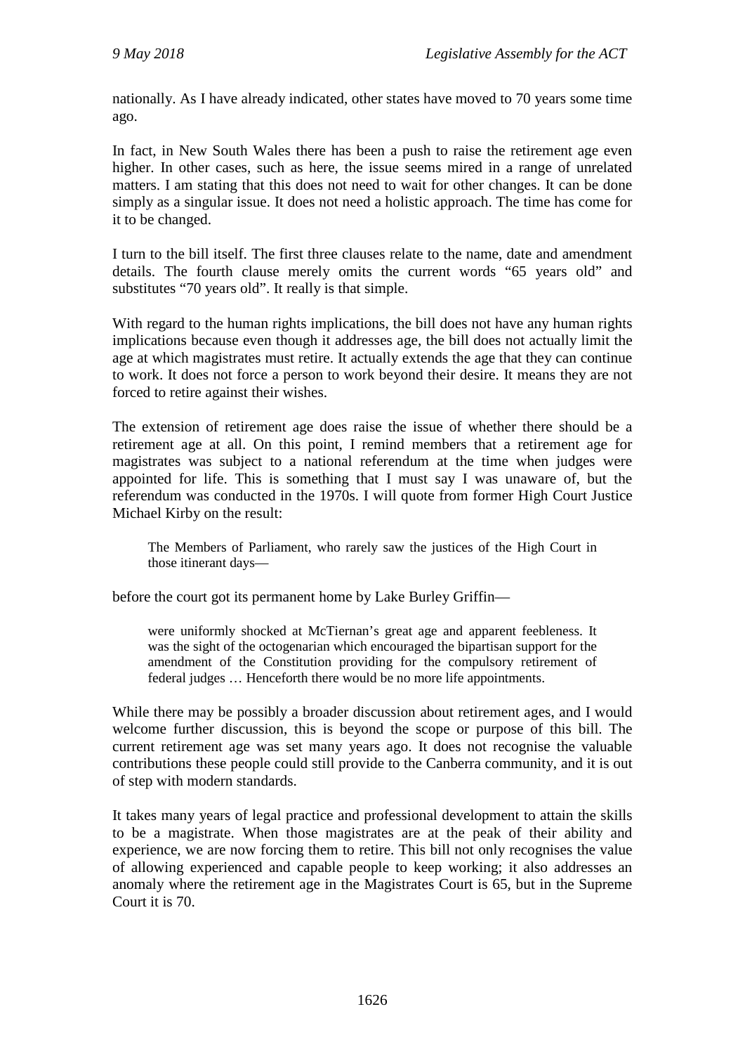nationally. As I have already indicated, other states have moved to 70 years some time ago.

In fact, in New South Wales there has been a push to raise the retirement age even higher. In other cases, such as here, the issue seems mired in a range of unrelated matters. I am stating that this does not need to wait for other changes. It can be done simply as a singular issue. It does not need a holistic approach. The time has come for it to be changed.

I turn to the bill itself. The first three clauses relate to the name, date and amendment details. The fourth clause merely omits the current words "65 years old" and substitutes "70 years old". It really is that simple.

With regard to the human rights implications, the bill does not have any human rights implications because even though it addresses age, the bill does not actually limit the age at which magistrates must retire. It actually extends the age that they can continue to work. It does not force a person to work beyond their desire. It means they are not forced to retire against their wishes.

The extension of retirement age does raise the issue of whether there should be a retirement age at all. On this point, I remind members that a retirement age for magistrates was subject to a national referendum at the time when judges were appointed for life. This is something that I must say I was unaware of, but the referendum was conducted in the 1970s. I will quote from former High Court Justice Michael Kirby on the result:

> The Members of Parliament, who rarely saw the justices of the High Court in those itinerant days—

before the court got its permanent home by Lake Burley Griffin—

> were uniformly shocked at McTiernan's great age and apparent feebleness. It was the sight of the octogenarian which encouraged the bipartisan support for the amendment of the Constitution providing for the compulsory retirement of federal judges … Henceforth there would be no more life appointments.

While there may be possibly a broader discussion about retirement ages, and I would welcome further discussion, this is beyond the scope or purpose of this bill. The current retirement age was set many years ago. It does not recognise the valuable contributions these people could still provide to the Canberra community, and it is out of step with modern standards.

It takes many years of legal practice and professional development to attain the skills to be a magistrate. When those magistrates are at the peak of their ability and experience, we are now forcing them to retire. This bill not only recognises the value of allowing experienced and capable people to keep working; it also addresses an anomaly where the retirement age in the Magistrates Court is 65, but in the Supreme Court it is 70.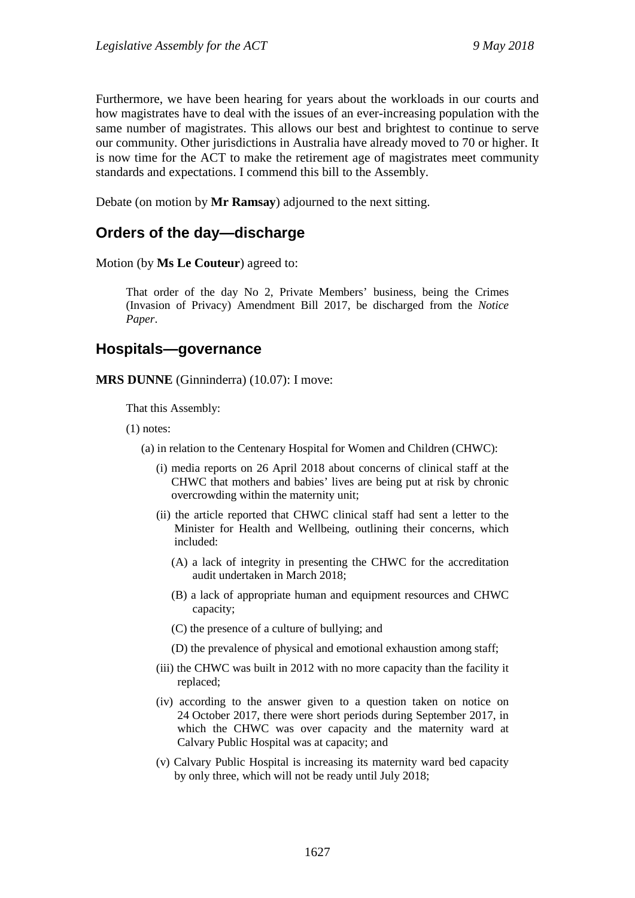Furthermore, we have been hearing for years about the workloads in our courts and how magistrates have to deal with the issues of an ever-increasing population with the same number of magistrates. This allows our best and brightest to continue to serve our community. Other jurisdictions in Australia have already moved to 70 or higher. It is now time for the ACT to make the retirement age of magistrates meet community standards and expectations. I commend this bill to the Assembly.

Debate (on motion by **Mr Ramsay**) adjourned to the next sitting.

## Orders of the day—discharge

Motion (by **Ms Le Couteur**) agreed to:

> That order of the day No 2, Private Members' business, being the Crimes (Invasion of Privacy) Amendment Bill 2017, be discharged from the *Notice Paper*.

## Hospitals—governance

**MRS DUNNE** (Ginninderra) (10.07): I move:

> That this Assembly:
>
> (1) notes:
>
> (a) in relation to the Centenary Hospital for Women and Children (CHWC):
>
> (i) media reports on 26 April 2018 about concerns of clinical staff at the CHWC that mothers and babies' lives are being put at risk by chronic overcrowding within the maternity unit;
>
> (ii) the article reported that CHWC clinical staff had sent a letter to the Minister for Health and Wellbeing, outlining their concerns, which included:
>
> (A) a lack of integrity in presenting the CHWC for the accreditation audit undertaken in March 2018;
>
> (B) a lack of appropriate human and equipment resources and CHWC capacity;
>
> (C) the presence of a culture of bullying; and
>
> (D) the prevalence of physical and emotional exhaustion among staff;
>
> (iii) the CHWC was built in 2012 with no more capacity than the facility it replaced;
>
> (iv) according to the answer given to a question taken on notice on 24 October 2017, there were short periods during September 2017, in which the CHWC was over capacity and the maternity ward at Calvary Public Hospital was at capacity; and
>
> (v) Calvary Public Hospital is increasing its maternity ward bed capacity by only three, which will not be ready until July 2018;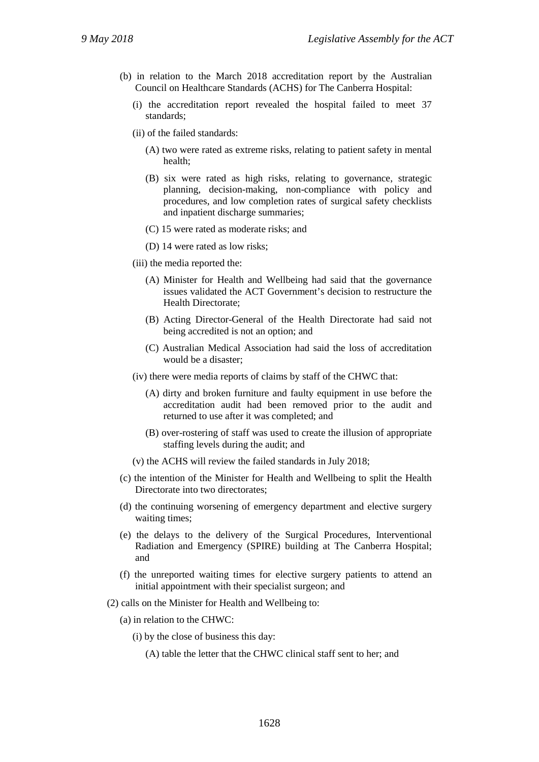(b) in relation to the March 2018 accreditation report by the Australian Council on Healthcare Standards (ACHS) for The Canberra Hospital:

(i) the accreditation report revealed the hospital failed to meet 37 standards;

(ii) of the failed standards:

(A) two were rated as extreme risks, relating to patient safety in mental health;

(B) six were rated as high risks, relating to governance, strategic planning, decision-making, non-compliance with policy and procedures, and low completion rates of surgical safety checklists and inpatient discharge summaries;

(C) 15 were rated as moderate risks; and

(D) 14 were rated as low risks;

(iii) the media reported the:

(A) Minister for Health and Wellbeing had said that the governance issues validated the ACT Government's decision to restructure the Health Directorate;

(B) Acting Director-General of the Health Directorate had said not being accredited is not an option; and

(C) Australian Medical Association had said the loss of accreditation would be a disaster;

(iv) there were media reports of claims by staff of the CHWC that:

(A) dirty and broken furniture and faulty equipment in use before the accreditation audit had been removed prior to the audit and returned to use after it was completed; and

(B) over-rostering of staff was used to create the illusion of appropriate staffing levels during the audit; and

(v) the ACHS will review the failed standards in July 2018;

(c) the intention of the Minister for Health and Wellbeing to split the Health Directorate into two directorates;

(d) the continuing worsening of emergency department and elective surgery waiting times;

(e) the delays to the delivery of the Surgical Procedures, Interventional Radiation and Emergency (SPIRE) building at The Canberra Hospital; and

(f) the unreported waiting times for elective surgery patients to attend an initial appointment with their specialist surgeon; and

(2) calls on the Minister for Health and Wellbeing to:

(a) in relation to the CHWC:

(i) by the close of business this day:

(A) table the letter that the CHWC clinical staff sent to her; and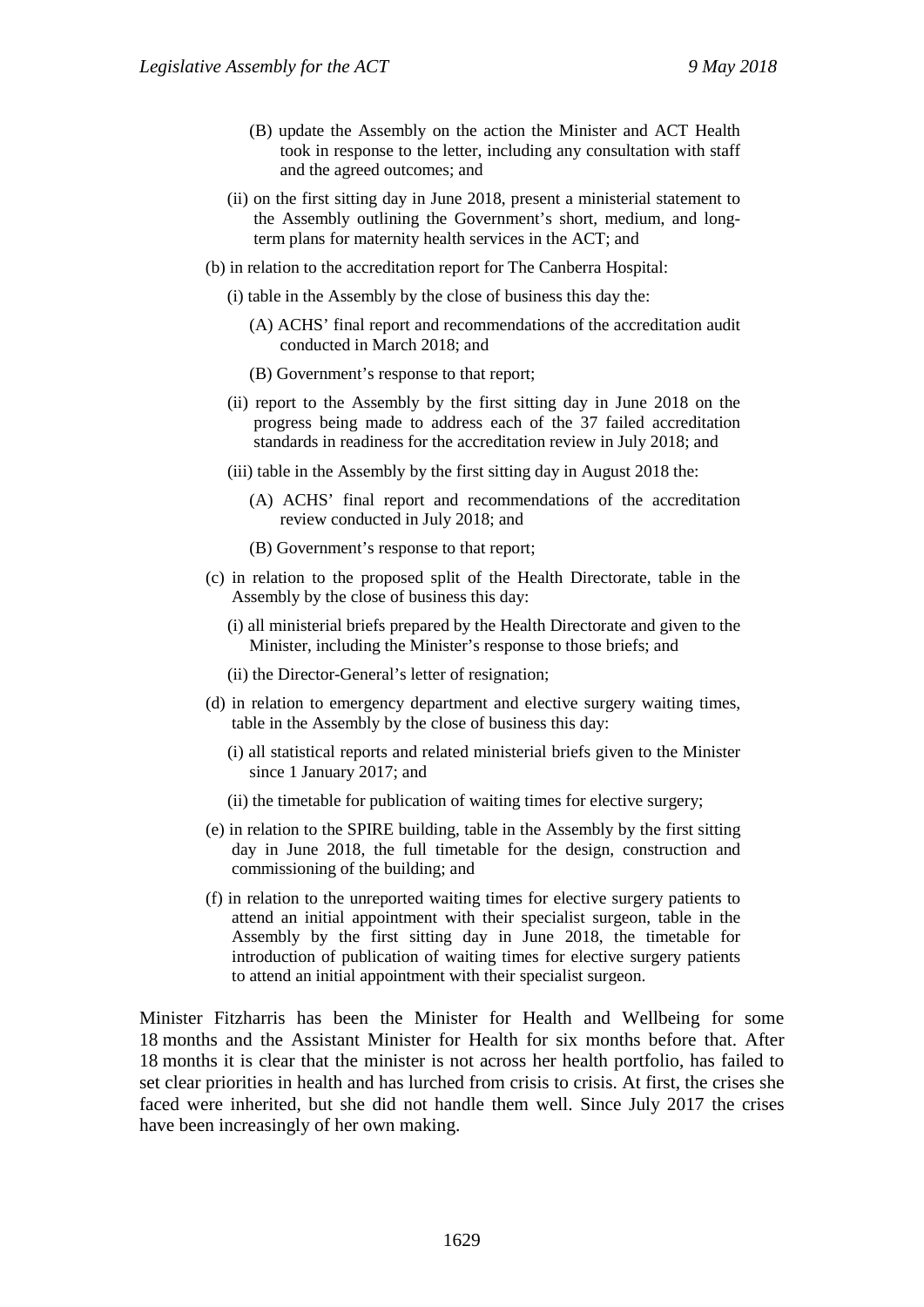(B) update the Assembly on the action the Minister and ACT Health took in response to the letter, including any consultation with staff and the agreed outcomes; and

(ii) on the first sitting day in June 2018, present a ministerial statement to the Assembly outlining the Government's short, medium, and long-term plans for maternity health services in the ACT; and

(b) in relation to the accreditation report for The Canberra Hospital:

(i) table in the Assembly by the close of business this day the:

(A) ACHS' final report and recommendations of the accreditation audit conducted in March 2018; and

(B) Government's response to that report;

(ii) report to the Assembly by the first sitting day in June 2018 on the progress being made to address each of the 37 failed accreditation standards in readiness for the accreditation review in July 2018; and

(iii) table in the Assembly by the first sitting day in August 2018 the:

(A) ACHS' final report and recommendations of the accreditation review conducted in July 2018; and

(B) Government's response to that report;

(c) in relation to the proposed split of the Health Directorate, table in the Assembly by the close of business this day:

(i) all ministerial briefs prepared by the Health Directorate and given to the Minister, including the Minister's response to those briefs; and

(ii) the Director-General's letter of resignation;

(d) in relation to emergency department and elective surgery waiting times, table in the Assembly by the close of business this day:

(i) all statistical reports and related ministerial briefs given to the Minister since 1 January 2017; and

(ii) the timetable for publication of waiting times for elective surgery;

(e) in relation to the SPIRE building, table in the Assembly by the first sitting day in June 2018, the full timetable for the design, construction and commissioning of the building; and

(f) in relation to the unreported waiting times for elective surgery patients to attend an initial appointment with their specialist surgeon, table in the Assembly by the first sitting day in June 2018, the timetable for introduction of publication of waiting times for elective surgery patients to attend an initial appointment with their specialist surgeon.

Minister Fitzharris has been the Minister for Health and Wellbeing for some 18 months and the Assistant Minister for Health for six months before that. After 18 months it is clear that the minister is not across her health portfolio, has failed to set clear priorities in health and has lurched from crisis to crisis. At first, the crises she faced were inherited, but she did not handle them well. Since July 2017 the crises have been increasingly of her own making.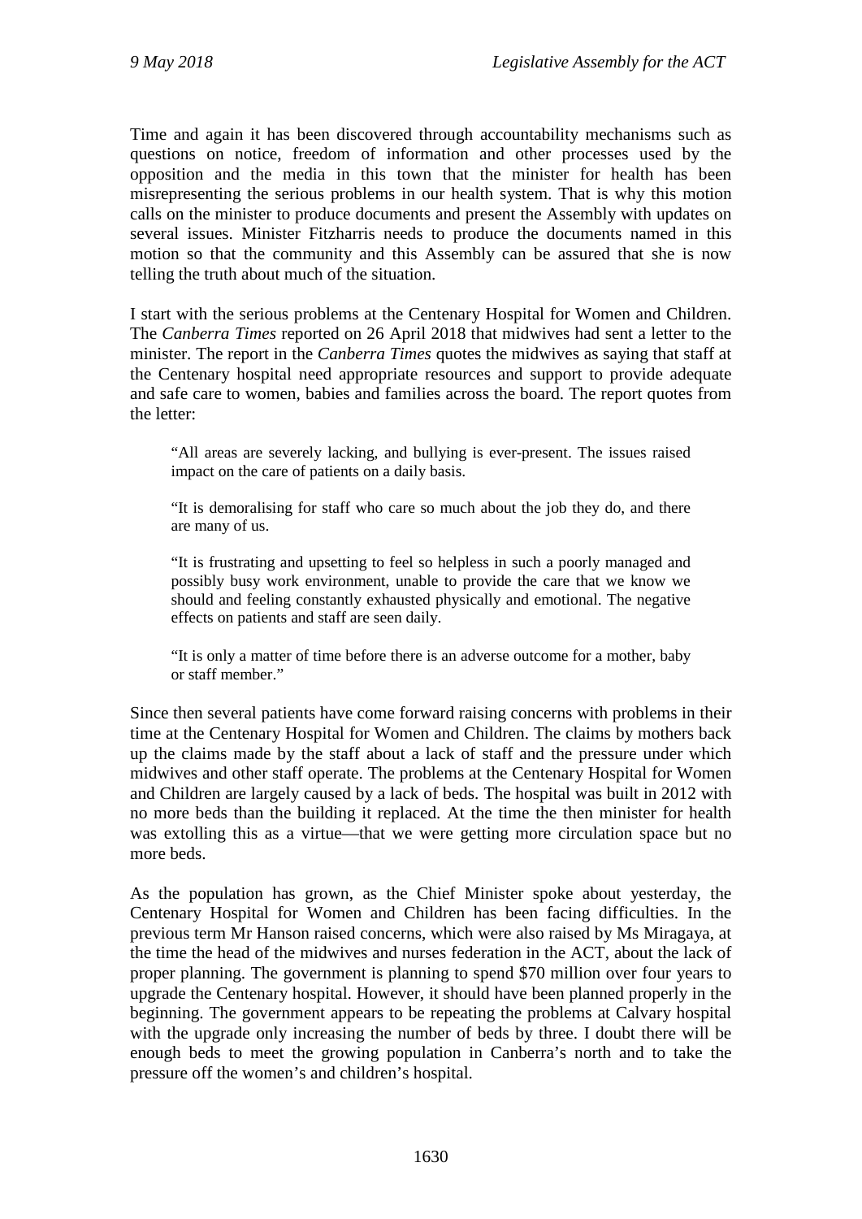Time and again it has been discovered through accountability mechanisms such as questions on notice, freedom of information and other processes used by the opposition and the media in this town that the minister for health has been misrepresenting the serious problems in our health system. That is why this motion calls on the minister to produce documents and present the Assembly with updates on several issues. Minister Fitzharris needs to produce the documents named in this motion so that the community and this Assembly can be assured that she is now telling the truth about much of the situation.

I start with the serious problems at the Centenary Hospital for Women and Children. The *Canberra Times* reported on 26 April 2018 that midwives had sent a letter to the minister. The report in the *Canberra Times* quotes the midwives as saying that staff at the Centenary hospital need appropriate resources and support to provide adequate and safe care to women, babies and families across the board. The report quotes from the letter:

> "All areas are severely lacking, and bullying is ever-present. The issues raised impact on the care of patients on a daily basis.
>
> "It is demoralising for staff who care so much about the job they do, and there are many of us.
>
> "It is frustrating and upsetting to feel so helpless in such a poorly managed and possibly busy work environment, unable to provide the care that we know we should and feeling constantly exhausted physically and emotional. The negative effects on patients and staff are seen daily.
>
> "It is only a matter of time before there is an adverse outcome for a mother, baby or staff member."

Since then several patients have come forward raising concerns with problems in their time at the Centenary Hospital for Women and Children. The claims by mothers back up the claims made by the staff about a lack of staff and the pressure under which midwives and other staff operate. The problems at the Centenary Hospital for Women and Children are largely caused by a lack of beds. The hospital was built in 2012 with no more beds than the building it replaced. At the time the then minister for health was extolling this as a virtue—that we were getting more circulation space but no more beds.

As the population has grown, as the Chief Minister spoke about yesterday, the Centenary Hospital for Women and Children has been facing difficulties. In the previous term Mr Hanson raised concerns, which were also raised by Ms Miragaya, at the time the head of the midwives and nurses federation in the ACT, about the lack of proper planning. The government is planning to spend $70 million over four years to upgrade the Centenary hospital. However, it should have been planned properly in the beginning. The government appears to be repeating the problems at Calvary hospital with the upgrade only increasing the number of beds by three. I doubt there will be enough beds to meet the growing population in Canberra's north and to take the pressure off the women's and children's hospital.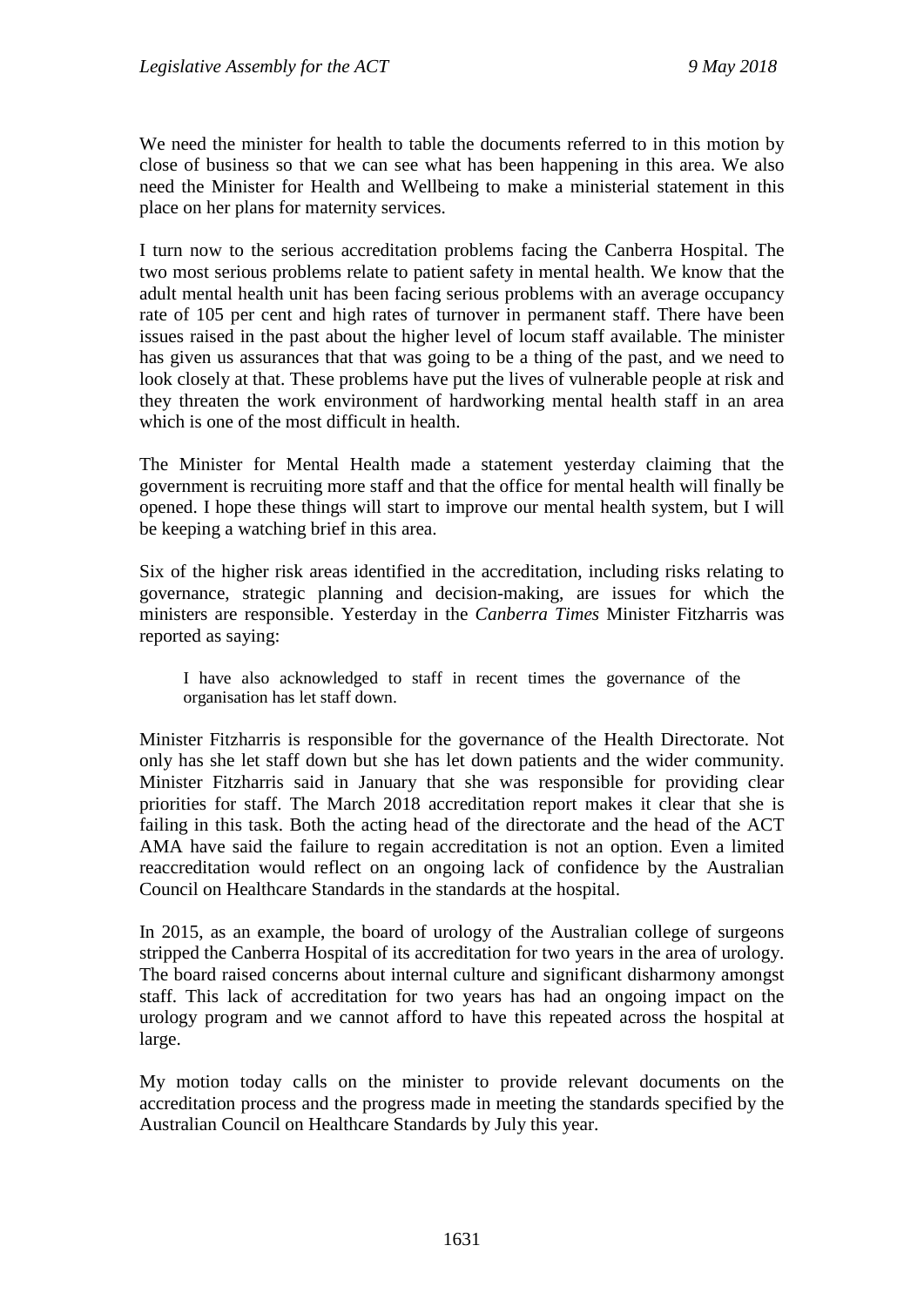We need the minister for health to table the documents referred to in this motion by close of business so that we can see what has been happening in this area. We also need the Minister for Health and Wellbeing to make a ministerial statement in this place on her plans for maternity services.

I turn now to the serious accreditation problems facing the Canberra Hospital. The two most serious problems relate to patient safety in mental health. We know that the adult mental health unit has been facing serious problems with an average occupancy rate of 105 per cent and high rates of turnover in permanent staff. There have been issues raised in the past about the higher level of locum staff available. The minister has given us assurances that that was going to be a thing of the past, and we need to look closely at that. These problems have put the lives of vulnerable people at risk and they threaten the work environment of hardworking mental health staff in an area which is one of the most difficult in health.

The Minister for Mental Health made a statement yesterday claiming that the government is recruiting more staff and that the office for mental health will finally be opened. I hope these things will start to improve our mental health system, but I will be keeping a watching brief in this area.

Six of the higher risk areas identified in the accreditation, including risks relating to governance, strategic planning and decision-making, are issues for which the ministers are responsible. Yesterday in the *Canberra Times* Minister Fitzharris was reported as saying:

> I have also acknowledged to staff in recent times the governance of the organisation has let staff down.

Minister Fitzharris is responsible for the governance of the Health Directorate. Not only has she let staff down but she has let down patients and the wider community. Minister Fitzharris said in January that she was responsible for providing clear priorities for staff. The March 2018 accreditation report makes it clear that she is failing in this task. Both the acting head of the directorate and the head of the ACT AMA have said the failure to regain accreditation is not an option. Even a limited reaccreditation would reflect on an ongoing lack of confidence by the Australian Council on Healthcare Standards in the standards at the hospital.

In 2015, as an example, the board of urology of the Australian college of surgeons stripped the Canberra Hospital of its accreditation for two years in the area of urology. The board raised concerns about internal culture and significant disharmony amongst staff. This lack of accreditation for two years has had an ongoing impact on the urology program and we cannot afford to have this repeated across the hospital at large.

My motion today calls on the minister to provide relevant documents on the accreditation process and the progress made in meeting the standards specified by the Australian Council on Healthcare Standards by July this year.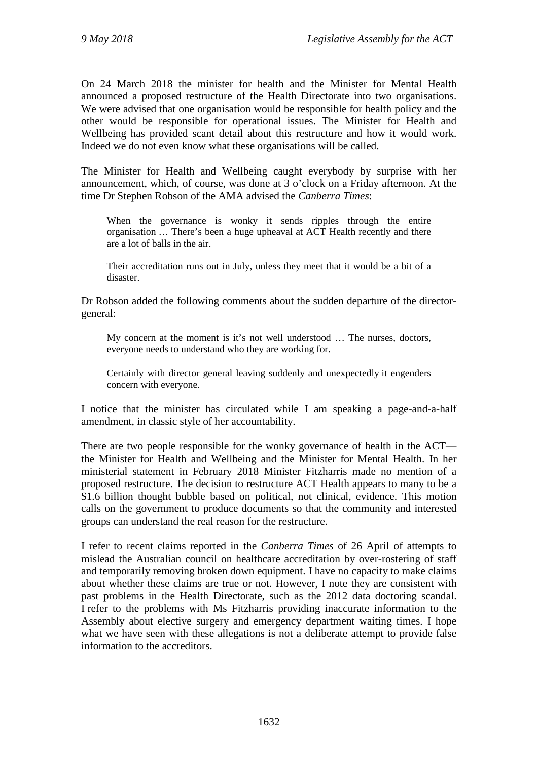On 24 March 2018 the minister for health and the Minister for Mental Health announced a proposed restructure of the Health Directorate into two organisations. We were advised that one organisation would be responsible for health policy and the other would be responsible for operational issues. The Minister for Health and Wellbeing has provided scant detail about this restructure and how it would work. Indeed we do not even know what these organisations will be called.

The Minister for Health and Wellbeing caught everybody by surprise with her announcement, which, of course, was done at 3 o'clock on a Friday afternoon. At the time Dr Stephen Robson of the AMA advised the *Canberra Times*:

> When the governance is wonky it sends ripples through the entire organisation … There's been a huge upheaval at ACT Health recently and there are a lot of balls in the air.
>
> Their accreditation runs out in July, unless they meet that it would be a bit of a disaster.

Dr Robson added the following comments about the sudden departure of the director-general:

> My concern at the moment is it's not well understood … The nurses, doctors, everyone needs to understand who they are working for.
>
> Certainly with director general leaving suddenly and unexpectedly it engenders concern with everyone.

I notice that the minister has circulated while I am speaking a page-and-a-half amendment, in classic style of her accountability.

There are two people responsible for the wonky governance of health in the ACT—the Minister for Health and Wellbeing and the Minister for Mental Health. In her ministerial statement in February 2018 Minister Fitzharris made no mention of a proposed restructure. The decision to restructure ACT Health appears to many to be a $1.6 billion thought bubble based on political, not clinical, evidence. This motion calls on the government to produce documents so that the community and interested groups can understand the real reason for the restructure.

I refer to recent claims reported in the *Canberra Times* of 26 April of attempts to mislead the Australian council on healthcare accreditation by over-rostering of staff and temporarily removing broken down equipment. I have no capacity to make claims about whether these claims are true or not. However, I note they are consistent with past problems in the Health Directorate, such as the 2012 data doctoring scandal. I refer to the problems with Ms Fitzharris providing inaccurate information to the Assembly about elective surgery and emergency department waiting times. I hope what we have seen with these allegations is not a deliberate attempt to provide false information to the accreditors.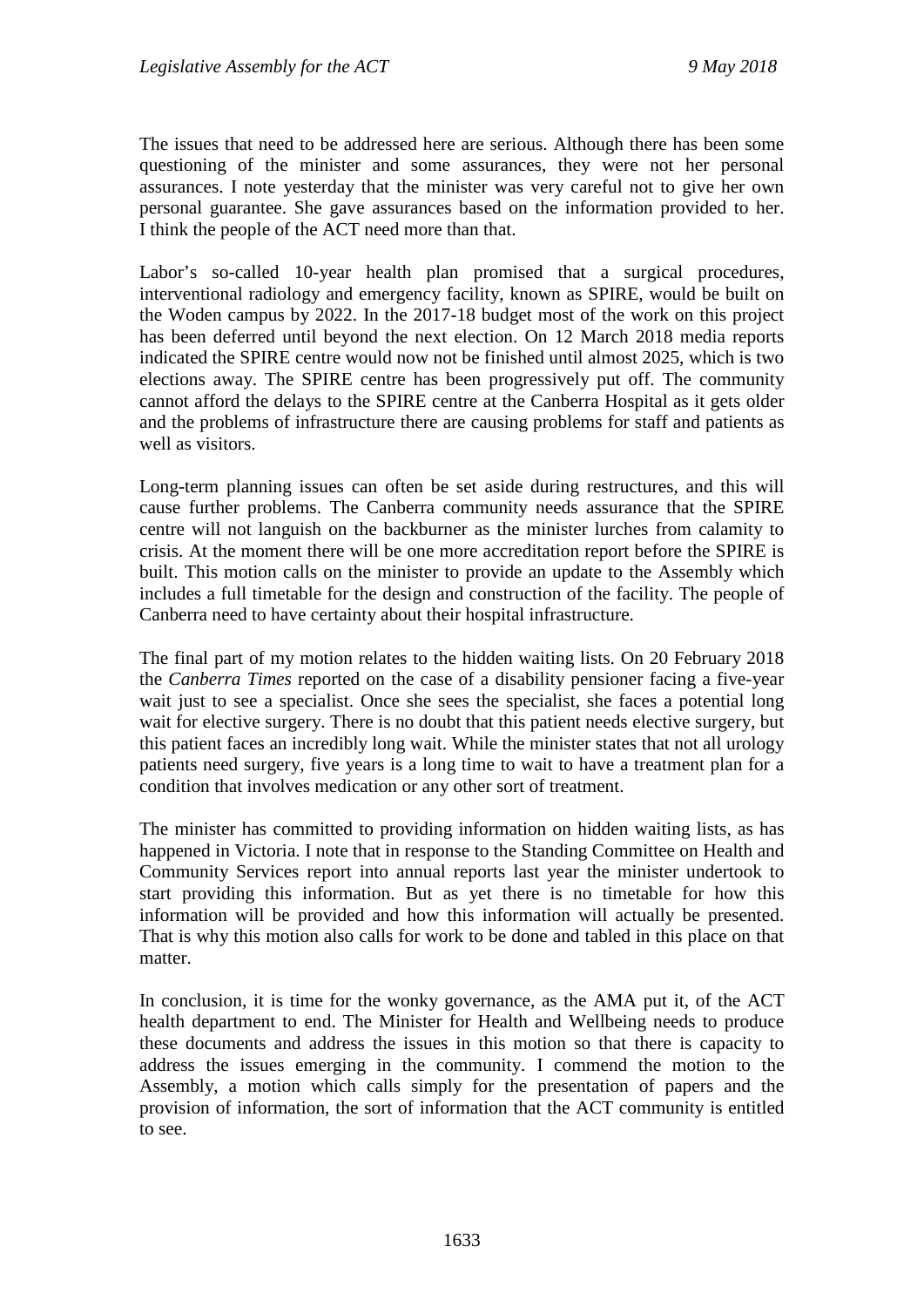The issues that need to be addressed here are serious. Although there has been some questioning of the minister and some assurances, they were not her personal assurances. I note yesterday that the minister was very careful not to give her own personal guarantee. She gave assurances based on the information provided to her. I think the people of the ACT need more than that.

Labor's so-called 10-year health plan promised that a surgical procedures, interventional radiology and emergency facility, known as SPIRE, would be built on the Woden campus by 2022. In the 2017-18 budget most of the work on this project has been deferred until beyond the next election. On 12 March 2018 media reports indicated the SPIRE centre would now not be finished until almost 2025, which is two elections away. The SPIRE centre has been progressively put off. The community cannot afford the delays to the SPIRE centre at the Canberra Hospital as it gets older and the problems of infrastructure there are causing problems for staff and patients as well as visitors.

Long-term planning issues can often be set aside during restructures, and this will cause further problems. The Canberra community needs assurance that the SPIRE centre will not languish on the backburner as the minister lurches from calamity to crisis. At the moment there will be one more accreditation report before the SPIRE is built. This motion calls on the minister to provide an update to the Assembly which includes a full timetable for the design and construction of the facility. The people of Canberra need to have certainty about their hospital infrastructure.

The final part of my motion relates to the hidden waiting lists. On 20 February 2018 the *Canberra Times* reported on the case of a disability pensioner facing a five-year wait just to see a specialist. Once she sees the specialist, she faces a potential long wait for elective surgery. There is no doubt that this patient needs elective surgery, but this patient faces an incredibly long wait. While the minister states that not all urology patients need surgery, five years is a long time to wait to have a treatment plan for a condition that involves medication or any other sort of treatment.

The minister has committed to providing information on hidden waiting lists, as has happened in Victoria. I note that in response to the Standing Committee on Health and Community Services report into annual reports last year the minister undertook to start providing this information. But as yet there is no timetable for how this information will be provided and how this information will actually be presented. That is why this motion also calls for work to be done and tabled in this place on that matter.

In conclusion, it is time for the wonky governance, as the AMA put it, of the ACT health department to end. The Minister for Health and Wellbeing needs to produce these documents and address the issues in this motion so that there is capacity to address the issues emerging in the community. I commend the motion to the Assembly, a motion which calls simply for the presentation of papers and the provision of information, the sort of information that the ACT community is entitled to see.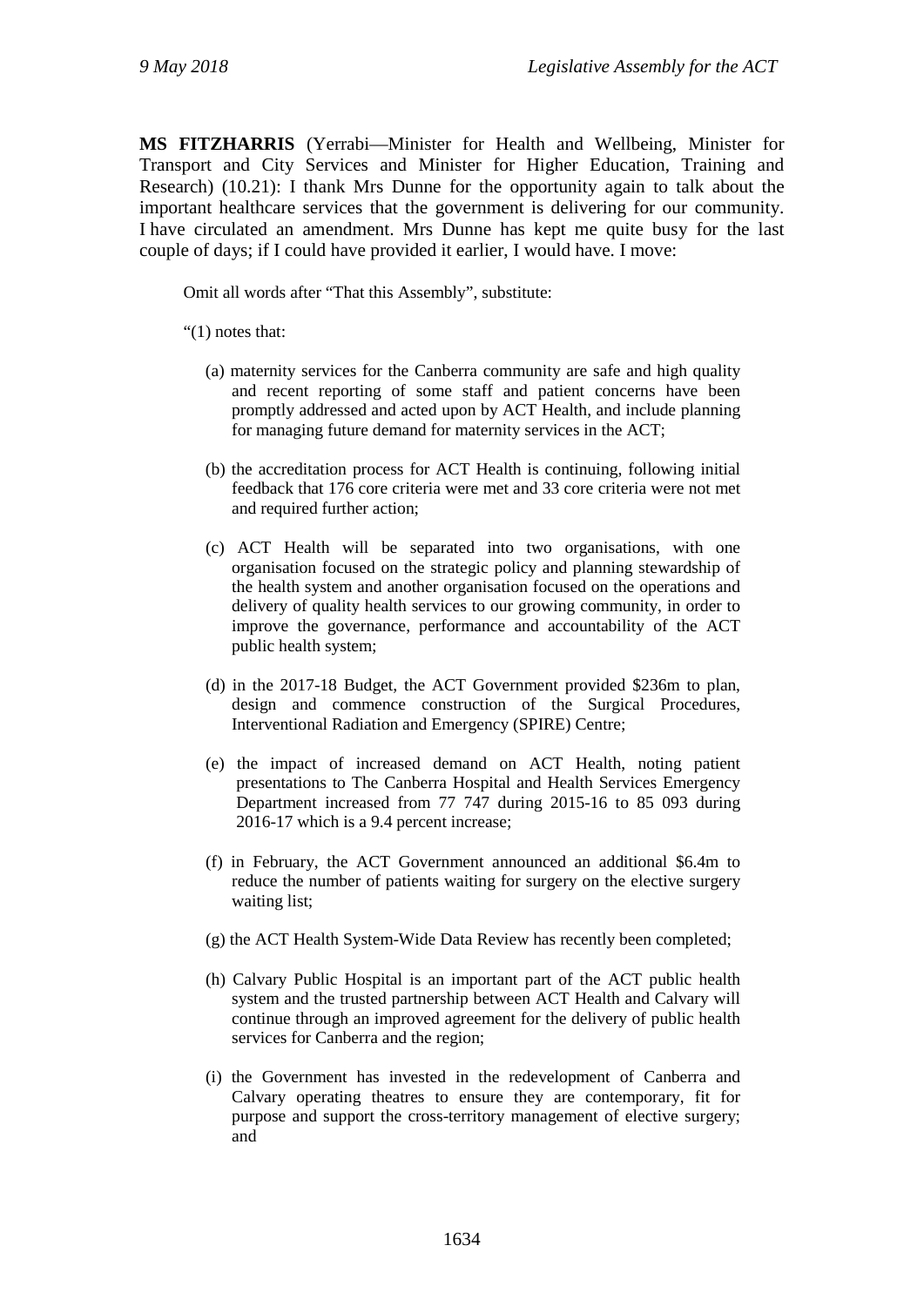**MS FITZHARRIS** (Yerrabi—Minister for Health and Wellbeing, Minister for Transport and City Services and Minister for Higher Education, Training and Research) (10.21): I thank Mrs Dunne for the opportunity again to talk about the important healthcare services that the government is delivering for our community. I have circulated an amendment. Mrs Dunne has kept me quite busy for the last couple of days; if I could have provided it earlier, I would have. I move:

> Omit all words after "That this Assembly", substitute:
>
> "(1) notes that:
>
> (a) maternity services for the Canberra community are safe and high quality and recent reporting of some staff and patient concerns have been promptly addressed and acted upon by ACT Health, and include planning for managing future demand for maternity services in the ACT;
>
> (b) the accreditation process for ACT Health is continuing, following initial feedback that 176 core criteria were met and 33 core criteria were not met and required further action;
>
> (c) ACT Health will be separated into two organisations, with one organisation focused on the strategic policy and planning stewardship of the health system and another organisation focused on the operations and delivery of quality health services to our growing community, in order to improve the governance, performance and accountability of the ACT public health system;
>
> (d) in the 2017-18 Budget, the ACT Government provided $236m to plan, design and commence construction of the Surgical Procedures, Interventional Radiation and Emergency (SPIRE) Centre;
>
> (e) the impact of increased demand on ACT Health, noting patient presentations to The Canberra Hospital and Health Services Emergency Department increased from 77 747 during 2015-16 to 85 093 during 2016-17 which is a 9.4 percent increase;
>
> (f) in February, the ACT Government announced an additional $6.4m to reduce the number of patients waiting for surgery on the elective surgery waiting list;
>
> (g) the ACT Health System-Wide Data Review has recently been completed;
>
> (h) Calvary Public Hospital is an important part of the ACT public health system and the trusted partnership between ACT Health and Calvary will continue through an improved agreement for the delivery of public health services for Canberra and the region;
>
> (i) the Government has invested in the redevelopment of Canberra and Calvary operating theatres to ensure they are contemporary, fit for purpose and support the cross-territory management of elective surgery; and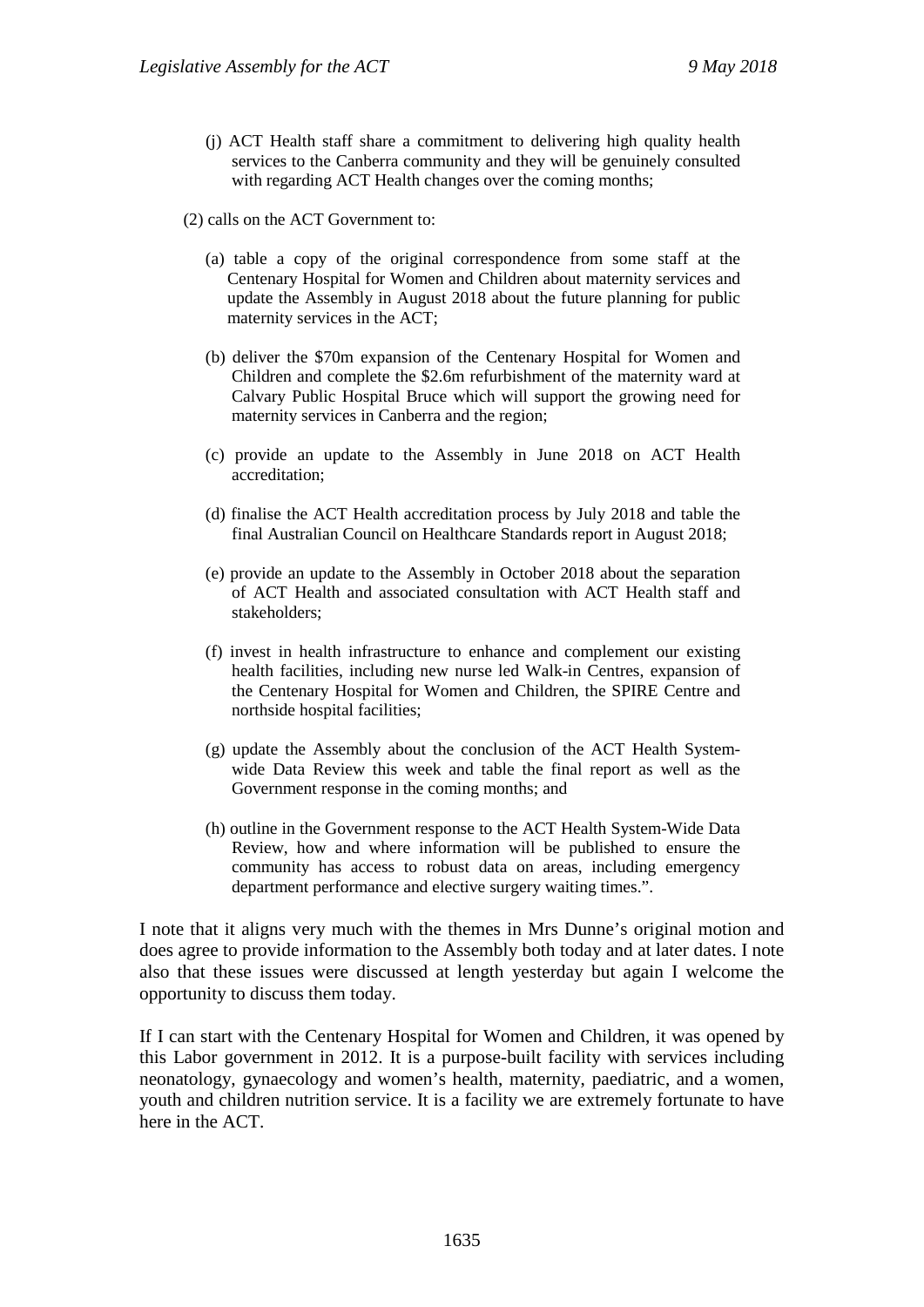(j) ACT Health staff share a commitment to delivering high quality health services to the Canberra community and they will be genuinely consulted with regarding ACT Health changes over the coming months;

(2) calls on the ACT Government to:

(a) table a copy of the original correspondence from some staff at the Centenary Hospital for Women and Children about maternity services and update the Assembly in August 2018 about the future planning for public maternity services in the ACT;

(b) deliver the $70m expansion of the Centenary Hospital for Women and Children and complete the $2.6m refurbishment of the maternity ward at Calvary Public Hospital Bruce which will support the growing need for maternity services in Canberra and the region;

(c) provide an update to the Assembly in June 2018 on ACT Health accreditation;

(d) finalise the ACT Health accreditation process by July 2018 and table the final Australian Council on Healthcare Standards report in August 2018;

(e) provide an update to the Assembly in October 2018 about the separation of ACT Health and associated consultation with ACT Health staff and stakeholders;

(f) invest in health infrastructure to enhance and complement our existing health facilities, including new nurse led Walk-in Centres, expansion of the Centenary Hospital for Women and Children, the SPIRE Centre and northside hospital facilities;

(g) update the Assembly about the conclusion of the ACT Health System-wide Data Review this week and table the final report as well as the Government response in the coming months; and

(h) outline in the Government response to the ACT Health System-Wide Data Review, how and where information will be published to ensure the community has access to robust data on areas, including emergency department performance and elective surgery waiting times.".

I note that it aligns very much with the themes in Mrs Dunne's original motion and does agree to provide information to the Assembly both today and at later dates. I note also that these issues were discussed at length yesterday but again I welcome the opportunity to discuss them today.

If I can start with the Centenary Hospital for Women and Children, it was opened by this Labor government in 2012. It is a purpose-built facility with services including neonatology, gynaecology and women's health, maternity, paediatric, and a women, youth and children nutrition service. It is a facility we are extremely fortunate to have here in the ACT.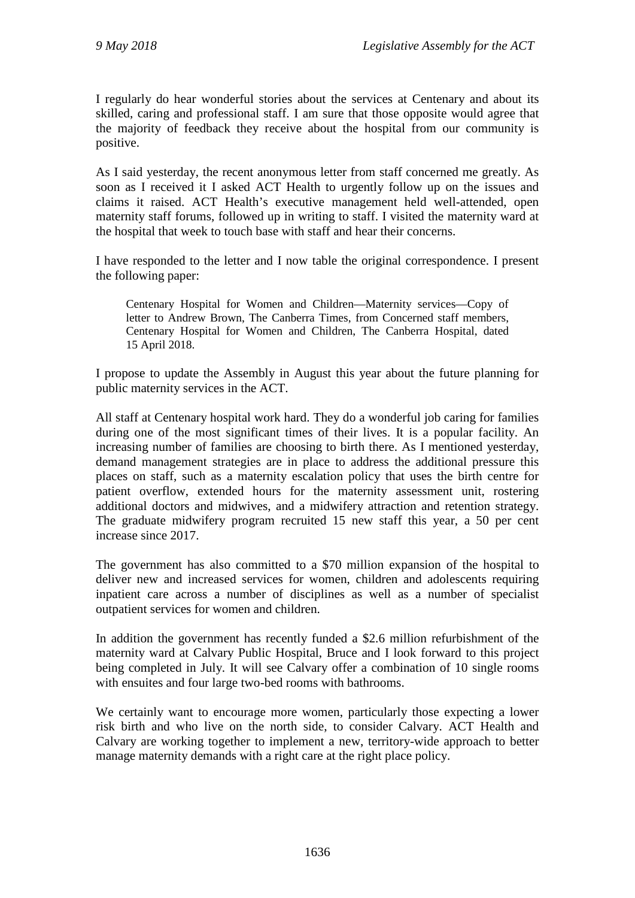I regularly do hear wonderful stories about the services at Centenary and about its skilled, caring and professional staff. I am sure that those opposite would agree that the majority of feedback they receive about the hospital from our community is positive.

As I said yesterday, the recent anonymous letter from staff concerned me greatly. As soon as I received it I asked ACT Health to urgently follow up on the issues and claims it raised. ACT Health's executive management held well-attended, open maternity staff forums, followed up in writing to staff. I visited the maternity ward at the hospital that week to touch base with staff and hear their concerns.

I have responded to the letter and I now table the original correspondence. I present the following paper:

> Centenary Hospital for Women and Children—Maternity services—Copy of letter to Andrew Brown, The Canberra Times, from Concerned staff members, Centenary Hospital for Women and Children, The Canberra Hospital, dated 15 April 2018.

I propose to update the Assembly in August this year about the future planning for public maternity services in the ACT.

All staff at Centenary hospital work hard. They do a wonderful job caring for families during one of the most significant times of their lives. It is a popular facility. An increasing number of families are choosing to birth there. As I mentioned yesterday, demand management strategies are in place to address the additional pressure this places on staff, such as a maternity escalation policy that uses the birth centre for patient overflow, extended hours for the maternity assessment unit, rostering additional doctors and midwives, and a midwifery attraction and retention strategy. The graduate midwifery program recruited 15 new staff this year, a 50 per cent increase since 2017.

The government has also committed to a $70 million expansion of the hospital to deliver new and increased services for women, children and adolescents requiring inpatient care across a number of disciplines as well as a number of specialist outpatient services for women and children.

In addition the government has recently funded a $2.6 million refurbishment of the maternity ward at Calvary Public Hospital, Bruce and I look forward to this project being completed in July. It will see Calvary offer a combination of 10 single rooms with ensuites and four large two-bed rooms with bathrooms.

We certainly want to encourage more women, particularly those expecting a lower risk birth and who live on the north side, to consider Calvary. ACT Health and Calvary are working together to implement a new, territory-wide approach to better manage maternity demands with a right care at the right place policy.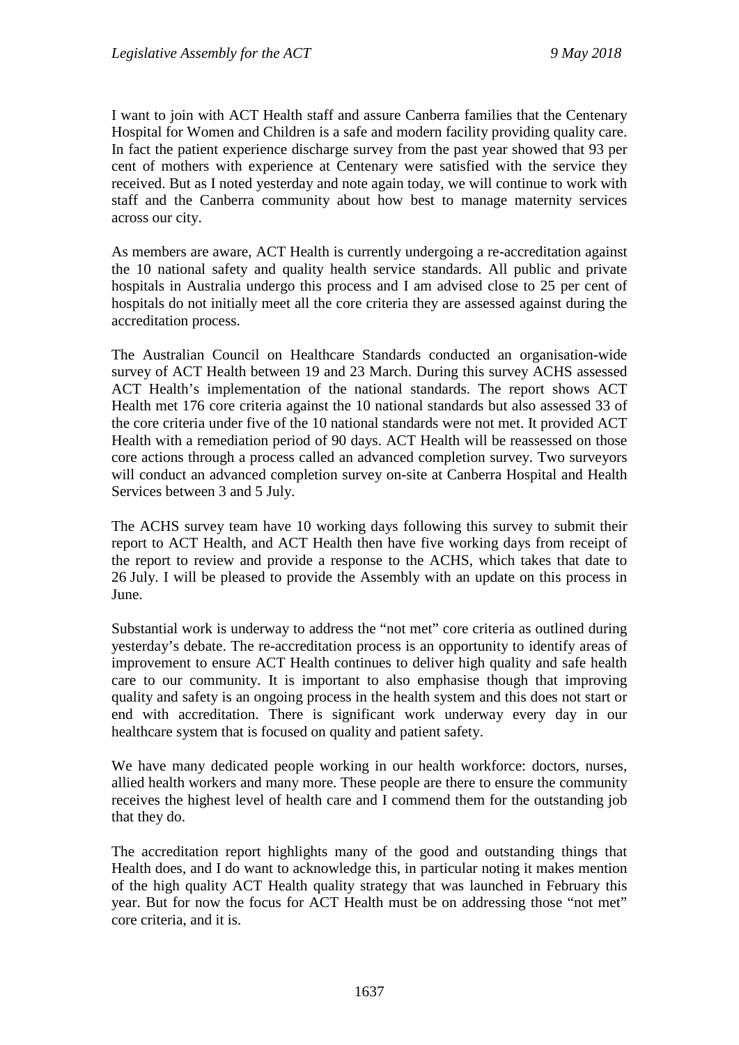I want to join with ACT Health staff and assure Canberra families that the Centenary Hospital for Women and Children is a safe and modern facility providing quality care. In fact the patient experience discharge survey from the past year showed that 93 per cent of mothers with experience at Centenary were satisfied with the service they received. But as I noted yesterday and note again today, we will continue to work with staff and the Canberra community about how best to manage maternity services across our city.

As members are aware, ACT Health is currently undergoing a re-accreditation against the 10 national safety and quality health service standards. All public and private hospitals in Australia undergo this process and I am advised close to 25 per cent of hospitals do not initially meet all the core criteria they are assessed against during the accreditation process.

The Australian Council on Healthcare Standards conducted an organisation-wide survey of ACT Health between 19 and 23 March. During this survey ACHS assessed ACT Health's implementation of the national standards. The report shows ACT Health met 176 core criteria against the 10 national standards but also assessed 33 of the core criteria under five of the 10 national standards were not met. It provided ACT Health with a remediation period of 90 days. ACT Health will be reassessed on those core actions through a process called an advanced completion survey. Two surveyors will conduct an advanced completion survey on-site at Canberra Hospital and Health Services between 3 and 5 July.

The ACHS survey team have 10 working days following this survey to submit their report to ACT Health, and ACT Health then have five working days from receipt of the report to review and provide a response to the ACHS, which takes that date to 26 July. I will be pleased to provide the Assembly with an update on this process in June.

Substantial work is underway to address the "not met" core criteria as outlined during yesterday's debate. The re-accreditation process is an opportunity to identify areas of improvement to ensure ACT Health continues to deliver high quality and safe health care to our community. It is important to also emphasise though that improving quality and safety is an ongoing process in the health system and this does not start or end with accreditation. There is significant work underway every day in our healthcare system that is focused on quality and patient safety.

We have many dedicated people working in our health workforce: doctors, nurses, allied health workers and many more. These people are there to ensure the community receives the highest level of health care and I commend them for the outstanding job that they do.

The accreditation report highlights many of the good and outstanding things that Health does, and I do want to acknowledge this, in particular noting it makes mention of the high quality ACT Health quality strategy that was launched in February this year. But for now the focus for ACT Health must be on addressing those "not met" core criteria, and it is.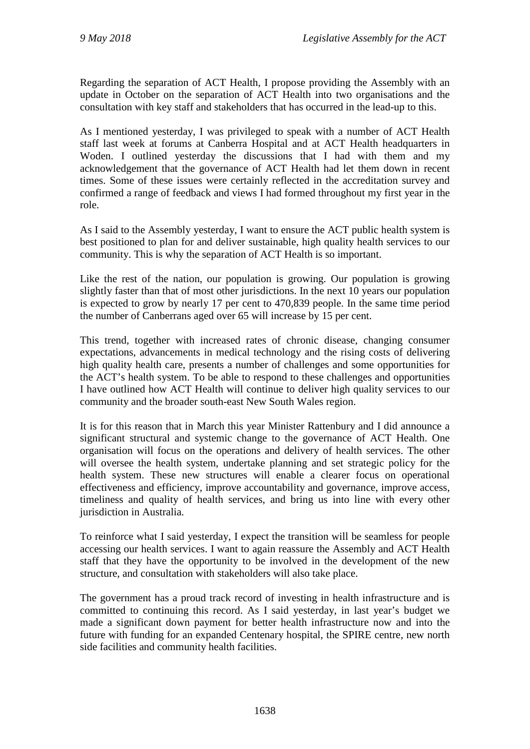Regarding the separation of ACT Health, I propose providing the Assembly with an update in October on the separation of ACT Health into two organisations and the consultation with key staff and stakeholders that has occurred in the lead-up to this.

As I mentioned yesterday, I was privileged to speak with a number of ACT Health staff last week at forums at Canberra Hospital and at ACT Health headquarters in Woden. I outlined yesterday the discussions that I had with them and my acknowledgement that the governance of ACT Health had let them down in recent times. Some of these issues were certainly reflected in the accreditation survey and confirmed a range of feedback and views I had formed throughout my first year in the role.

As I said to the Assembly yesterday, I want to ensure the ACT public health system is best positioned to plan for and deliver sustainable, high quality health services to our community. This is why the separation of ACT Health is so important.

Like the rest of the nation, our population is growing. Our population is growing slightly faster than that of most other jurisdictions. In the next 10 years our population is expected to grow by nearly 17 per cent to 470,839 people. In the same time period the number of Canberrans aged over 65 will increase by 15 per cent.

This trend, together with increased rates of chronic disease, changing consumer expectations, advancements in medical technology and the rising costs of delivering high quality health care, presents a number of challenges and some opportunities for the ACT's health system. To be able to respond to these challenges and opportunities I have outlined how ACT Health will continue to deliver high quality services to our community and the broader south-east New South Wales region.

It is for this reason that in March this year Minister Rattenbury and I did announce a significant structural and systemic change to the governance of ACT Health. One organisation will focus on the operations and delivery of health services. The other will oversee the health system, undertake planning and set strategic policy for the health system. These new structures will enable a clearer focus on operational effectiveness and efficiency, improve accountability and governance, improve access, timeliness and quality of health services, and bring us into line with every other jurisdiction in Australia.

To reinforce what I said yesterday, I expect the transition will be seamless for people accessing our health services. I want to again reassure the Assembly and ACT Health staff that they have the opportunity to be involved in the development of the new structure, and consultation with stakeholders will also take place.

The government has a proud track record of investing in health infrastructure and is committed to continuing this record. As I said yesterday, in last year's budget we made a significant down payment for better health infrastructure now and into the future with funding for an expanded Centenary hospital, the SPIRE centre, new north side facilities and community health facilities.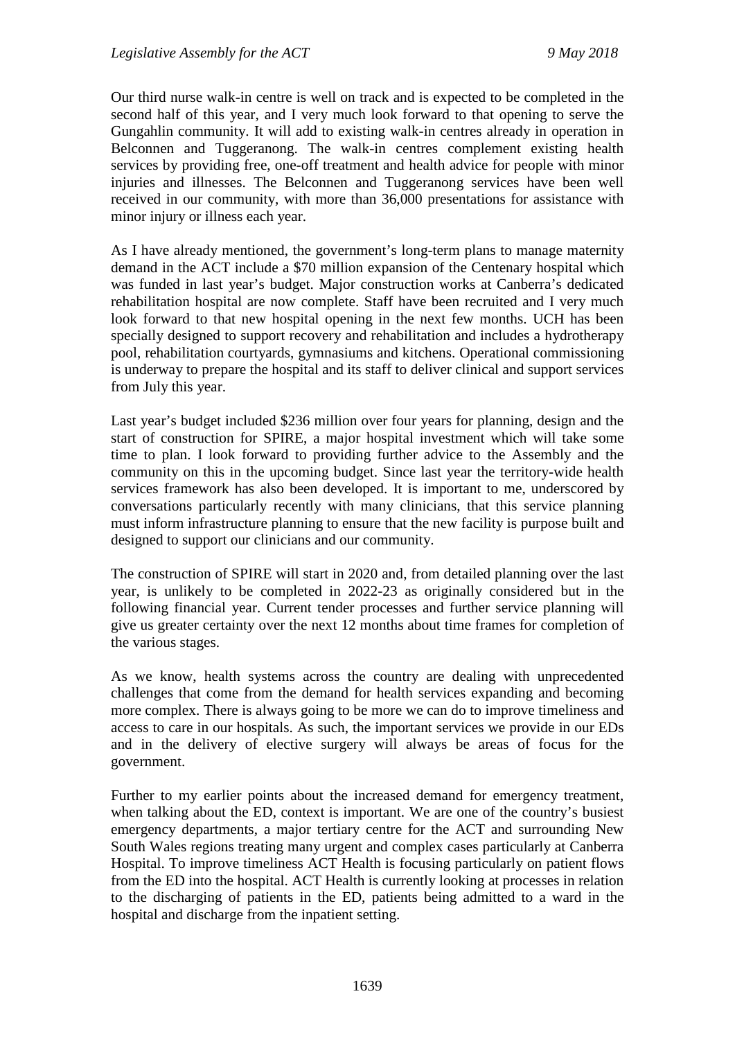Our third nurse walk-in centre is well on track and is expected to be completed in the second half of this year, and I very much look forward to that opening to serve the Gungahlin community. It will add to existing walk-in centres already in operation in Belconnen and Tuggeranong. The walk-in centres complement existing health services by providing free, one-off treatment and health advice for people with minor injuries and illnesses. The Belconnen and Tuggeranong services have been well received in our community, with more than 36,000 presentations for assistance with minor injury or illness each year.

As I have already mentioned, the government's long-term plans to manage maternity demand in the ACT include a $70 million expansion of the Centenary hospital which was funded in last year's budget. Major construction works at Canberra's dedicated rehabilitation hospital are now complete. Staff have been recruited and I very much look forward to that new hospital opening in the next few months. UCH has been specially designed to support recovery and rehabilitation and includes a hydrotherapy pool, rehabilitation courtyards, gymnasiums and kitchens. Operational commissioning is underway to prepare the hospital and its staff to deliver clinical and support services from July this year.

Last year's budget included $236 million over four years for planning, design and the start of construction for SPIRE, a major hospital investment which will take some time to plan. I look forward to providing further advice to the Assembly and the community on this in the upcoming budget. Since last year the territory-wide health services framework has also been developed. It is important to me, underscored by conversations particularly recently with many clinicians, that this service planning must inform infrastructure planning to ensure that the new facility is purpose built and designed to support our clinicians and our community.

The construction of SPIRE will start in 2020 and, from detailed planning over the last year, is unlikely to be completed in 2022-23 as originally considered but in the following financial year. Current tender processes and further service planning will give us greater certainty over the next 12 months about time frames for completion of the various stages.

As we know, health systems across the country are dealing with unprecedented challenges that come from the demand for health services expanding and becoming more complex. There is always going to be more we can do to improve timeliness and access to care in our hospitals. As such, the important services we provide in our EDs and in the delivery of elective surgery will always be areas of focus for the government.

Further to my earlier points about the increased demand for emergency treatment, when talking about the ED, context is important. We are one of the country's busiest emergency departments, a major tertiary centre for the ACT and surrounding New South Wales regions treating many urgent and complex cases particularly at Canberra Hospital. To improve timeliness ACT Health is focusing particularly on patient flows from the ED into the hospital. ACT Health is currently looking at processes in relation to the discharging of patients in the ED, patients being admitted to a ward in the hospital and discharge from the inpatient setting.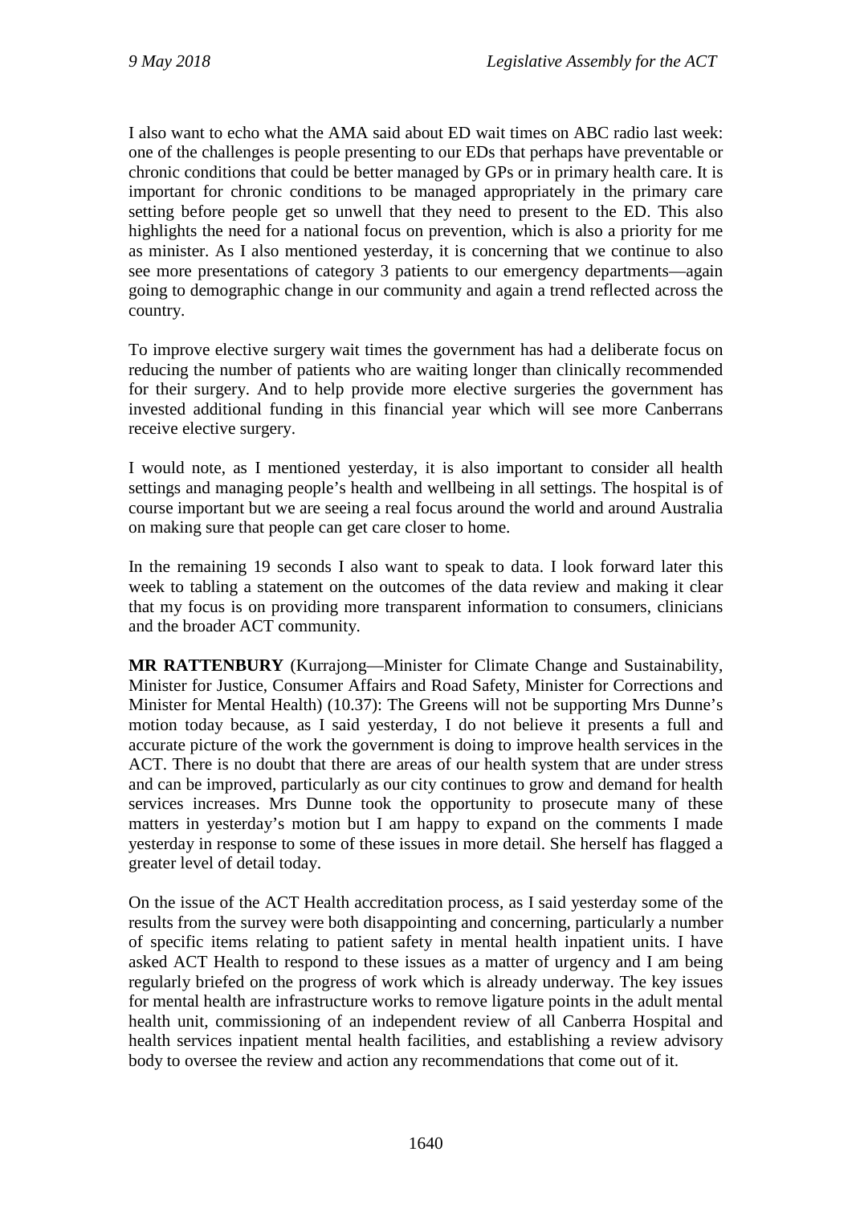I also want to echo what the AMA said about ED wait times on ABC radio last week: one of the challenges is people presenting to our EDs that perhaps have preventable or chronic conditions that could be better managed by GPs or in primary health care. It is important for chronic conditions to be managed appropriately in the primary care setting before people get so unwell that they need to present to the ED. This also highlights the need for a national focus on prevention, which is also a priority for me as minister. As I also mentioned yesterday, it is concerning that we continue to also see more presentations of category 3 patients to our emergency departments—again going to demographic change in our community and again a trend reflected across the country.

To improve elective surgery wait times the government has had a deliberate focus on reducing the number of patients who are waiting longer than clinically recommended for their surgery. And to help provide more elective surgeries the government has invested additional funding in this financial year which will see more Canberrans receive elective surgery.

I would note, as I mentioned yesterday, it is also important to consider all health settings and managing people's health and wellbeing in all settings. The hospital is of course important but we are seeing a real focus around the world and around Australia on making sure that people can get care closer to home.

In the remaining 19 seconds I also want to speak to data. I look forward later this week to tabling a statement on the outcomes of the data review and making it clear that my focus is on providing more transparent information to consumers, clinicians and the broader ACT community.

**MR RATTENBURY** (Kurrajong—Minister for Climate Change and Sustainability, Minister for Justice, Consumer Affairs and Road Safety, Minister for Corrections and Minister for Mental Health) (10.37): The Greens will not be supporting Mrs Dunne's motion today because, as I said yesterday, I do not believe it presents a full and accurate picture of the work the government is doing to improve health services in the ACT. There is no doubt that there are areas of our health system that are under stress and can be improved, particularly as our city continues to grow and demand for health services increases. Mrs Dunne took the opportunity to prosecute many of these matters in yesterday's motion but I am happy to expand on the comments I made yesterday in response to some of these issues in more detail. She herself has flagged a greater level of detail today.

On the issue of the ACT Health accreditation process, as I said yesterday some of the results from the survey were both disappointing and concerning, particularly a number of specific items relating to patient safety in mental health inpatient units. I have asked ACT Health to respond to these issues as a matter of urgency and I am being regularly briefed on the progress of work which is already underway. The key issues for mental health are infrastructure works to remove ligature points in the adult mental health unit, commissioning of an independent review of all Canberra Hospital and health services inpatient mental health facilities, and establishing a review advisory body to oversee the review and action any recommendations that come out of it.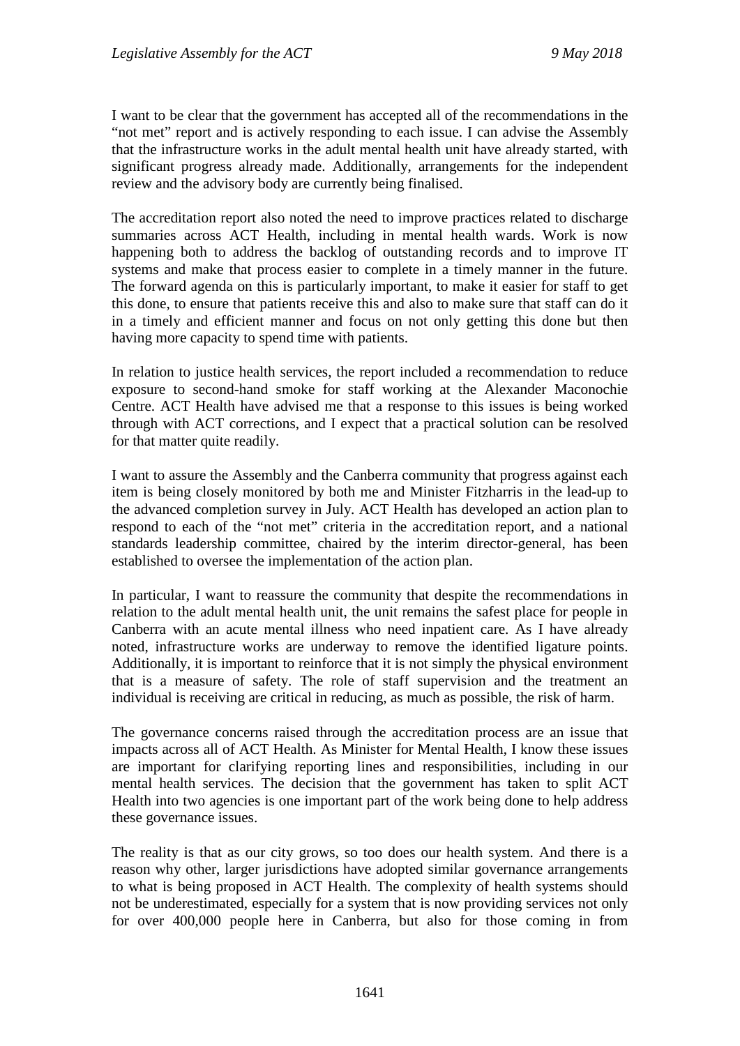I want to be clear that the government has accepted all of the recommendations in the "not met" report and is actively responding to each issue. I can advise the Assembly that the infrastructure works in the adult mental health unit have already started, with significant progress already made. Additionally, arrangements for the independent review and the advisory body are currently being finalised.

The accreditation report also noted the need to improve practices related to discharge summaries across ACT Health, including in mental health wards. Work is now happening both to address the backlog of outstanding records and to improve IT systems and make that process easier to complete in a timely manner in the future. The forward agenda on this is particularly important, to make it easier for staff to get this done, to ensure that patients receive this and also to make sure that staff can do it in a timely and efficient manner and focus on not only getting this done but then having more capacity to spend time with patients.

In relation to justice health services, the report included a recommendation to reduce exposure to second-hand smoke for staff working at the Alexander Maconochie Centre. ACT Health have advised me that a response to this issues is being worked through with ACT corrections, and I expect that a practical solution can be resolved for that matter quite readily.

I want to assure the Assembly and the Canberra community that progress against each item is being closely monitored by both me and Minister Fitzharris in the lead-up to the advanced completion survey in July. ACT Health has developed an action plan to respond to each of the "not met" criteria in the accreditation report, and a national standards leadership committee, chaired by the interim director-general, has been established to oversee the implementation of the action plan.

In particular, I want to reassure the community that despite the recommendations in relation to the adult mental health unit, the unit remains the safest place for people in Canberra with an acute mental illness who need inpatient care. As I have already noted, infrastructure works are underway to remove the identified ligature points. Additionally, it is important to reinforce that it is not simply the physical environment that is a measure of safety. The role of staff supervision and the treatment an individual is receiving are critical in reducing, as much as possible, the risk of harm.

The governance concerns raised through the accreditation process are an issue that impacts across all of ACT Health. As Minister for Mental Health, I know these issues are important for clarifying reporting lines and responsibilities, including in our mental health services. The decision that the government has taken to split ACT Health into two agencies is one important part of the work being done to help address these governance issues.

The reality is that as our city grows, so too does our health system. And there is a reason why other, larger jurisdictions have adopted similar governance arrangements to what is being proposed in ACT Health. The complexity of health systems should not be underestimated, especially for a system that is now providing services not only for over 400,000 people here in Canberra, but also for those coming in from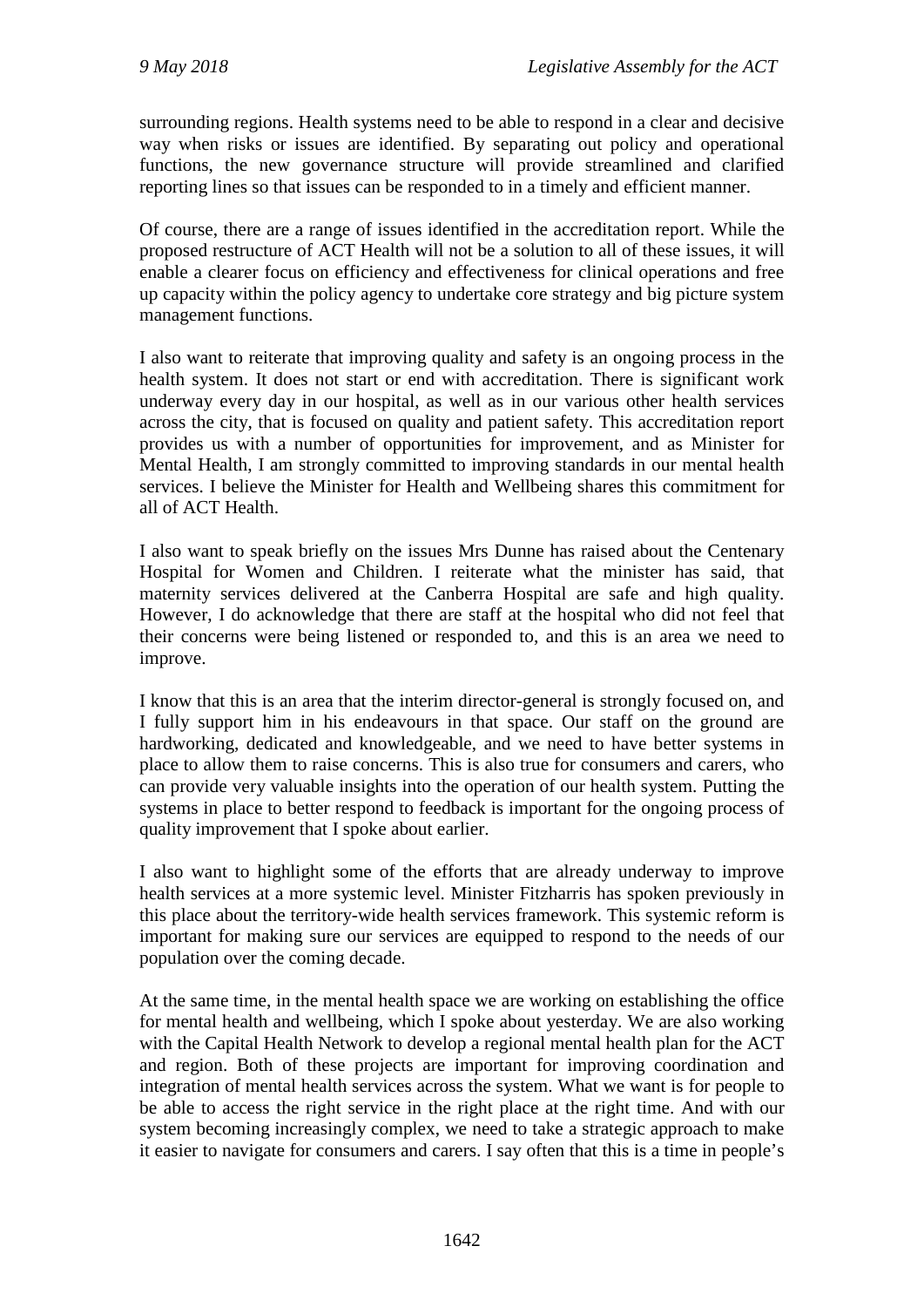surrounding regions. Health systems need to be able to respond in a clear and decisive way when risks or issues are identified. By separating out policy and operational functions, the new governance structure will provide streamlined and clarified reporting lines so that issues can be responded to in a timely and efficient manner.

Of course, there are a range of issues identified in the accreditation report. While the proposed restructure of ACT Health will not be a solution to all of these issues, it will enable a clearer focus on efficiency and effectiveness for clinical operations and free up capacity within the policy agency to undertake core strategy and big picture system management functions.

I also want to reiterate that improving quality and safety is an ongoing process in the health system. It does not start or end with accreditation. There is significant work underway every day in our hospital, as well as in our various other health services across the city, that is focused on quality and patient safety. This accreditation report provides us with a number of opportunities for improvement, and as Minister for Mental Health, I am strongly committed to improving standards in our mental health services. I believe the Minister for Health and Wellbeing shares this commitment for all of ACT Health.

I also want to speak briefly on the issues Mrs Dunne has raised about the Centenary Hospital for Women and Children. I reiterate what the minister has said, that maternity services delivered at the Canberra Hospital are safe and high quality. However, I do acknowledge that there are staff at the hospital who did not feel that their concerns were being listened or responded to, and this is an area we need to improve.

I know that this is an area that the interim director-general is strongly focused on, and I fully support him in his endeavours in that space. Our staff on the ground are hardworking, dedicated and knowledgeable, and we need to have better systems in place to allow them to raise concerns. This is also true for consumers and carers, who can provide very valuable insights into the operation of our health system. Putting the systems in place to better respond to feedback is important for the ongoing process of quality improvement that I spoke about earlier.

I also want to highlight some of the efforts that are already underway to improve health services at a more systemic level. Minister Fitzharris has spoken previously in this place about the territory-wide health services framework. This systemic reform is important for making sure our services are equipped to respond to the needs of our population over the coming decade.

At the same time, in the mental health space we are working on establishing the office for mental health and wellbeing, which I spoke about yesterday. We are also working with the Capital Health Network to develop a regional mental health plan for the ACT and region. Both of these projects are important for improving coordination and integration of mental health services across the system. What we want is for people to be able to access the right service in the right place at the right time. And with our system becoming increasingly complex, we need to take a strategic approach to make it easier to navigate for consumers and carers. I say often that this is a time in people's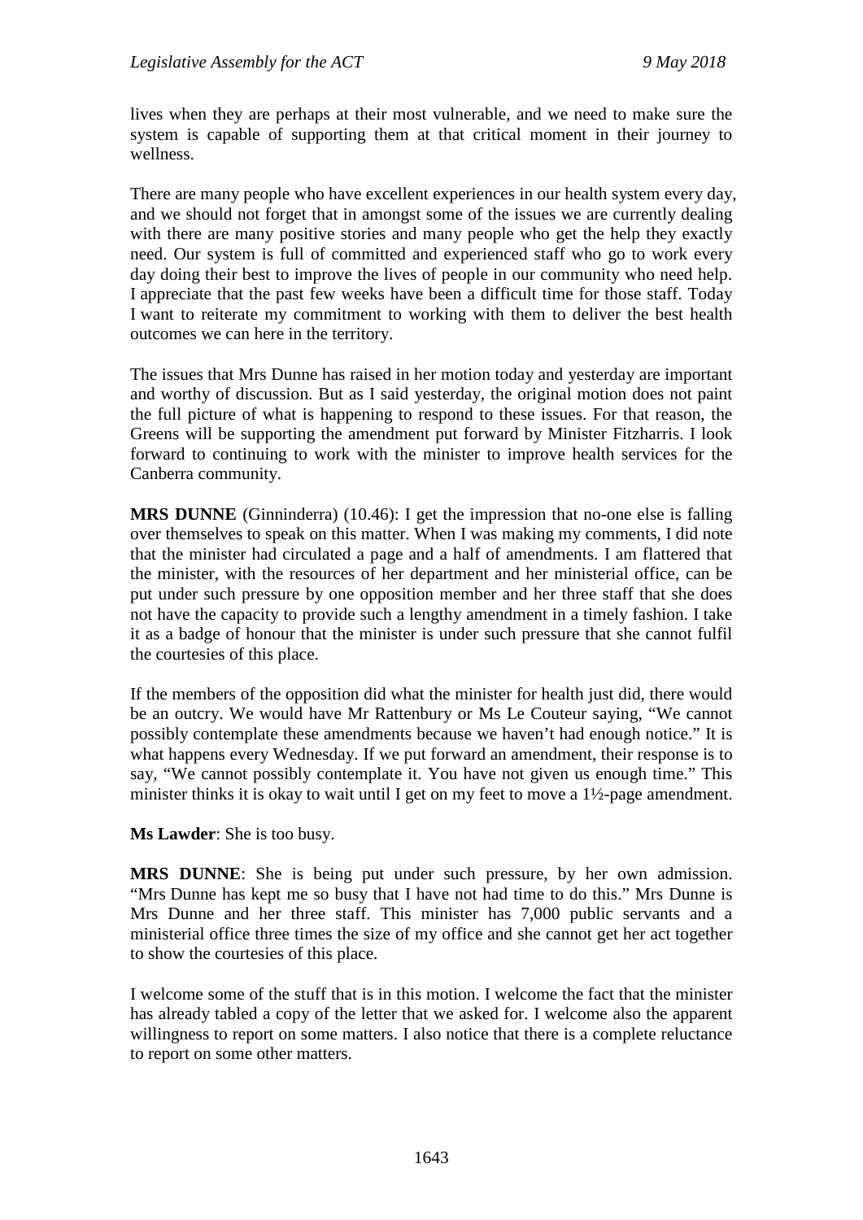lives when they are perhaps at their most vulnerable, and we need to make sure the system is capable of supporting them at that critical moment in their journey to wellness.

There are many people who have excellent experiences in our health system every day, and we should not forget that in amongst some of the issues we are currently dealing with there are many positive stories and many people who get the help they exactly need. Our system is full of committed and experienced staff who go to work every day doing their best to improve the lives of people in our community who need help. I appreciate that the past few weeks have been a difficult time for those staff. Today I want to reiterate my commitment to working with them to deliver the best health outcomes we can here in the territory.

The issues that Mrs Dunne has raised in her motion today and yesterday are important and worthy of discussion. But as I said yesterday, the original motion does not paint the full picture of what is happening to respond to these issues. For that reason, the Greens will be supporting the amendment put forward by Minister Fitzharris. I look forward to continuing to work with the minister to improve health services for the Canberra community.

**MRS DUNNE** (Ginninderra) (10.46): I get the impression that no-one else is falling over themselves to speak on this matter. When I was making my comments, I did note that the minister had circulated a page and a half of amendments. I am flattered that the minister, with the resources of her department and her ministerial office, can be put under such pressure by one opposition member and her three staff that she does not have the capacity to provide such a lengthy amendment in a timely fashion. I take it as a badge of honour that the minister is under such pressure that she cannot fulfil the courtesies of this place.

If the members of the opposition did what the minister for health just did, there would be an outcry. We would have Mr Rattenbury or Ms Le Couteur saying, "We cannot possibly contemplate these amendments because we haven't had enough notice." It is what happens every Wednesday. If we put forward an amendment, their response is to say, "We cannot possibly contemplate it. You have not given us enough time." This minister thinks it is okay to wait until I get on my feet to move a 1½-page amendment.

**Ms Lawder**: She is too busy.

**MRS DUNNE**: She is being put under such pressure, by her own admission. "Mrs Dunne has kept me so busy that I have not had time to do this." Mrs Dunne is Mrs Dunne and her three staff. This minister has 7,000 public servants and a ministerial office three times the size of my office and she cannot get her act together to show the courtesies of this place.

I welcome some of the stuff that is in this motion. I welcome the fact that the minister has already tabled a copy of the letter that we asked for. I welcome also the apparent willingness to report on some matters. I also notice that there is a complete reluctance to report on some other matters.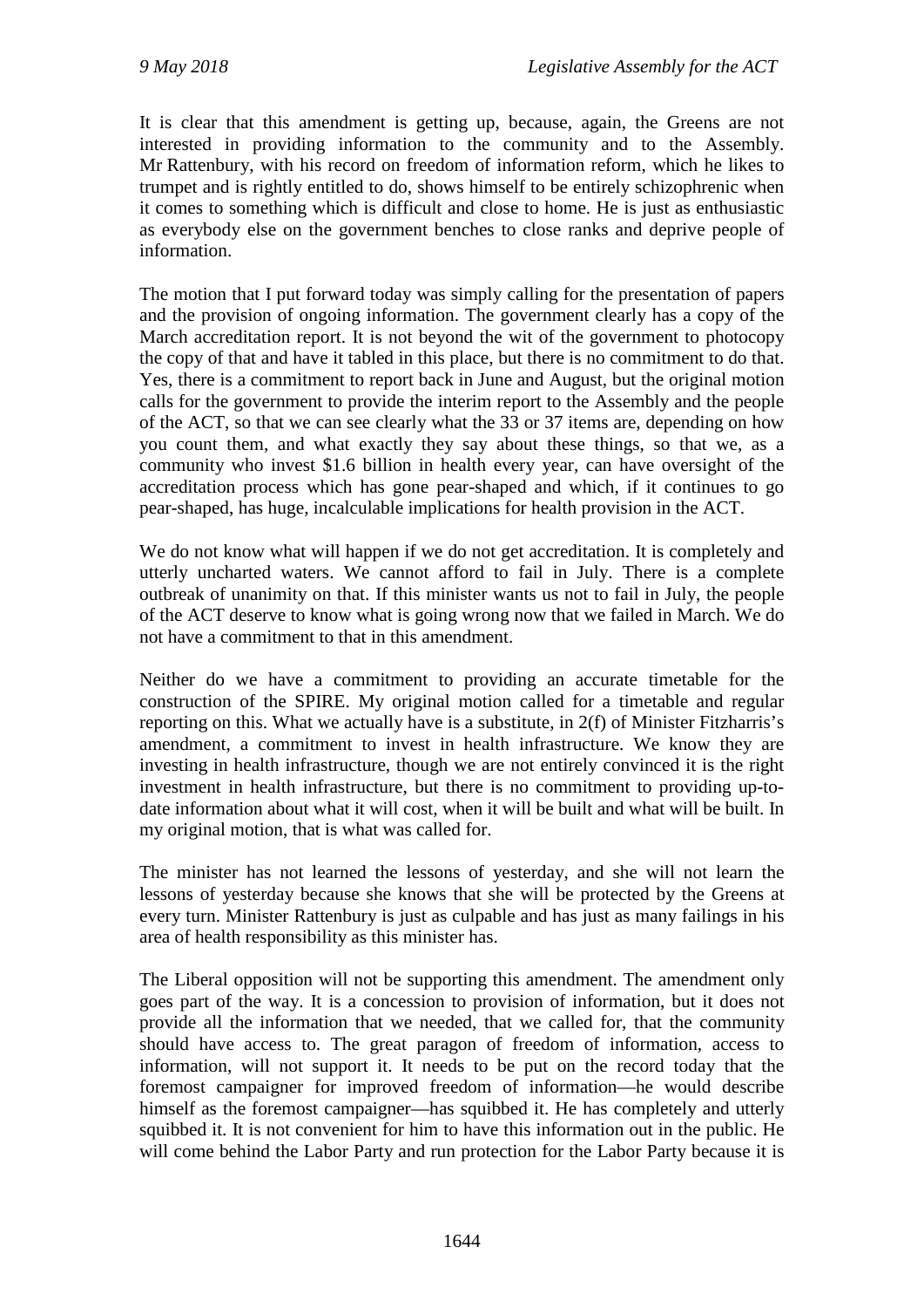It is clear that this amendment is getting up, because, again, the Greens are not interested in providing information to the community and to the Assembly. Mr Rattenbury, with his record on freedom of information reform, which he likes to trumpet and is rightly entitled to do, shows himself to be entirely schizophrenic when it comes to something which is difficult and close to home. He is just as enthusiastic as everybody else on the government benches to close ranks and deprive people of information.

The motion that I put forward today was simply calling for the presentation of papers and the provision of ongoing information. The government clearly has a copy of the March accreditation report. It is not beyond the wit of the government to photocopy the copy of that and have it tabled in this place, but there is no commitment to do that. Yes, there is a commitment to report back in June and August, but the original motion calls for the government to provide the interim report to the Assembly and the people of the ACT, so that we can see clearly what the 33 or 37 items are, depending on how you count them, and what exactly they say about these things, so that we, as a community who invest $1.6 billion in health every year, can have oversight of the accreditation process which has gone pear-shaped and which, if it continues to go pear-shaped, has huge, incalculable implications for health provision in the ACT.

We do not know what will happen if we do not get accreditation. It is completely and utterly uncharted waters. We cannot afford to fail in July. There is a complete outbreak of unanimity on that. If this minister wants us not to fail in July, the people of the ACT deserve to know what is going wrong now that we failed in March. We do not have a commitment to that in this amendment.

Neither do we have a commitment to providing an accurate timetable for the construction of the SPIRE. My original motion called for a timetable and regular reporting on this. What we actually have is a substitute, in 2(f) of Minister Fitzharris's amendment, a commitment to invest in health infrastructure. We know they are investing in health infrastructure, though we are not entirely convinced it is the right investment in health infrastructure, but there is no commitment to providing up-to-date information about what it will cost, when it will be built and what will be built. In my original motion, that is what was called for.

The minister has not learned the lessons of yesterday, and she will not learn the lessons of yesterday because she knows that she will be protected by the Greens at every turn. Minister Rattenbury is just as culpable and has just as many failings in his area of health responsibility as this minister has.

The Liberal opposition will not be supporting this amendment. The amendment only goes part of the way. It is a concession to provision of information, but it does not provide all the information that we needed, that we called for, that the community should have access to. The great paragon of freedom of information, access to information, will not support it. It needs to be put on the record today that the foremost campaigner for improved freedom of information—he would describe himself as the foremost campaigner—has squibbed it. He has completely and utterly squibbed it. It is not convenient for him to have this information out in the public. He will come behind the Labor Party and run protection for the Labor Party because it is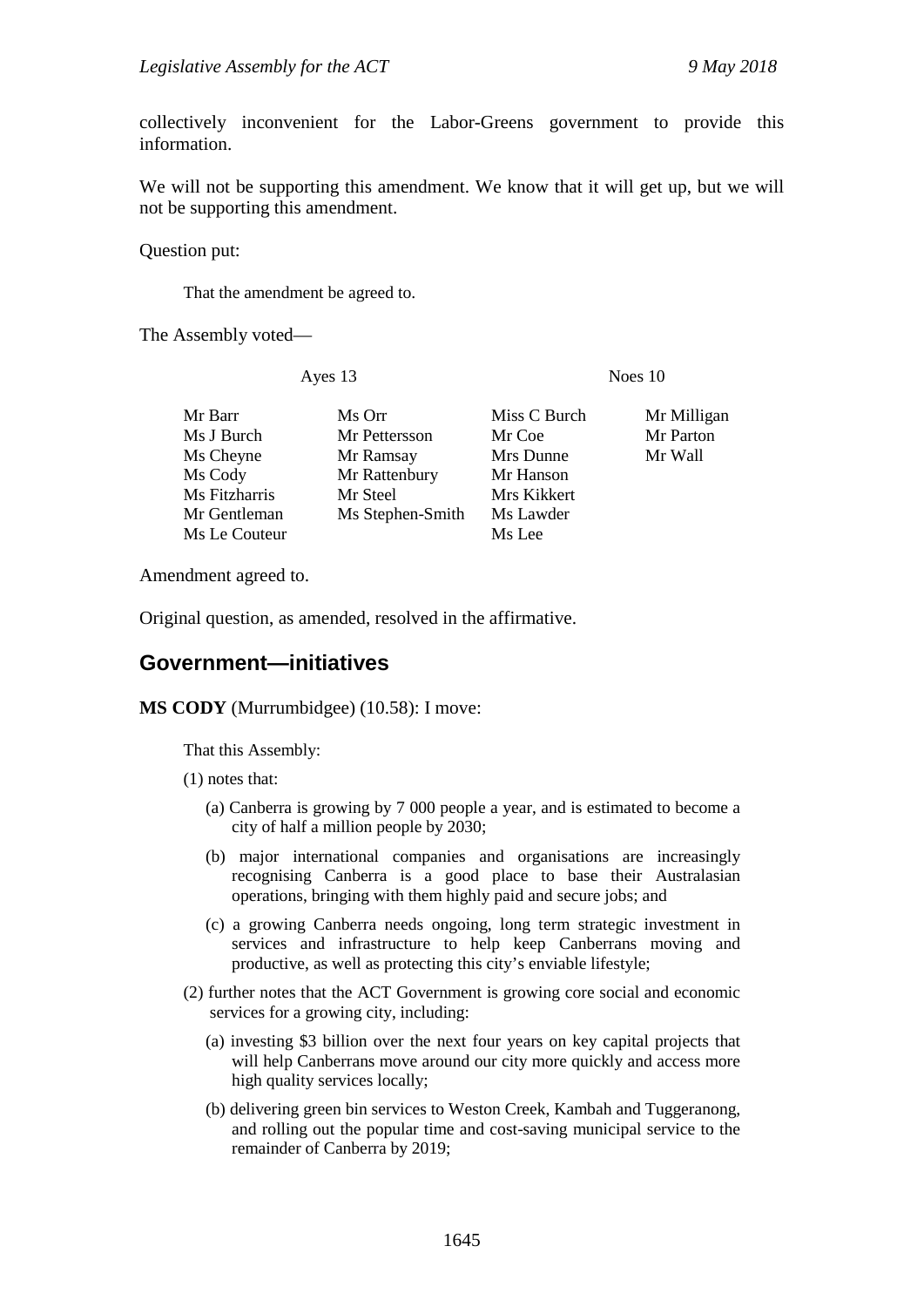collectively inconvenient for the Labor-Greens government to provide this information.

We will not be supporting this amendment. We know that it will get up, but we will not be supporting this amendment.

Question put:

> That the amendment be agreed to.

The Assembly voted—

| Ayes 13 | | Noes 10 | |
|---|---|---|---|
| Mr Barr | Ms Orr | Miss C Burch | Mr Milligan |
| Ms J Burch | Mr Pettersson | Mr Coe | Mr Parton |
| Ms Cheyne | Mr Ramsay | Mrs Dunne | Mr Wall |
| Ms Cody | Mr Rattenbury | Mr Hanson | |
| Ms Fitzharris | Mr Steel | Mrs Kikkert | |
| Mr Gentleman | Ms Stephen-Smith | Ms Lawder | |
| Ms Le Couteur | | Ms Lee | |

Amendment agreed to.

Original question, as amended, resolved in the affirmative.

## Government—initiatives

**MS CODY** (Murrumbidgee) (10.58): I move:

> That this Assembly:
>
> (1) notes that:
>
> (a) Canberra is growing by 7 000 people a year, and is estimated to become a city of half a million people by 2030;
>
> (b) major international companies and organisations are increasingly recognising Canberra is a good place to base their Australasian operations, bringing with them highly paid and secure jobs; and
>
> (c) a growing Canberra needs ongoing, long term strategic investment in services and infrastructure to help keep Canberrans moving and productive, as well as protecting this city's enviable lifestyle;
>
> (2) further notes that the ACT Government is growing core social and economic services for a growing city, including:
>
> (a) investing $3 billion over the next four years on key capital projects that will help Canberrans move around our city more quickly and access more high quality services locally;
>
> (b) delivering green bin services to Weston Creek, Kambah and Tuggeranong, and rolling out the popular time and cost-saving municipal service to the remainder of Canberra by 2019;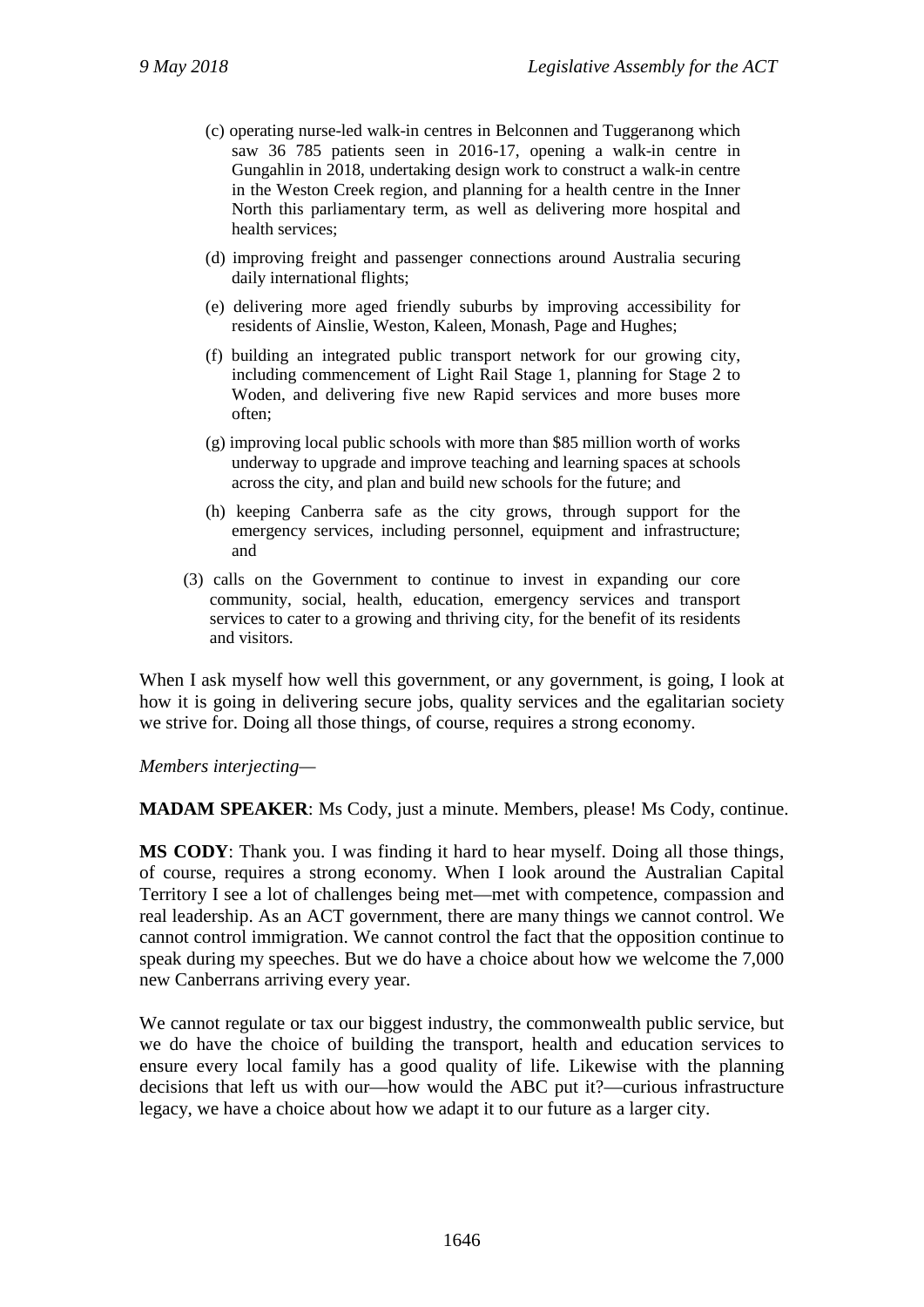(c) operating nurse-led walk-in centres in Belconnen and Tuggeranong which saw 36 785 patients seen in 2016-17, opening a walk-in centre in Gungahlin in 2018, undertaking design work to construct a walk-in centre in the Weston Creek region, and planning for a health centre in the Inner North this parliamentary term, as well as delivering more hospital and health services;

(d) improving freight and passenger connections around Australia securing daily international flights;

(e) delivering more aged friendly suburbs by improving accessibility for residents of Ainslie, Weston, Kaleen, Monash, Page and Hughes;

(f) building an integrated public transport network for our growing city, including commencement of Light Rail Stage 1, planning for Stage 2 to Woden, and delivering five new Rapid services and more buses more often;

(g) improving local public schools with more than $85 million worth of works underway to upgrade and improve teaching and learning spaces at schools across the city, and plan and build new schools for the future; and

(h) keeping Canberra safe as the city grows, through support for the emergency services, including personnel, equipment and infrastructure; and

(3) calls on the Government to continue to invest in expanding our core community, social, health, education, emergency services and transport services to cater to a growing and thriving city, for the benefit of its residents and visitors.

When I ask myself how well this government, or any government, is going, I look at how it is going in delivering secure jobs, quality services and the egalitarian society we strive for. Doing all those things, of course, requires a strong economy.

*Members interjecting—*

**MADAM SPEAKER**: Ms Cody, just a minute. Members, please! Ms Cody, continue.

**MS CODY**: Thank you. I was finding it hard to hear myself. Doing all those things, of course, requires a strong economy. When I look around the Australian Capital Territory I see a lot of challenges being met—met with competence, compassion and real leadership. As an ACT government, there are many things we cannot control. We cannot control immigration. We cannot control the fact that the opposition continue to speak during my speeches. But we do have a choice about how we welcome the 7,000 new Canberrans arriving every year.

We cannot regulate or tax our biggest industry, the commonwealth public service, but we do have the choice of building the transport, health and education services to ensure every local family has a good quality of life. Likewise with the planning decisions that left us with our—how would the ABC put it?—curious infrastructure legacy, we have a choice about how we adapt it to our future as a larger city.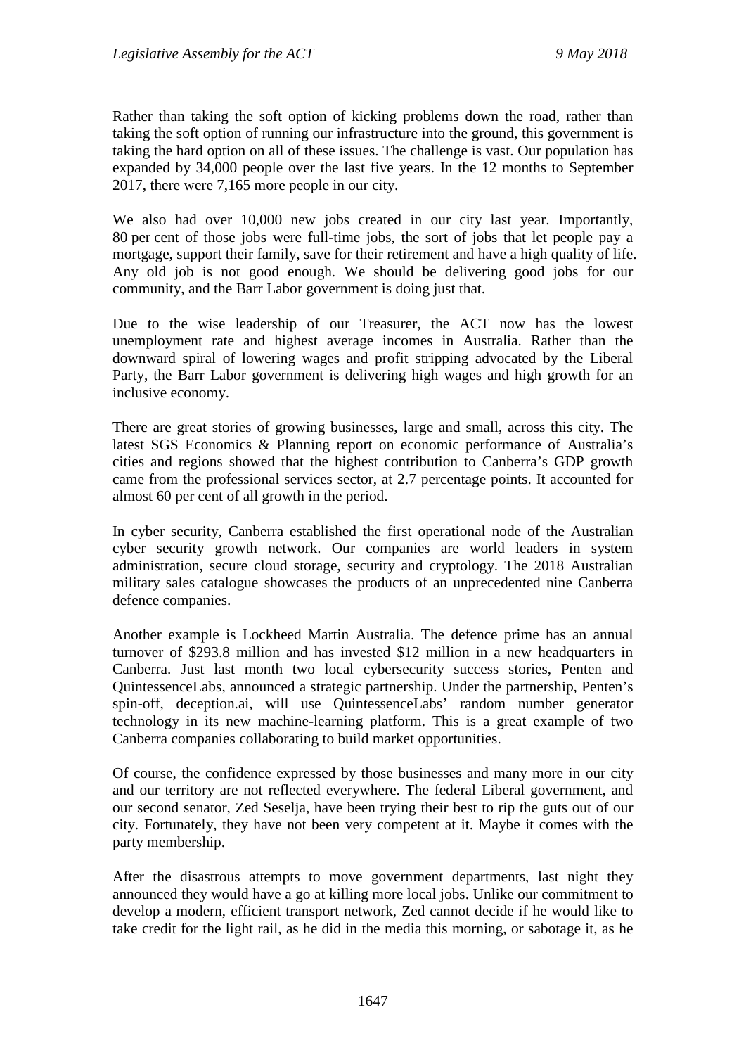Rather than taking the soft option of kicking problems down the road, rather than taking the soft option of running our infrastructure into the ground, this government is taking the hard option on all of these issues. The challenge is vast. Our population has expanded by 34,000 people over the last five years. In the 12 months to September 2017, there were 7,165 more people in our city.

We also had over 10,000 new jobs created in our city last year. Importantly, 80 per cent of those jobs were full-time jobs, the sort of jobs that let people pay a mortgage, support their family, save for their retirement and have a high quality of life. Any old job is not good enough. We should be delivering good jobs for our community, and the Barr Labor government is doing just that.

Due to the wise leadership of our Treasurer, the ACT now has the lowest unemployment rate and highest average incomes in Australia. Rather than the downward spiral of lowering wages and profit stripping advocated by the Liberal Party, the Barr Labor government is delivering high wages and high growth for an inclusive economy.

There are great stories of growing businesses, large and small, across this city. The latest SGS Economics & Planning report on economic performance of Australia's cities and regions showed that the highest contribution to Canberra's GDP growth came from the professional services sector, at 2.7 percentage points. It accounted for almost 60 per cent of all growth in the period.

In cyber security, Canberra established the first operational node of the Australian cyber security growth network. Our companies are world leaders in system administration, secure cloud storage, security and cryptology. The 2018 Australian military sales catalogue showcases the products of an unprecedented nine Canberra defence companies.

Another example is Lockheed Martin Australia. The defence prime has an annual turnover of $293.8 million and has invested $12 million in a new headquarters in Canberra. Just last month two local cybersecurity success stories, Penten and QuintessenceLabs, announced a strategic partnership. Under the partnership, Penten's spin-off, deception.ai, will use QuintessenceLabs' random number generator technology in its new machine-learning platform. This is a great example of two Canberra companies collaborating to build market opportunities.

Of course, the confidence expressed by those businesses and many more in our city and our territory are not reflected everywhere. The federal Liberal government, and our second senator, Zed Seselja, have been trying their best to rip the guts out of our city. Fortunately, they have not been very competent at it. Maybe it comes with the party membership.

After the disastrous attempts to move government departments, last night they announced they would have a go at killing more local jobs. Unlike our commitment to develop a modern, efficient transport network, Zed cannot decide if he would like to take credit for the light rail, as he did in the media this morning, or sabotage it, as he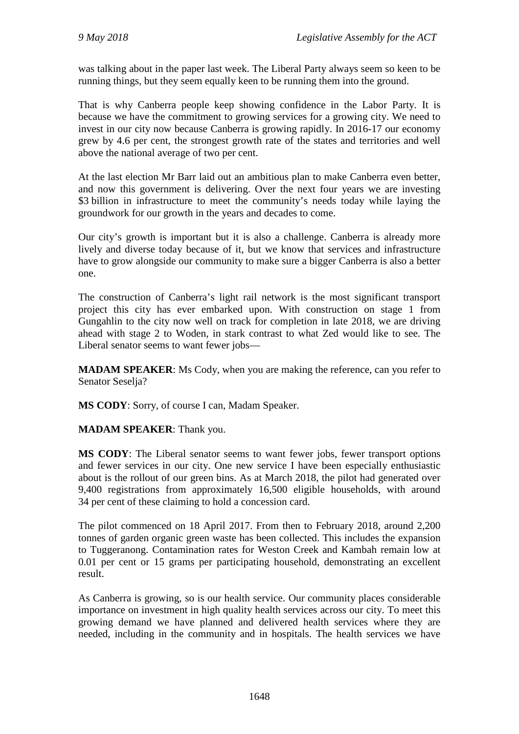was talking about in the paper last week. The Liberal Party always seem so keen to be running things, but they seem equally keen to be running them into the ground.

That is why Canberra people keep showing confidence in the Labor Party. It is because we have the commitment to growing services for a growing city. We need to invest in our city now because Canberra is growing rapidly. In 2016-17 our economy grew by 4.6 per cent, the strongest growth rate of the states and territories and well above the national average of two per cent.

At the last election Mr Barr laid out an ambitious plan to make Canberra even better, and now this government is delivering. Over the next four years we are investing \$3 billion in infrastructure to meet the community's needs today while laying the groundwork for our growth in the years and decades to come.

Our city's growth is important but it is also a challenge. Canberra is already more lively and diverse today because of it, but we know that services and infrastructure have to grow alongside our community to make sure a bigger Canberra is also a better one.

The construction of Canberra's light rail network is the most significant transport project this city has ever embarked upon. With construction on stage 1 from Gungahlin to the city now well on track for completion in late 2018, we are driving ahead with stage 2 to Woden, in stark contrast to what Zed would like to see. The Liberal senator seems to want fewer jobs—

**MADAM SPEAKER**: Ms Cody, when you are making the reference, can you refer to Senator Seselja?

**MS CODY**: Sorry, of course I can, Madam Speaker.

**MADAM SPEAKER**: Thank you.

**MS CODY**: The Liberal senator seems to want fewer jobs, fewer transport options and fewer services in our city. One new service I have been especially enthusiastic about is the rollout of our green bins. As at March 2018, the pilot had generated over 9,400 registrations from approximately 16,500 eligible households, with around 34 per cent of these claiming to hold a concession card.

The pilot commenced on 18 April 2017. From then to February 2018, around 2,200 tonnes of garden organic green waste has been collected. This includes the expansion to Tuggeranong. Contamination rates for Weston Creek and Kambah remain low at 0.01 per cent or 15 grams per participating household, demonstrating an excellent result.

As Canberra is growing, so is our health service. Our community places considerable importance on investment in high quality health services across our city. To meet this growing demand we have planned and delivered health services where they are needed, including in the community and in hospitals. The health services we have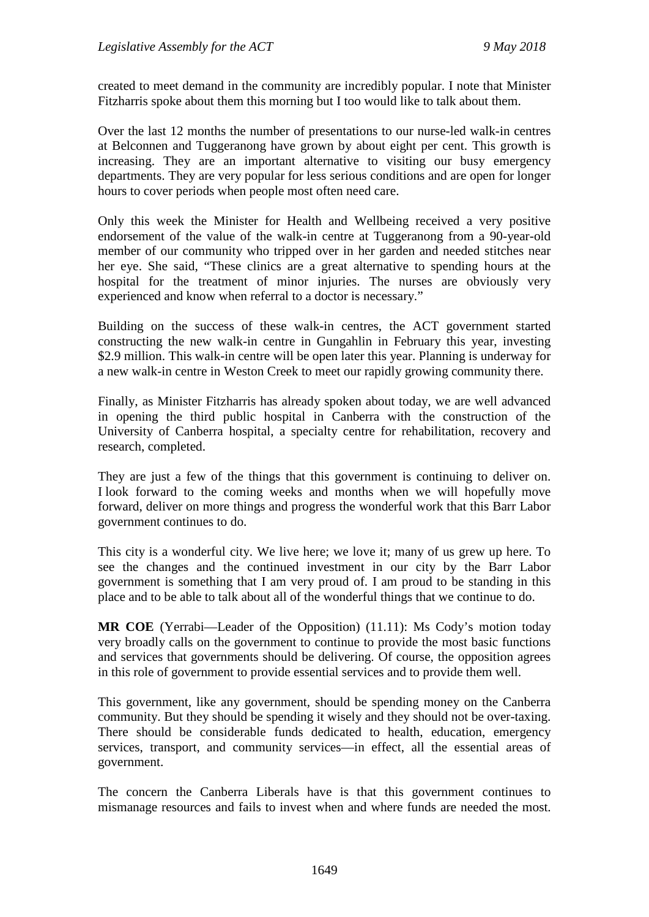created to meet demand in the community are incredibly popular. I note that Minister Fitzharris spoke about them this morning but I too would like to talk about them.

Over the last 12 months the number of presentations to our nurse-led walk-in centres at Belconnen and Tuggeranong have grown by about eight per cent. This growth is increasing. They are an important alternative to visiting our busy emergency departments. They are very popular for less serious conditions and are open for longer hours to cover periods when people most often need care.

Only this week the Minister for Health and Wellbeing received a very positive endorsement of the value of the walk-in centre at Tuggeranong from a 90-year-old member of our community who tripped over in her garden and needed stitches near her eye. She said, "These clinics are a great alternative to spending hours at the hospital for the treatment of minor injuries. The nurses are obviously very experienced and know when referral to a doctor is necessary."

Building on the success of these walk-in centres, the ACT government started constructing the new walk-in centre in Gungahlin in February this year, investing $2.9 million. This walk-in centre will be open later this year. Planning is underway for a new walk-in centre in Weston Creek to meet our rapidly growing community there.

Finally, as Minister Fitzharris has already spoken about today, we are well advanced in opening the third public hospital in Canberra with the construction of the University of Canberra hospital, a specialty centre for rehabilitation, recovery and research, completed.

They are just a few of the things that this government is continuing to deliver on. I look forward to the coming weeks and months when we will hopefully move forward, deliver on more things and progress the wonderful work that this Barr Labor government continues to do.

This city is a wonderful city. We live here; we love it; many of us grew up here. To see the changes and the continued investment in our city by the Barr Labor government is something that I am very proud of. I am proud to be standing in this place and to be able to talk about all of the wonderful things that we continue to do.

**MR COE** (Yerrabi—Leader of the Opposition) (11.11): Ms Cody's motion today very broadly calls on the government to continue to provide the most basic functions and services that governments should be delivering. Of course, the opposition agrees in this role of government to provide essential services and to provide them well.

This government, like any government, should be spending money on the Canberra community. But they should be spending it wisely and they should not be over-taxing. There should be considerable funds dedicated to health, education, emergency services, transport, and community services—in effect, all the essential areas of government.

The concern the Canberra Liberals have is that this government continues to mismanage resources and fails to invest when and where funds are needed the most.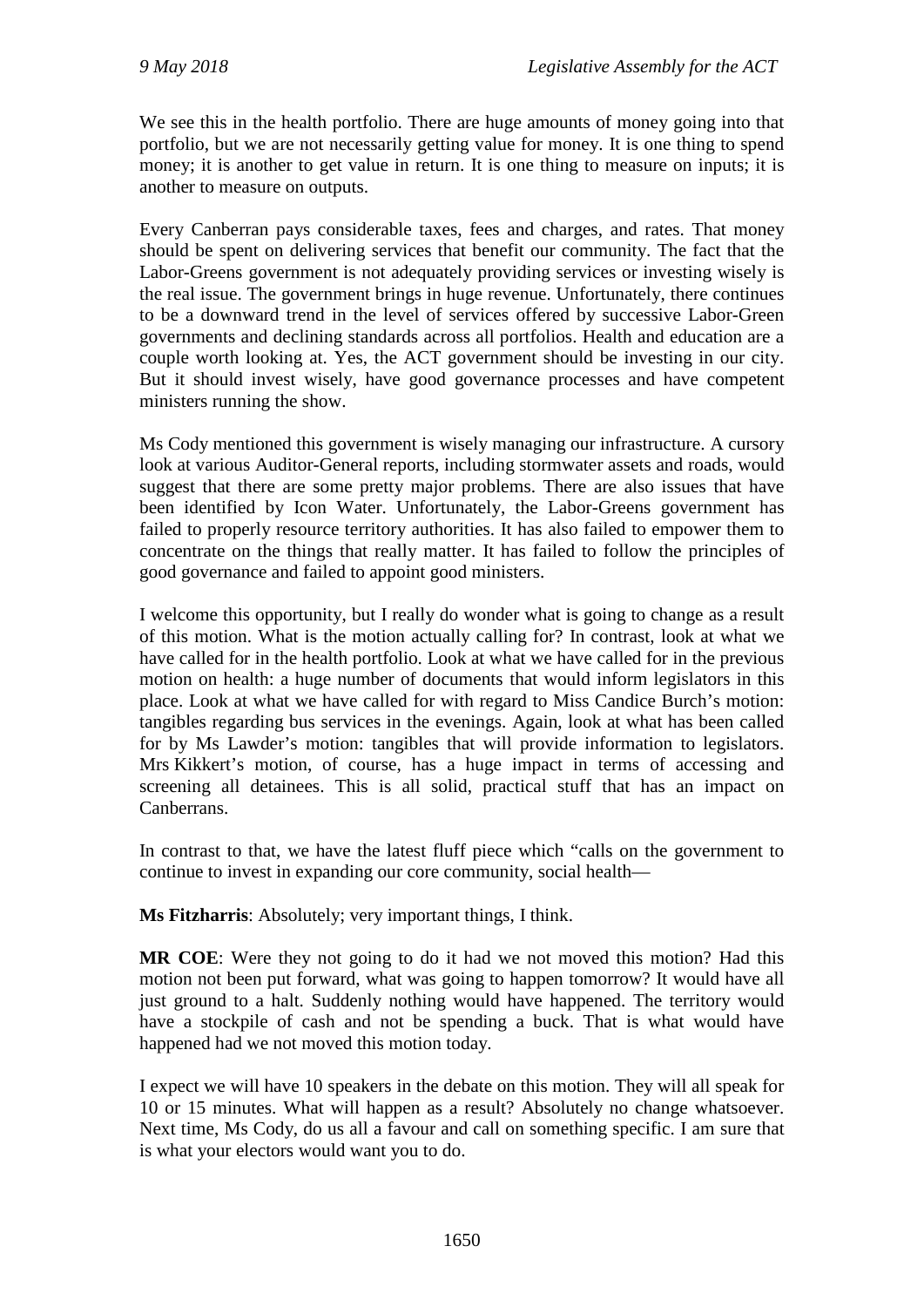We see this in the health portfolio. There are huge amounts of money going into that portfolio, but we are not necessarily getting value for money. It is one thing to spend money; it is another to get value in return. It is one thing to measure on inputs; it is another to measure on outputs.

Every Canberran pays considerable taxes, fees and charges, and rates. That money should be spent on delivering services that benefit our community. The fact that the Labor-Greens government is not adequately providing services or investing wisely is the real issue. The government brings in huge revenue. Unfortunately, there continues to be a downward trend in the level of services offered by successive Labor-Green governments and declining standards across all portfolios. Health and education are a couple worth looking at. Yes, the ACT government should be investing in our city. But it should invest wisely, have good governance processes and have competent ministers running the show.

Ms Cody mentioned this government is wisely managing our infrastructure. A cursory look at various Auditor-General reports, including stormwater assets and roads, would suggest that there are some pretty major problems. There are also issues that have been identified by Icon Water. Unfortunately, the Labor-Greens government has failed to properly resource territory authorities. It has also failed to empower them to concentrate on the things that really matter. It has failed to follow the principles of good governance and failed to appoint good ministers.

I welcome this opportunity, but I really do wonder what is going to change as a result of this motion. What is the motion actually calling for? In contrast, look at what we have called for in the health portfolio. Look at what we have called for in the previous motion on health: a huge number of documents that would inform legislators in this place. Look at what we have called for with regard to Miss Candice Burch's motion: tangibles regarding bus services in the evenings. Again, look at what has been called for by Ms Lawder's motion: tangibles that will provide information to legislators. Mrs Kikkert's motion, of course, has a huge impact in terms of accessing and screening all detainees. This is all solid, practical stuff that has an impact on Canberrans.

In contrast to that, we have the latest fluff piece which "calls on the government to continue to invest in expanding our core community, social health—

**Ms Fitzharris**: Absolutely; very important things, I think.

**MR COE**: Were they not going to do it had we not moved this motion? Had this motion not been put forward, what was going to happen tomorrow? It would have all just ground to a halt. Suddenly nothing would have happened. The territory would have a stockpile of cash and not be spending a buck. That is what would have happened had we not moved this motion today.

I expect we will have 10 speakers in the debate on this motion. They will all speak for 10 or 15 minutes. What will happen as a result? Absolutely no change whatsoever. Next time, Ms Cody, do us all a favour and call on something specific. I am sure that is what your electors would want you to do.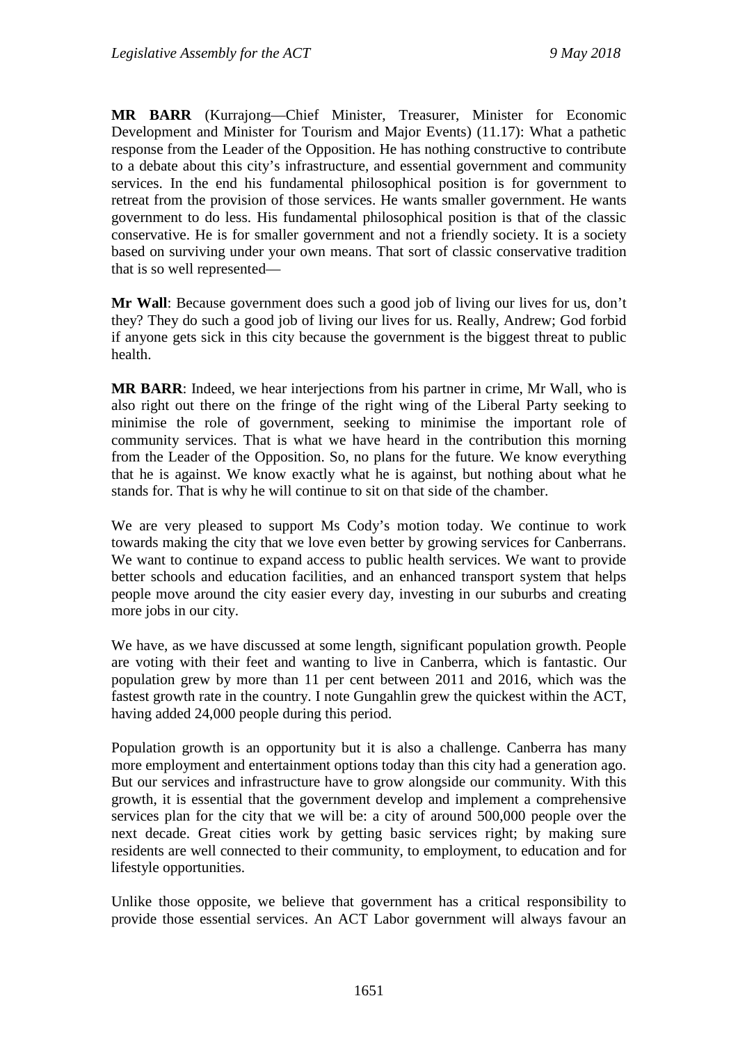**MR BARR** (Kurrajong—Chief Minister, Treasurer, Minister for Economic Development and Minister for Tourism and Major Events) (11.17): What a pathetic response from the Leader of the Opposition. He has nothing constructive to contribute to a debate about this city's infrastructure, and essential government and community services. In the end his fundamental philosophical position is for government to retreat from the provision of those services. He wants smaller government. He wants government to do less. His fundamental philosophical position is that of the classic conservative. He is for smaller government and not a friendly society. It is a society based on surviving under your own means. That sort of classic conservative tradition that is so well represented—

**Mr Wall**: Because government does such a good job of living our lives for us, don't they? They do such a good job of living our lives for us. Really, Andrew; God forbid if anyone gets sick in this city because the government is the biggest threat to public health.

**MR BARR**: Indeed, we hear interjections from his partner in crime, Mr Wall, who is also right out there on the fringe of the right wing of the Liberal Party seeking to minimise the role of government, seeking to minimise the important role of community services. That is what we have heard in the contribution this morning from the Leader of the Opposition. So, no plans for the future. We know everything that he is against. We know exactly what he is against, but nothing about what he stands for. That is why he will continue to sit on that side of the chamber.

We are very pleased to support Ms Cody's motion today. We continue to work towards making the city that we love even better by growing services for Canberrans. We want to continue to expand access to public health services. We want to provide better schools and education facilities, and an enhanced transport system that helps people move around the city easier every day, investing in our suburbs and creating more jobs in our city.

We have, as we have discussed at some length, significant population growth. People are voting with their feet and wanting to live in Canberra, which is fantastic. Our population grew by more than 11 per cent between 2011 and 2016, which was the fastest growth rate in the country. I note Gungahlin grew the quickest within the ACT, having added 24,000 people during this period.

Population growth is an opportunity but it is also a challenge. Canberra has many more employment and entertainment options today than this city had a generation ago. But our services and infrastructure have to grow alongside our community. With this growth, it is essential that the government develop and implement a comprehensive services plan for the city that we will be: a city of around 500,000 people over the next decade. Great cities work by getting basic services right; by making sure residents are well connected to their community, to employment, to education and for lifestyle opportunities.

Unlike those opposite, we believe that government has a critical responsibility to provide those essential services. An ACT Labor government will always favour an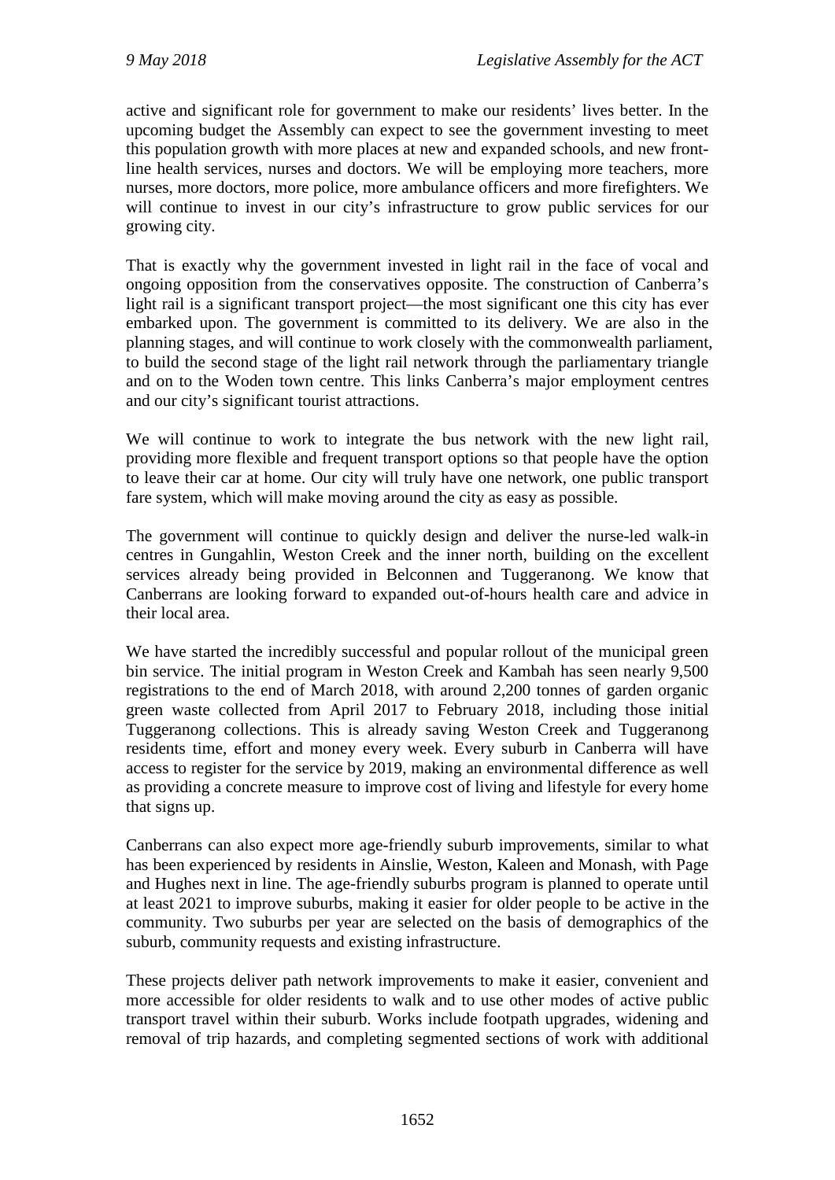active and significant role for government to make our residents' lives better. In the upcoming budget the Assembly can expect to see the government investing to meet this population growth with more places at new and expanded schools, and new front-line health services, nurses and doctors. We will be employing more teachers, more nurses, more doctors, more police, more ambulance officers and more firefighters. We will continue to invest in our city's infrastructure to grow public services for our growing city.

That is exactly why the government invested in light rail in the face of vocal and ongoing opposition from the conservatives opposite. The construction of Canberra's light rail is a significant transport project—the most significant one this city has ever embarked upon. The government is committed to its delivery. We are also in the planning stages, and will continue to work closely with the commonwealth parliament, to build the second stage of the light rail network through the parliamentary triangle and on to the Woden town centre. This links Canberra's major employment centres and our city's significant tourist attractions.

We will continue to work to integrate the bus network with the new light rail, providing more flexible and frequent transport options so that people have the option to leave their car at home. Our city will truly have one network, one public transport fare system, which will make moving around the city as easy as possible.

The government will continue to quickly design and deliver the nurse-led walk-in centres in Gungahlin, Weston Creek and the inner north, building on the excellent services already being provided in Belconnen and Tuggeranong. We know that Canberrans are looking forward to expanded out-of-hours health care and advice in their local area.

We have started the incredibly successful and popular rollout of the municipal green bin service. The initial program in Weston Creek and Kambah has seen nearly 9,500 registrations to the end of March 2018, with around 2,200 tonnes of garden organic green waste collected from April 2017 to February 2018, including those initial Tuggeranong collections. This is already saving Weston Creek and Tuggeranong residents time, effort and money every week. Every suburb in Canberra will have access to register for the service by 2019, making an environmental difference as well as providing a concrete measure to improve cost of living and lifestyle for every home that signs up.

Canberrans can also expect more age-friendly suburb improvements, similar to what has been experienced by residents in Ainslie, Weston, Kaleen and Monash, with Page and Hughes next in line. The age-friendly suburbs program is planned to operate until at least 2021 to improve suburbs, making it easier for older people to be active in the community. Two suburbs per year are selected on the basis of demographics of the suburb, community requests and existing infrastructure.

These projects deliver path network improvements to make it easier, convenient and more accessible for older residents to walk and to use other modes of active public transport travel within their suburb. Works include footpath upgrades, widening and removal of trip hazards, and completing segmented sections of work with additional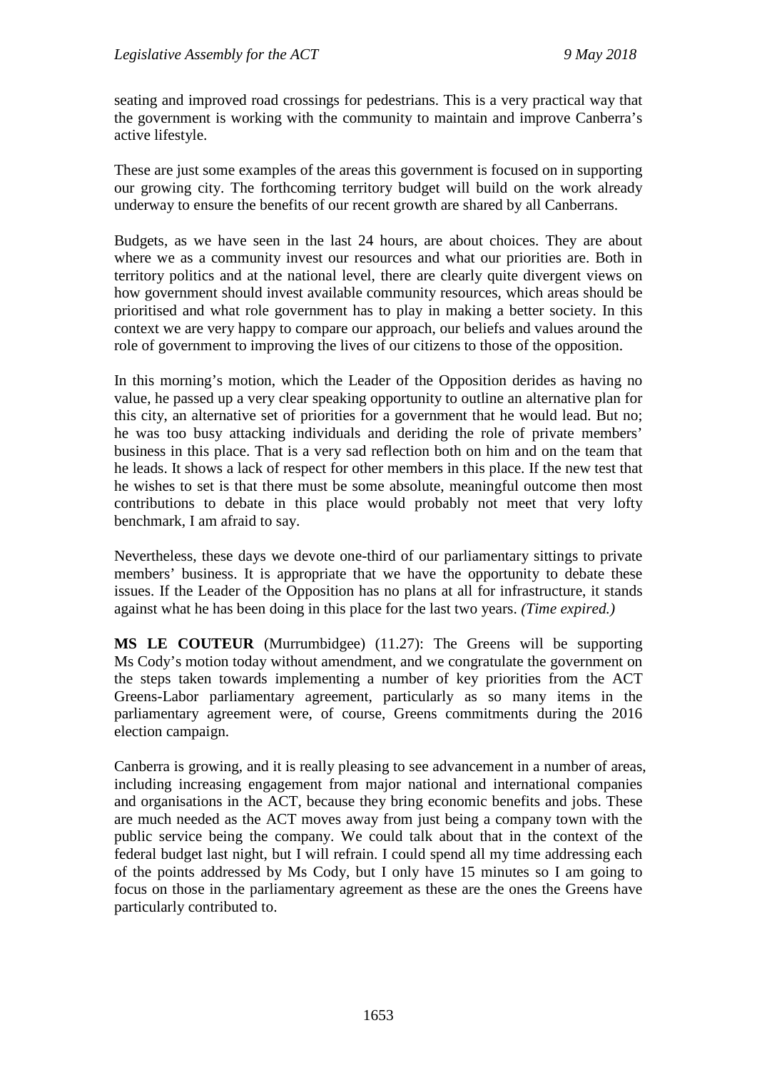seating and improved road crossings for pedestrians. This is a very practical way that the government is working with the community to maintain and improve Canberra's active lifestyle.

These are just some examples of the areas this government is focused on in supporting our growing city. The forthcoming territory budget will build on the work already underway to ensure the benefits of our recent growth are shared by all Canberrans.

Budgets, as we have seen in the last 24 hours, are about choices. They are about where we as a community invest our resources and what our priorities are. Both in territory politics and at the national level, there are clearly quite divergent views on how government should invest available community resources, which areas should be prioritised and what role government has to play in making a better society. In this context we are very happy to compare our approach, our beliefs and values around the role of government to improving the lives of our citizens to those of the opposition.

In this morning's motion, which the Leader of the Opposition derides as having no value, he passed up a very clear speaking opportunity to outline an alternative plan for this city, an alternative set of priorities for a government that he would lead. But no; he was too busy attacking individuals and deriding the role of private members' business in this place. That is a very sad reflection both on him and on the team that he leads. It shows a lack of respect for other members in this place. If the new test that he wishes to set is that there must be some absolute, meaningful outcome then most contributions to debate in this place would probably not meet that very lofty benchmark, I am afraid to say.

Nevertheless, these days we devote one-third of our parliamentary sittings to private members' business. It is appropriate that we have the opportunity to debate these issues. If the Leader of the Opposition has no plans at all for infrastructure, it stands against what he has been doing in this place for the last two years. *(Time expired.)*

**MS LE COUTEUR** (Murrumbidgee) (11.27): The Greens will be supporting Ms Cody's motion today without amendment, and we congratulate the government on the steps taken towards implementing a number of key priorities from the ACT Greens-Labor parliamentary agreement, particularly as so many items in the parliamentary agreement were, of course, Greens commitments during the 2016 election campaign.

Canberra is growing, and it is really pleasing to see advancement in a number of areas, including increasing engagement from major national and international companies and organisations in the ACT, because they bring economic benefits and jobs. These are much needed as the ACT moves away from just being a company town with the public service being the company. We could talk about that in the context of the federal budget last night, but I will refrain. I could spend all my time addressing each of the points addressed by Ms Cody, but I only have 15 minutes so I am going to focus on those in the parliamentary agreement as these are the ones the Greens have particularly contributed to.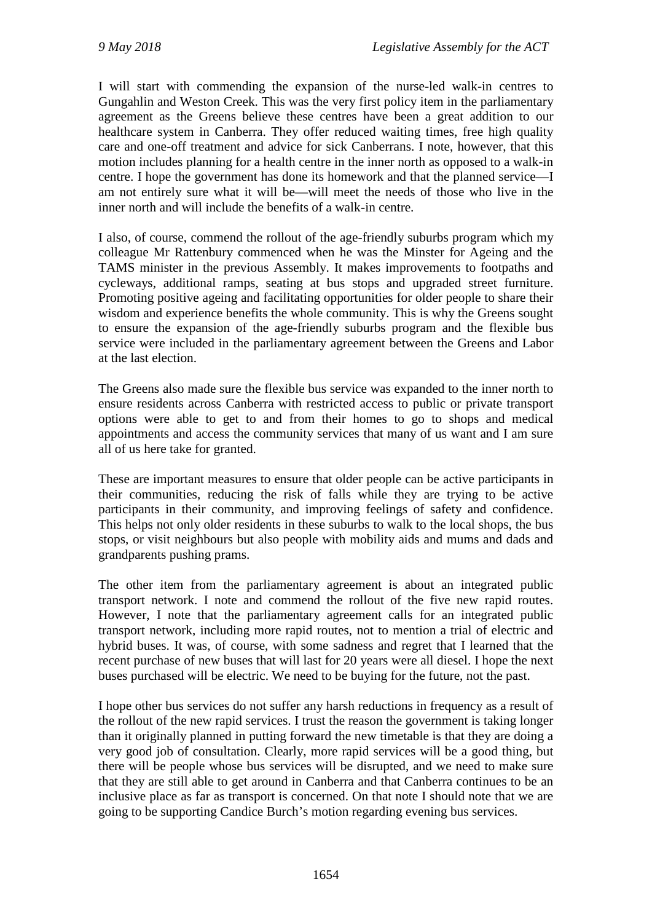I will start with commending the expansion of the nurse-led walk-in centres to Gungahlin and Weston Creek. This was the very first policy item in the parliamentary agreement as the Greens believe these centres have been a great addition to our healthcare system in Canberra. They offer reduced waiting times, free high quality care and one-off treatment and advice for sick Canberrans. I note, however, that this motion includes planning for a health centre in the inner north as opposed to a walk-in centre. I hope the government has done its homework and that the planned service—I am not entirely sure what it will be—will meet the needs of those who live in the inner north and will include the benefits of a walk-in centre.

I also, of course, commend the rollout of the age-friendly suburbs program which my colleague Mr Rattenbury commenced when he was the Minster for Ageing and the TAMS minister in the previous Assembly. It makes improvements to footpaths and cycleways, additional ramps, seating at bus stops and upgraded street furniture. Promoting positive ageing and facilitating opportunities for older people to share their wisdom and experience benefits the whole community. This is why the Greens sought to ensure the expansion of the age-friendly suburbs program and the flexible bus service were included in the parliamentary agreement between the Greens and Labor at the last election.

The Greens also made sure the flexible bus service was expanded to the inner north to ensure residents across Canberra with restricted access to public or private transport options were able to get to and from their homes to go to shops and medical appointments and access the community services that many of us want and I am sure all of us here take for granted.

These are important measures to ensure that older people can be active participants in their communities, reducing the risk of falls while they are trying to be active participants in their community, and improving feelings of safety and confidence. This helps not only older residents in these suburbs to walk to the local shops, the bus stops, or visit neighbours but also people with mobility aids and mums and dads and grandparents pushing prams.

The other item from the parliamentary agreement is about an integrated public transport network. I note and commend the rollout of the five new rapid routes. However, I note that the parliamentary agreement calls for an integrated public transport network, including more rapid routes, not to mention a trial of electric and hybrid buses. It was, of course, with some sadness and regret that I learned that the recent purchase of new buses that will last for 20 years were all diesel. I hope the next buses purchased will be electric. We need to be buying for the future, not the past.

I hope other bus services do not suffer any harsh reductions in frequency as a result of the rollout of the new rapid services. I trust the reason the government is taking longer than it originally planned in putting forward the new timetable is that they are doing a very good job of consultation. Clearly, more rapid services will be a good thing, but there will be people whose bus services will be disrupted, and we need to make sure that they are still able to get around in Canberra and that Canberra continues to be an inclusive place as far as transport is concerned. On that note I should note that we are going to be supporting Candice Burch's motion regarding evening bus services.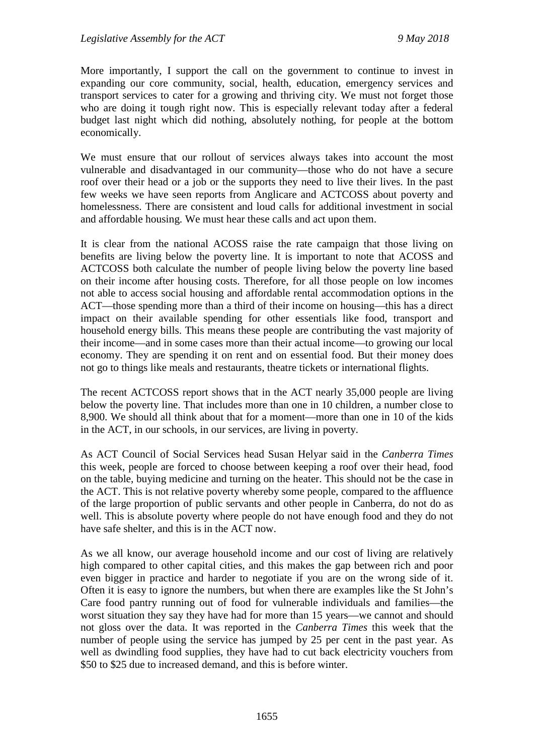More importantly, I support the call on the government to continue to invest in expanding our core community, social, health, education, emergency services and transport services to cater for a growing and thriving city. We must not forget those who are doing it tough right now. This is especially relevant today after a federal budget last night which did nothing, absolutely nothing, for people at the bottom economically.

We must ensure that our rollout of services always takes into account the most vulnerable and disadvantaged in our community—those who do not have a secure roof over their head or a job or the supports they need to live their lives. In the past few weeks we have seen reports from Anglicare and ACTCOSS about poverty and homelessness. There are consistent and loud calls for additional investment in social and affordable housing. We must hear these calls and act upon them.

It is clear from the national ACOSS raise the rate campaign that those living on benefits are living below the poverty line. It is important to note that ACOSS and ACTCOSS both calculate the number of people living below the poverty line based on their income after housing costs. Therefore, for all those people on low incomes not able to access social housing and affordable rental accommodation options in the ACT—those spending more than a third of their income on housing—this has a direct impact on their available spending for other essentials like food, transport and household energy bills. This means these people are contributing the vast majority of their income—and in some cases more than their actual income—to growing our local economy. They are spending it on rent and on essential food. But their money does not go to things like meals and restaurants, theatre tickets or international flights.

The recent ACTCOSS report shows that in the ACT nearly 35,000 people are living below the poverty line. That includes more than one in 10 children, a number close to 8,900. We should all think about that for a moment—more than one in 10 of the kids in the ACT, in our schools, in our services, are living in poverty.

As ACT Council of Social Services head Susan Helyar said in the *Canberra Times* this week, people are forced to choose between keeping a roof over their head, food on the table, buying medicine and turning on the heater. This should not be the case in the ACT. This is not relative poverty whereby some people, compared to the affluence of the large proportion of public servants and other people in Canberra, do not do as well. This is absolute poverty where people do not have enough food and they do not have safe shelter, and this is in the ACT now.

As we all know, our average household income and our cost of living are relatively high compared to other capital cities, and this makes the gap between rich and poor even bigger in practice and harder to negotiate if you are on the wrong side of it. Often it is easy to ignore the numbers, but when there are examples like the St John's Care food pantry running out of food for vulnerable individuals and families—the worst situation they say they have had for more than 15 years—we cannot and should not gloss over the data. It was reported in the *Canberra Times* this week that the number of people using the service has jumped by 25 per cent in the past year. As well as dwindling food supplies, they have had to cut back electricity vouchers from $50 to $25 due to increased demand, and this is before winter.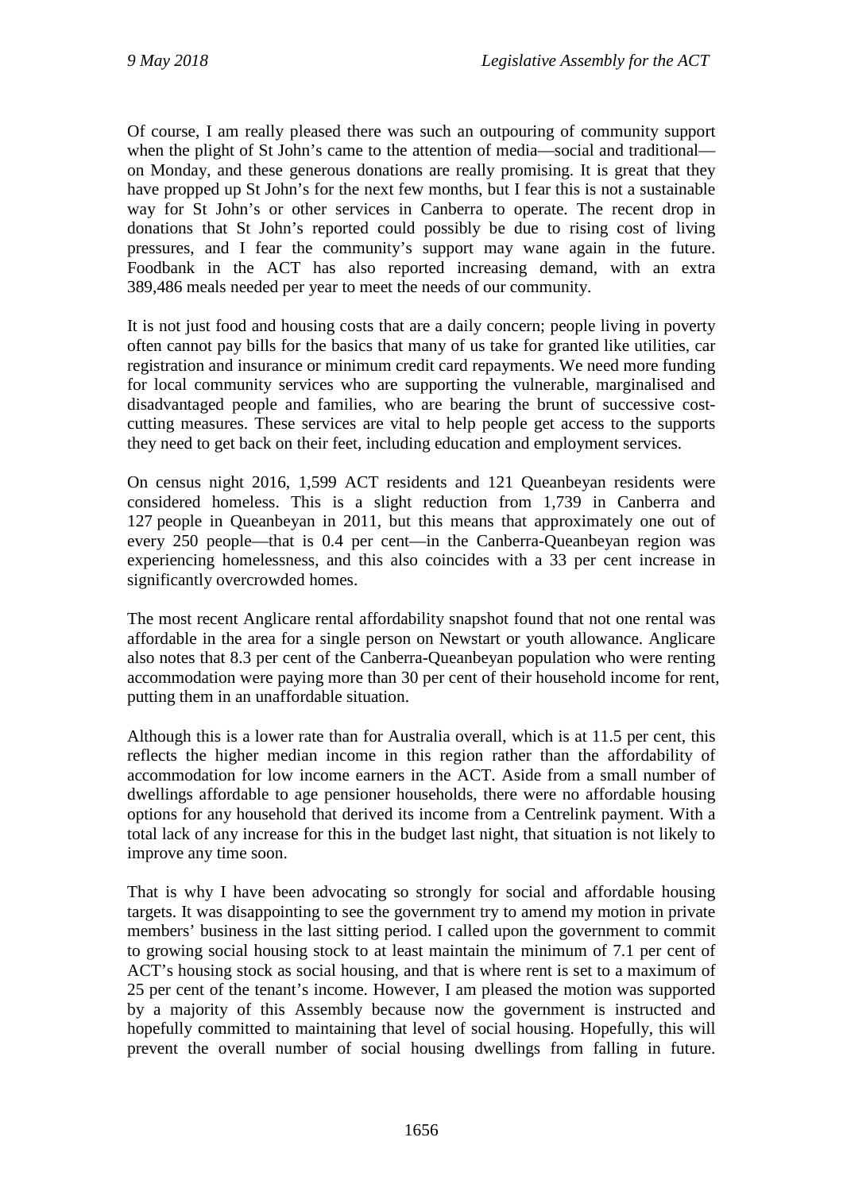Of course, I am really pleased there was such an outpouring of community support when the plight of St John's came to the attention of media—social and traditional—on Monday, and these generous donations are really promising. It is great that they have propped up St John's for the next few months, but I fear this is not a sustainable way for St John's or other services in Canberra to operate. The recent drop in donations that St John's reported could possibly be due to rising cost of living pressures, and I fear the community's support may wane again in the future. Foodbank in the ACT has also reported increasing demand, with an extra 389,486 meals needed per year to meet the needs of our community.

It is not just food and housing costs that are a daily concern; people living in poverty often cannot pay bills for the basics that many of us take for granted like utilities, car registration and insurance or minimum credit card repayments. We need more funding for local community services who are supporting the vulnerable, marginalised and disadvantaged people and families, who are bearing the brunt of successive cost-cutting measures. These services are vital to help people get access to the supports they need to get back on their feet, including education and employment services.

On census night 2016, 1,599 ACT residents and 121 Queanbeyan residents were considered homeless. This is a slight reduction from 1,739 in Canberra and 127 people in Queanbeyan in 2011, but this means that approximately one out of every 250 people—that is 0.4 per cent—in the Canberra-Queanbeyan region was experiencing homelessness, and this also coincides with a 33 per cent increase in significantly overcrowded homes.

The most recent Anglicare rental affordability snapshot found that not one rental was affordable in the area for a single person on Newstart or youth allowance. Anglicare also notes that 8.3 per cent of the Canberra-Queanbeyan population who were renting accommodation were paying more than 30 per cent of their household income for rent, putting them in an unaffordable situation.

Although this is a lower rate than for Australia overall, which is at 11.5 per cent, this reflects the higher median income in this region rather than the affordability of accommodation for low income earners in the ACT. Aside from a small number of dwellings affordable to age pensioner households, there were no affordable housing options for any household that derived its income from a Centrelink payment. With a total lack of any increase for this in the budget last night, that situation is not likely to improve any time soon.

That is why I have been advocating so strongly for social and affordable housing targets. It was disappointing to see the government try to amend my motion in private members' business in the last sitting period. I called upon the government to commit to growing social housing stock to at least maintain the minimum of 7.1 per cent of ACT's housing stock as social housing, and that is where rent is set to a maximum of 25 per cent of the tenant's income. However, I am pleased the motion was supported by a majority of this Assembly because now the government is instructed and hopefully committed to maintaining that level of social housing. Hopefully, this will prevent the overall number of social housing dwellings from falling in future.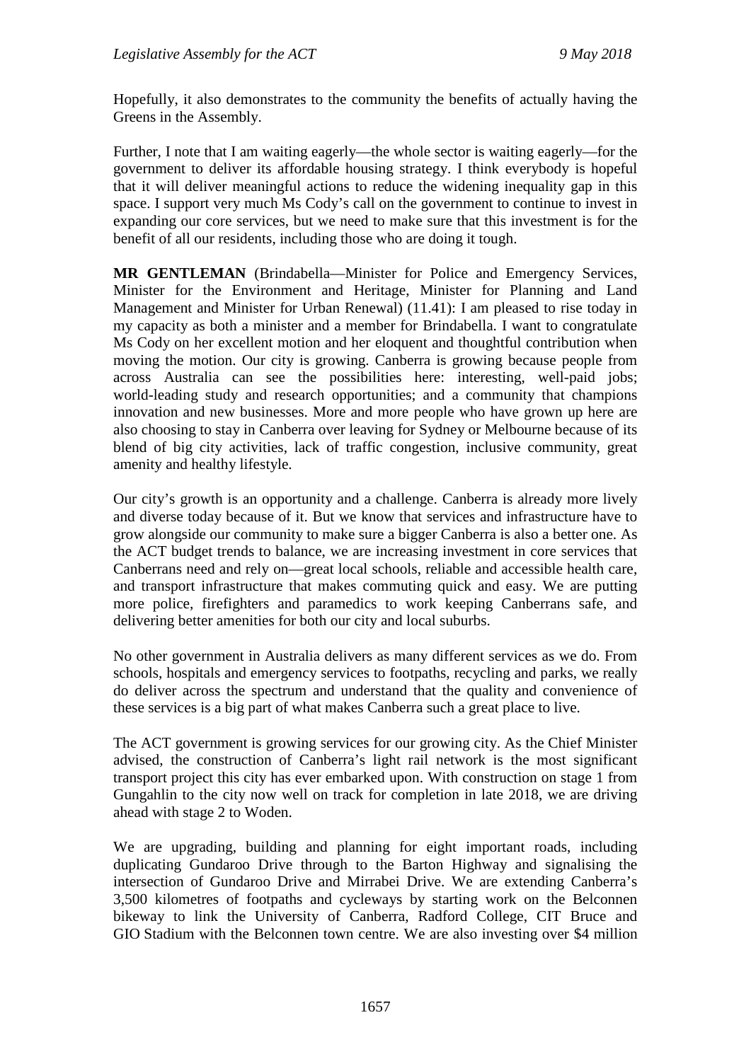Hopefully, it also demonstrates to the community the benefits of actually having the Greens in the Assembly.

Further, I note that I am waiting eagerly—the whole sector is waiting eagerly—for the government to deliver its affordable housing strategy. I think everybody is hopeful that it will deliver meaningful actions to reduce the widening inequality gap in this space. I support very much Ms Cody's call on the government to continue to invest in expanding our core services, but we need to make sure that this investment is for the benefit of all our residents, including those who are doing it tough.

**MR GENTLEMAN** (Brindabella—Minister for Police and Emergency Services, Minister for the Environment and Heritage, Minister for Planning and Land Management and Minister for Urban Renewal) (11.41): I am pleased to rise today in my capacity as both a minister and a member for Brindabella. I want to congratulate Ms Cody on her excellent motion and her eloquent and thoughtful contribution when moving the motion. Our city is growing. Canberra is growing because people from across Australia can see the possibilities here: interesting, well-paid jobs; world-leading study and research opportunities; and a community that champions innovation and new businesses. More and more people who have grown up here are also choosing to stay in Canberra over leaving for Sydney or Melbourne because of its blend of big city activities, lack of traffic congestion, inclusive community, great amenity and healthy lifestyle.

Our city's growth is an opportunity and a challenge. Canberra is already more lively and diverse today because of it. But we know that services and infrastructure have to grow alongside our community to make sure a bigger Canberra is also a better one. As the ACT budget trends to balance, we are increasing investment in core services that Canberrans need and rely on—great local schools, reliable and accessible health care, and transport infrastructure that makes commuting quick and easy. We are putting more police, firefighters and paramedics to work keeping Canberrans safe, and delivering better amenities for both our city and local suburbs.

No other government in Australia delivers as many different services as we do. From schools, hospitals and emergency services to footpaths, recycling and parks, we really do deliver across the spectrum and understand that the quality and convenience of these services is a big part of what makes Canberra such a great place to live.

The ACT government is growing services for our growing city. As the Chief Minister advised, the construction of Canberra's light rail network is the most significant transport project this city has ever embarked upon. With construction on stage 1 from Gungahlin to the city now well on track for completion in late 2018, we are driving ahead with stage 2 to Woden.

We are upgrading, building and planning for eight important roads, including duplicating Gundaroo Drive through to the Barton Highway and signalising the intersection of Gundaroo Drive and Mirrabei Drive. We are extending Canberra's 3,500 kilometres of footpaths and cycleways by starting work on the Belconnen bikeway to link the University of Canberra, Radford College, CIT Bruce and GIO Stadium with the Belconnen town centre. We are also investing over $4 million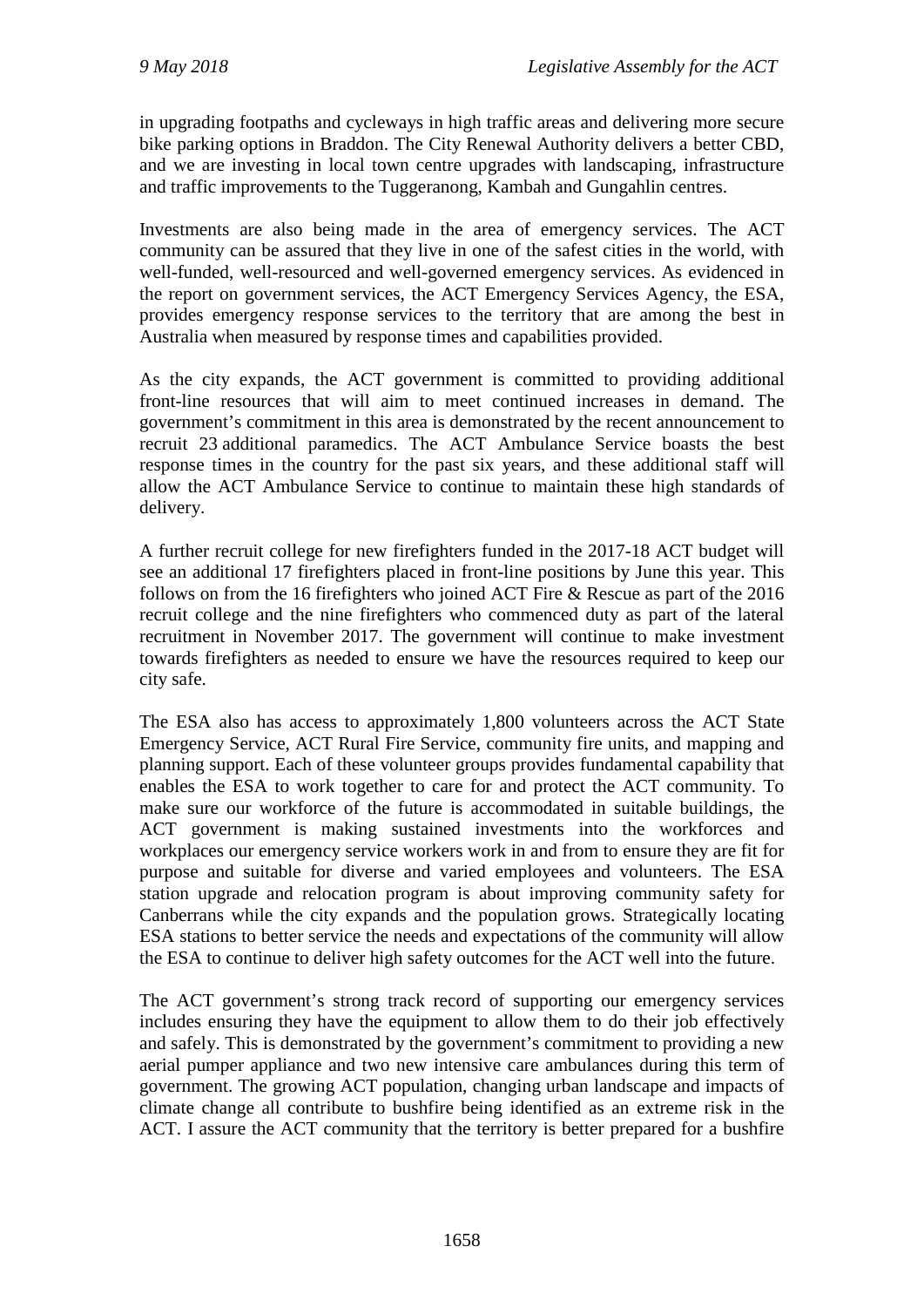in upgrading footpaths and cycleways in high traffic areas and delivering more secure bike parking options in Braddon. The City Renewal Authority delivers a better CBD, and we are investing in local town centre upgrades with landscaping, infrastructure and traffic improvements to the Tuggeranong, Kambah and Gungahlin centres.

Investments are also being made in the area of emergency services. The ACT community can be assured that they live in one of the safest cities in the world, with well-funded, well-resourced and well-governed emergency services. As evidenced in the report on government services, the ACT Emergency Services Agency, the ESA, provides emergency response services to the territory that are among the best in Australia when measured by response times and capabilities provided.

As the city expands, the ACT government is committed to providing additional front-line resources that will aim to meet continued increases in demand. The government's commitment in this area is demonstrated by the recent announcement to recruit 23 additional paramedics. The ACT Ambulance Service boasts the best response times in the country for the past six years, and these additional staff will allow the ACT Ambulance Service to continue to maintain these high standards of delivery.

A further recruit college for new firefighters funded in the 2017-18 ACT budget will see an additional 17 firefighters placed in front-line positions by June this year. This follows on from the 16 firefighters who joined ACT Fire & Rescue as part of the 2016 recruit college and the nine firefighters who commenced duty as part of the lateral recruitment in November 2017. The government will continue to make investment towards firefighters as needed to ensure we have the resources required to keep our city safe.

The ESA also has access to approximately 1,800 volunteers across the ACT State Emergency Service, ACT Rural Fire Service, community fire units, and mapping and planning support. Each of these volunteer groups provides fundamental capability that enables the ESA to work together to care for and protect the ACT community. To make sure our workforce of the future is accommodated in suitable buildings, the ACT government is making sustained investments into the workforces and workplaces our emergency service workers work in and from to ensure they are fit for purpose and suitable for diverse and varied employees and volunteers. The ESA station upgrade and relocation program is about improving community safety for Canberrans while the city expands and the population grows. Strategically locating ESA stations to better service the needs and expectations of the community will allow the ESA to continue to deliver high safety outcomes for the ACT well into the future.

The ACT government's strong track record of supporting our emergency services includes ensuring they have the equipment to allow them to do their job effectively and safely. This is demonstrated by the government's commitment to providing a new aerial pumper appliance and two new intensive care ambulances during this term of government. The growing ACT population, changing urban landscape and impacts of climate change all contribute to bushfire being identified as an extreme risk in the ACT. I assure the ACT community that the territory is better prepared for a bushfire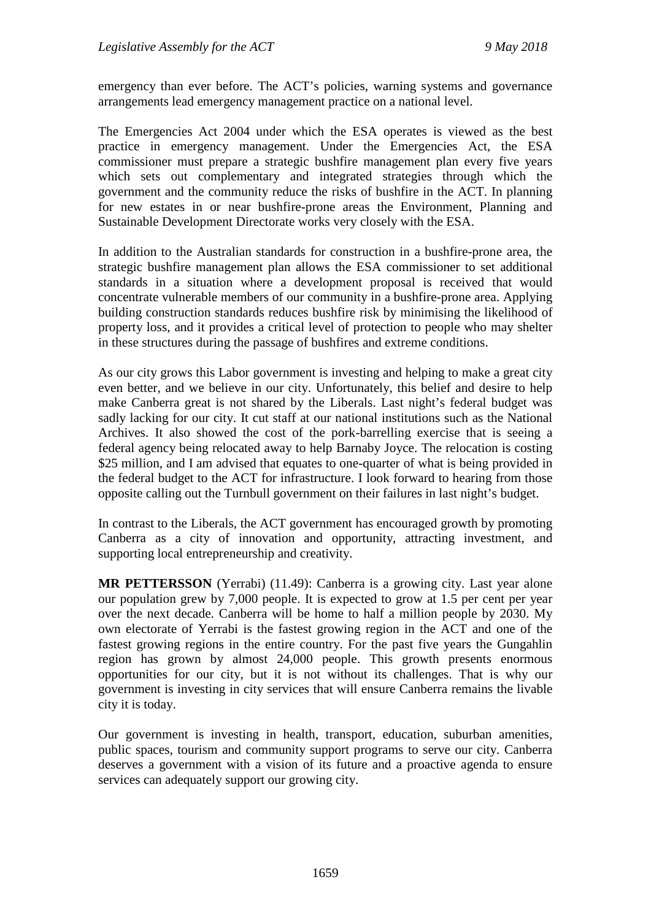emergency than ever before. The ACT's policies, warning systems and governance arrangements lead emergency management practice on a national level.

The Emergencies Act 2004 under which the ESA operates is viewed as the best practice in emergency management. Under the Emergencies Act, the ESA commissioner must prepare a strategic bushfire management plan every five years which sets out complementary and integrated strategies through which the government and the community reduce the risks of bushfire in the ACT. In planning for new estates in or near bushfire-prone areas the Environment, Planning and Sustainable Development Directorate works very closely with the ESA.

In addition to the Australian standards for construction in a bushfire-prone area, the strategic bushfire management plan allows the ESA commissioner to set additional standards in a situation where a development proposal is received that would concentrate vulnerable members of our community in a bushfire-prone area. Applying building construction standards reduces bushfire risk by minimising the likelihood of property loss, and it provides a critical level of protection to people who may shelter in these structures during the passage of bushfires and extreme conditions.

As our city grows this Labor government is investing and helping to make a great city even better, and we believe in our city. Unfortunately, this belief and desire to help make Canberra great is not shared by the Liberals. Last night's federal budget was sadly lacking for our city. It cut staff at our national institutions such as the National Archives. It also showed the cost of the pork-barrelling exercise that is seeing a federal agency being relocated away to help Barnaby Joyce. The relocation is costing $25 million, and I am advised that equates to one-quarter of what is being provided in the federal budget to the ACT for infrastructure. I look forward to hearing from those opposite calling out the Turnbull government on their failures in last night's budget.

In contrast to the Liberals, the ACT government has encouraged growth by promoting Canberra as a city of innovation and opportunity, attracting investment, and supporting local entrepreneurship and creativity.

**MR PETTERSSON** (Yerrabi) (11.49): Canberra is a growing city. Last year alone our population grew by 7,000 people. It is expected to grow at 1.5 per cent per year over the next decade. Canberra will be home to half a million people by 2030. My own electorate of Yerrabi is the fastest growing region in the ACT and one of the fastest growing regions in the entire country. For the past five years the Gungahlin region has grown by almost 24,000 people. This growth presents enormous opportunities for our city, but it is not without its challenges. That is why our government is investing in city services that will ensure Canberra remains the livable city it is today.

Our government is investing in health, transport, education, suburban amenities, public spaces, tourism and community support programs to serve our city. Canberra deserves a government with a vision of its future and a proactive agenda to ensure services can adequately support our growing city.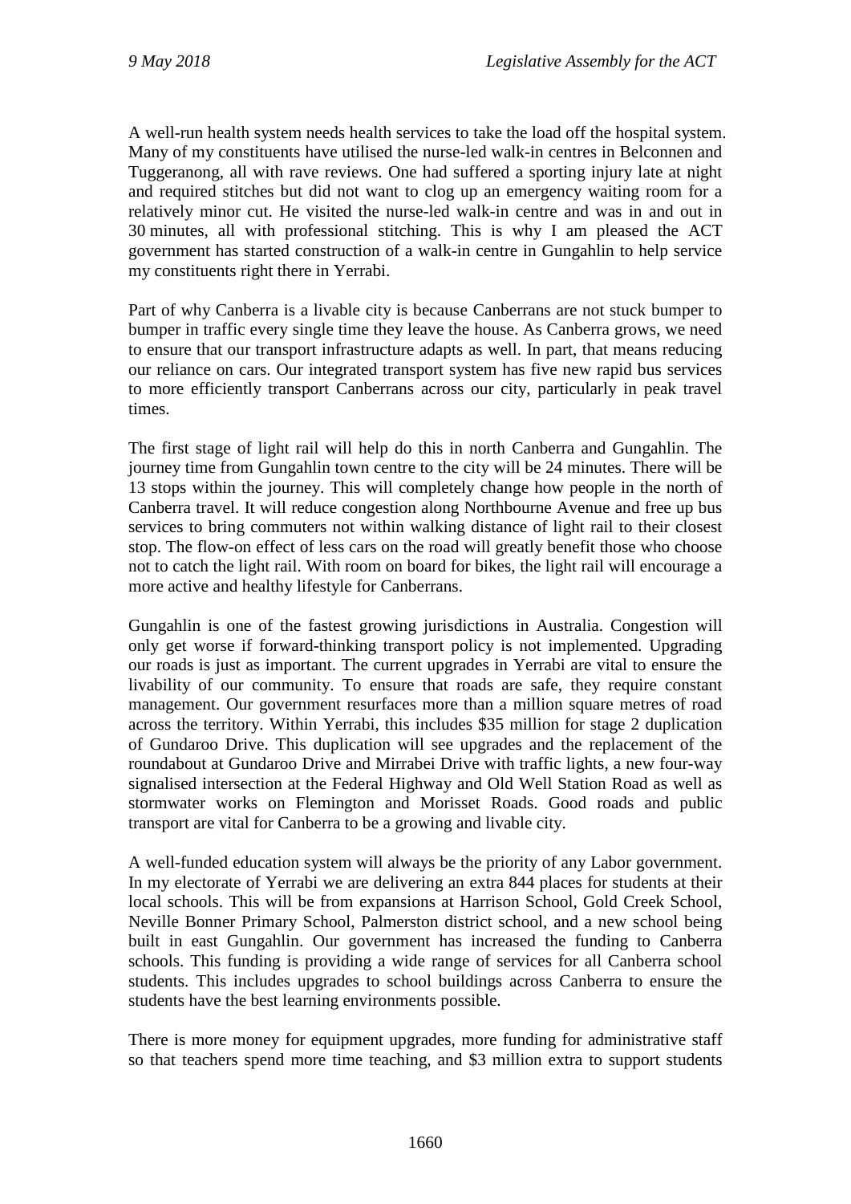A well-run health system needs health services to take the load off the hospital system. Many of my constituents have utilised the nurse-led walk-in centres in Belconnen and Tuggeranong, all with rave reviews. One had suffered a sporting injury late at night and required stitches but did not want to clog up an emergency waiting room for a relatively minor cut. He visited the nurse-led walk-in centre and was in and out in 30 minutes, all with professional stitching. This is why I am pleased the ACT government has started construction of a walk-in centre in Gungahlin to help service my constituents right there in Yerrabi.

Part of why Canberra is a livable city is because Canberrans are not stuck bumper to bumper in traffic every single time they leave the house. As Canberra grows, we need to ensure that our transport infrastructure adapts as well. In part, that means reducing our reliance on cars. Our integrated transport system has five new rapid bus services to more efficiently transport Canberrans across our city, particularly in peak travel times.

The first stage of light rail will help do this in north Canberra and Gungahlin. The journey time from Gungahlin town centre to the city will be 24 minutes. There will be 13 stops within the journey. This will completely change how people in the north of Canberra travel. It will reduce congestion along Northbourne Avenue and free up bus services to bring commuters not within walking distance of light rail to their closest stop. The flow-on effect of less cars on the road will greatly benefit those who choose not to catch the light rail. With room on board for bikes, the light rail will encourage a more active and healthy lifestyle for Canberrans.

Gungahlin is one of the fastest growing jurisdictions in Australia. Congestion will only get worse if forward-thinking transport policy is not implemented. Upgrading our roads is just as important. The current upgrades in Yerrabi are vital to ensure the livability of our community. To ensure that roads are safe, they require constant management. Our government resurfaces more than a million square metres of road across the territory. Within Yerrabi, this includes $35 million for stage 2 duplication of Gundaroo Drive. This duplication will see upgrades and the replacement of the roundabout at Gundaroo Drive and Mirrabei Drive with traffic lights, a new four-way signalised intersection at the Federal Highway and Old Well Station Road as well as stormwater works on Flemington and Morisset Roads. Good roads and public transport are vital for Canberra to be a growing and livable city.

A well-funded education system will always be the priority of any Labor government. In my electorate of Yerrabi we are delivering an extra 844 places for students at their local schools. This will be from expansions at Harrison School, Gold Creek School, Neville Bonner Primary School, Palmerston district school, and a new school being built in east Gungahlin. Our government has increased the funding to Canberra schools. This funding is providing a wide range of services for all Canberra school students. This includes upgrades to school buildings across Canberra to ensure the students have the best learning environments possible.

There is more money for equipment upgrades, more funding for administrative staff so that teachers spend more time teaching, and $3 million extra to support students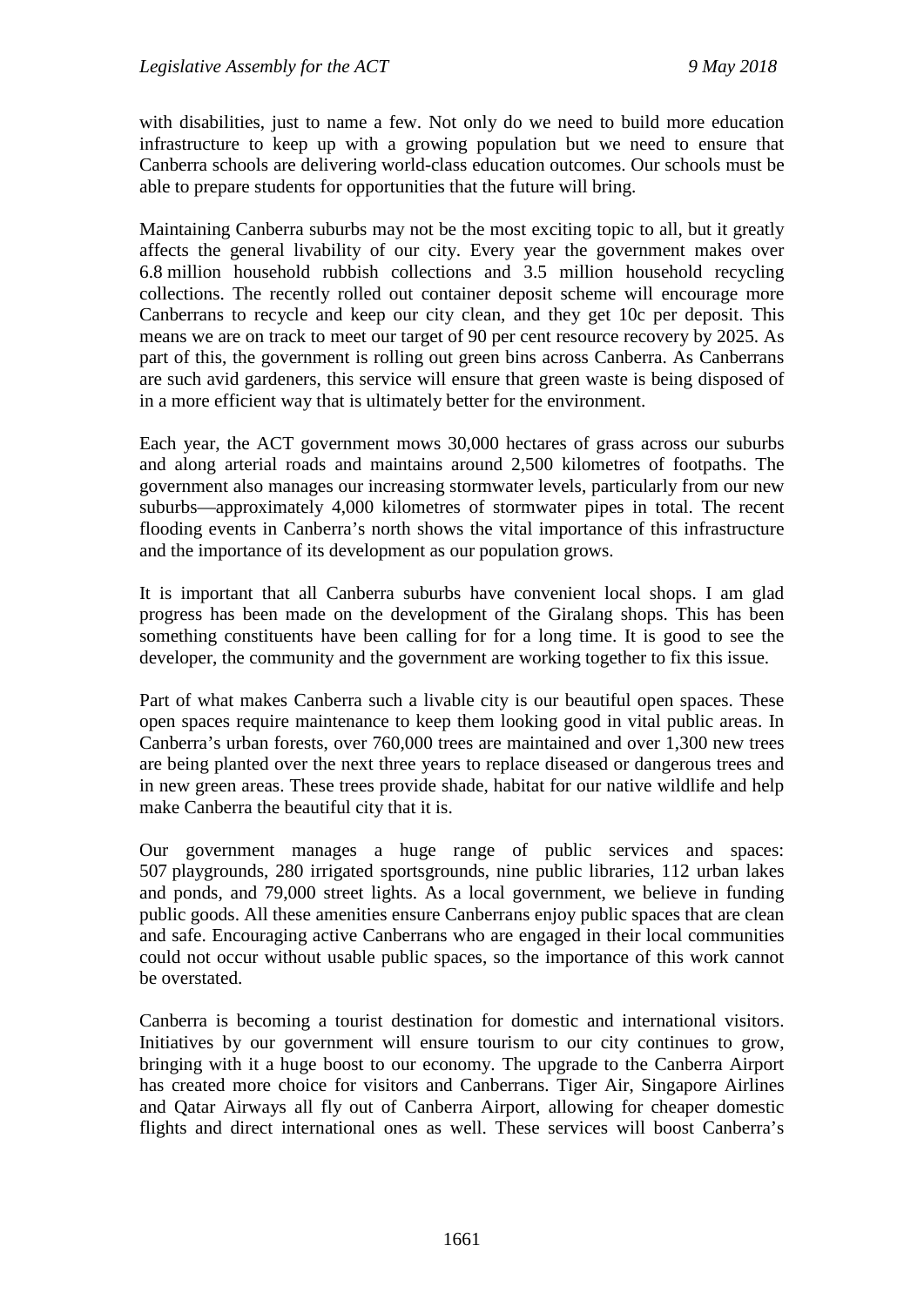with disabilities, just to name a few. Not only do we need to build more education infrastructure to keep up with a growing population but we need to ensure that Canberra schools are delivering world-class education outcomes. Our schools must be able to prepare students for opportunities that the future will bring.

Maintaining Canberra suburbs may not be the most exciting topic to all, but it greatly affects the general livability of our city. Every year the government makes over 6.8 million household rubbish collections and 3.5 million household recycling collections. The recently rolled out container deposit scheme will encourage more Canberrans to recycle and keep our city clean, and they get 10c per deposit. This means we are on track to meet our target of 90 per cent resource recovery by 2025. As part of this, the government is rolling out green bins across Canberra. As Canberrans are such avid gardeners, this service will ensure that green waste is being disposed of in a more efficient way that is ultimately better for the environment.

Each year, the ACT government mows 30,000 hectares of grass across our suburbs and along arterial roads and maintains around 2,500 kilometres of footpaths. The government also manages our increasing stormwater levels, particularly from our new suburbs—approximately 4,000 kilometres of stormwater pipes in total. The recent flooding events in Canberra's north shows the vital importance of this infrastructure and the importance of its development as our population grows.

It is important that all Canberra suburbs have convenient local shops. I am glad progress has been made on the development of the Giralang shops. This has been something constituents have been calling for for a long time. It is good to see the developer, the community and the government are working together to fix this issue.

Part of what makes Canberra such a livable city is our beautiful open spaces. These open spaces require maintenance to keep them looking good in vital public areas. In Canberra's urban forests, over 760,000 trees are maintained and over 1,300 new trees are being planted over the next three years to replace diseased or dangerous trees and in new green areas. These trees provide shade, habitat for our native wildlife and help make Canberra the beautiful city that it is.

Our government manages a huge range of public services and spaces: 507 playgrounds, 280 irrigated sportsgrounds, nine public libraries, 112 urban lakes and ponds, and 79,000 street lights. As a local government, we believe in funding public goods. All these amenities ensure Canberrans enjoy public spaces that are clean and safe. Encouraging active Canberrans who are engaged in their local communities could not occur without usable public spaces, so the importance of this work cannot be overstated.

Canberra is becoming a tourist destination for domestic and international visitors. Initiatives by our government will ensure tourism to our city continues to grow, bringing with it a huge boost to our economy. The upgrade to the Canberra Airport has created more choice for visitors and Canberrans. Tiger Air, Singapore Airlines and Qatar Airways all fly out of Canberra Airport, allowing for cheaper domestic flights and direct international ones as well. These services will boost Canberra's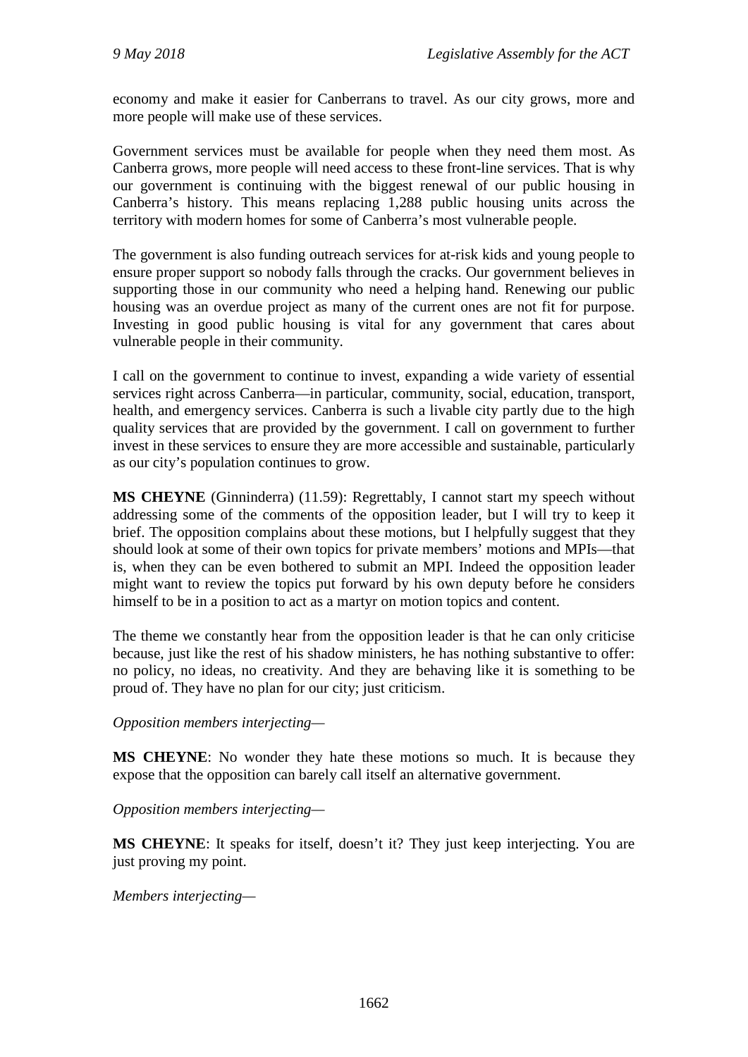economy and make it easier for Canberrans to travel. As our city grows, more and more people will make use of these services.

Government services must be available for people when they need them most. As Canberra grows, more people will need access to these front-line services. That is why our government is continuing with the biggest renewal of our public housing in Canberra's history. This means replacing 1,288 public housing units across the territory with modern homes for some of Canberra's most vulnerable people.

The government is also funding outreach services for at-risk kids and young people to ensure proper support so nobody falls through the cracks. Our government believes in supporting those in our community who need a helping hand. Renewing our public housing was an overdue project as many of the current ones are not fit for purpose. Investing in good public housing is vital for any government that cares about vulnerable people in their community.

I call on the government to continue to invest, expanding a wide variety of essential services right across Canberra—in particular, community, social, education, transport, health, and emergency services. Canberra is such a livable city partly due to the high quality services that are provided by the government. I call on government to further invest in these services to ensure they are more accessible and sustainable, particularly as our city's population continues to grow.

**MS CHEYNE** (Ginninderra) (11.59): Regrettably, I cannot start my speech without addressing some of the comments of the opposition leader, but I will try to keep it brief. The opposition complains about these motions, but I helpfully suggest that they should look at some of their own topics for private members' motions and MPIs—that is, when they can be even bothered to submit an MPI. Indeed the opposition leader might want to review the topics put forward by his own deputy before he considers himself to be in a position to act as a martyr on motion topics and content.

The theme we constantly hear from the opposition leader is that he can only criticise because, just like the rest of his shadow ministers, he has nothing substantive to offer: no policy, no ideas, no creativity. And they are behaving like it is something to be proud of. They have no plan for our city; just criticism.

*Opposition members interjecting—*

**MS CHEYNE**: No wonder they hate these motions so much. It is because they expose that the opposition can barely call itself an alternative government.

*Opposition members interjecting—*

**MS CHEYNE**: It speaks for itself, doesn't it? They just keep interjecting. You are just proving my point.

*Members interjecting—*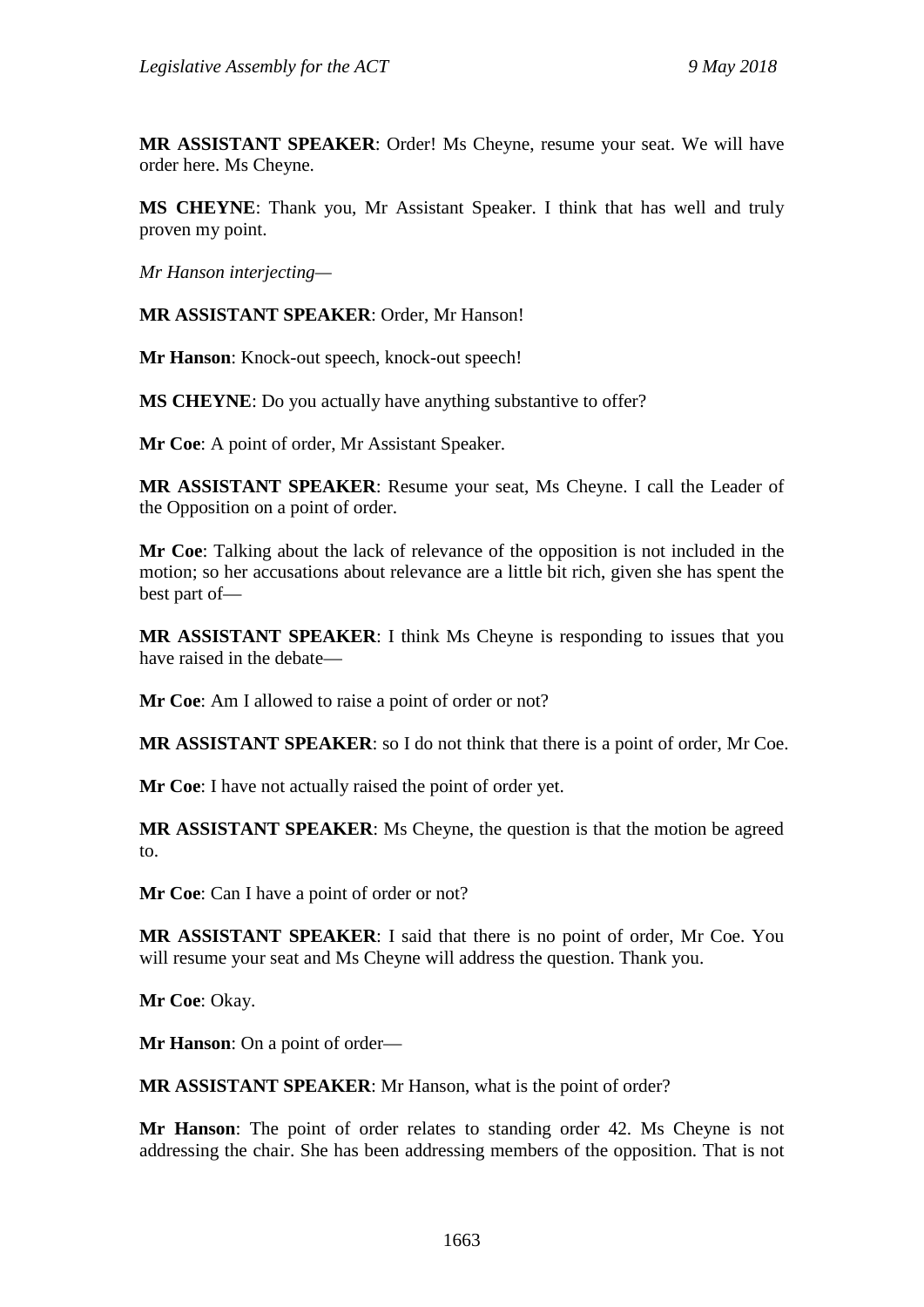**MR ASSISTANT SPEAKER**: Order! Ms Cheyne, resume your seat. We will have order here. Ms Cheyne.

**MS CHEYNE**: Thank you, Mr Assistant Speaker. I think that has well and truly proven my point.

*Mr Hanson interjecting—*

**MR ASSISTANT SPEAKER**: Order, Mr Hanson!

**Mr Hanson**: Knock-out speech, knock-out speech!

**MS CHEYNE**: Do you actually have anything substantive to offer?

**Mr Coe**: A point of order, Mr Assistant Speaker.

**MR ASSISTANT SPEAKER**: Resume your seat, Ms Cheyne. I call the Leader of the Opposition on a point of order.

**Mr Coe**: Talking about the lack of relevance of the opposition is not included in the motion; so her accusations about relevance are a little bit rich, given she has spent the best part of—

**MR ASSISTANT SPEAKER**: I think Ms Cheyne is responding to issues that you have raised in the debate—

**Mr Coe**: Am I allowed to raise a point of order or not?

**MR ASSISTANT SPEAKER**: so I do not think that there is a point of order, Mr Coe.

**Mr Coe**: I have not actually raised the point of order yet.

**MR ASSISTANT SPEAKER**: Ms Cheyne, the question is that the motion be agreed to.

**Mr Coe**: Can I have a point of order or not?

**MR ASSISTANT SPEAKER**: I said that there is no point of order, Mr Coe. You will resume your seat and Ms Cheyne will address the question. Thank you.

**Mr Coe**: Okay.

**Mr Hanson**: On a point of order—

**MR ASSISTANT SPEAKER**: Mr Hanson, what is the point of order?

**Mr Hanson**: The point of order relates to standing order 42. Ms Cheyne is not addressing the chair. She has been addressing members of the opposition. That is not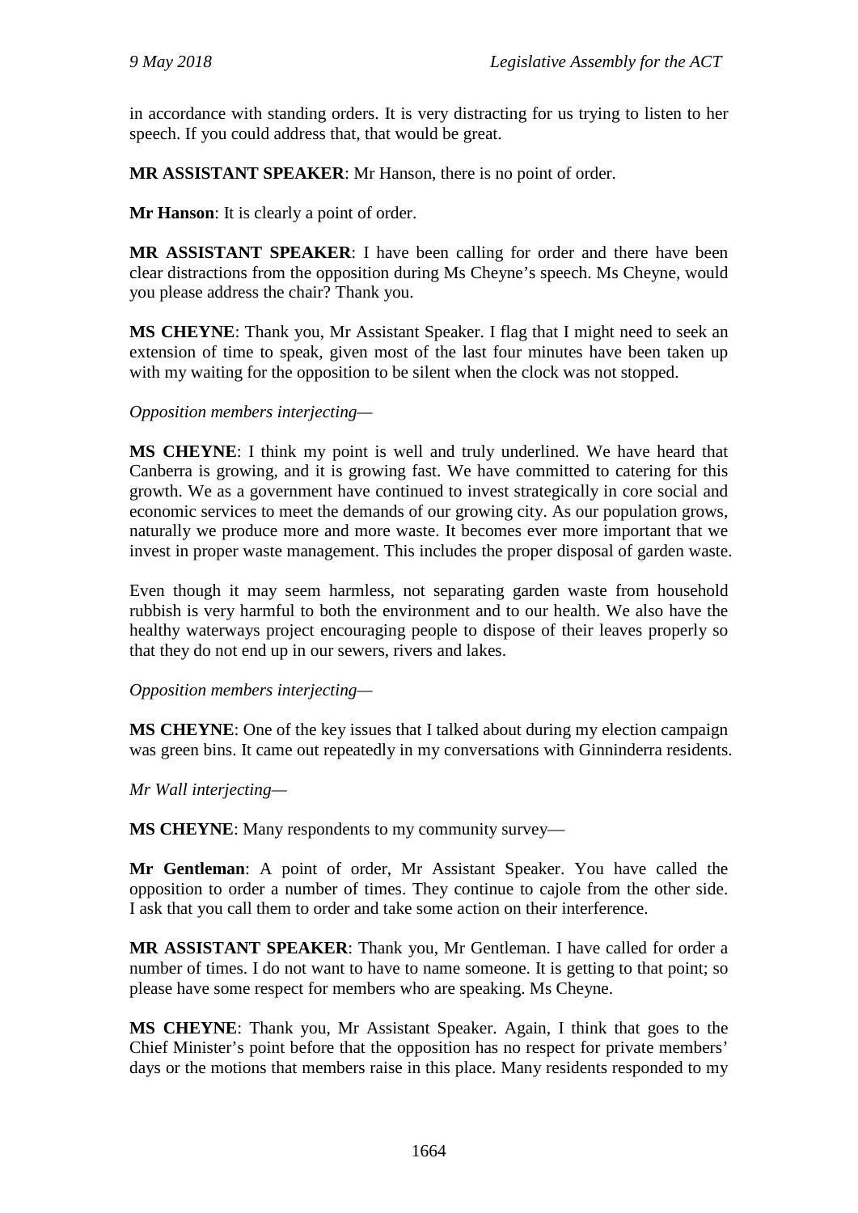in accordance with standing orders. It is very distracting for us trying to listen to her speech. If you could address that, that would be great.

**MR ASSISTANT SPEAKER**: Mr Hanson, there is no point of order.

**Mr Hanson**: It is clearly a point of order.

**MR ASSISTANT SPEAKER**: I have been calling for order and there have been clear distractions from the opposition during Ms Cheyne's speech. Ms Cheyne, would you please address the chair? Thank you.

**MS CHEYNE**: Thank you, Mr Assistant Speaker. I flag that I might need to seek an extension of time to speak, given most of the last four minutes have been taken up with my waiting for the opposition to be silent when the clock was not stopped.

*Opposition members interjecting*—

**MS CHEYNE**: I think my point is well and truly underlined. We have heard that Canberra is growing, and it is growing fast. We have committed to catering for this growth. We as a government have continued to invest strategically in core social and economic services to meet the demands of our growing city. As our population grows, naturally we produce more and more waste. It becomes ever more important that we invest in proper waste management. This includes the proper disposal of garden waste.

Even though it may seem harmless, not separating garden waste from household rubbish is very harmful to both the environment and to our health. We also have the healthy waterways project encouraging people to dispose of their leaves properly so that they do not end up in our sewers, rivers and lakes.

*Opposition members interjecting*—

**MS CHEYNE**: One of the key issues that I talked about during my election campaign was green bins. It came out repeatedly in my conversations with Ginninderra residents.

*Mr Wall interjecting*—

**MS CHEYNE**: Many respondents to my community survey—

**Mr Gentleman**: A point of order, Mr Assistant Speaker. You have called the opposition to order a number of times. They continue to cajole from the other side. I ask that you call them to order and take some action on their interference.

**MR ASSISTANT SPEAKER**: Thank you, Mr Gentleman. I have called for order a number of times. I do not want to have to name someone. It is getting to that point; so please have some respect for members who are speaking. Ms Cheyne.

**MS CHEYNE**: Thank you, Mr Assistant Speaker. Again, I think that goes to the Chief Minister's point before that the opposition has no respect for private members' days or the motions that members raise in this place. Many residents responded to my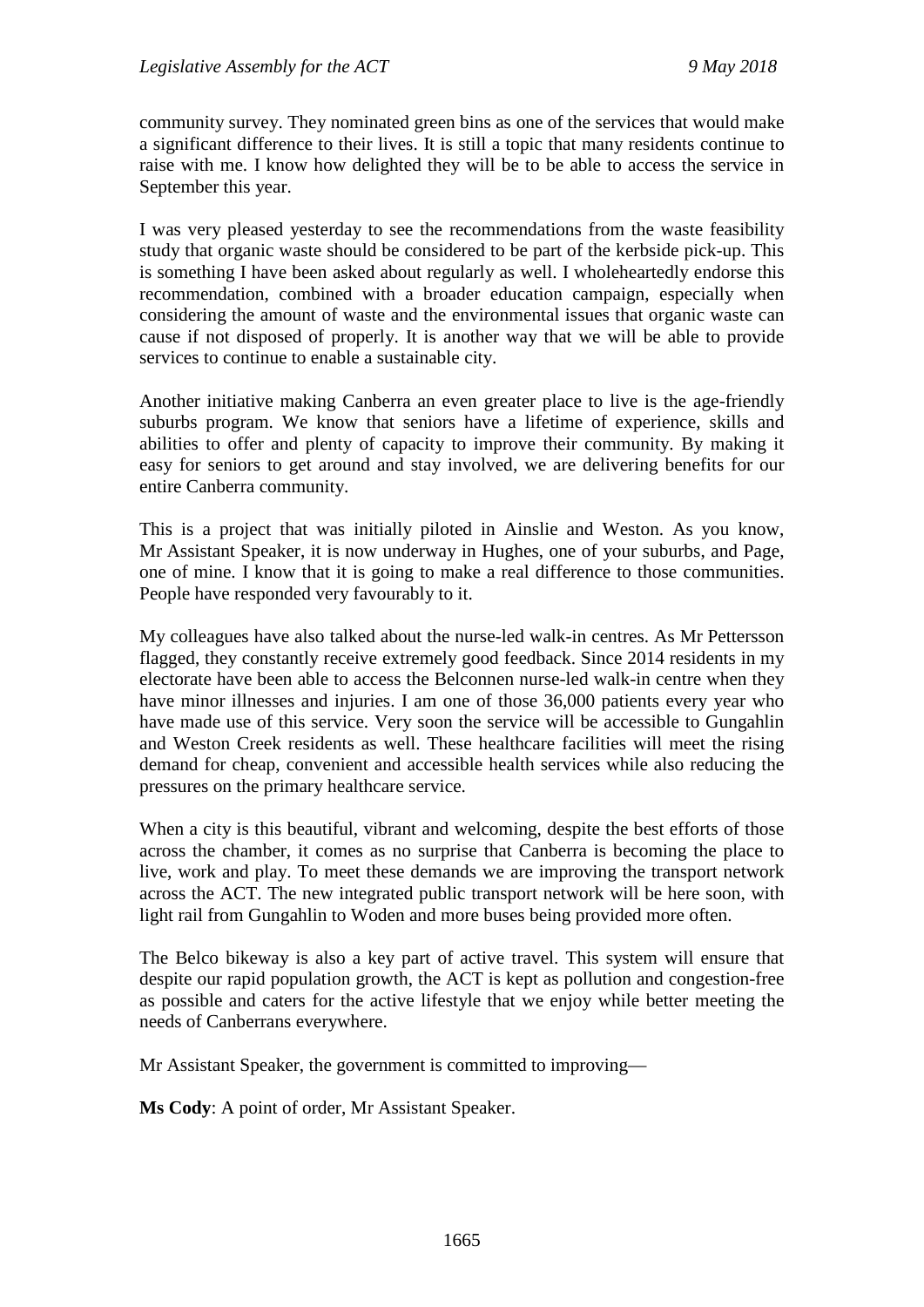community survey. They nominated green bins as one of the services that would make a significant difference to their lives. It is still a topic that many residents continue to raise with me. I know how delighted they will be to be able to access the service in September this year.

I was very pleased yesterday to see the recommendations from the waste feasibility study that organic waste should be considered to be part of the kerbside pick-up. This is something I have been asked about regularly as well. I wholeheartedly endorse this recommendation, combined with a broader education campaign, especially when considering the amount of waste and the environmental issues that organic waste can cause if not disposed of properly. It is another way that we will be able to provide services to continue to enable a sustainable city.

Another initiative making Canberra an even greater place to live is the age-friendly suburbs program. We know that seniors have a lifetime of experience, skills and abilities to offer and plenty of capacity to improve their community. By making it easy for seniors to get around and stay involved, we are delivering benefits for our entire Canberra community.

This is a project that was initially piloted in Ainslie and Weston. As you know, Mr Assistant Speaker, it is now underway in Hughes, one of your suburbs, and Page, one of mine. I know that it is going to make a real difference to those communities. People have responded very favourably to it.

My colleagues have also talked about the nurse-led walk-in centres. As Mr Pettersson flagged, they constantly receive extremely good feedback. Since 2014 residents in my electorate have been able to access the Belconnen nurse-led walk-in centre when they have minor illnesses and injuries. I am one of those 36,000 patients every year who have made use of this service. Very soon the service will be accessible to Gungahlin and Weston Creek residents as well. These healthcare facilities will meet the rising demand for cheap, convenient and accessible health services while also reducing the pressures on the primary healthcare service.

When a city is this beautiful, vibrant and welcoming, despite the best efforts of those across the chamber, it comes as no surprise that Canberra is becoming the place to live, work and play. To meet these demands we are improving the transport network across the ACT. The new integrated public transport network will be here soon, with light rail from Gungahlin to Woden and more buses being provided more often.

The Belco bikeway is also a key part of active travel. This system will ensure that despite our rapid population growth, the ACT is kept as pollution and congestion-free as possible and caters for the active lifestyle that we enjoy while better meeting the needs of Canberrans everywhere.

Mr Assistant Speaker, the government is committed to improving—

**Ms Cody**: A point of order, Mr Assistant Speaker.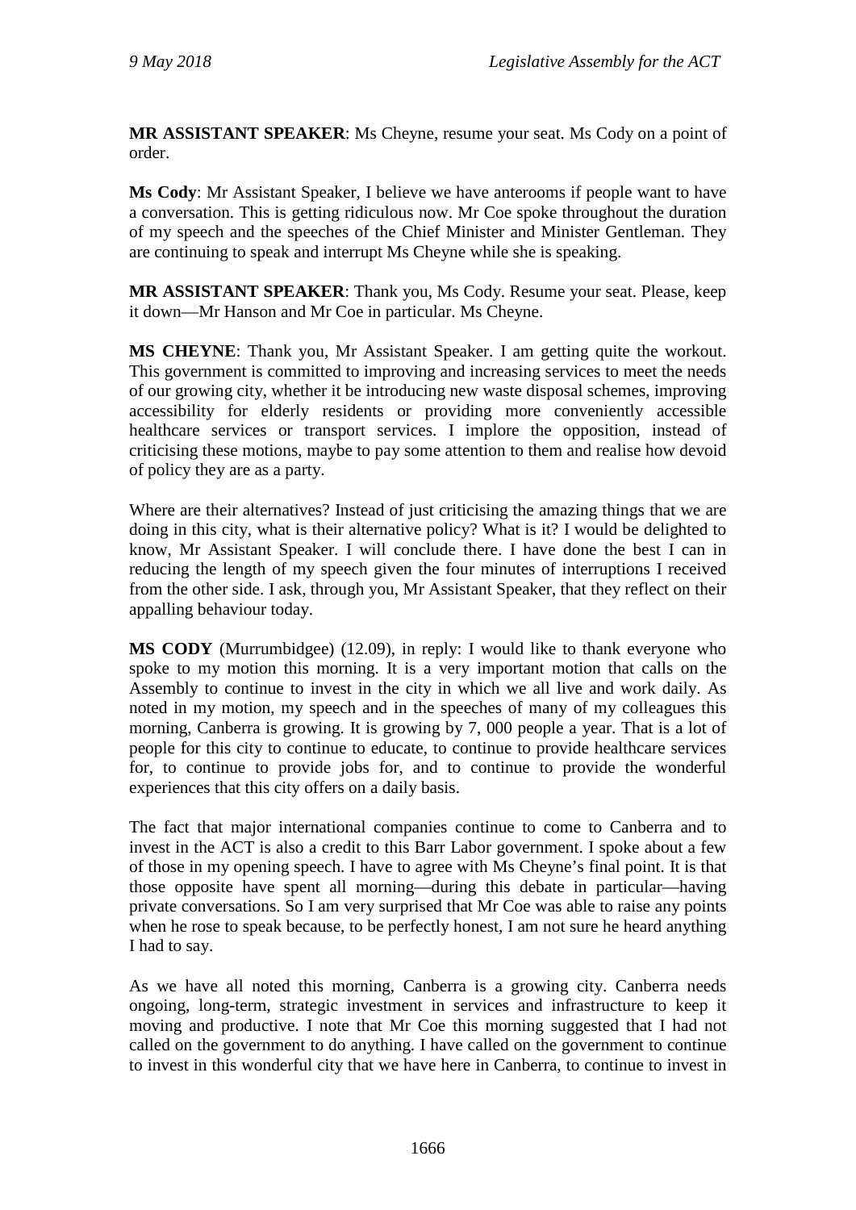**MR ASSISTANT SPEAKER**: Ms Cheyne, resume your seat. Ms Cody on a point of order.

**Ms Cody**: Mr Assistant Speaker, I believe we have anterooms if people want to have a conversation. This is getting ridiculous now. Mr Coe spoke throughout the duration of my speech and the speeches of the Chief Minister and Minister Gentleman. They are continuing to speak and interrupt Ms Cheyne while she is speaking.

**MR ASSISTANT SPEAKER**: Thank you, Ms Cody. Resume your seat. Please, keep it down—Mr Hanson and Mr Coe in particular. Ms Cheyne.

**MS CHEYNE**: Thank you, Mr Assistant Speaker. I am getting quite the workout. This government is committed to improving and increasing services to meet the needs of our growing city, whether it be introducing new waste disposal schemes, improving accessibility for elderly residents or providing more conveniently accessible healthcare services or transport services. I implore the opposition, instead of criticising these motions, maybe to pay some attention to them and realise how devoid of policy they are as a party.

Where are their alternatives? Instead of just criticising the amazing things that we are doing in this city, what is their alternative policy? What is it? I would be delighted to know, Mr Assistant Speaker. I will conclude there. I have done the best I can in reducing the length of my speech given the four minutes of interruptions I received from the other side. I ask, through you, Mr Assistant Speaker, that they reflect on their appalling behaviour today.

**MS CODY** (Murrumbidgee) (12.09), in reply: I would like to thank everyone who spoke to my motion this morning. It is a very important motion that calls on the Assembly to continue to invest in the city in which we all live and work daily. As noted in my motion, my speech and in the speeches of many of my colleagues this morning, Canberra is growing. It is growing by 7, 000 people a year. That is a lot of people for this city to continue to educate, to continue to provide healthcare services for, to continue to provide jobs for, and to continue to provide the wonderful experiences that this city offers on a daily basis.

The fact that major international companies continue to come to Canberra and to invest in the ACT is also a credit to this Barr Labor government. I spoke about a few of those in my opening speech. I have to agree with Ms Cheyne's final point. It is that those opposite have spent all morning—during this debate in particular—having private conversations. So I am very surprised that Mr Coe was able to raise any points when he rose to speak because, to be perfectly honest, I am not sure he heard anything I had to say.

As we have all noted this morning, Canberra is a growing city. Canberra needs ongoing, long-term, strategic investment in services and infrastructure to keep it moving and productive. I note that Mr Coe this morning suggested that I had not called on the government to do anything. I have called on the government to continue to invest in this wonderful city that we have here in Canberra, to continue to invest in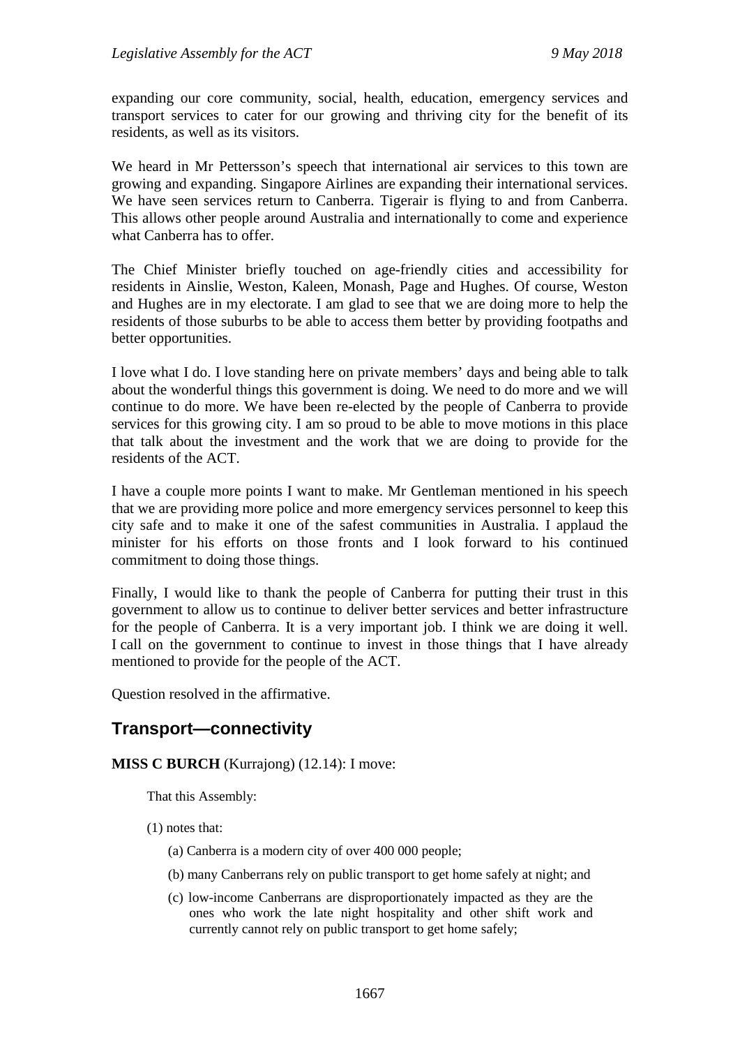expanding our core community, social, health, education, emergency services and transport services to cater for our growing and thriving city for the benefit of its residents, as well as its visitors.

We heard in Mr Pettersson's speech that international air services to this town are growing and expanding. Singapore Airlines are expanding their international services. We have seen services return to Canberra. Tigerair is flying to and from Canberra. This allows other people around Australia and internationally to come and experience what Canberra has to offer.

The Chief Minister briefly touched on age-friendly cities and accessibility for residents in Ainslie, Weston, Kaleen, Monash, Page and Hughes. Of course, Weston and Hughes are in my electorate. I am glad to see that we are doing more to help the residents of those suburbs to be able to access them better by providing footpaths and better opportunities.

I love what I do. I love standing here on private members' days and being able to talk about the wonderful things this government is doing. We need to do more and we will continue to do more. We have been re-elected by the people of Canberra to provide services for this growing city. I am so proud to be able to move motions in this place that talk about the investment and the work that we are doing to provide for the residents of the ACT.

I have a couple more points I want to make. Mr Gentleman mentioned in his speech that we are providing more police and more emergency services personnel to keep this city safe and to make it one of the safest communities in Australia. I applaud the minister for his efforts on those fronts and I look forward to his continued commitment to doing those things.

Finally, I would like to thank the people of Canberra for putting their trust in this government to allow us to continue to deliver better services and better infrastructure for the people of Canberra. It is a very important job. I think we are doing it well. I call on the government to continue to invest in those things that I have already mentioned to provide for the people of the ACT.

Question resolved in the affirmative.

## Transport—connectivity

**MISS C BURCH** (Kurrajong) (12.14): I move:

That this Assembly:

(1) notes that:

(a) Canberra is a modern city of over 400 000 people;

(b) many Canberrans rely on public transport to get home safely at night; and

(c) low-income Canberrans are disproportionately impacted as they are the ones who work the late night hospitality and other shift work and currently cannot rely on public transport to get home safely;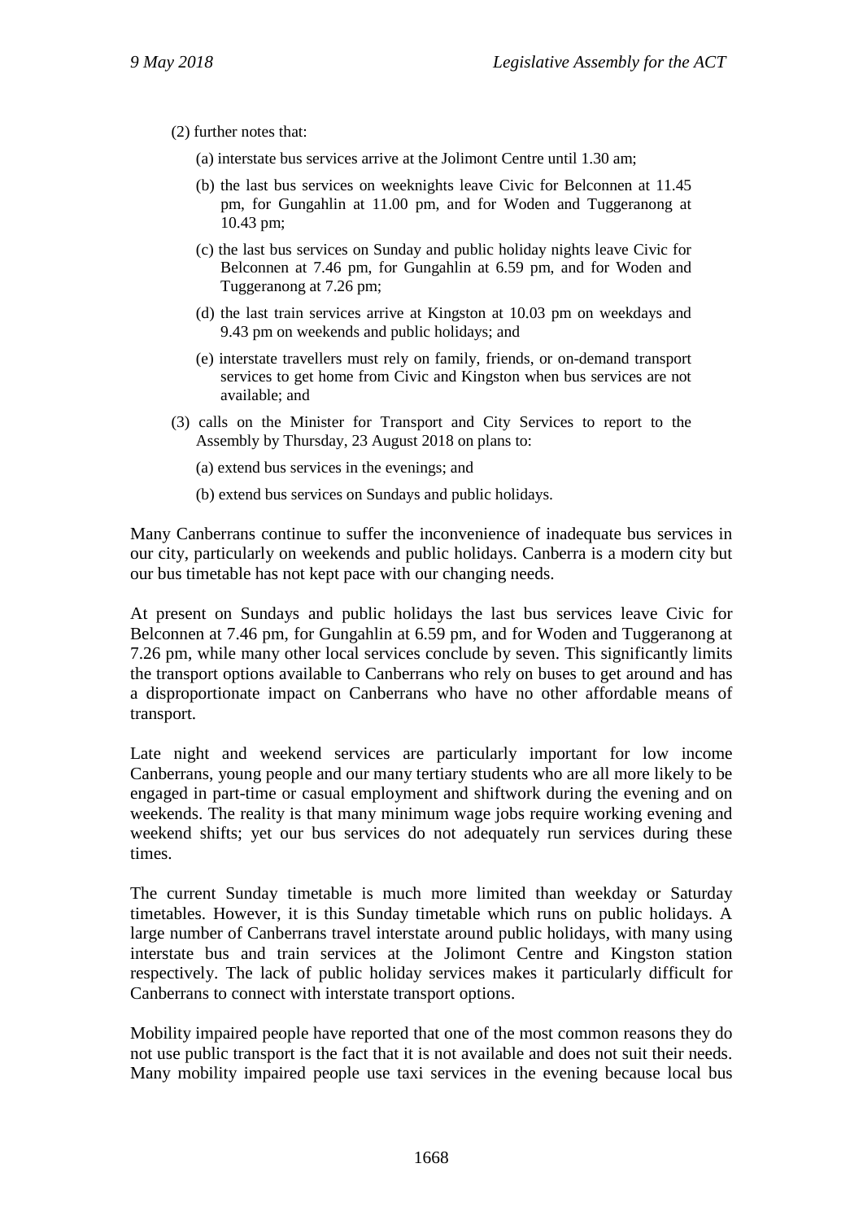(2) further notes that:

(a) interstate bus services arrive at the Jolimont Centre until 1.30 am;

(b) the last bus services on weeknights leave Civic for Belconnen at 11.45 pm, for Gungahlin at 11.00 pm, and for Woden and Tuggeranong at 10.43 pm;

(c) the last bus services on Sunday and public holiday nights leave Civic for Belconnen at 7.46 pm, for Gungahlin at 6.59 pm, and for Woden and Tuggeranong at 7.26 pm;

(d) the last train services arrive at Kingston at 10.03 pm on weekdays and 9.43 pm on weekends and public holidays; and

(e) interstate travellers must rely on family, friends, or on-demand transport services to get home from Civic and Kingston when bus services are not available; and

(3) calls on the Minister for Transport and City Services to report to the Assembly by Thursday, 23 August 2018 on plans to:

(a) extend bus services in the evenings; and

(b) extend bus services on Sundays and public holidays.

Many Canberrans continue to suffer the inconvenience of inadequate bus services in our city, particularly on weekends and public holidays. Canberra is a modern city but our bus timetable has not kept pace with our changing needs.

At present on Sundays and public holidays the last bus services leave Civic for Belconnen at 7.46 pm, for Gungahlin at 6.59 pm, and for Woden and Tuggeranong at 7.26 pm, while many other local services conclude by seven. This significantly limits the transport options available to Canberrans who rely on buses to get around and has a disproportionate impact on Canberrans who have no other affordable means of transport.

Late night and weekend services are particularly important for low income Canberrans, young people and our many tertiary students who are all more likely to be engaged in part-time or casual employment and shiftwork during the evening and on weekends. The reality is that many minimum wage jobs require working evening and weekend shifts; yet our bus services do not adequately run services during these times.

The current Sunday timetable is much more limited than weekday or Saturday timetables. However, it is this Sunday timetable which runs on public holidays. A large number of Canberrans travel interstate around public holidays, with many using interstate bus and train services at the Jolimont Centre and Kingston station respectively. The lack of public holiday services makes it particularly difficult for Canberrans to connect with interstate transport options.

Mobility impaired people have reported that one of the most common reasons they do not use public transport is the fact that it is not available and does not suit their needs. Many mobility impaired people use taxi services in the evening because local bus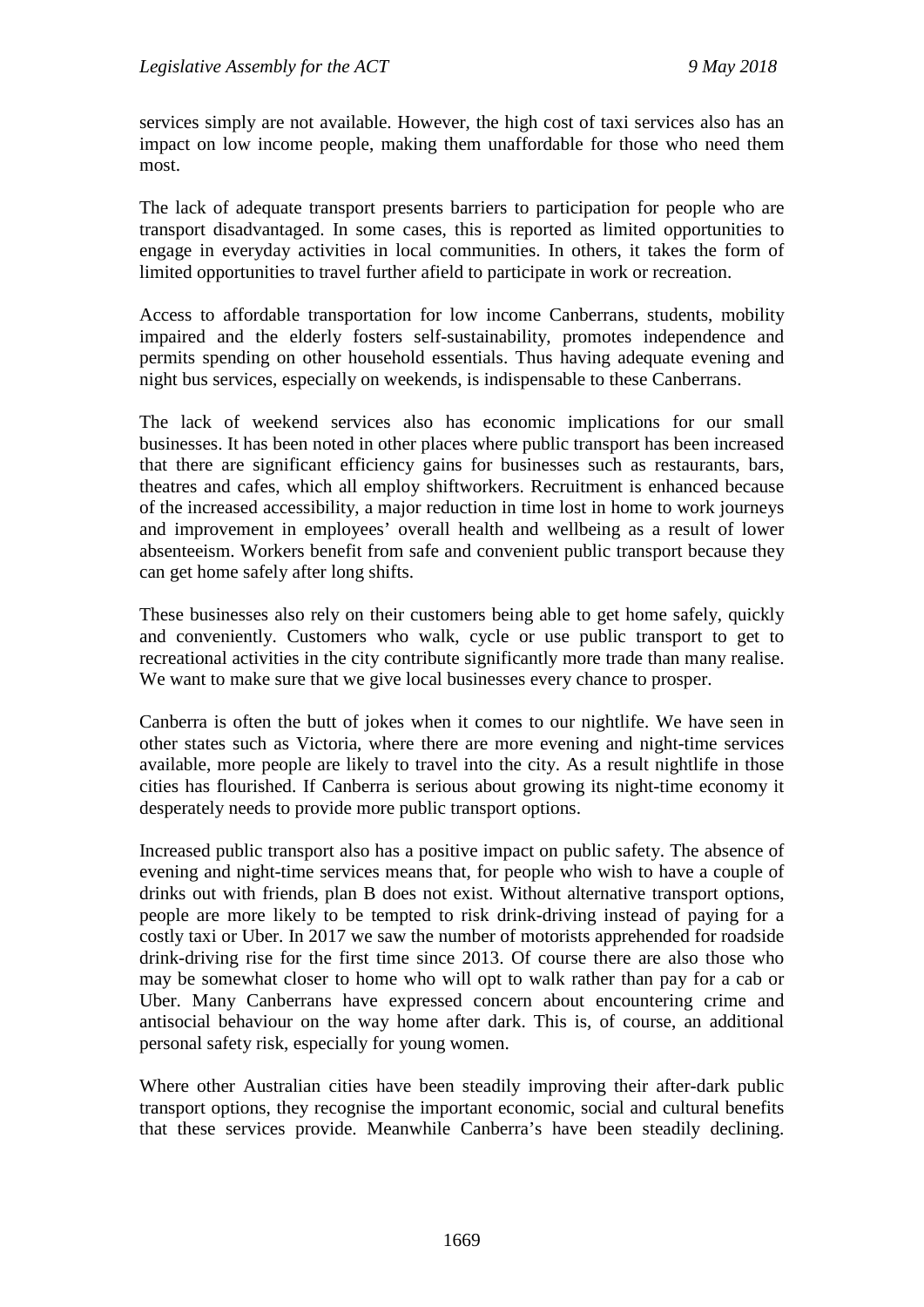services simply are not available. However, the high cost of taxi services also has an impact on low income people, making them unaffordable for those who need them most.

The lack of adequate transport presents barriers to participation for people who are transport disadvantaged. In some cases, this is reported as limited opportunities to engage in everyday activities in local communities. In others, it takes the form of limited opportunities to travel further afield to participate in work or recreation.

Access to affordable transportation for low income Canberrans, students, mobility impaired and the elderly fosters self-sustainability, promotes independence and permits spending on other household essentials. Thus having adequate evening and night bus services, especially on weekends, is indispensable to these Canberrans.

The lack of weekend services also has economic implications for our small businesses. It has been noted in other places where public transport has been increased that there are significant efficiency gains for businesses such as restaurants, bars, theatres and cafes, which all employ shiftworkers. Recruitment is enhanced because of the increased accessibility, a major reduction in time lost in home to work journeys and improvement in employees' overall health and wellbeing as a result of lower absenteeism. Workers benefit from safe and convenient public transport because they can get home safely after long shifts.

These businesses also rely on their customers being able to get home safely, quickly and conveniently. Customers who walk, cycle or use public transport to get to recreational activities in the city contribute significantly more trade than many realise. We want to make sure that we give local businesses every chance to prosper.

Canberra is often the butt of jokes when it comes to our nightlife. We have seen in other states such as Victoria, where there are more evening and night-time services available, more people are likely to travel into the city. As a result nightlife in those cities has flourished. If Canberra is serious about growing its night-time economy it desperately needs to provide more public transport options.

Increased public transport also has a positive impact on public safety. The absence of evening and night-time services means that, for people who wish to have a couple of drinks out with friends, plan B does not exist. Without alternative transport options, people are more likely to be tempted to risk drink-driving instead of paying for a costly taxi or Uber. In 2017 we saw the number of motorists apprehended for roadside drink-driving rise for the first time since 2013. Of course there are also those who may be somewhat closer to home who will opt to walk rather than pay for a cab or Uber. Many Canberrans have expressed concern about encountering crime and antisocial behaviour on the way home after dark. This is, of course, an additional personal safety risk, especially for young women.

Where other Australian cities have been steadily improving their after-dark public transport options, they recognise the important economic, social and cultural benefits that these services provide. Meanwhile Canberra's have been steadily declining.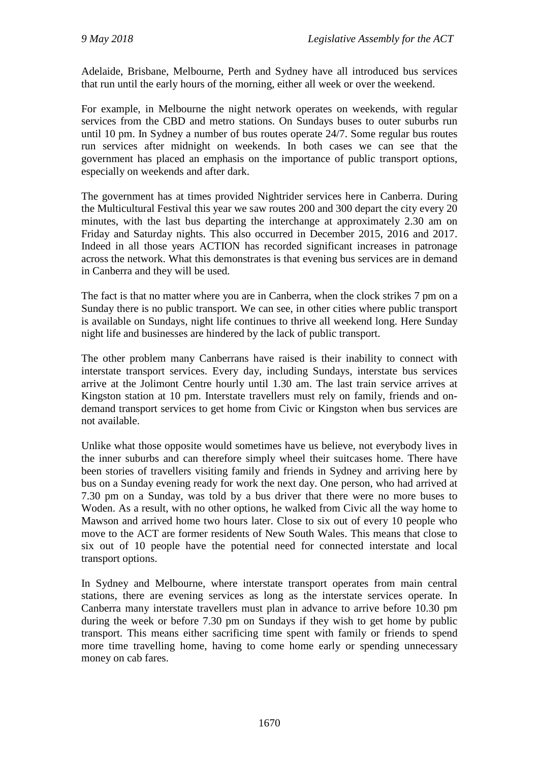Adelaide, Brisbane, Melbourne, Perth and Sydney have all introduced bus services that run until the early hours of the morning, either all week or over the weekend.

For example, in Melbourne the night network operates on weekends, with regular services from the CBD and metro stations. On Sundays buses to outer suburbs run until 10 pm. In Sydney a number of bus routes operate 24/7. Some regular bus routes run services after midnight on weekends. In both cases we can see that the government has placed an emphasis on the importance of public transport options, especially on weekends and after dark.

The government has at times provided Nightrider services here in Canberra. During the Multicultural Festival this year we saw routes 200 and 300 depart the city every 20 minutes, with the last bus departing the interchange at approximately 2.30 am on Friday and Saturday nights. This also occurred in December 2015, 2016 and 2017. Indeed in all those years ACTION has recorded significant increases in patronage across the network. What this demonstrates is that evening bus services are in demand in Canberra and they will be used.

The fact is that no matter where you are in Canberra, when the clock strikes 7 pm on a Sunday there is no public transport. We can see, in other cities where public transport is available on Sundays, night life continues to thrive all weekend long. Here Sunday night life and businesses are hindered by the lack of public transport.

The other problem many Canberrans have raised is their inability to connect with interstate transport services. Every day, including Sundays, interstate bus services arrive at the Jolimont Centre hourly until 1.30 am. The last train service arrives at Kingston station at 10 pm. Interstate travellers must rely on family, friends and on-demand transport services to get home from Civic or Kingston when bus services are not available.

Unlike what those opposite would sometimes have us believe, not everybody lives in the inner suburbs and can therefore simply wheel their suitcases home. There have been stories of travellers visiting family and friends in Sydney and arriving here by bus on a Sunday evening ready for work the next day. One person, who had arrived at 7.30 pm on a Sunday, was told by a bus driver that there were no more buses to Woden. As a result, with no other options, he walked from Civic all the way home to Mawson and arrived home two hours later. Close to six out of every 10 people who move to the ACT are former residents of New South Wales. This means that close to six out of 10 people have the potential need for connected interstate and local transport options.

In Sydney and Melbourne, where interstate transport operates from main central stations, there are evening services as long as the interstate services operate. In Canberra many interstate travellers must plan in advance to arrive before 10.30 pm during the week or before 7.30 pm on Sundays if they wish to get home by public transport. This means either sacrificing time spent with family or friends to spend more time travelling home, having to come home early or spending unnecessary money on cab fares.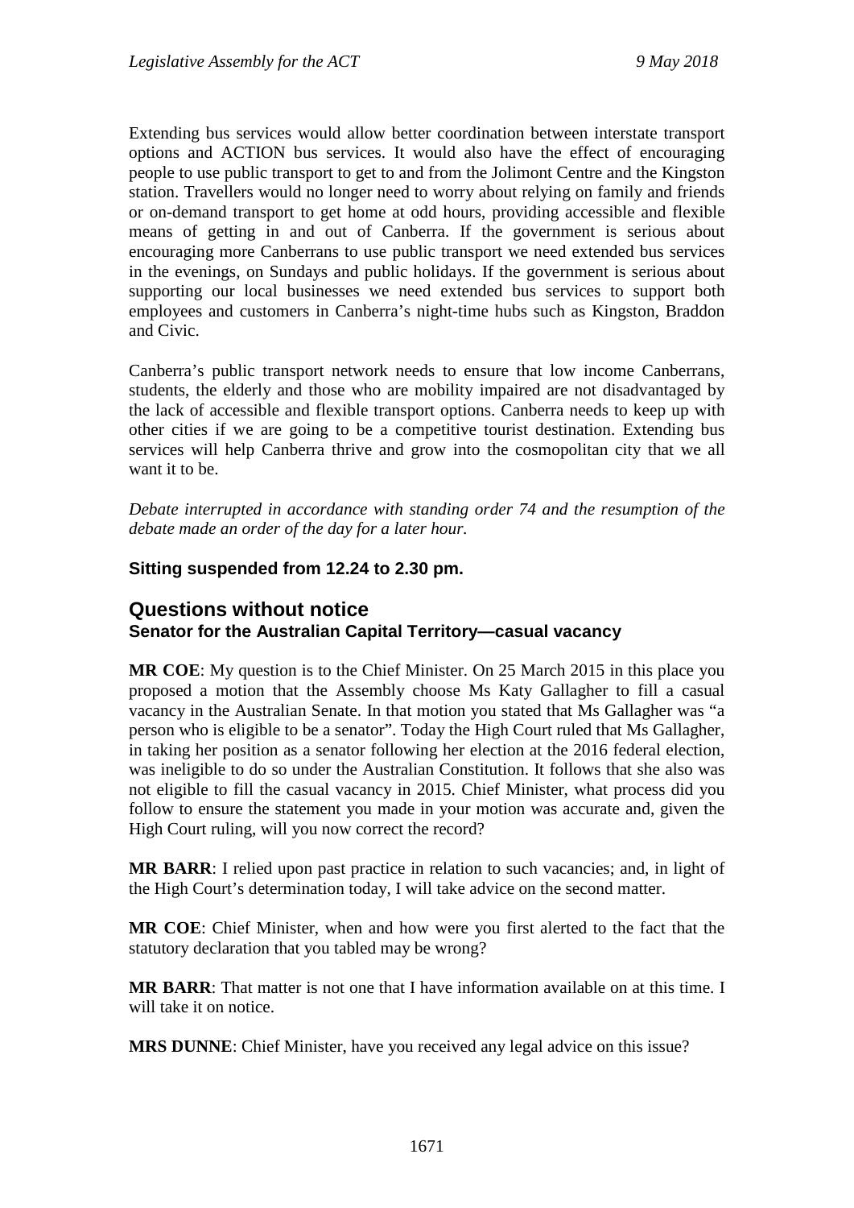Extending bus services would allow better coordination between interstate transport options and ACTION bus services. It would also have the effect of encouraging people to use public transport to get to and from the Jolimont Centre and the Kingston station. Travellers would no longer need to worry about relying on family and friends or on-demand transport to get home at odd hours, providing accessible and flexible means of getting in and out of Canberra. If the government is serious about encouraging more Canberrans to use public transport we need extended bus services in the evenings, on Sundays and public holidays. If the government is serious about supporting our local businesses we need extended bus services to support both employees and customers in Canberra's night-time hubs such as Kingston, Braddon and Civic.

Canberra's public transport network needs to ensure that low income Canberrans, students, the elderly and those who are mobility impaired are not disadvantaged by the lack of accessible and flexible transport options. Canberra needs to keep up with other cities if we are going to be a competitive tourist destination. Extending bus services will help Canberra thrive and grow into the cosmopolitan city that we all want it to be.

*Debate interrupted in accordance with standing order 74 and the resumption of the debate made an order of the day for a later hour.*

**Sitting suspended from 12.24 to 2.30 pm.**

## Questions without notice

### Senator for the Australian Capital Territory—casual vacancy

**MR COE**: My question is to the Chief Minister. On 25 March 2015 in this place you proposed a motion that the Assembly choose Ms Katy Gallagher to fill a casual vacancy in the Australian Senate. In that motion you stated that Ms Gallagher was "a person who is eligible to be a senator". Today the High Court ruled that Ms Gallagher, in taking her position as a senator following her election at the 2016 federal election, was ineligible to do so under the Australian Constitution. It follows that she also was not eligible to fill the casual vacancy in 2015. Chief Minister, what process did you follow to ensure the statement you made in your motion was accurate and, given the High Court ruling, will you now correct the record?

**MR BARR**: I relied upon past practice in relation to such vacancies; and, in light of the High Court's determination today, I will take advice on the second matter.

**MR COE**: Chief Minister, when and how were you first alerted to the fact that the statutory declaration that you tabled may be wrong?

**MR BARR**: That matter is not one that I have information available on at this time. I will take it on notice.

**MRS DUNNE**: Chief Minister, have you received any legal advice on this issue?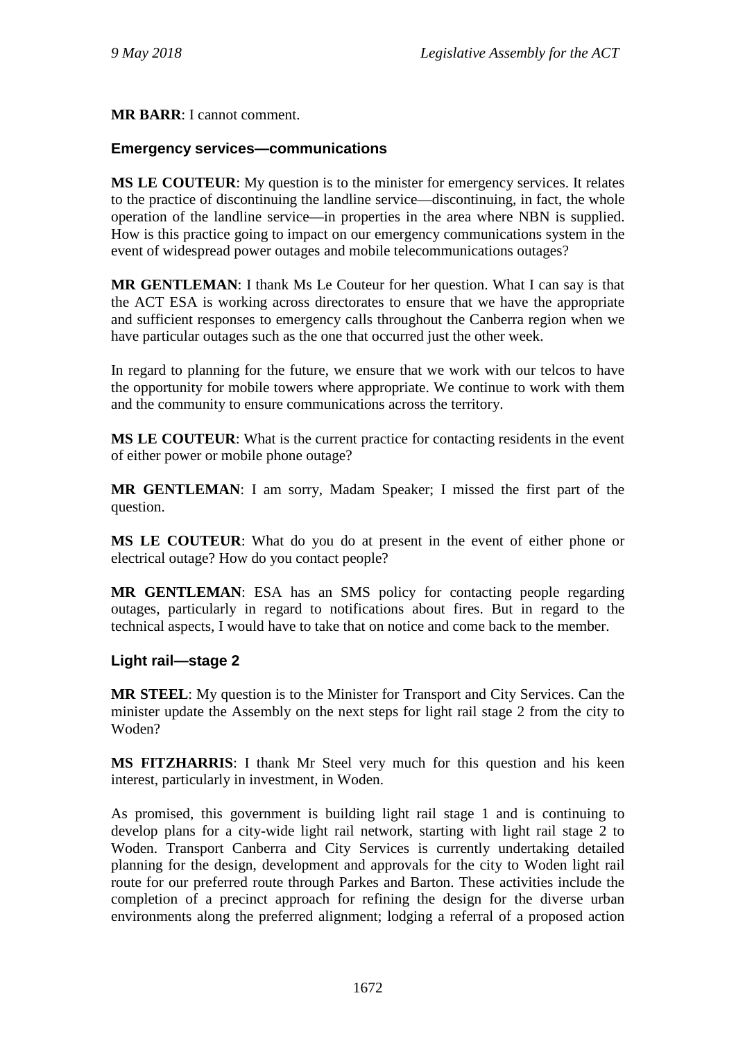**MR BARR**: I cannot comment.

### Emergency services—communications

**MS LE COUTEUR**: My question is to the minister for emergency services. It relates to the practice of discontinuing the landline service—discontinuing, in fact, the whole operation of the landline service—in properties in the area where NBN is supplied. How is this practice going to impact on our emergency communications system in the event of widespread power outages and mobile telecommunications outages?

**MR GENTLEMAN**: I thank Ms Le Couteur for her question. What I can say is that the ACT ESA is working across directorates to ensure that we have the appropriate and sufficient responses to emergency calls throughout the Canberra region when we have particular outages such as the one that occurred just the other week.

In regard to planning for the future, we ensure that we work with our telcos to have the opportunity for mobile towers where appropriate. We continue to work with them and the community to ensure communications across the territory.

**MS LE COUTEUR**: What is the current practice for contacting residents in the event of either power or mobile phone outage?

**MR GENTLEMAN**: I am sorry, Madam Speaker; I missed the first part of the question.

**MS LE COUTEUR**: What do you do at present in the event of either phone or electrical outage? How do you contact people?

**MR GENTLEMAN**: ESA has an SMS policy for contacting people regarding outages, particularly in regard to notifications about fires. But in regard to the technical aspects, I would have to take that on notice and come back to the member.

### Light rail—stage 2

**MR STEEL**: My question is to the Minister for Transport and City Services. Can the minister update the Assembly on the next steps for light rail stage 2 from the city to Woden?

**MS FITZHARRIS**: I thank Mr Steel very much for this question and his keen interest, particularly in investment, in Woden.

As promised, this government is building light rail stage 1 and is continuing to develop plans for a city-wide light rail network, starting with light rail stage 2 to Woden. Transport Canberra and City Services is currently undertaking detailed planning for the design, development and approvals for the city to Woden light rail route for our preferred route through Parkes and Barton. These activities include the completion of a precinct approach for refining the design for the diverse urban environments along the preferred alignment; lodging a referral of a proposed action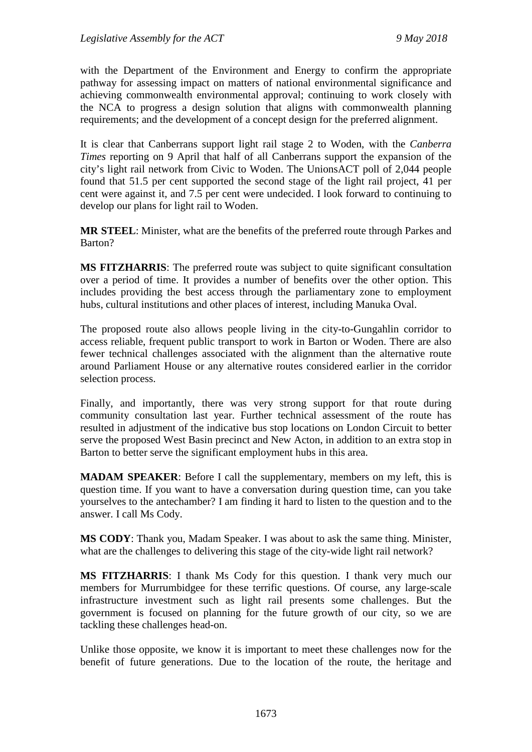with the Department of the Environment and Energy to confirm the appropriate pathway for assessing impact on matters of national environmental significance and achieving commonwealth environmental approval; continuing to work closely with the NCA to progress a design solution that aligns with commonwealth planning requirements; and the development of a concept design for the preferred alignment.

It is clear that Canberrans support light rail stage 2 to Woden, with the *Canberra Times* reporting on 9 April that half of all Canberrans support the expansion of the city's light rail network from Civic to Woden. The UnionsACT poll of 2,044 people found that 51.5 per cent supported the second stage of the light rail project, 41 per cent were against it, and 7.5 per cent were undecided. I look forward to continuing to develop our plans for light rail to Woden.

**MR STEEL**: Minister, what are the benefits of the preferred route through Parkes and Barton?

**MS FITZHARRIS**: The preferred route was subject to quite significant consultation over a period of time. It provides a number of benefits over the other option. This includes providing the best access through the parliamentary zone to employment hubs, cultural institutions and other places of interest, including Manuka Oval.

The proposed route also allows people living in the city-to-Gungahlin corridor to access reliable, frequent public transport to work in Barton or Woden. There are also fewer technical challenges associated with the alignment than the alternative route around Parliament House or any alternative routes considered earlier in the corridor selection process.

Finally, and importantly, there was very strong support for that route during community consultation last year. Further technical assessment of the route has resulted in adjustment of the indicative bus stop locations on London Circuit to better serve the proposed West Basin precinct and New Acton, in addition to an extra stop in Barton to better serve the significant employment hubs in this area.

**MADAM SPEAKER**: Before I call the supplementary, members on my left, this is question time. If you want to have a conversation during question time, can you take yourselves to the antechamber? I am finding it hard to listen to the question and to the answer. I call Ms Cody.

**MS CODY**: Thank you, Madam Speaker. I was about to ask the same thing. Minister, what are the challenges to delivering this stage of the city-wide light rail network?

**MS FITZHARRIS**: I thank Ms Cody for this question. I thank very much our members for Murrumbidgee for these terrific questions. Of course, any large-scale infrastructure investment such as light rail presents some challenges. But the government is focused on planning for the future growth of our city, so we are tackling these challenges head-on.

Unlike those opposite, we know it is important to meet these challenges now for the benefit of future generations. Due to the location of the route, the heritage and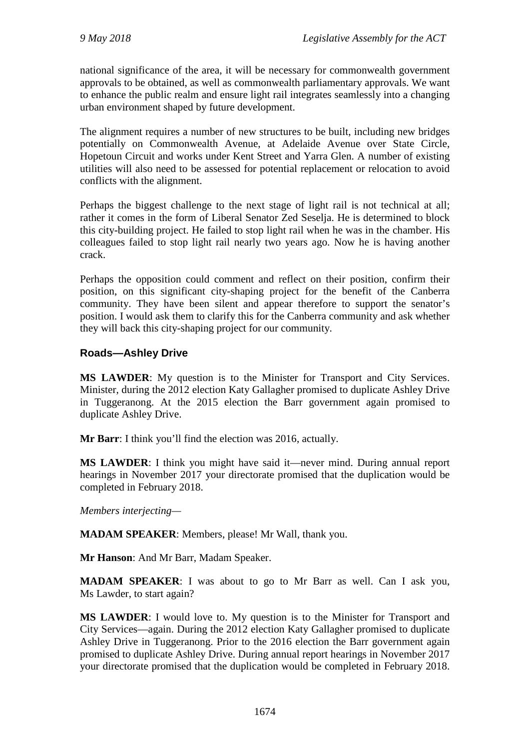national significance of the area, it will be necessary for commonwealth government approvals to be obtained, as well as commonwealth parliamentary approvals. We want to enhance the public realm and ensure light rail integrates seamlessly into a changing urban environment shaped by future development.

The alignment requires a number of new structures to be built, including new bridges potentially on Commonwealth Avenue, at Adelaide Avenue over State Circle, Hopetoun Circuit and works under Kent Street and Yarra Glen. A number of existing utilities will also need to be assessed for potential replacement or relocation to avoid conflicts with the alignment.

Perhaps the biggest challenge to the next stage of light rail is not technical at all; rather it comes in the form of Liberal Senator Zed Seselja. He is determined to block this city-building project. He failed to stop light rail when he was in the chamber. His colleagues failed to stop light rail nearly two years ago. Now he is having another crack.

Perhaps the opposition could comment and reflect on their position, confirm their position, on this significant city-shaping project for the benefit of the Canberra community. They have been silent and appear therefore to support the senator's position. I would ask them to clarify this for the Canberra community and ask whether they will back this city-shaping project for our community.

### Roads—Ashley Drive

**MS LAWDER**: My question is to the Minister for Transport and City Services. Minister, during the 2012 election Katy Gallagher promised to duplicate Ashley Drive in Tuggeranong. At the 2015 election the Barr government again promised to duplicate Ashley Drive.

**Mr Barr**: I think you'll find the election was 2016, actually.

**MS LAWDER**: I think you might have said it—never mind. During annual report hearings in November 2017 your directorate promised that the duplication would be completed in February 2018.

*Members interjecting*—

**MADAM SPEAKER**: Members, please! Mr Wall, thank you.

**Mr Hanson**: And Mr Barr, Madam Speaker.

**MADAM SPEAKER**: I was about to go to Mr Barr as well. Can I ask you, Ms Lawder, to start again?

**MS LAWDER**: I would love to. My question is to the Minister for Transport and City Services—again. During the 2012 election Katy Gallagher promised to duplicate Ashley Drive in Tuggeranong. Prior to the 2016 election the Barr government again promised to duplicate Ashley Drive. During annual report hearings in November 2017 your directorate promised that the duplication would be completed in February 2018.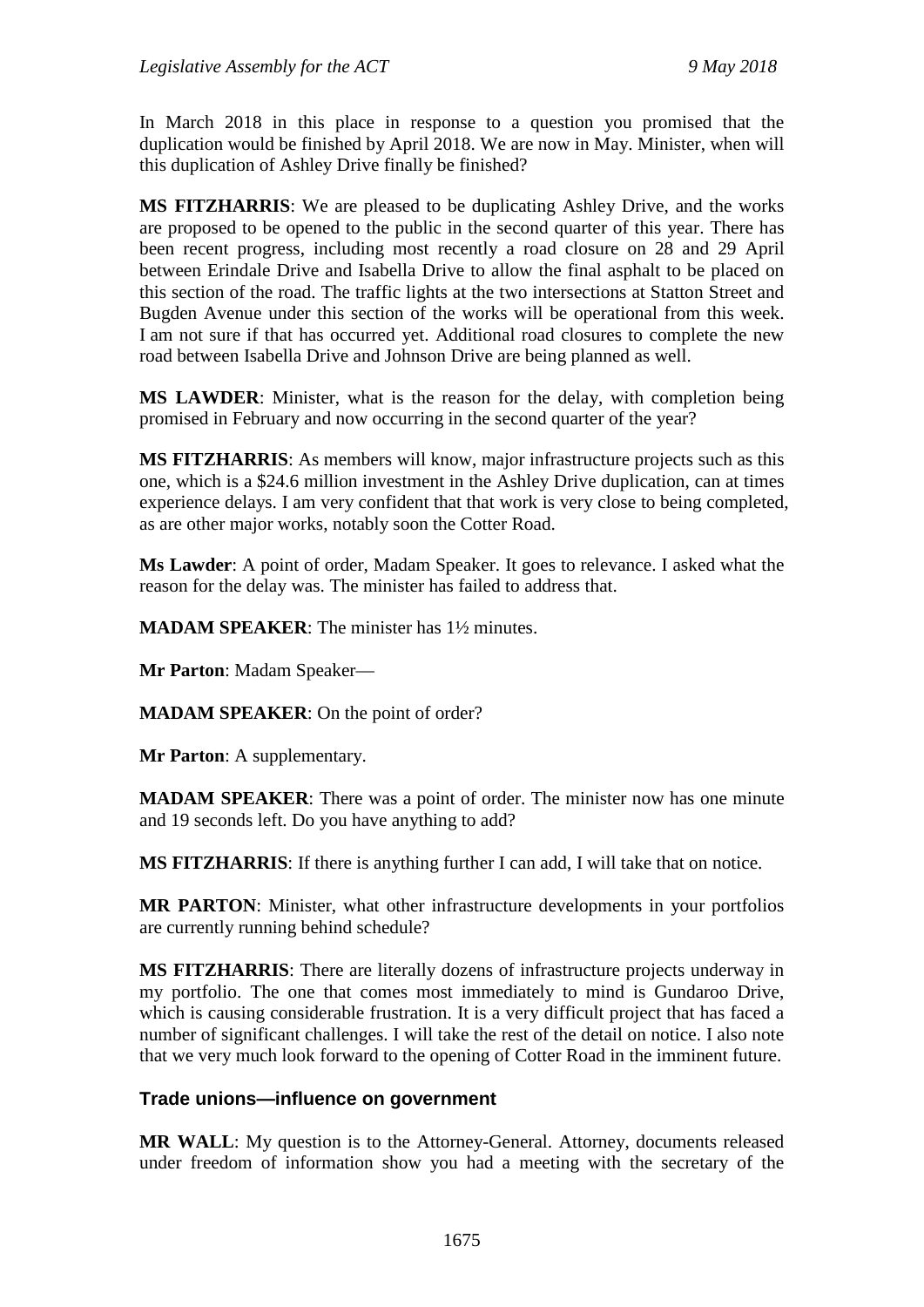In March 2018 in this place in response to a question you promised that the duplication would be finished by April 2018. We are now in May. Minister, when will this duplication of Ashley Drive finally be finished?

**MS FITZHARRIS**: We are pleased to be duplicating Ashley Drive, and the works are proposed to be opened to the public in the second quarter of this year. There has been recent progress, including most recently a road closure on 28 and 29 April between Erindale Drive and Isabella Drive to allow the final asphalt to be placed on this section of the road. The traffic lights at the two intersections at Statton Street and Bugden Avenue under this section of the works will be operational from this week. I am not sure if that has occurred yet. Additional road closures to complete the new road between Isabella Drive and Johnson Drive are being planned as well.

**MS LAWDER**: Minister, what is the reason for the delay, with completion being promised in February and now occurring in the second quarter of the year?

**MS FITZHARRIS**: As members will know, major infrastructure projects such as this one, which is a $24.6 million investment in the Ashley Drive duplication, can at times experience delays. I am very confident that that work is very close to being completed, as are other major works, notably soon the Cotter Road.

**Ms Lawder**: A point of order, Madam Speaker. It goes to relevance. I asked what the reason for the delay was. The minister has failed to address that.

**MADAM SPEAKER**: The minister has 1½ minutes.

**Mr Parton**: Madam Speaker—

**MADAM SPEAKER**: On the point of order?

**Mr Parton**: A supplementary.

**MADAM SPEAKER**: There was a point of order. The minister now has one minute and 19 seconds left. Do you have anything to add?

**MS FITZHARRIS**: If there is anything further I can add, I will take that on notice.

**MR PARTON**: Minister, what other infrastructure developments in your portfolios are currently running behind schedule?

**MS FITZHARRIS**: There are literally dozens of infrastructure projects underway in my portfolio. The one that comes most immediately to mind is Gundaroo Drive, which is causing considerable frustration. It is a very difficult project that has faced a number of significant challenges. I will take the rest of the detail on notice. I also note that we very much look forward to the opening of Cotter Road in the imminent future.

### Trade unions—influence on government

**MR WALL**: My question is to the Attorney-General. Attorney, documents released under freedom of information show you had a meeting with the secretary of the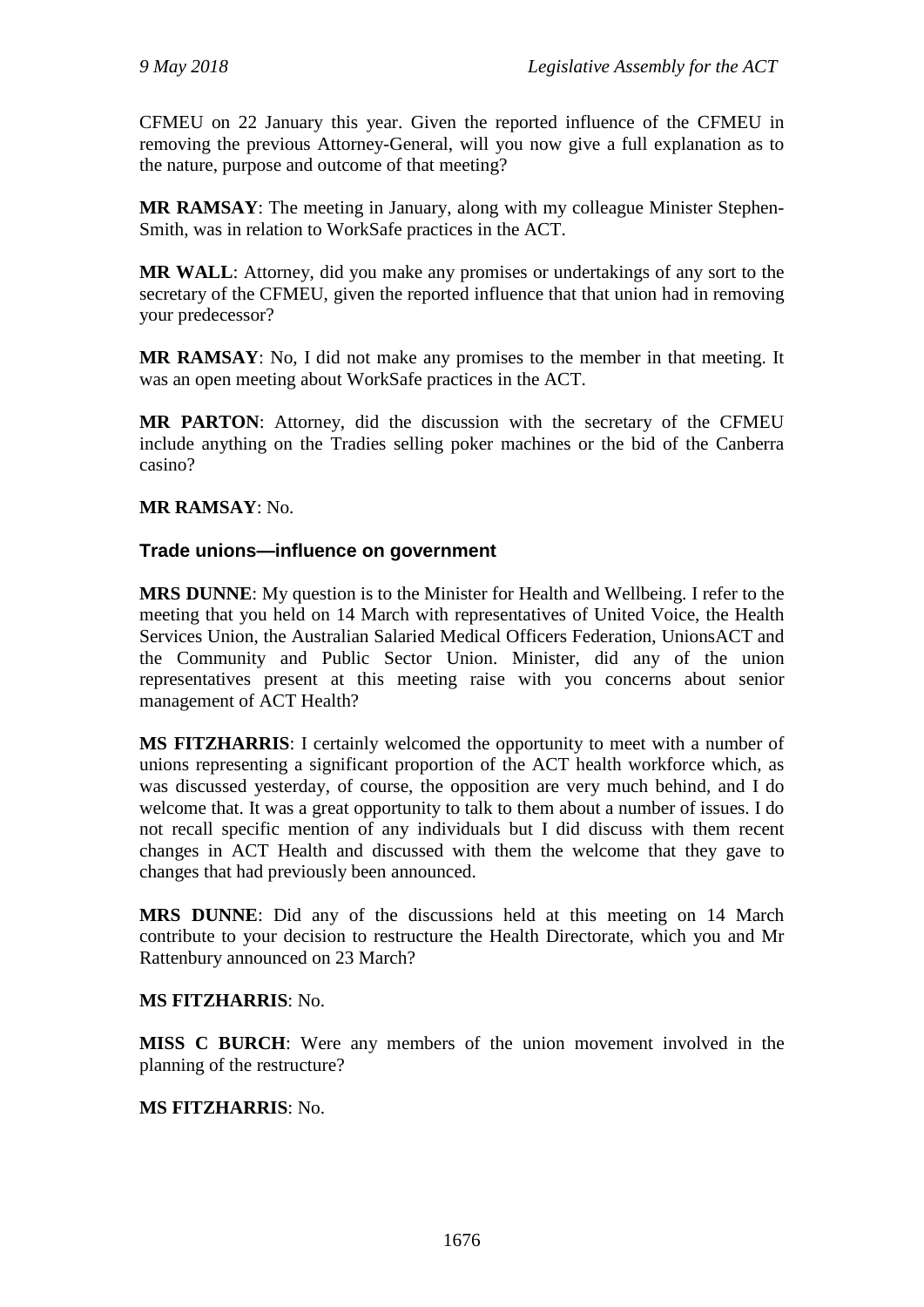CFMEU on 22 January this year. Given the reported influence of the CFMEU in removing the previous Attorney-General, will you now give a full explanation as to the nature, purpose and outcome of that meeting?

**MR RAMSAY**: The meeting in January, along with my colleague Minister Stephen-Smith, was in relation to WorkSafe practices in the ACT.

**MR WALL**: Attorney, did you make any promises or undertakings of any sort to the secretary of the CFMEU, given the reported influence that that union had in removing your predecessor?

**MR RAMSAY**: No, I did not make any promises to the member in that meeting. It was an open meeting about WorkSafe practices in the ACT.

**MR PARTON**: Attorney, did the discussion with the secretary of the CFMEU include anything on the Tradies selling poker machines or the bid of the Canberra casino?

**MR RAMSAY**: No.

### Trade unions—influence on government

**MRS DUNNE**: My question is to the Minister for Health and Wellbeing. I refer to the meeting that you held on 14 March with representatives of United Voice, the Health Services Union, the Australian Salaried Medical Officers Federation, UnionsACT and the Community and Public Sector Union. Minister, did any of the union representatives present at this meeting raise with you concerns about senior management of ACT Health?

**MS FITZHARRIS**: I certainly welcomed the opportunity to meet with a number of unions representing a significant proportion of the ACT health workforce which, as was discussed yesterday, of course, the opposition are very much behind, and I do welcome that. It was a great opportunity to talk to them about a number of issues. I do not recall specific mention of any individuals but I did discuss with them recent changes in ACT Health and discussed with them the welcome that they gave to changes that had previously been announced.

**MRS DUNNE**: Did any of the discussions held at this meeting on 14 March contribute to your decision to restructure the Health Directorate, which you and Mr Rattenbury announced on 23 March?

**MS FITZHARRIS**: No.

**MISS C BURCH**: Were any members of the union movement involved in the planning of the restructure?

**MS FITZHARRIS**: No.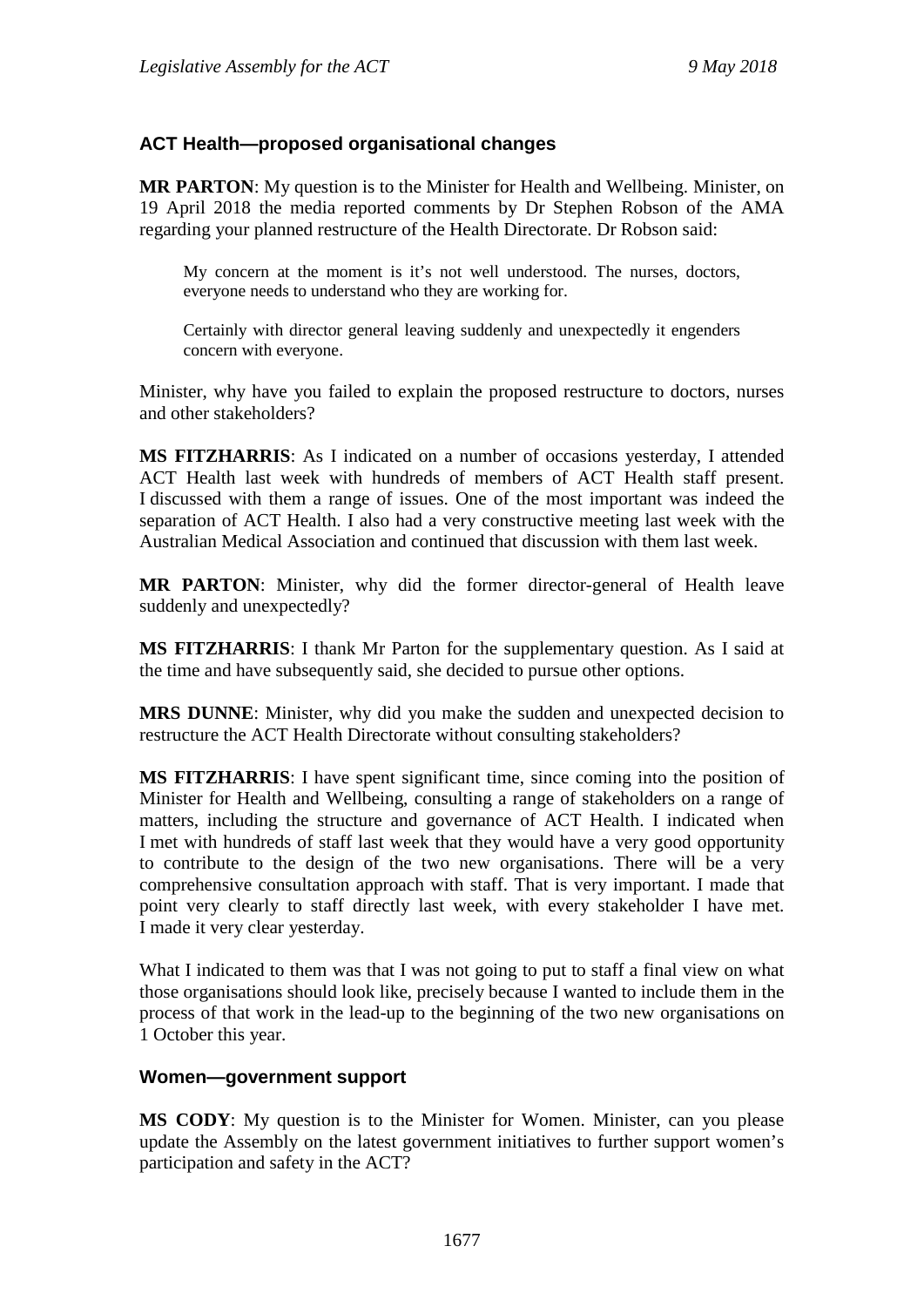### ACT Health—proposed organisational changes

**MR PARTON**: My question is to the Minister for Health and Wellbeing. Minister, on 19 April 2018 the media reported comments by Dr Stephen Robson of the AMA regarding your planned restructure of the Health Directorate. Dr Robson said:

> My concern at the moment is it's not well understood. The nurses, doctors, everyone needs to understand who they are working for.
>
> Certainly with director general leaving suddenly and unexpectedly it engenders concern with everyone.

Minister, why have you failed to explain the proposed restructure to doctors, nurses and other stakeholders?

**MS FITZHARRIS**: As I indicated on a number of occasions yesterday, I attended ACT Health last week with hundreds of members of ACT Health staff present. I discussed with them a range of issues. One of the most important was indeed the separation of ACT Health. I also had a very constructive meeting last week with the Australian Medical Association and continued that discussion with them last week.

**MR PARTON**: Minister, why did the former director-general of Health leave suddenly and unexpectedly?

**MS FITZHARRIS**: I thank Mr Parton for the supplementary question. As I said at the time and have subsequently said, she decided to pursue other options.

**MRS DUNNE**: Minister, why did you make the sudden and unexpected decision to restructure the ACT Health Directorate without consulting stakeholders?

**MS FITZHARRIS**: I have spent significant time, since coming into the position of Minister for Health and Wellbeing, consulting a range of stakeholders on a range of matters, including the structure and governance of ACT Health. I indicated when I met with hundreds of staff last week that they would have a very good opportunity to contribute to the design of the two new organisations. There will be a very comprehensive consultation approach with staff. That is very important. I made that point very clearly to staff directly last week, with every stakeholder I have met. I made it very clear yesterday.

What I indicated to them was that I was not going to put to staff a final view on what those organisations should look like, precisely because I wanted to include them in the process of that work in the lead-up to the beginning of the two new organisations on 1 October this year.

### Women—government support

**MS CODY**: My question is to the Minister for Women. Minister, can you please update the Assembly on the latest government initiatives to further support women's participation and safety in the ACT?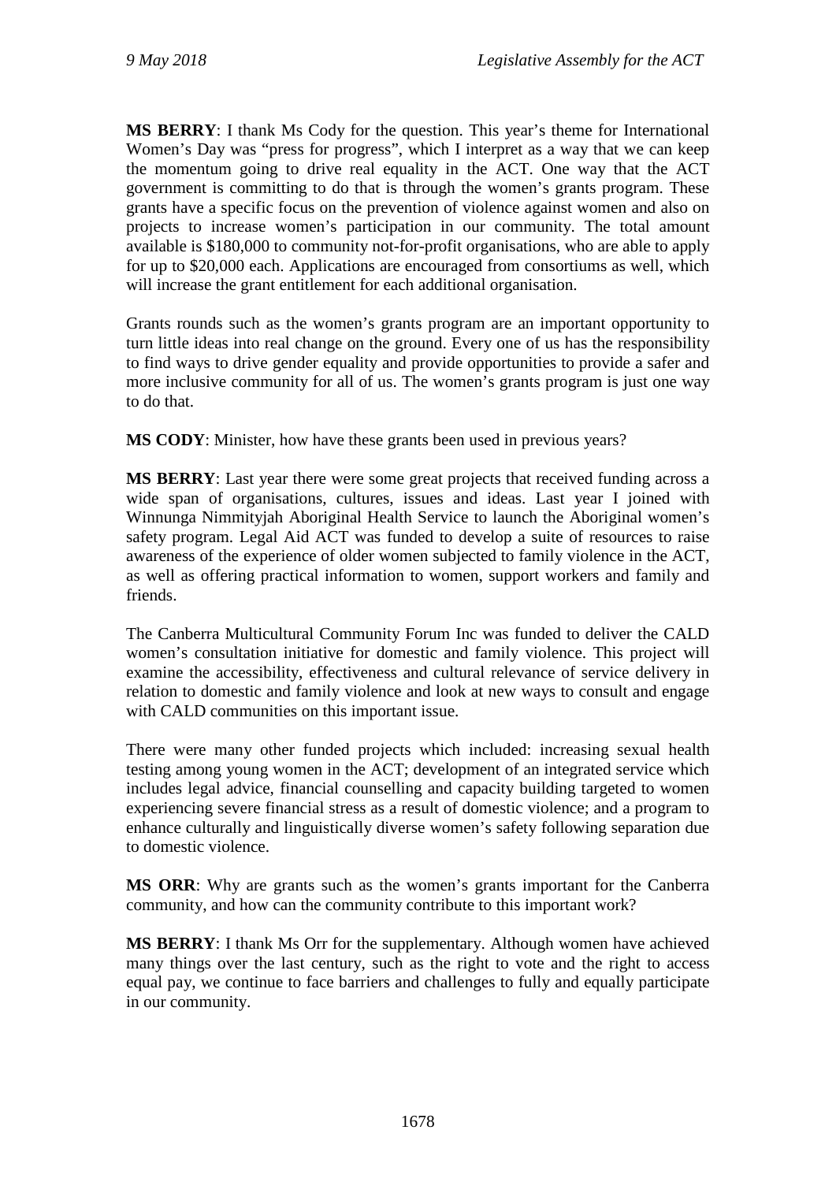**MS BERRY**: I thank Ms Cody for the question. This year's theme for International Women's Day was "press for progress", which I interpret as a way that we can keep the momentum going to drive real equality in the ACT. One way that the ACT government is committing to do that is through the women's grants program. These grants have a specific focus on the prevention of violence against women and also on projects to increase women's participation in our community. The total amount available is $180,000 to community not-for-profit organisations, who are able to apply for up to $20,000 each. Applications are encouraged from consortiums as well, which will increase the grant entitlement for each additional organisation.

Grants rounds such as the women's grants program are an important opportunity to turn little ideas into real change on the ground. Every one of us has the responsibility to find ways to drive gender equality and provide opportunities to provide a safer and more inclusive community for all of us. The women's grants program is just one way to do that.

**MS CODY**: Minister, how have these grants been used in previous years?

**MS BERRY**: Last year there were some great projects that received funding across a wide span of organisations, cultures, issues and ideas. Last year I joined with Winnunga Nimmityjah Aboriginal Health Service to launch the Aboriginal women's safety program. Legal Aid ACT was funded to develop a suite of resources to raise awareness of the experience of older women subjected to family violence in the ACT, as well as offering practical information to women, support workers and family and friends.

The Canberra Multicultural Community Forum Inc was funded to deliver the CALD women's consultation initiative for domestic and family violence. This project will examine the accessibility, effectiveness and cultural relevance of service delivery in relation to domestic and family violence and look at new ways to consult and engage with CALD communities on this important issue.

There were many other funded projects which included: increasing sexual health testing among young women in the ACT; development of an integrated service which includes legal advice, financial counselling and capacity building targeted to women experiencing severe financial stress as a result of domestic violence; and a program to enhance culturally and linguistically diverse women's safety following separation due to domestic violence.

**MS ORR**: Why are grants such as the women's grants important for the Canberra community, and how can the community contribute to this important work?

**MS BERRY**: I thank Ms Orr for the supplementary. Although women have achieved many things over the last century, such as the right to vote and the right to access equal pay, we continue to face barriers and challenges to fully and equally participate in our community.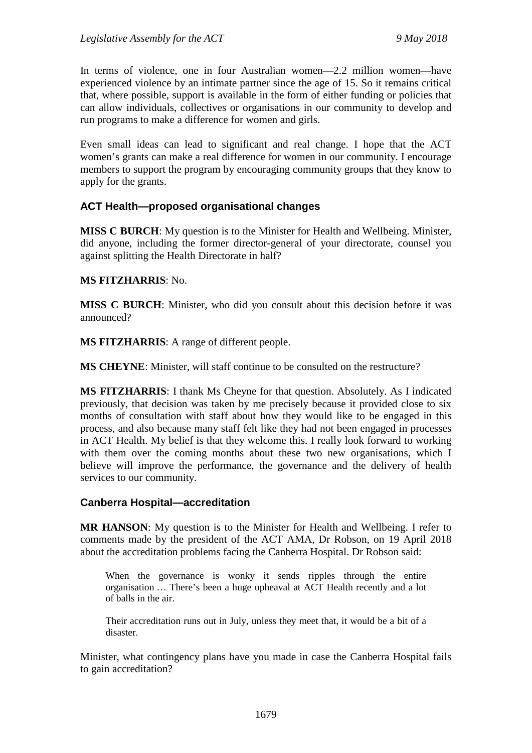In terms of violence, one in four Australian women—2.2 million women—have experienced violence by an intimate partner since the age of 15. So it remains critical that, where possible, support is available in the form of either funding or policies that can allow individuals, collectives or organisations in our community to develop and run programs to make a difference for women and girls.

Even small ideas can lead to significant and real change. I hope that the ACT women's grants can make a real difference for women in our community. I encourage members to support the program by encouraging community groups that they know to apply for the grants.

## ACT Health—proposed organisational changes

**MISS C BURCH**: My question is to the Minister for Health and Wellbeing. Minister, did anyone, including the former director-general of your directorate, counsel you against splitting the Health Directorate in half?

**MS FITZHARRIS**: No.

**MISS C BURCH**: Minister, who did you consult about this decision before it was announced?

**MS FITZHARRIS**: A range of different people.

**MS CHEYNE**: Minister, will staff continue to be consulted on the restructure?

**MS FITZHARRIS**: I thank Ms Cheyne for that question. Absolutely. As I indicated previously, that decision was taken by me precisely because it provided close to six months of consultation with staff about how they would like to be engaged in this process, and also because many staff felt like they had not been engaged in processes in ACT Health. My belief is that they welcome this. I really look forward to working with them over the coming months about these two new organisations, which I believe will improve the performance, the governance and the delivery of health services to our community.

## Canberra Hospital—accreditation

**MR HANSON**: My question is to the Minister for Health and Wellbeing. I refer to comments made by the president of the ACT AMA, Dr Robson, on 19 April 2018 about the accreditation problems facing the Canberra Hospital. Dr Robson said:

> When the governance is wonky it sends ripples through the entire organisation … There's been a huge upheaval at ACT Health recently and a lot of balls in the air.
>
> Their accreditation runs out in July, unless they meet that, it would be a bit of a disaster.

Minister, what contingency plans have you made in case the Canberra Hospital fails to gain accreditation?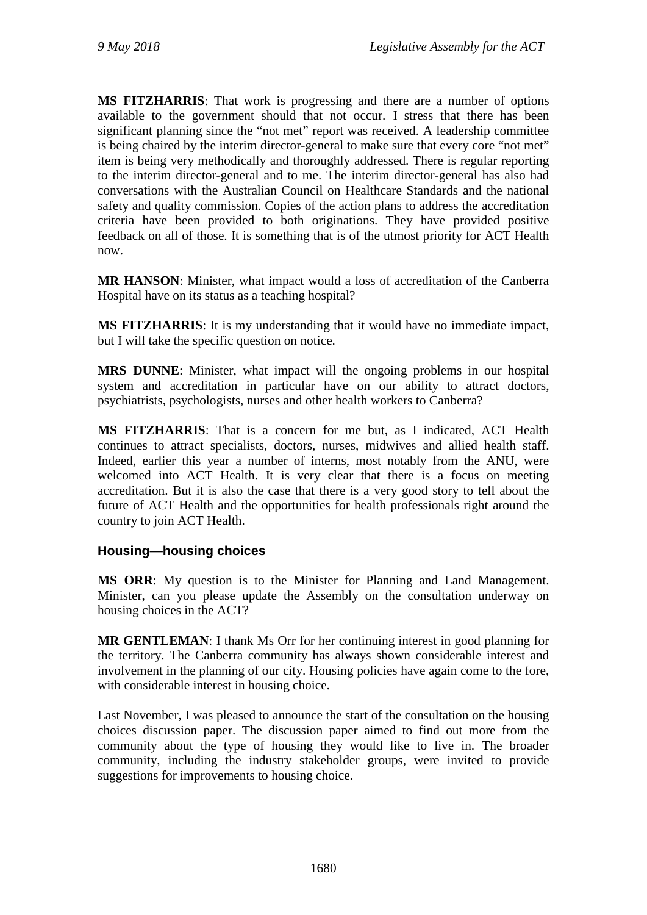**MS FITZHARRIS**: That work is progressing and there are a number of options available to the government should that not occur. I stress that there has been significant planning since the "not met" report was received. A leadership committee is being chaired by the interim director-general to make sure that every core "not met" item is being very methodically and thoroughly addressed. There is regular reporting to the interim director-general and to me. The interim director-general has also had conversations with the Australian Council on Healthcare Standards and the national safety and quality commission. Copies of the action plans to address the accreditation criteria have been provided to both originations. They have provided positive feedback on all of those. It is something that is of the utmost priority for ACT Health now.

**MR HANSON**: Minister, what impact would a loss of accreditation of the Canberra Hospital have on its status as a teaching hospital?

**MS FITZHARRIS**: It is my understanding that it would have no immediate impact, but I will take the specific question on notice.

**MRS DUNNE**: Minister, what impact will the ongoing problems in our hospital system and accreditation in particular have on our ability to attract doctors, psychiatrists, psychologists, nurses and other health workers to Canberra?

**MS FITZHARRIS**: That is a concern for me but, as I indicated, ACT Health continues to attract specialists, doctors, nurses, midwives and allied health staff. Indeed, earlier this year a number of interns, most notably from the ANU, were welcomed into ACT Health. It is very clear that there is a focus on meeting accreditation. But it is also the case that there is a very good story to tell about the future of ACT Health and the opportunities for health professionals right around the country to join ACT Health.

### Housing—housing choices

**MS ORR**: My question is to the Minister for Planning and Land Management. Minister, can you please update the Assembly on the consultation underway on housing choices in the ACT?

**MR GENTLEMAN**: I thank Ms Orr for her continuing interest in good planning for the territory. The Canberra community has always shown considerable interest and involvement in the planning of our city. Housing policies have again come to the fore, with considerable interest in housing choice.

Last November, I was pleased to announce the start of the consultation on the housing choices discussion paper. The discussion paper aimed to find out more from the community about the type of housing they would like to live in. The broader community, including the industry stakeholder groups, were invited to provide suggestions for improvements to housing choice.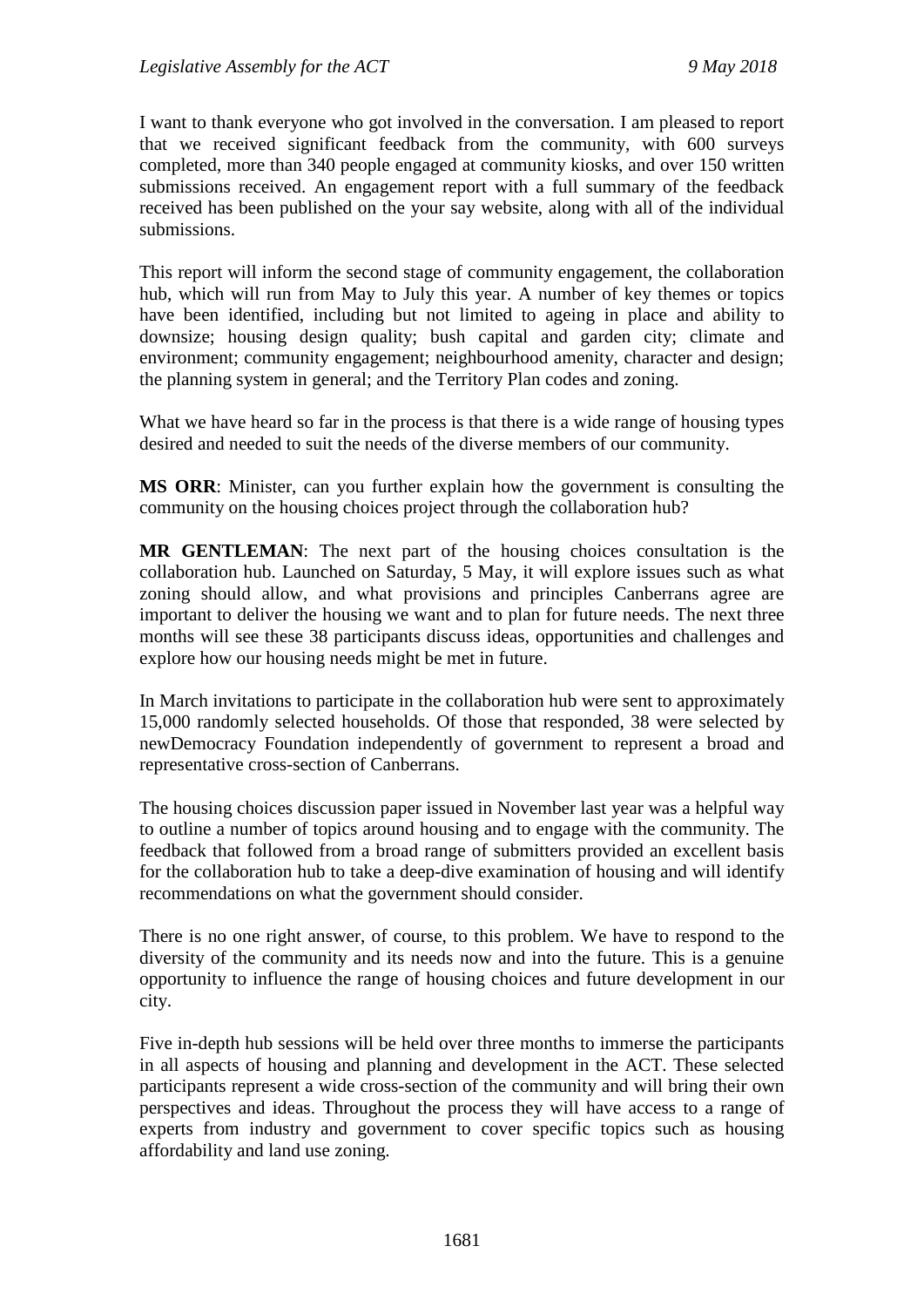I want to thank everyone who got involved in the conversation. I am pleased to report that we received significant feedback from the community, with 600 surveys completed, more than 340 people engaged at community kiosks, and over 150 written submissions received. An engagement report with a full summary of the feedback received has been published on the your say website, along with all of the individual submissions.

This report will inform the second stage of community engagement, the collaboration hub, which will run from May to July this year. A number of key themes or topics have been identified, including but not limited to ageing in place and ability to downsize; housing design quality; bush capital and garden city; climate and environment; community engagement; neighbourhood amenity, character and design; the planning system in general; and the Territory Plan codes and zoning.

What we have heard so far in the process is that there is a wide range of housing types desired and needed to suit the needs of the diverse members of our community.

**MS ORR**: Minister, can you further explain how the government is consulting the community on the housing choices project through the collaboration hub?

**MR GENTLEMAN**: The next part of the housing choices consultation is the collaboration hub. Launched on Saturday, 5 May, it will explore issues such as what zoning should allow, and what provisions and principles Canberrans agree are important to deliver the housing we want and to plan for future needs. The next three months will see these 38 participants discuss ideas, opportunities and challenges and explore how our housing needs might be met in future.

In March invitations to participate in the collaboration hub were sent to approximately 15,000 randomly selected households. Of those that responded, 38 were selected by newDemocracy Foundation independently of government to represent a broad and representative cross-section of Canberrans.

The housing choices discussion paper issued in November last year was a helpful way to outline a number of topics around housing and to engage with the community. The feedback that followed from a broad range of submitters provided an excellent basis for the collaboration hub to take a deep-dive examination of housing and will identify recommendations on what the government should consider.

There is no one right answer, of course, to this problem. We have to respond to the diversity of the community and its needs now and into the future. This is a genuine opportunity to influence the range of housing choices and future development in our city.

Five in-depth hub sessions will be held over three months to immerse the participants in all aspects of housing and planning and development in the ACT. These selected participants represent a wide cross-section of the community and will bring their own perspectives and ideas. Throughout the process they will have access to a range of experts from industry and government to cover specific topics such as housing affordability and land use zoning.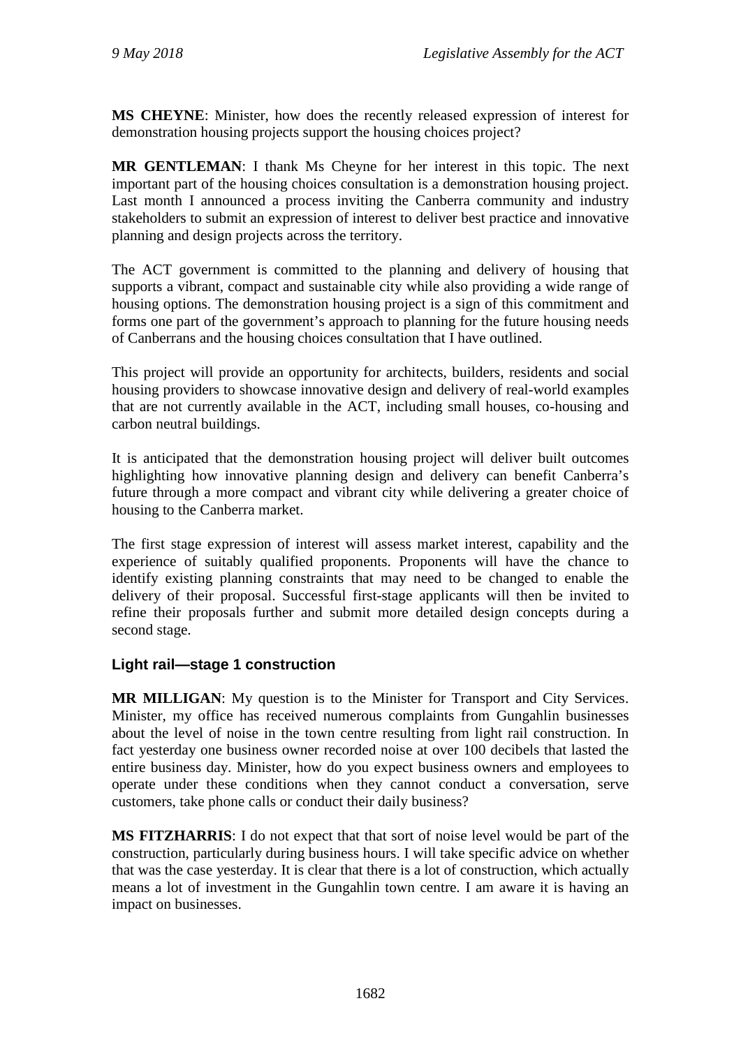**MS CHEYNE**: Minister, how does the recently released expression of interest for demonstration housing projects support the housing choices project?

**MR GENTLEMAN**: I thank Ms Cheyne for her interest in this topic. The next important part of the housing choices consultation is a demonstration housing project. Last month I announced a process inviting the Canberra community and industry stakeholders to submit an expression of interest to deliver best practice and innovative planning and design projects across the territory.

The ACT government is committed to the planning and delivery of housing that supports a vibrant, compact and sustainable city while also providing a wide range of housing options. The demonstration housing project is a sign of this commitment and forms one part of the government's approach to planning for the future housing needs of Canberrans and the housing choices consultation that I have outlined.

This project will provide an opportunity for architects, builders, residents and social housing providers to showcase innovative design and delivery of real-world examples that are not currently available in the ACT, including small houses, co-housing and carbon neutral buildings.

It is anticipated that the demonstration housing project will deliver built outcomes highlighting how innovative planning design and delivery can benefit Canberra's future through a more compact and vibrant city while delivering a greater choice of housing to the Canberra market.

The first stage expression of interest will assess market interest, capability and the experience of suitably qualified proponents. Proponents will have the chance to identify existing planning constraints that may need to be changed to enable the delivery of their proposal. Successful first-stage applicants will then be invited to refine their proposals further and submit more detailed design concepts during a second stage.

### Light rail—stage 1 construction

**MR MILLIGAN**: My question is to the Minister for Transport and City Services. Minister, my office has received numerous complaints from Gungahlin businesses about the level of noise in the town centre resulting from light rail construction. In fact yesterday one business owner recorded noise at over 100 decibels that lasted the entire business day. Minister, how do you expect business owners and employees to operate under these conditions when they cannot conduct a conversation, serve customers, take phone calls or conduct their daily business?

**MS FITZHARRIS**: I do not expect that that sort of noise level would be part of the construction, particularly during business hours. I will take specific advice on whether that was the case yesterday. It is clear that there is a lot of construction, which actually means a lot of investment in the Gungahlin town centre. I am aware it is having an impact on businesses.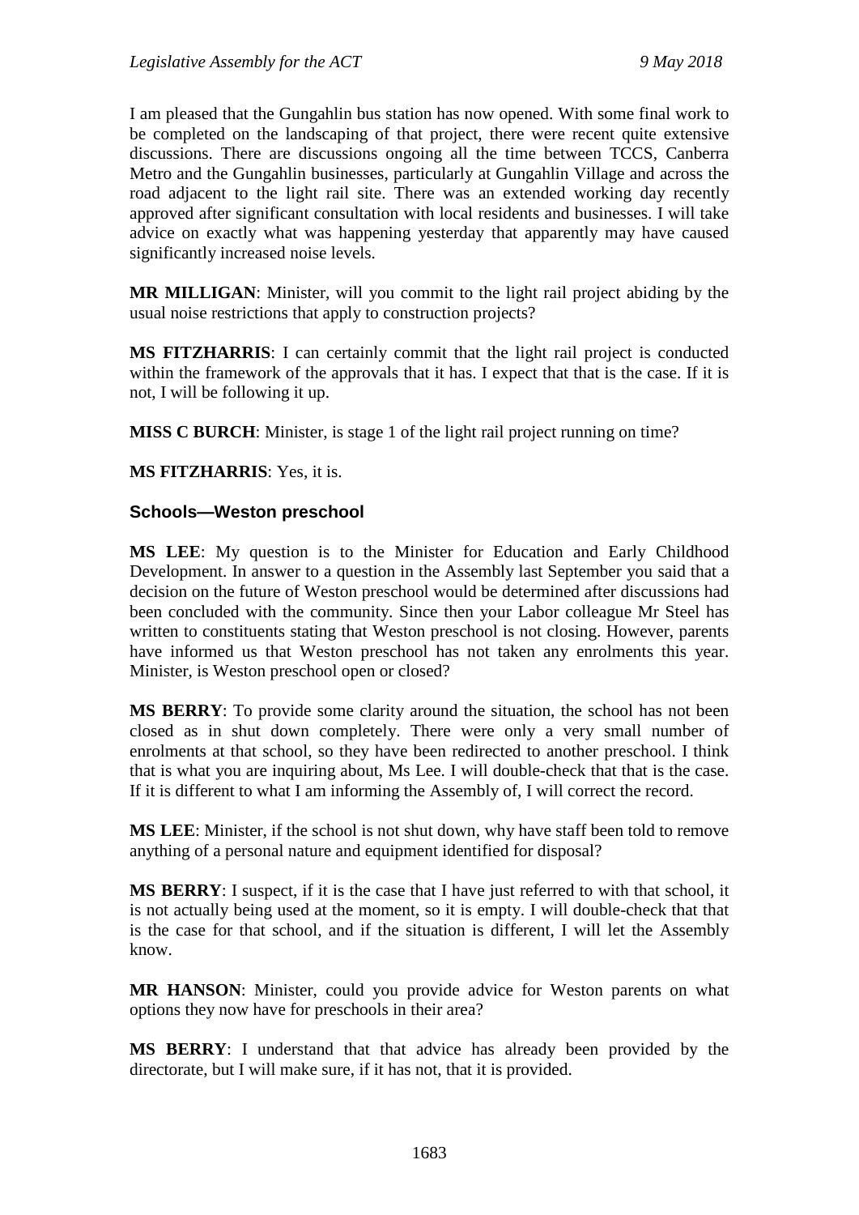I am pleased that the Gungahlin bus station has now opened. With some final work to be completed on the landscaping of that project, there were recent quite extensive discussions. There are discussions ongoing all the time between TCCS, Canberra Metro and the Gungahlin businesses, particularly at Gungahlin Village and across the road adjacent to the light rail site. There was an extended working day recently approved after significant consultation with local residents and businesses. I will take advice on exactly what was happening yesterday that apparently may have caused significantly increased noise levels.

**MR MILLIGAN**: Minister, will you commit to the light rail project abiding by the usual noise restrictions that apply to construction projects?

**MS FITZHARRIS**: I can certainly commit that the light rail project is conducted within the framework of the approvals that it has. I expect that that is the case. If it is not, I will be following it up.

**MISS C BURCH**: Minister, is stage 1 of the light rail project running on time?

**MS FITZHARRIS**: Yes, it is.

### Schools—Weston preschool

**MS LEE**: My question is to the Minister for Education and Early Childhood Development. In answer to a question in the Assembly last September you said that a decision on the future of Weston preschool would be determined after discussions had been concluded with the community. Since then your Labor colleague Mr Steel has written to constituents stating that Weston preschool is not closing. However, parents have informed us that Weston preschool has not taken any enrolments this year. Minister, is Weston preschool open or closed?

**MS BERRY**: To provide some clarity around the situation, the school has not been closed as in shut down completely. There were only a very small number of enrolments at that school, so they have been redirected to another preschool. I think that is what you are inquiring about, Ms Lee. I will double-check that that is the case. If it is different to what I am informing the Assembly of, I will correct the record.

**MS LEE**: Minister, if the school is not shut down, why have staff been told to remove anything of a personal nature and equipment identified for disposal?

**MS BERRY**: I suspect, if it is the case that I have just referred to with that school, it is not actually being used at the moment, so it is empty. I will double-check that that is the case for that school, and if the situation is different, I will let the Assembly know.

**MR HANSON**: Minister, could you provide advice for Weston parents on what options they now have for preschools in their area?

**MS BERRY**: I understand that that advice has already been provided by the directorate, but I will make sure, if it has not, that it is provided.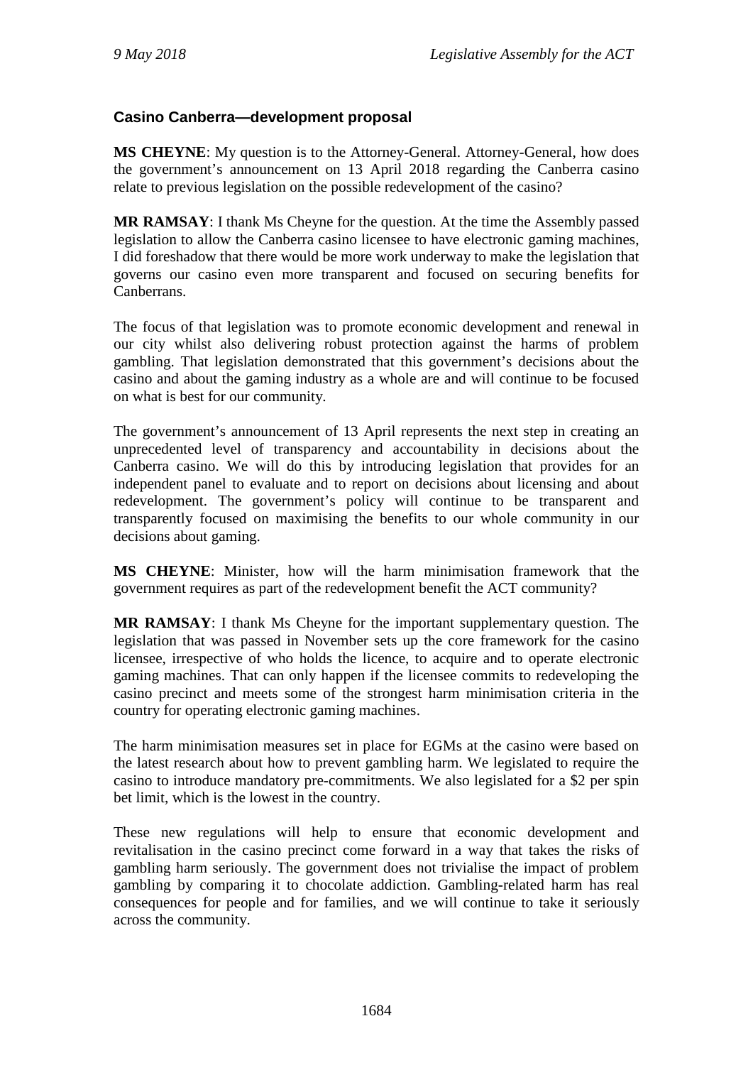### Casino Canberra—development proposal

**MS CHEYNE**: My question is to the Attorney-General. Attorney-General, how does the government's announcement on 13 April 2018 regarding the Canberra casino relate to previous legislation on the possible redevelopment of the casino?

**MR RAMSAY**: I thank Ms Cheyne for the question. At the time the Assembly passed legislation to allow the Canberra casino licensee to have electronic gaming machines, I did foreshadow that there would be more work underway to make the legislation that governs our casino even more transparent and focused on securing benefits for Canberrans.

The focus of that legislation was to promote economic development and renewal in our city whilst also delivering robust protection against the harms of problem gambling. That legislation demonstrated that this government's decisions about the casino and about the gaming industry as a whole are and will continue to be focused on what is best for our community.

The government's announcement of 13 April represents the next step in creating an unprecedented level of transparency and accountability in decisions about the Canberra casino. We will do this by introducing legislation that provides for an independent panel to evaluate and to report on decisions about licensing and about redevelopment. The government's policy will continue to be transparent and transparently focused on maximising the benefits to our whole community in our decisions about gaming.

**MS CHEYNE**: Minister, how will the harm minimisation framework that the government requires as part of the redevelopment benefit the ACT community?

**MR RAMSAY**: I thank Ms Cheyne for the important supplementary question. The legislation that was passed in November sets up the core framework for the casino licensee, irrespective of who holds the licence, to acquire and to operate electronic gaming machines. That can only happen if the licensee commits to redeveloping the casino precinct and meets some of the strongest harm minimisation criteria in the country for operating electronic gaming machines.

The harm minimisation measures set in place for EGMs at the casino were based on the latest research about how to prevent gambling harm. We legislated to require the casino to introduce mandatory pre-commitments. We also legislated for a $2 per spin bet limit, which is the lowest in the country.

These new regulations will help to ensure that economic development and revitalisation in the casino precinct come forward in a way that takes the risks of gambling harm seriously. The government does not trivialise the impact of problem gambling by comparing it to chocolate addiction. Gambling-related harm has real consequences for people and for families, and we will continue to take it seriously across the community.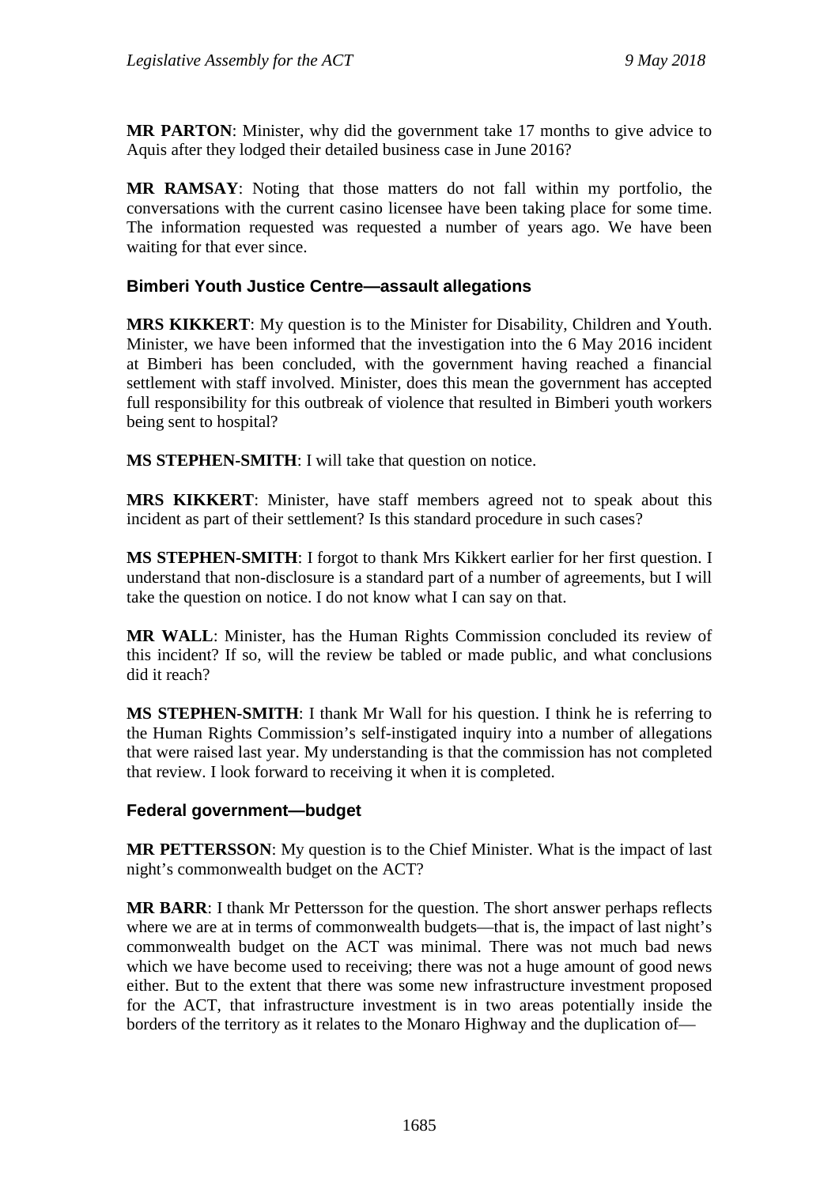**MR PARTON**: Minister, why did the government take 17 months to give advice to Aquis after they lodged their detailed business case in June 2016?

**MR RAMSAY**: Noting that those matters do not fall within my portfolio, the conversations with the current casino licensee have been taking place for some time. The information requested was requested a number of years ago. We have been waiting for that ever since.

### Bimberi Youth Justice Centre—assault allegations

**MRS KIKKERT**: My question is to the Minister for Disability, Children and Youth. Minister, we have been informed that the investigation into the 6 May 2016 incident at Bimberi has been concluded, with the government having reached a financial settlement with staff involved. Minister, does this mean the government has accepted full responsibility for this outbreak of violence that resulted in Bimberi youth workers being sent to hospital?

**MS STEPHEN-SMITH**: I will take that question on notice.

**MRS KIKKERT**: Minister, have staff members agreed not to speak about this incident as part of their settlement? Is this standard procedure in such cases?

**MS STEPHEN-SMITH**: I forgot to thank Mrs Kikkert earlier for her first question. I understand that non-disclosure is a standard part of a number of agreements, but I will take the question on notice. I do not know what I can say on that.

**MR WALL**: Minister, has the Human Rights Commission concluded its review of this incident? If so, will the review be tabled or made public, and what conclusions did it reach?

**MS STEPHEN-SMITH**: I thank Mr Wall for his question. I think he is referring to the Human Rights Commission's self-instigated inquiry into a number of allegations that were raised last year. My understanding is that the commission has not completed that review. I look forward to receiving it when it is completed.

### Federal government—budget

**MR PETTERSSON**: My question is to the Chief Minister. What is the impact of last night's commonwealth budget on the ACT?

**MR BARR**: I thank Mr Pettersson for the question. The short answer perhaps reflects where we are at in terms of commonwealth budgets—that is, the impact of last night's commonwealth budget on the ACT was minimal. There was not much bad news which we have become used to receiving; there was not a huge amount of good news either. But to the extent that there was some new infrastructure investment proposed for the ACT, that infrastructure investment is in two areas potentially inside the borders of the territory as it relates to the Monaro Highway and the duplication of—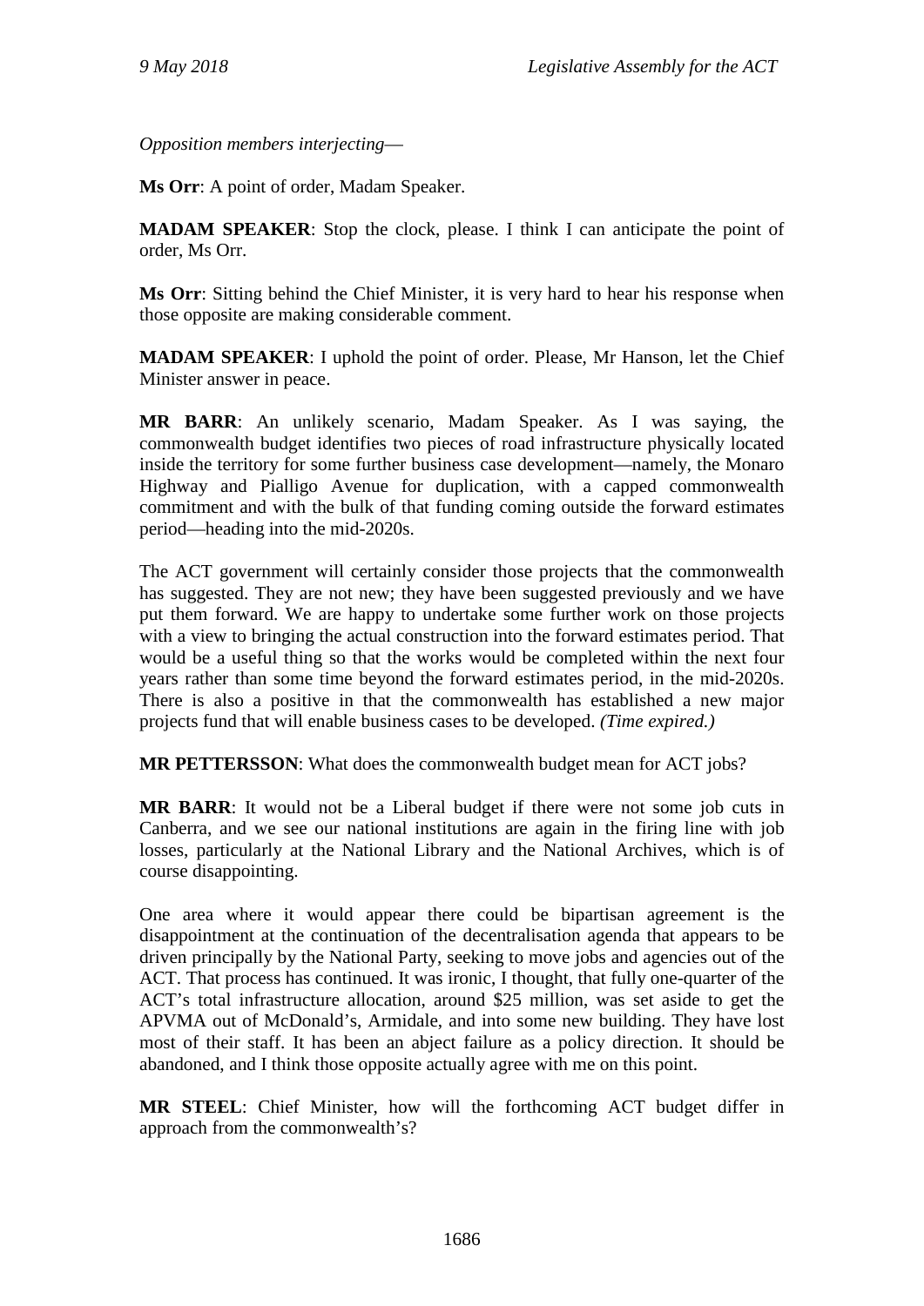*Opposition members interjecting*—

**Ms Orr**: A point of order, Madam Speaker.

**MADAM SPEAKER**: Stop the clock, please. I think I can anticipate the point of order, Ms Orr.

**Ms Orr**: Sitting behind the Chief Minister, it is very hard to hear his response when those opposite are making considerable comment.

**MADAM SPEAKER**: I uphold the point of order. Please, Mr Hanson, let the Chief Minister answer in peace.

**MR BARR**: An unlikely scenario, Madam Speaker. As I was saying, the commonwealth budget identifies two pieces of road infrastructure physically located inside the territory for some further business case development—namely, the Monaro Highway and Pialligo Avenue for duplication, with a capped commonwealth commitment and with the bulk of that funding coming outside the forward estimates period—heading into the mid-2020s.

The ACT government will certainly consider those projects that the commonwealth has suggested. They are not new; they have been suggested previously and we have put them forward. We are happy to undertake some further work on those projects with a view to bringing the actual construction into the forward estimates period. That would be a useful thing so that the works would be completed within the next four years rather than some time beyond the forward estimates period, in the mid-2020s. There is also a positive in that the commonwealth has established a new major projects fund that will enable business cases to be developed. *(Time expired.)*

**MR PETTERSSON**: What does the commonwealth budget mean for ACT jobs?

**MR BARR**: It would not be a Liberal budget if there were not some job cuts in Canberra, and we see our national institutions are again in the firing line with job losses, particularly at the National Library and the National Archives, which is of course disappointing.

One area where it would appear there could be bipartisan agreement is the disappointment at the continuation of the decentralisation agenda that appears to be driven principally by the National Party, seeking to move jobs and agencies out of the ACT. That process has continued. It was ironic, I thought, that fully one-quarter of the ACT's total infrastructure allocation, around $25 million, was set aside to get the APVMA out of McDonald's, Armidale, and into some new building. They have lost most of their staff. It has been an abject failure as a policy direction. It should be abandoned, and I think those opposite actually agree with me on this point.

**MR STEEL**: Chief Minister, how will the forthcoming ACT budget differ in approach from the commonwealth's?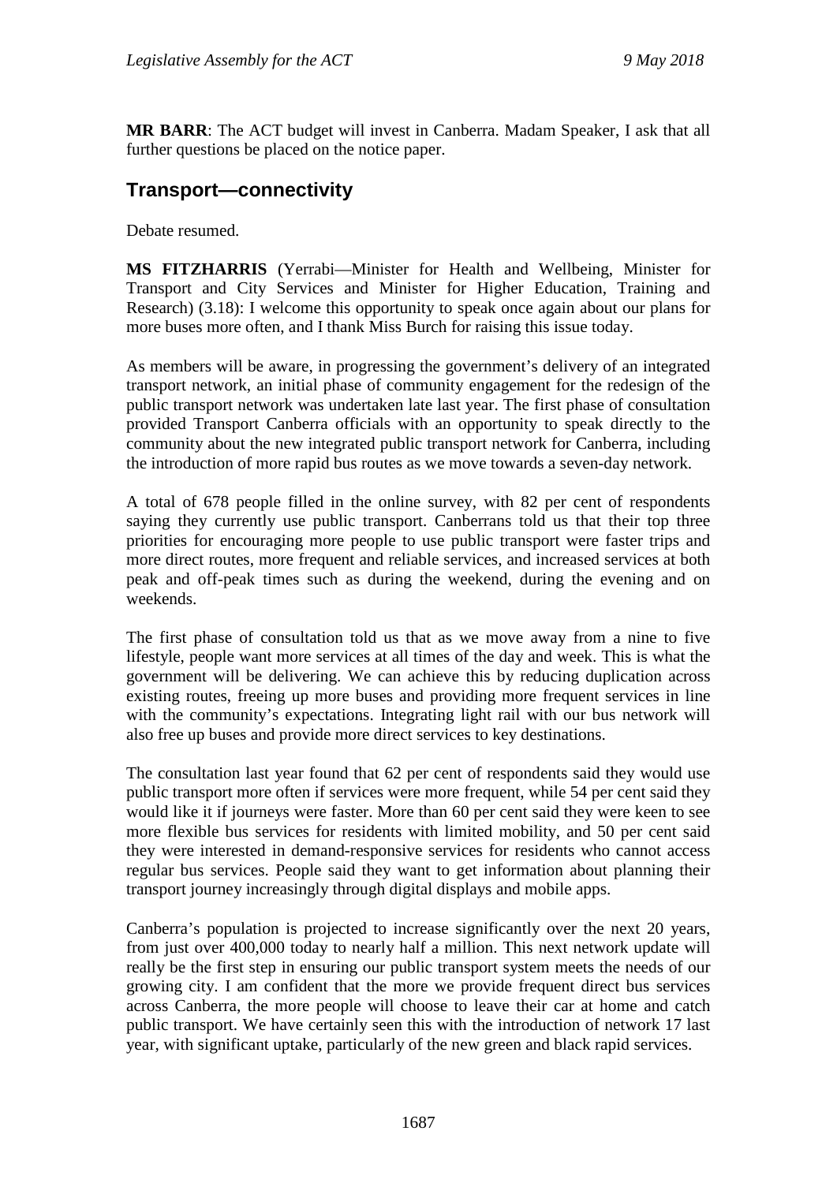**MR BARR**: The ACT budget will invest in Canberra. Madam Speaker, I ask that all further questions be placed on the notice paper.

## Transport—connectivity

Debate resumed.

**MS FITZHARRIS** (Yerrabi—Minister for Health and Wellbeing, Minister for Transport and City Services and Minister for Higher Education, Training and Research) (3.18): I welcome this opportunity to speak once again about our plans for more buses more often, and I thank Miss Burch for raising this issue today.

As members will be aware, in progressing the government's delivery of an integrated transport network, an initial phase of community engagement for the redesign of the public transport network was undertaken late last year. The first phase of consultation provided Transport Canberra officials with an opportunity to speak directly to the community about the new integrated public transport network for Canberra, including the introduction of more rapid bus routes as we move towards a seven-day network.

A total of 678 people filled in the online survey, with 82 per cent of respondents saying they currently use public transport. Canberrans told us that their top three priorities for encouraging more people to use public transport were faster trips and more direct routes, more frequent and reliable services, and increased services at both peak and off-peak times such as during the weekend, during the evening and on weekends.

The first phase of consultation told us that as we move away from a nine to five lifestyle, people want more services at all times of the day and week. This is what the government will be delivering. We can achieve this by reducing duplication across existing routes, freeing up more buses and providing more frequent services in line with the community's expectations. Integrating light rail with our bus network will also free up buses and provide more direct services to key destinations.

The consultation last year found that 62 per cent of respondents said they would use public transport more often if services were more frequent, while 54 per cent said they would like it if journeys were faster. More than 60 per cent said they were keen to see more flexible bus services for residents with limited mobility, and 50 per cent said they were interested in demand-responsive services for residents who cannot access regular bus services. People said they want to get information about planning their transport journey increasingly through digital displays and mobile apps.

Canberra's population is projected to increase significantly over the next 20 years, from just over 400,000 today to nearly half a million. This next network update will really be the first step in ensuring our public transport system meets the needs of our growing city. I am confident that the more we provide frequent direct bus services across Canberra, the more people will choose to leave their car at home and catch public transport. We have certainly seen this with the introduction of network 17 last year, with significant uptake, particularly of the new green and black rapid services.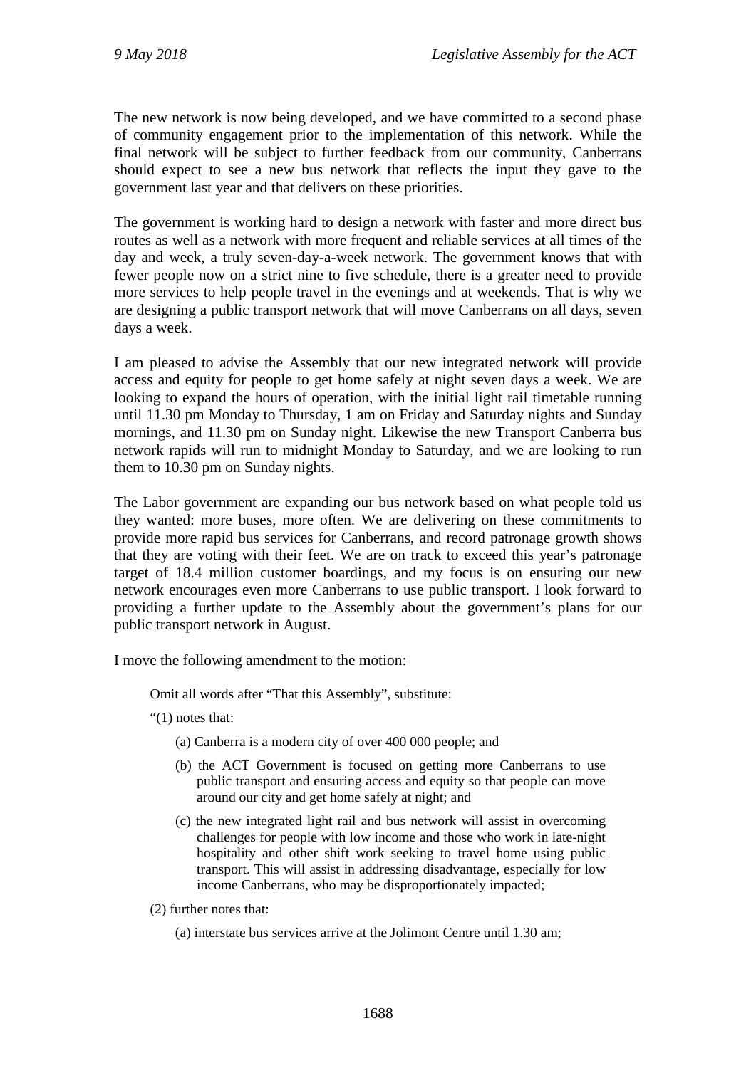The new network is now being developed, and we have committed to a second phase of community engagement prior to the implementation of this network. While the final network will be subject to further feedback from our community, Canberrans should expect to see a new bus network that reflects the input they gave to the government last year and that delivers on these priorities.

The government is working hard to design a network with faster and more direct bus routes as well as a network with more frequent and reliable services at all times of the day and week, a truly seven-day-a-week network. The government knows that with fewer people now on a strict nine to five schedule, there is a greater need to provide more services to help people travel in the evenings and at weekends. That is why we are designing a public transport network that will move Canberrans on all days, seven days a week.

I am pleased to advise the Assembly that our new integrated network will provide access and equity for people to get home safely at night seven days a week. We are looking to expand the hours of operation, with the initial light rail timetable running until 11.30 pm Monday to Thursday, 1 am on Friday and Saturday nights and Sunday mornings, and 11.30 pm on Sunday night. Likewise the new Transport Canberra bus network rapids will run to midnight Monday to Saturday, and we are looking to run them to 10.30 pm on Sunday nights.

The Labor government are expanding our bus network based on what people told us they wanted: more buses, more often. We are delivering on these commitments to provide more rapid bus services for Canberrans, and record patronage growth shows that they are voting with their feet. We are on track to exceed this year's patronage target of 18.4 million customer boardings, and my focus is on ensuring our new network encourages even more Canberrans to use public transport. I look forward to providing a further update to the Assembly about the government's plans for our public transport network in August.

I move the following amendment to the motion:

> Omit all words after "That this Assembly", substitute:
>
> "(1) notes that:
>
> (a) Canberra is a modern city of over 400 000 people; and
>
> (b) the ACT Government is focused on getting more Canberrans to use public transport and ensuring access and equity so that people can move around our city and get home safely at night; and
>
> (c) the new integrated light rail and bus network will assist in overcoming challenges for people with low income and those who work in late-night hospitality and other shift work seeking to travel home using public transport. This will assist in addressing disadvantage, especially for low income Canberrans, who may be disproportionately impacted;
>
> (2) further notes that:
>
> (a) interstate bus services arrive at the Jolimont Centre until 1.30 am;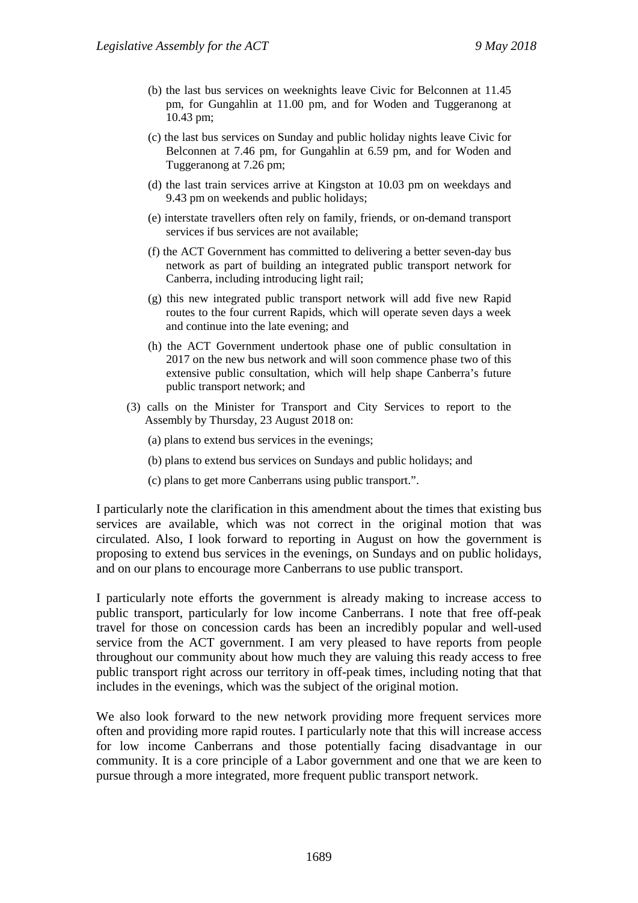(b) the last bus services on weeknights leave Civic for Belconnen at 11.45 pm, for Gungahlin at 11.00 pm, and for Woden and Tuggeranong at 10.43 pm;

(c) the last bus services on Sunday and public holiday nights leave Civic for Belconnen at 7.46 pm, for Gungahlin at 6.59 pm, and for Woden and Tuggeranong at 7.26 pm;

(d) the last train services arrive at Kingston at 10.03 pm on weekdays and 9.43 pm on weekends and public holidays;

(e) interstate travellers often rely on family, friends, or on-demand transport services if bus services are not available;

(f) the ACT Government has committed to delivering a better seven-day bus network as part of building an integrated public transport network for Canberra, including introducing light rail;

(g) this new integrated public transport network will add five new Rapid routes to the four current Rapids, which will operate seven days a week and continue into the late evening; and

(h) the ACT Government undertook phase one of public consultation in 2017 on the new bus network and will soon commence phase two of this extensive public consultation, which will help shape Canberra's future public transport network; and

(3) calls on the Minister for Transport and City Services to report to the Assembly by Thursday, 23 August 2018 on:

(a) plans to extend bus services in the evenings;

(b) plans to extend bus services on Sundays and public holidays; and

(c) plans to get more Canberrans using public transport.".

I particularly note the clarification in this amendment about the times that existing bus services are available, which was not correct in the original motion that was circulated. Also, I look forward to reporting in August on how the government is proposing to extend bus services in the evenings, on Sundays and on public holidays, and on our plans to encourage more Canberrans to use public transport.

I particularly note efforts the government is already making to increase access to public transport, particularly for low income Canberrans. I note that free off-peak travel for those on concession cards has been an incredibly popular and well-used service from the ACT government. I am very pleased to have reports from people throughout our community about how much they are valuing this ready access to free public transport right across our territory in off-peak times, including noting that that includes in the evenings, which was the subject of the original motion.

We also look forward to the new network providing more frequent services more often and providing more rapid routes. I particularly note that this will increase access for low income Canberrans and those potentially facing disadvantage in our community. It is a core principle of a Labor government and one that we are keen to pursue through a more integrated, more frequent public transport network.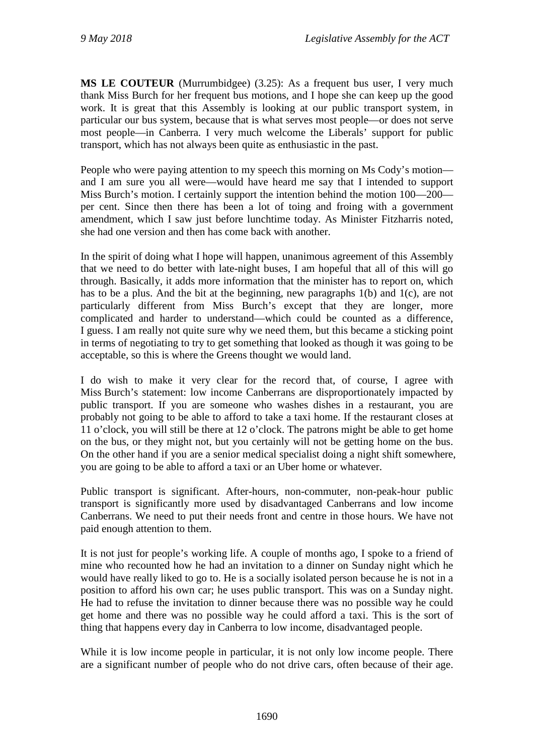**MS LE COUTEUR** (Murrumbidgee) (3.25): As a frequent bus user, I very much thank Miss Burch for her frequent bus motions, and I hope she can keep up the good work. It is great that this Assembly is looking at our public transport system, in particular our bus system, because that is what serves most people—or does not serve most people—in Canberra. I very much welcome the Liberals' support for public transport, which has not always been quite as enthusiastic in the past.

People who were paying attention to my speech this morning on Ms Cody's motion—and I am sure you all were—would have heard me say that I intended to support Miss Burch's motion. I certainly support the intention behind the motion 100—200—per cent. Since then there has been a lot of toing and froing with a government amendment, which I saw just before lunchtime today. As Minister Fitzharris noted, she had one version and then has come back with another.

In the spirit of doing what I hope will happen, unanimous agreement of this Assembly that we need to do better with late-night buses, I am hopeful that all of this will go through. Basically, it adds more information that the minister has to report on, which has to be a plus. And the bit at the beginning, new paragraphs 1(b) and 1(c), are not particularly different from Miss Burch's except that they are longer, more complicated and harder to understand—which could be counted as a difference, I guess. I am really not quite sure why we need them, but this became a sticking point in terms of negotiating to try to get something that looked as though it was going to be acceptable, so this is where the Greens thought we would land.

I do wish to make it very clear for the record that, of course, I agree with Miss Burch's statement: low income Canberrans are disproportionately impacted by public transport. If you are someone who washes dishes in a restaurant, you are probably not going to be able to afford to take a taxi home. If the restaurant closes at 11 o'clock, you will still be there at 12 o'clock. The patrons might be able to get home on the bus, or they might not, but you certainly will not be getting home on the bus. On the other hand if you are a senior medical specialist doing a night shift somewhere, you are going to be able to afford a taxi or an Uber home or whatever.

Public transport is significant. After-hours, non-commuter, non-peak-hour public transport is significantly more used by disadvantaged Canberrans and low income Canberrans. We need to put their needs front and centre in those hours. We have not paid enough attention to them.

It is not just for people's working life. A couple of months ago, I spoke to a friend of mine who recounted how he had an invitation to a dinner on Sunday night which he would have really liked to go to. He is a socially isolated person because he is not in a position to afford his own car; he uses public transport. This was on a Sunday night. He had to refuse the invitation to dinner because there was no possible way he could get home and there was no possible way he could afford a taxi. This is the sort of thing that happens every day in Canberra to low income, disadvantaged people.

While it is low income people in particular, it is not only low income people. There are a significant number of people who do not drive cars, often because of their age.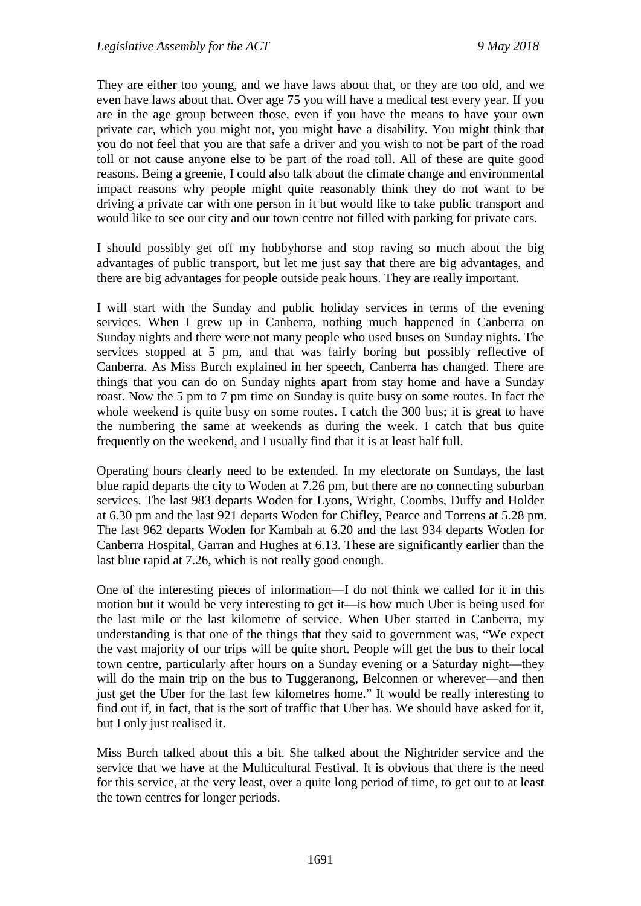They are either too young, and we have laws about that, or they are too old, and we even have laws about that. Over age 75 you will have a medical test every year. If you are in the age group between those, even if you have the means to have your own private car, which you might not, you might have a disability. You might think that you do not feel that you are that safe a driver and you wish to not be part of the road toll or not cause anyone else to be part of the road toll. All of these are quite good reasons. Being a greenie, I could also talk about the climate change and environmental impact reasons why people might quite reasonably think they do not want to be driving a private car with one person in it but would like to take public transport and would like to see our city and our town centre not filled with parking for private cars.

I should possibly get off my hobbyhorse and stop raving so much about the big advantages of public transport, but let me just say that there are big advantages, and there are big advantages for people outside peak hours. They are really important.

I will start with the Sunday and public holiday services in terms of the evening services. When I grew up in Canberra, nothing much happened in Canberra on Sunday nights and there were not many people who used buses on Sunday nights. The services stopped at 5 pm, and that was fairly boring but possibly reflective of Canberra. As Miss Burch explained in her speech, Canberra has changed. There are things that you can do on Sunday nights apart from stay home and have a Sunday roast. Now the 5 pm to 7 pm time on Sunday is quite busy on some routes. In fact the whole weekend is quite busy on some routes. I catch the 300 bus; it is great to have the numbering the same at weekends as during the week. I catch that bus quite frequently on the weekend, and I usually find that it is at least half full.

Operating hours clearly need to be extended. In my electorate on Sundays, the last blue rapid departs the city to Woden at 7.26 pm, but there are no connecting suburban services. The last 983 departs Woden for Lyons, Wright, Coombs, Duffy and Holder at 6.30 pm and the last 921 departs Woden for Chifley, Pearce and Torrens at 5.28 pm. The last 962 departs Woden for Kambah at 6.20 and the last 934 departs Woden for Canberra Hospital, Garran and Hughes at 6.13. These are significantly earlier than the last blue rapid at 7.26, which is not really good enough.

One of the interesting pieces of information—I do not think we called for it in this motion but it would be very interesting to get it—is how much Uber is being used for the last mile or the last kilometre of service. When Uber started in Canberra, my understanding is that one of the things that they said to government was, "We expect the vast majority of our trips will be quite short. People will get the bus to their local town centre, particularly after hours on a Sunday evening or a Saturday night—they will do the main trip on the bus to Tuggeranong, Belconnen or wherever—and then just get the Uber for the last few kilometres home." It would be really interesting to find out if, in fact, that is the sort of traffic that Uber has. We should have asked for it, but I only just realised it.

Miss Burch talked about this a bit. She talked about the Nightrider service and the service that we have at the Multicultural Festival. It is obvious that there is the need for this service, at the very least, over a quite long period of time, to get out to at least the town centres for longer periods.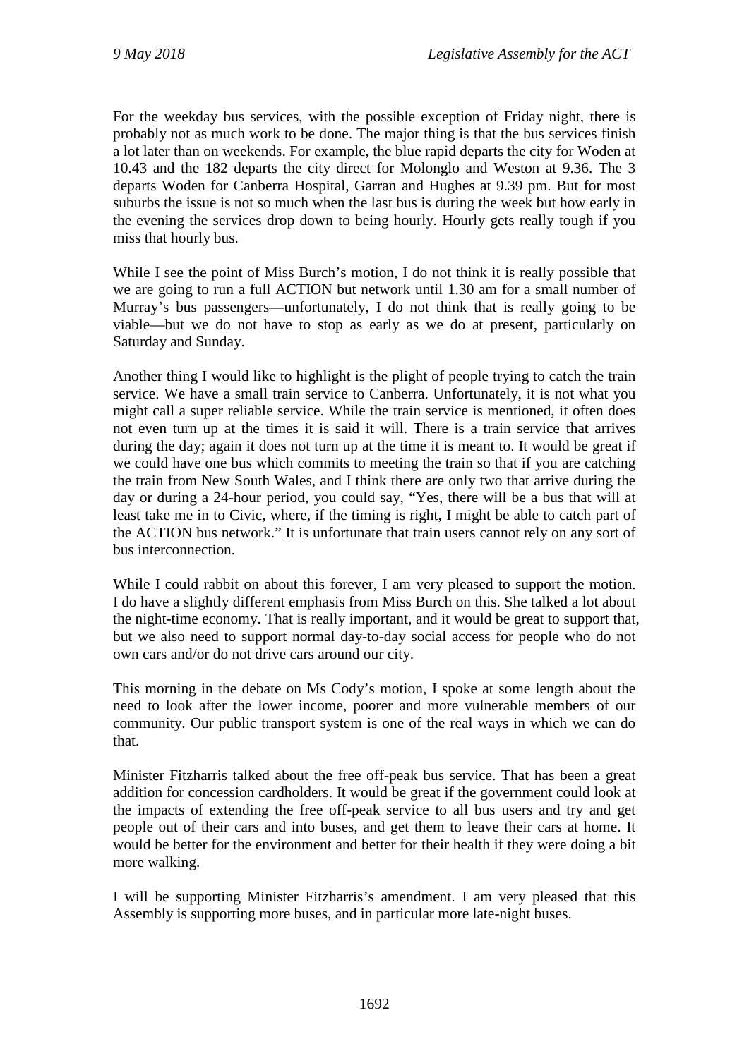For the weekday bus services, with the possible exception of Friday night, there is probably not as much work to be done. The major thing is that the bus services finish a lot later than on weekends. For example, the blue rapid departs the city for Woden at 10.43 and the 182 departs the city direct for Molonglo and Weston at 9.36. The 3 departs Woden for Canberra Hospital, Garran and Hughes at 9.39 pm. But for most suburbs the issue is not so much when the last bus is during the week but how early in the evening the services drop down to being hourly. Hourly gets really tough if you miss that hourly bus.

While I see the point of Miss Burch's motion, I do not think it is really possible that we are going to run a full ACTION but network until 1.30 am for a small number of Murray's bus passengers—unfortunately, I do not think that is really going to be viable—but we do not have to stop as early as we do at present, particularly on Saturday and Sunday.

Another thing I would like to highlight is the plight of people trying to catch the train service. We have a small train service to Canberra. Unfortunately, it is not what you might call a super reliable service. While the train service is mentioned, it often does not even turn up at the times it is said it will. There is a train service that arrives during the day; again it does not turn up at the time it is meant to. It would be great if we could have one bus which commits to meeting the train so that if you are catching the train from New South Wales, and I think there are only two that arrive during the day or during a 24-hour period, you could say, "Yes, there will be a bus that will at least take me in to Civic, where, if the timing is right, I might be able to catch part of the ACTION bus network." It is unfortunate that train users cannot rely on any sort of bus interconnection.

While I could rabbit on about this forever, I am very pleased to support the motion. I do have a slightly different emphasis from Miss Burch on this. She talked a lot about the night-time economy. That is really important, and it would be great to support that, but we also need to support normal day-to-day social access for people who do not own cars and/or do not drive cars around our city.

This morning in the debate on Ms Cody's motion, I spoke at some length about the need to look after the lower income, poorer and more vulnerable members of our community. Our public transport system is one of the real ways in which we can do that.

Minister Fitzharris talked about the free off-peak bus service. That has been a great addition for concession cardholders. It would be great if the government could look at the impacts of extending the free off-peak service to all bus users and try and get people out of their cars and into buses, and get them to leave their cars at home. It would be better for the environment and better for their health if they were doing a bit more walking.

I will be supporting Minister Fitzharris's amendment. I am very pleased that this Assembly is supporting more buses, and in particular more late-night buses.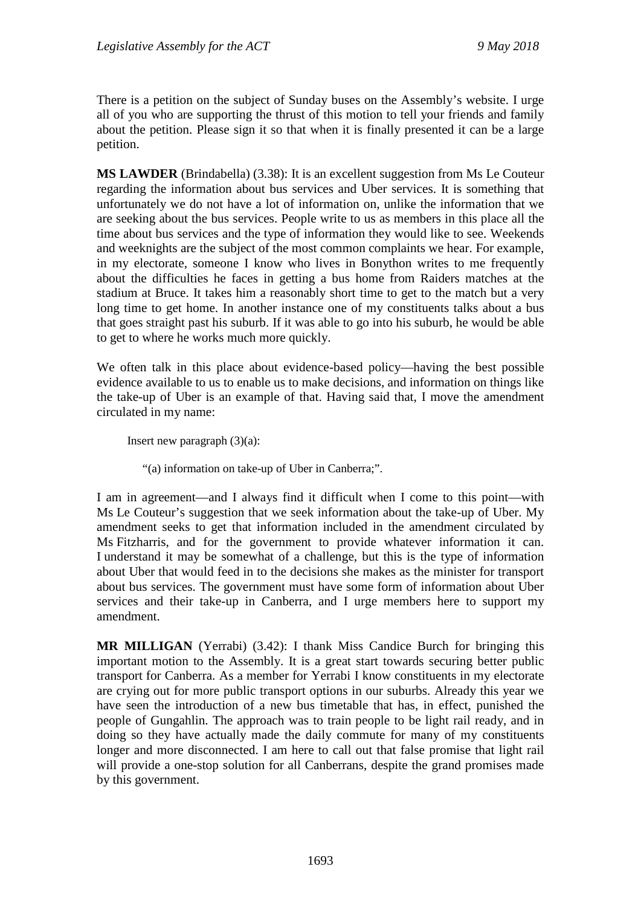There is a petition on the subject of Sunday buses on the Assembly's website. I urge all of you who are supporting the thrust of this motion to tell your friends and family about the petition. Please sign it so that when it is finally presented it can be a large petition.

**MS LAWDER** (Brindabella) (3.38): It is an excellent suggestion from Ms Le Couteur regarding the information about bus services and Uber services. It is something that unfortunately we do not have a lot of information on, unlike the information that we are seeking about the bus services. People write to us as members in this place all the time about bus services and the type of information they would like to see. Weekends and weeknights are the subject of the most common complaints we hear. For example, in my electorate, someone I know who lives in Bonython writes to me frequently about the difficulties he faces in getting a bus home from Raiders matches at the stadium at Bruce. It takes him a reasonably short time to get to the match but a very long time to get home. In another instance one of my constituents talks about a bus that goes straight past his suburb. If it was able to go into his suburb, he would be able to get to where he works much more quickly.

We often talk in this place about evidence-based policy—having the best possible evidence available to us to enable us to make decisions, and information on things like the take-up of Uber is an example of that. Having said that, I move the amendment circulated in my name:

> Insert new paragraph (3)(a):
>
> > "(a) information on take-up of Uber in Canberra;".

I am in agreement—and I always find it difficult when I come to this point—with Ms Le Couteur's suggestion that we seek information about the take-up of Uber. My amendment seeks to get that information included in the amendment circulated by Ms Fitzharris, and for the government to provide whatever information it can. I understand it may be somewhat of a challenge, but this is the type of information about Uber that would feed in to the decisions she makes as the minister for transport about bus services. The government must have some form of information about Uber services and their take-up in Canberra, and I urge members here to support my amendment.

**MR MILLIGAN** (Yerrabi) (3.42): I thank Miss Candice Burch for bringing this important motion to the Assembly. It is a great start towards securing better public transport for Canberra. As a member for Yerrabi I know constituents in my electorate are crying out for more public transport options in our suburbs. Already this year we have seen the introduction of a new bus timetable that has, in effect, punished the people of Gungahlin. The approach was to train people to be light rail ready, and in doing so they have actually made the daily commute for many of my constituents longer and more disconnected. I am here to call out that false promise that light rail will provide a one-stop solution for all Canberrans, despite the grand promises made by this government.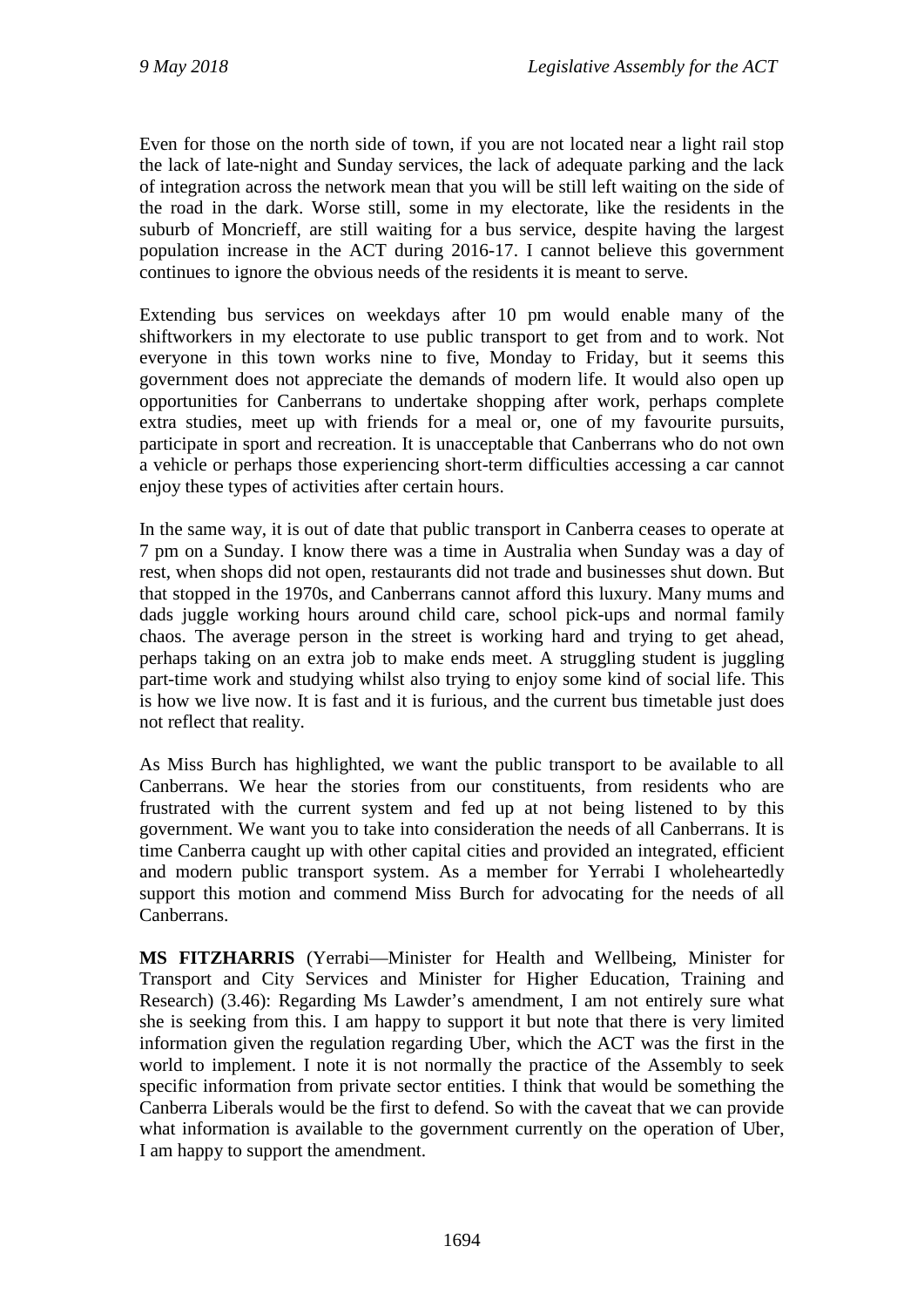Even for those on the north side of town, if you are not located near a light rail stop the lack of late-night and Sunday services, the lack of adequate parking and the lack of integration across the network mean that you will be still left waiting on the side of the road in the dark. Worse still, some in my electorate, like the residents in the suburb of Moncrieff, are still waiting for a bus service, despite having the largest population increase in the ACT during 2016-17. I cannot believe this government continues to ignore the obvious needs of the residents it is meant to serve.

Extending bus services on weekdays after 10 pm would enable many of the shiftworkers in my electorate to use public transport to get from and to work. Not everyone in this town works nine to five, Monday to Friday, but it seems this government does not appreciate the demands of modern life. It would also open up opportunities for Canberrans to undertake shopping after work, perhaps complete extra studies, meet up with friends for a meal or, one of my favourite pursuits, participate in sport and recreation. It is unacceptable that Canberrans who do not own a vehicle or perhaps those experiencing short-term difficulties accessing a car cannot enjoy these types of activities after certain hours.

In the same way, it is out of date that public transport in Canberra ceases to operate at 7 pm on a Sunday. I know there was a time in Australia when Sunday was a day of rest, when shops did not open, restaurants did not trade and businesses shut down. But that stopped in the 1970s, and Canberrans cannot afford this luxury. Many mums and dads juggle working hours around child care, school pick-ups and normal family chaos. The average person in the street is working hard and trying to get ahead, perhaps taking on an extra job to make ends meet. A struggling student is juggling part-time work and studying whilst also trying to enjoy some kind of social life. This is how we live now. It is fast and it is furious, and the current bus timetable just does not reflect that reality.

As Miss Burch has highlighted, we want the public transport to be available to all Canberrans. We hear the stories from our constituents, from residents who are frustrated with the current system and fed up at not being listened to by this government. We want you to take into consideration the needs of all Canberrans. It is time Canberra caught up with other capital cities and provided an integrated, efficient and modern public transport system. As a member for Yerrabi I wholeheartedly support this motion and commend Miss Burch for advocating for the needs of all Canberrans.

**MS FITZHARRIS** (Yerrabi—Minister for Health and Wellbeing, Minister for Transport and City Services and Minister for Higher Education, Training and Research) (3.46): Regarding Ms Lawder's amendment, I am not entirely sure what she is seeking from this. I am happy to support it but note that there is very limited information given the regulation regarding Uber, which the ACT was the first in the world to implement. I note it is not normally the practice of the Assembly to seek specific information from private sector entities. I think that would be something the Canberra Liberals would be the first to defend. So with the caveat that we can provide what information is available to the government currently on the operation of Uber, I am happy to support the amendment.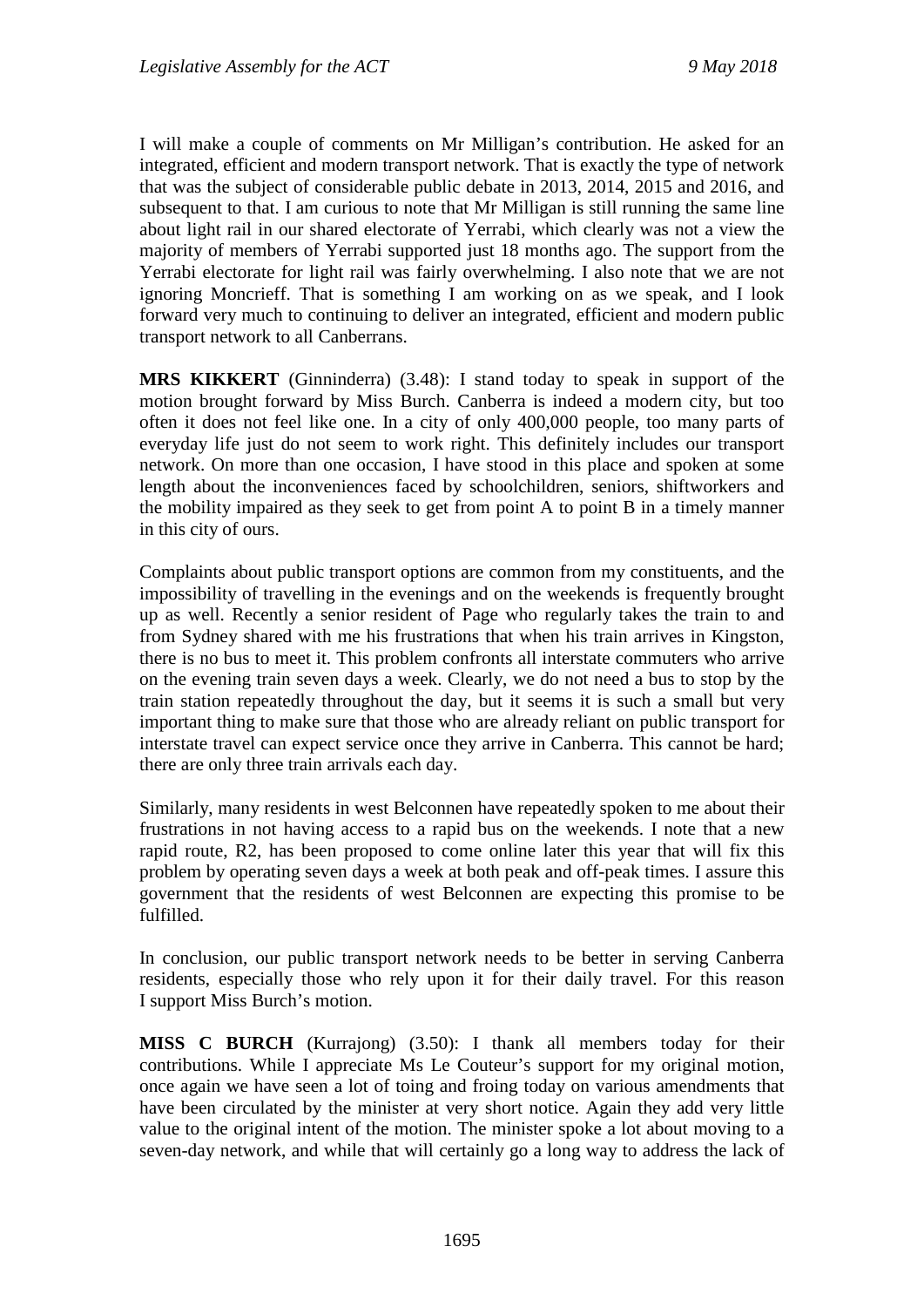I will make a couple of comments on Mr Milligan's contribution. He asked for an integrated, efficient and modern transport network. That is exactly the type of network that was the subject of considerable public debate in 2013, 2014, 2015 and 2016, and subsequent to that. I am curious to note that Mr Milligan is still running the same line about light rail in our shared electorate of Yerrabi, which clearly was not a view the majority of members of Yerrabi supported just 18 months ago. The support from the Yerrabi electorate for light rail was fairly overwhelming. I also note that we are not ignoring Moncrieff. That is something I am working on as we speak, and I look forward very much to continuing to deliver an integrated, efficient and modern public transport network to all Canberrans.

**MRS KIKKERT** (Ginninderra) (3.48): I stand today to speak in support of the motion brought forward by Miss Burch. Canberra is indeed a modern city, but too often it does not feel like one. In a city of only 400,000 people, too many parts of everyday life just do not seem to work right. This definitely includes our transport network. On more than one occasion, I have stood in this place and spoken at some length about the inconveniences faced by schoolchildren, seniors, shiftworkers and the mobility impaired as they seek to get from point A to point B in a timely manner in this city of ours.

Complaints about public transport options are common from my constituents, and the impossibility of travelling in the evenings and on the weekends is frequently brought up as well. Recently a senior resident of Page who regularly takes the train to and from Sydney shared with me his frustrations that when his train arrives in Kingston, there is no bus to meet it. This problem confronts all interstate commuters who arrive on the evening train seven days a week. Clearly, we do not need a bus to stop by the train station repeatedly throughout the day, but it seems it is such a small but very important thing to make sure that those who are already reliant on public transport for interstate travel can expect service once they arrive in Canberra. This cannot be hard; there are only three train arrivals each day.

Similarly, many residents in west Belconnen have repeatedly spoken to me about their frustrations in not having access to a rapid bus on the weekends. I note that a new rapid route, R2, has been proposed to come online later this year that will fix this problem by operating seven days a week at both peak and off-peak times. I assure this government that the residents of west Belconnen are expecting this promise to be fulfilled.

In conclusion, our public transport network needs to be better in serving Canberra residents, especially those who rely upon it for their daily travel. For this reason I support Miss Burch's motion.

**MISS C BURCH** (Kurrajong) (3.50): I thank all members today for their contributions. While I appreciate Ms Le Couteur's support for my original motion, once again we have seen a lot of toing and froing today on various amendments that have been circulated by the minister at very short notice. Again they add very little value to the original intent of the motion. The minister spoke a lot about moving to a seven-day network, and while that will certainly go a long way to address the lack of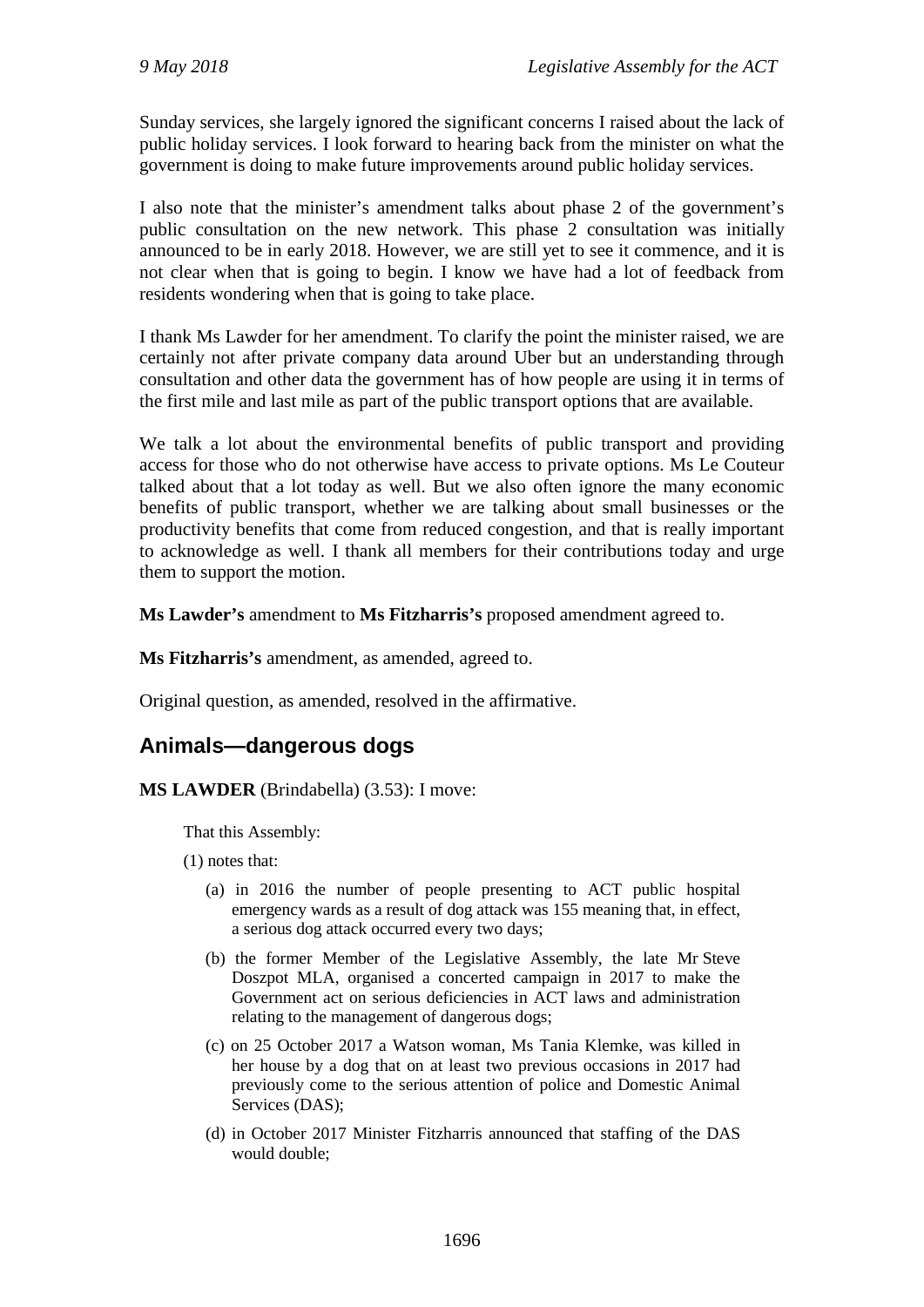Sunday services, she largely ignored the significant concerns I raised about the lack of public holiday services. I look forward to hearing back from the minister on what the government is doing to make future improvements around public holiday services.

I also note that the minister's amendment talks about phase 2 of the government's public consultation on the new network. This phase 2 consultation was initially announced to be in early 2018. However, we are still yet to see it commence, and it is not clear when that is going to begin. I know we have had a lot of feedback from residents wondering when that is going to take place.

I thank Ms Lawder for her amendment. To clarify the point the minister raised, we are certainly not after private company data around Uber but an understanding through consultation and other data the government has of how people are using it in terms of the first mile and last mile as part of the public transport options that are available.

We talk a lot about the environmental benefits of public transport and providing access for those who do not otherwise have access to private options. Ms Le Couteur talked about that a lot today as well. But we also often ignore the many economic benefits of public transport, whether we are talking about small businesses or the productivity benefits that come from reduced congestion, and that is really important to acknowledge as well. I thank all members for their contributions today and urge them to support the motion.

**Ms Lawder's** amendment to **Ms Fitzharris's** proposed amendment agreed to.

**Ms Fitzharris's** amendment, as amended, agreed to.

Original question, as amended, resolved in the affirmative.

## Animals—dangerous dogs

**MS LAWDER** (Brindabella) (3.53): I move:

> That this Assembly:
>
> (1) notes that:
>
> (a) in 2016 the number of people presenting to ACT public hospital emergency wards as a result of dog attack was 155 meaning that, in effect, a serious dog attack occurred every two days;
>
> (b) the former Member of the Legislative Assembly, the late Mr Steve Doszpot MLA, organised a concerted campaign in 2017 to make the Government act on serious deficiencies in ACT laws and administration relating to the management of dangerous dogs;
>
> (c) on 25 October 2017 a Watson woman, Ms Tania Klemke, was killed in her house by a dog that on at least two previous occasions in 2017 had previously come to the serious attention of police and Domestic Animal Services (DAS);
>
> (d) in October 2017 Minister Fitzharris announced that staffing of the DAS would double;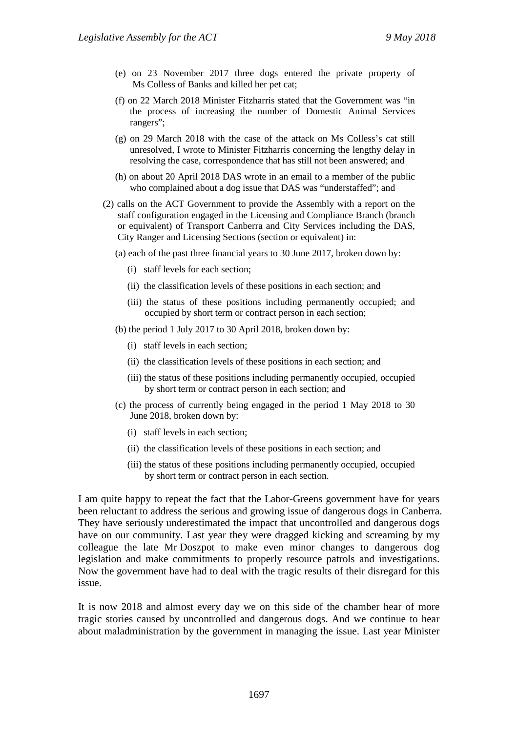(e) on 23 November 2017 three dogs entered the private property of Ms Colless of Banks and killed her pet cat;

(f) on 22 March 2018 Minister Fitzharris stated that the Government was "in the process of increasing the number of Domestic Animal Services rangers";

(g) on 29 March 2018 with the case of the attack on Ms Colless's cat still unresolved, I wrote to Minister Fitzharris concerning the lengthy delay in resolving the case, correspondence that has still not been answered; and

(h) on about 20 April 2018 DAS wrote in an email to a member of the public who complained about a dog issue that DAS was "understaffed"; and

(2) calls on the ACT Government to provide the Assembly with a report on the staff configuration engaged in the Licensing and Compliance Branch (branch or equivalent) of Transport Canberra and City Services including the DAS, City Ranger and Licensing Sections (section or equivalent) in:

(a) each of the past three financial years to 30 June 2017, broken down by:

(i) staff levels for each section;

(ii) the classification levels of these positions in each section; and

(iii) the status of these positions including permanently occupied; and occupied by short term or contract person in each section;

(b) the period 1 July 2017 to 30 April 2018, broken down by:

(i) staff levels in each section;

(ii) the classification levels of these positions in each section; and

(iii) the status of these positions including permanently occupied, occupied by short term or contract person in each section; and

(c) the process of currently being engaged in the period 1 May 2018 to 30 June 2018, broken down by:

(i) staff levels in each section;

(ii) the classification levels of these positions in each section; and

(iii) the status of these positions including permanently occupied, occupied by short term or contract person in each section.

I am quite happy to repeat the fact that the Labor-Greens government have for years been reluctant to address the serious and growing issue of dangerous dogs in Canberra. They have seriously underestimated the impact that uncontrolled and dangerous dogs have on our community. Last year they were dragged kicking and screaming by my colleague the late Mr Doszpot to make even minor changes to dangerous dog legislation and make commitments to properly resource patrols and investigations. Now the government have had to deal with the tragic results of their disregard for this issue.

It is now 2018 and almost every day we on this side of the chamber hear of more tragic stories caused by uncontrolled and dangerous dogs. And we continue to hear about maladministration by the government in managing the issue. Last year Minister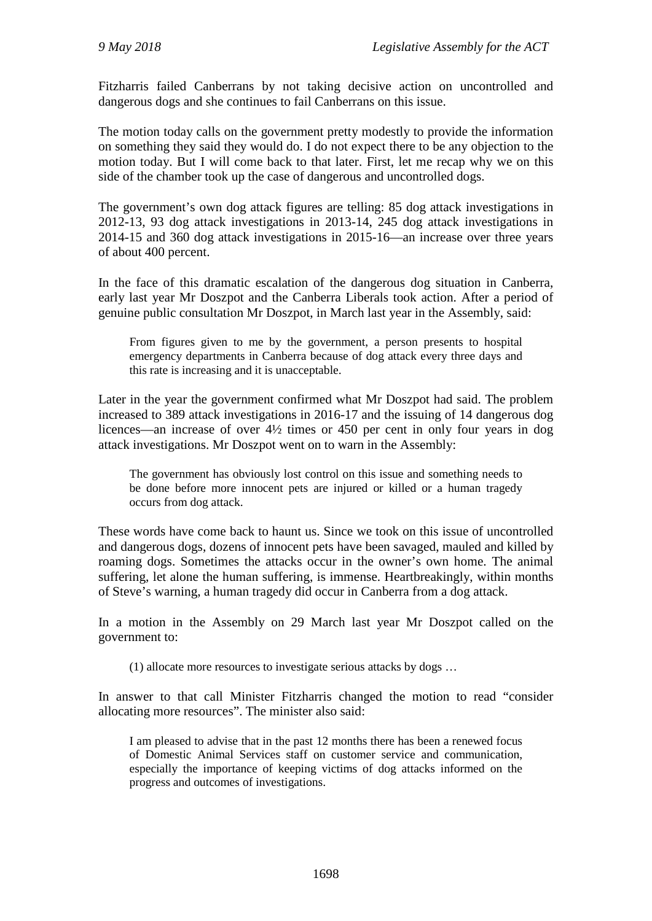Fitzharris failed Canberrans by not taking decisive action on uncontrolled and dangerous dogs and she continues to fail Canberrans on this issue.

The motion today calls on the government pretty modestly to provide the information on something they said they would do. I do not expect there to be any objection to the motion today. But I will come back to that later. First, let me recap why we on this side of the chamber took up the case of dangerous and uncontrolled dogs.

The government's own dog attack figures are telling: 85 dog attack investigations in 2012-13, 93 dog attack investigations in 2013-14, 245 dog attack investigations in 2014-15 and 360 dog attack investigations in 2015-16—an increase over three years of about 400 percent.

In the face of this dramatic escalation of the dangerous dog situation in Canberra, early last year Mr Doszpot and the Canberra Liberals took action. After a period of genuine public consultation Mr Doszpot, in March last year in the Assembly, said:

> From figures given to me by the government, a person presents to hospital emergency departments in Canberra because of dog attack every three days and this rate is increasing and it is unacceptable.

Later in the year the government confirmed what Mr Doszpot had said. The problem increased to 389 attack investigations in 2016-17 and the issuing of 14 dangerous dog licences—an increase of over 4½ times or 450 per cent in only four years in dog attack investigations. Mr Doszpot went on to warn in the Assembly:

> The government has obviously lost control on this issue and something needs to be done before more innocent pets are injured or killed or a human tragedy occurs from dog attack.

These words have come back to haunt us. Since we took on this issue of uncontrolled and dangerous dogs, dozens of innocent pets have been savaged, mauled and killed by roaming dogs. Sometimes the attacks occur in the owner's own home. The animal suffering, let alone the human suffering, is immense. Heartbreakingly, within months of Steve's warning, a human tragedy did occur in Canberra from a dog attack.

In a motion in the Assembly on 29 March last year Mr Doszpot called on the government to:

> (1) allocate more resources to investigate serious attacks by dogs …

In answer to that call Minister Fitzharris changed the motion to read "consider allocating more resources". The minister also said:

> I am pleased to advise that in the past 12 months there has been a renewed focus of Domestic Animal Services staff on customer service and communication, especially the importance of keeping victims of dog attacks informed on the progress and outcomes of investigations.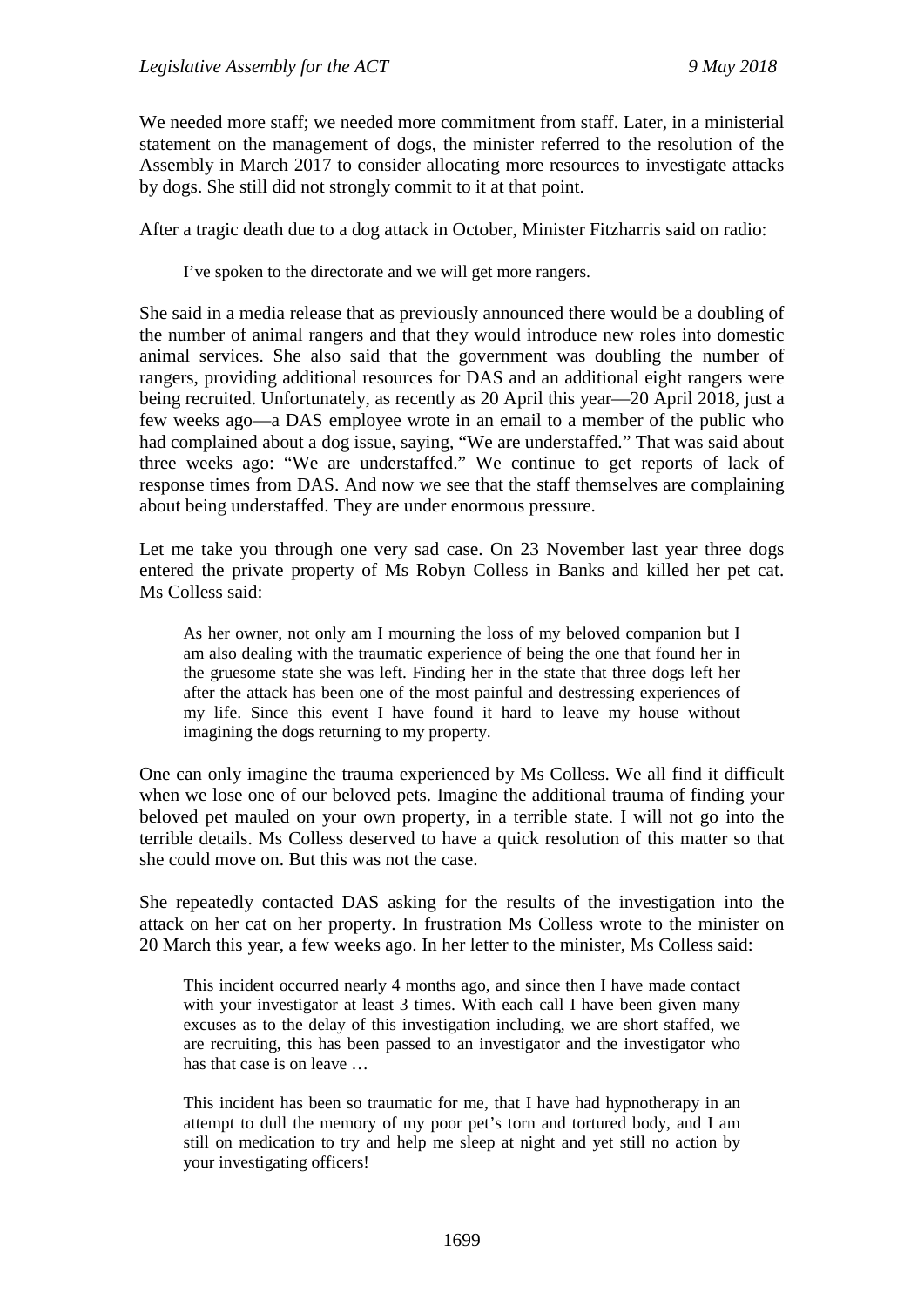We needed more staff; we needed more commitment from staff. Later, in a ministerial statement on the management of dogs, the minister referred to the resolution of the Assembly in March 2017 to consider allocating more resources to investigate attacks by dogs. She still did not strongly commit to it at that point.

After a tragic death due to a dog attack in October, Minister Fitzharris said on radio:

> I've spoken to the directorate and we will get more rangers.

She said in a media release that as previously announced there would be a doubling of the number of animal rangers and that they would introduce new roles into domestic animal services. She also said that the government was doubling the number of rangers, providing additional resources for DAS and an additional eight rangers were being recruited. Unfortunately, as recently as 20 April this year—20 April 2018, just a few weeks ago—a DAS employee wrote in an email to a member of the public who had complained about a dog issue, saying, "We are understaffed." That was said about three weeks ago: "We are understaffed." We continue to get reports of lack of response times from DAS. And now we see that the staff themselves are complaining about being understaffed. They are under enormous pressure.

Let me take you through one very sad case. On 23 November last year three dogs entered the private property of Ms Robyn Colless in Banks and killed her pet cat. Ms Colless said:

> As her owner, not only am I mourning the loss of my beloved companion but I am also dealing with the traumatic experience of being the one that found her in the gruesome state she was left. Finding her in the state that three dogs left her after the attack has been one of the most painful and destressing experiences of my life. Since this event I have found it hard to leave my house without imagining the dogs returning to my property.

One can only imagine the trauma experienced by Ms Colless. We all find it difficult when we lose one of our beloved pets. Imagine the additional trauma of finding your beloved pet mauled on your own property, in a terrible state. I will not go into the terrible details. Ms Colless deserved to have a quick resolution of this matter so that she could move on. But this was not the case.

She repeatedly contacted DAS asking for the results of the investigation into the attack on her cat on her property. In frustration Ms Colless wrote to the minister on 20 March this year, a few weeks ago. In her letter to the minister, Ms Colless said:

> This incident occurred nearly 4 months ago, and since then I have made contact with your investigator at least 3 times. With each call I have been given many excuses as to the delay of this investigation including, we are short staffed, we are recruiting, this has been passed to an investigator and the investigator who has that case is on leave …
>
> This incident has been so traumatic for me, that I have had hypnotherapy in an attempt to dull the memory of my poor pet's torn and tortured body, and I am still on medication to try and help me sleep at night and yet still no action by your investigating officers!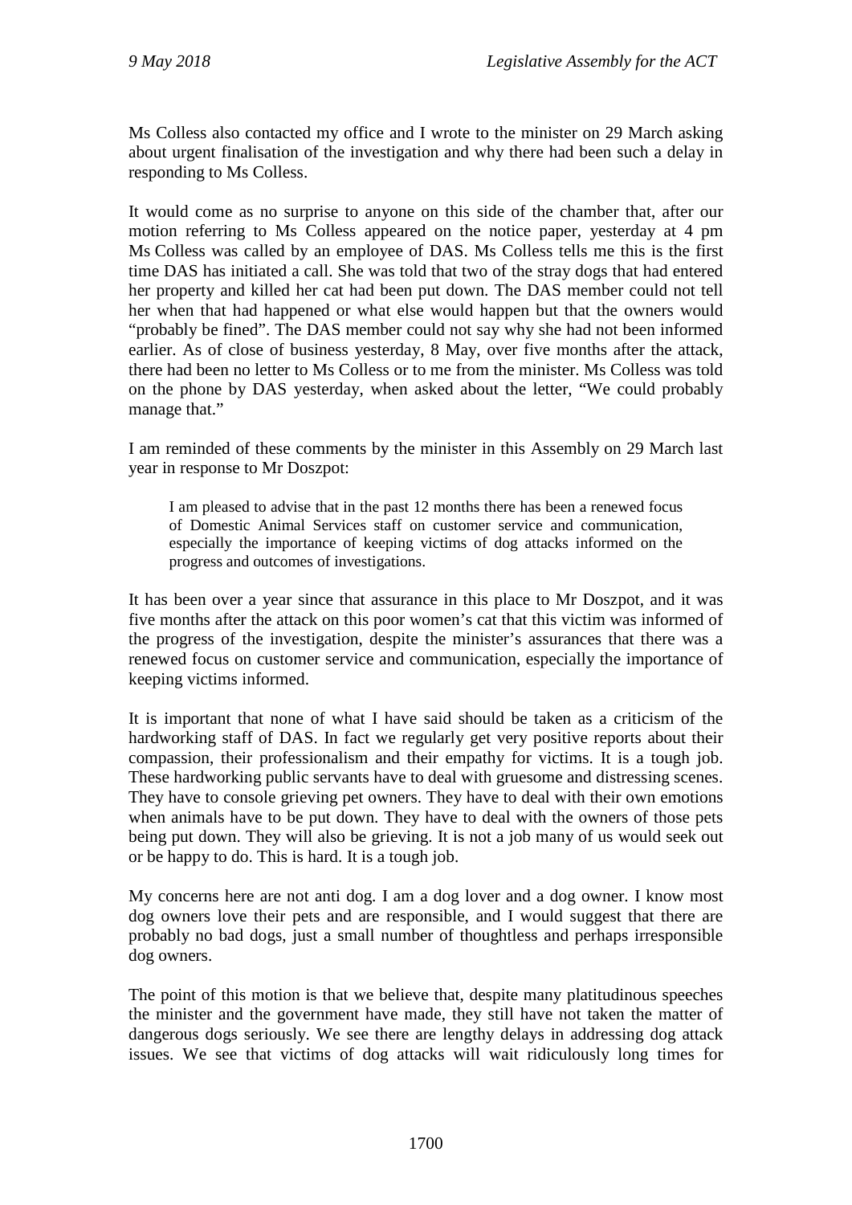Ms Colless also contacted my office and I wrote to the minister on 29 March asking about urgent finalisation of the investigation and why there had been such a delay in responding to Ms Colless.

It would come as no surprise to anyone on this side of the chamber that, after our motion referring to Ms Colless appeared on the notice paper, yesterday at 4 pm Ms Colless was called by an employee of DAS. Ms Colless tells me this is the first time DAS has initiated a call. She was told that two of the stray dogs that had entered her property and killed her cat had been put down. The DAS member could not tell her when that had happened or what else would happen but that the owners would "probably be fined". The DAS member could not say why she had not been informed earlier. As of close of business yesterday, 8 May, over five months after the attack, there had been no letter to Ms Colless or to me from the minister. Ms Colless was told on the phone by DAS yesterday, when asked about the letter, "We could probably manage that."

I am reminded of these comments by the minister in this Assembly on 29 March last year in response to Mr Doszpot:

> I am pleased to advise that in the past 12 months there has been a renewed focus of Domestic Animal Services staff on customer service and communication, especially the importance of keeping victims of dog attacks informed on the progress and outcomes of investigations.

It has been over a year since that assurance in this place to Mr Doszpot, and it was five months after the attack on this poor women's cat that this victim was informed of the progress of the investigation, despite the minister's assurances that there was a renewed focus on customer service and communication, especially the importance of keeping victims informed.

It is important that none of what I have said should be taken as a criticism of the hardworking staff of DAS. In fact we regularly get very positive reports about their compassion, their professionalism and their empathy for victims. It is a tough job. These hardworking public servants have to deal with gruesome and distressing scenes. They have to console grieving pet owners. They have to deal with their own emotions when animals have to be put down. They have to deal with the owners of those pets being put down. They will also be grieving. It is not a job many of us would seek out or be happy to do. This is hard. It is a tough job.

My concerns here are not anti dog. I am a dog lover and a dog owner. I know most dog owners love their pets and are responsible, and I would suggest that there are probably no bad dogs, just a small number of thoughtless and perhaps irresponsible dog owners.

The point of this motion is that we believe that, despite many platitudinous speeches the minister and the government have made, they still have not taken the matter of dangerous dogs seriously. We see there are lengthy delays in addressing dog attack issues. We see that victims of dog attacks will wait ridiculously long times for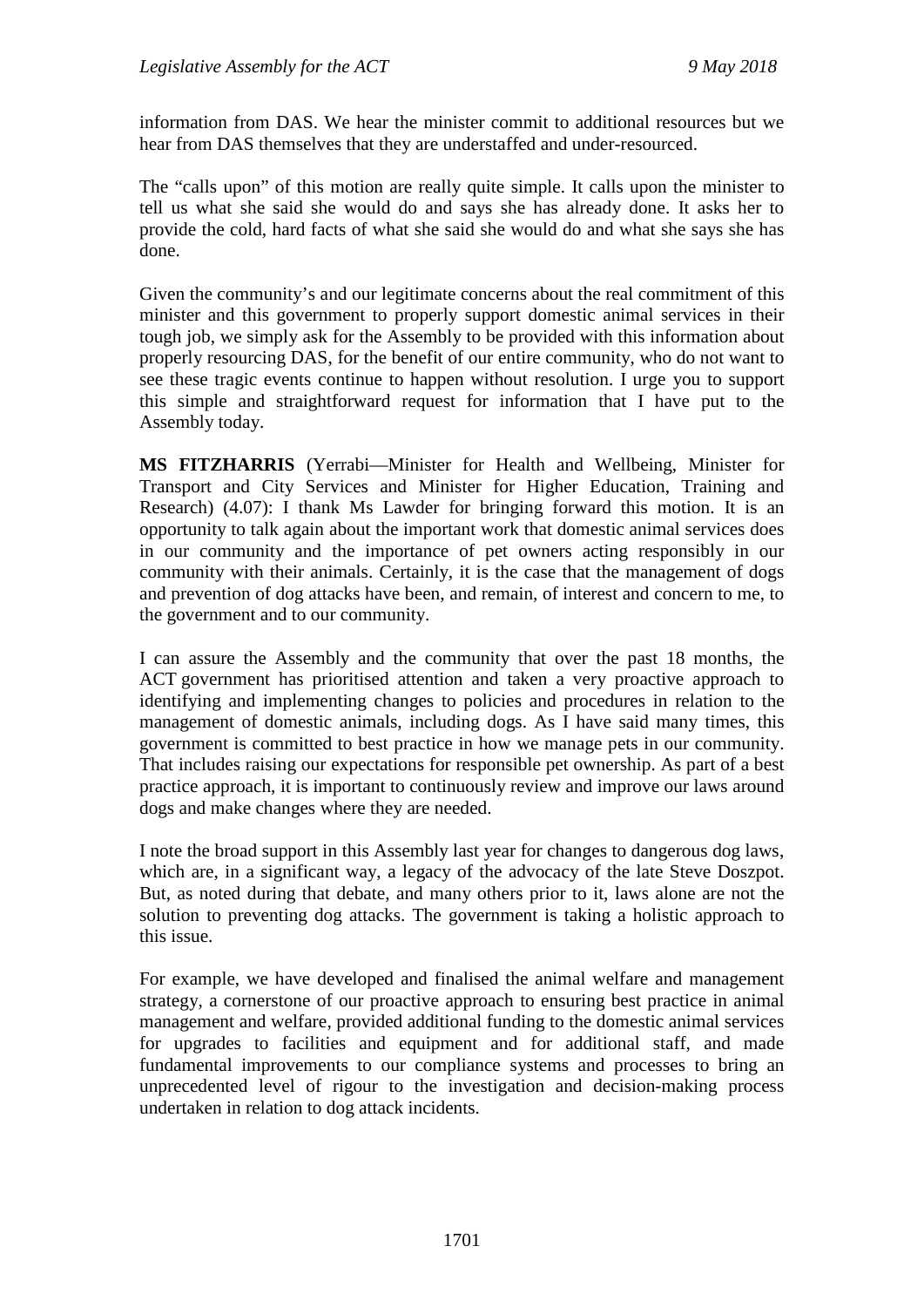information from DAS. We hear the minister commit to additional resources but we hear from DAS themselves that they are understaffed and under-resourced.

The "calls upon" of this motion are really quite simple. It calls upon the minister to tell us what she said she would do and says she has already done. It asks her to provide the cold, hard facts of what she said she would do and what she says she has done.

Given the community's and our legitimate concerns about the real commitment of this minister and this government to properly support domestic animal services in their tough job, we simply ask for the Assembly to be provided with this information about properly resourcing DAS, for the benefit of our entire community, who do not want to see these tragic events continue to happen without resolution. I urge you to support this simple and straightforward request for information that I have put to the Assembly today.

**MS FITZHARRIS** (Yerrabi—Minister for Health and Wellbeing, Minister for Transport and City Services and Minister for Higher Education, Training and Research) (4.07): I thank Ms Lawder for bringing forward this motion. It is an opportunity to talk again about the important work that domestic animal services does in our community and the importance of pet owners acting responsibly in our community with their animals. Certainly, it is the case that the management of dogs and prevention of dog attacks have been, and remain, of interest and concern to me, to the government and to our community.

I can assure the Assembly and the community that over the past 18 months, the ACT government has prioritised attention and taken a very proactive approach to identifying and implementing changes to policies and procedures in relation to the management of domestic animals, including dogs. As I have said many times, this government is committed to best practice in how we manage pets in our community. That includes raising our expectations for responsible pet ownership. As part of a best practice approach, it is important to continuously review and improve our laws around dogs and make changes where they are needed.

I note the broad support in this Assembly last year for changes to dangerous dog laws, which are, in a significant way, a legacy of the advocacy of the late Steve Doszpot. But, as noted during that debate, and many others prior to it, laws alone are not the solution to preventing dog attacks. The government is taking a holistic approach to this issue.

For example, we have developed and finalised the animal welfare and management strategy, a cornerstone of our proactive approach to ensuring best practice in animal management and welfare, provided additional funding to the domestic animal services for upgrades to facilities and equipment and for additional staff, and made fundamental improvements to our compliance systems and processes to bring an unprecedented level of rigour to the investigation and decision-making process undertaken in relation to dog attack incidents.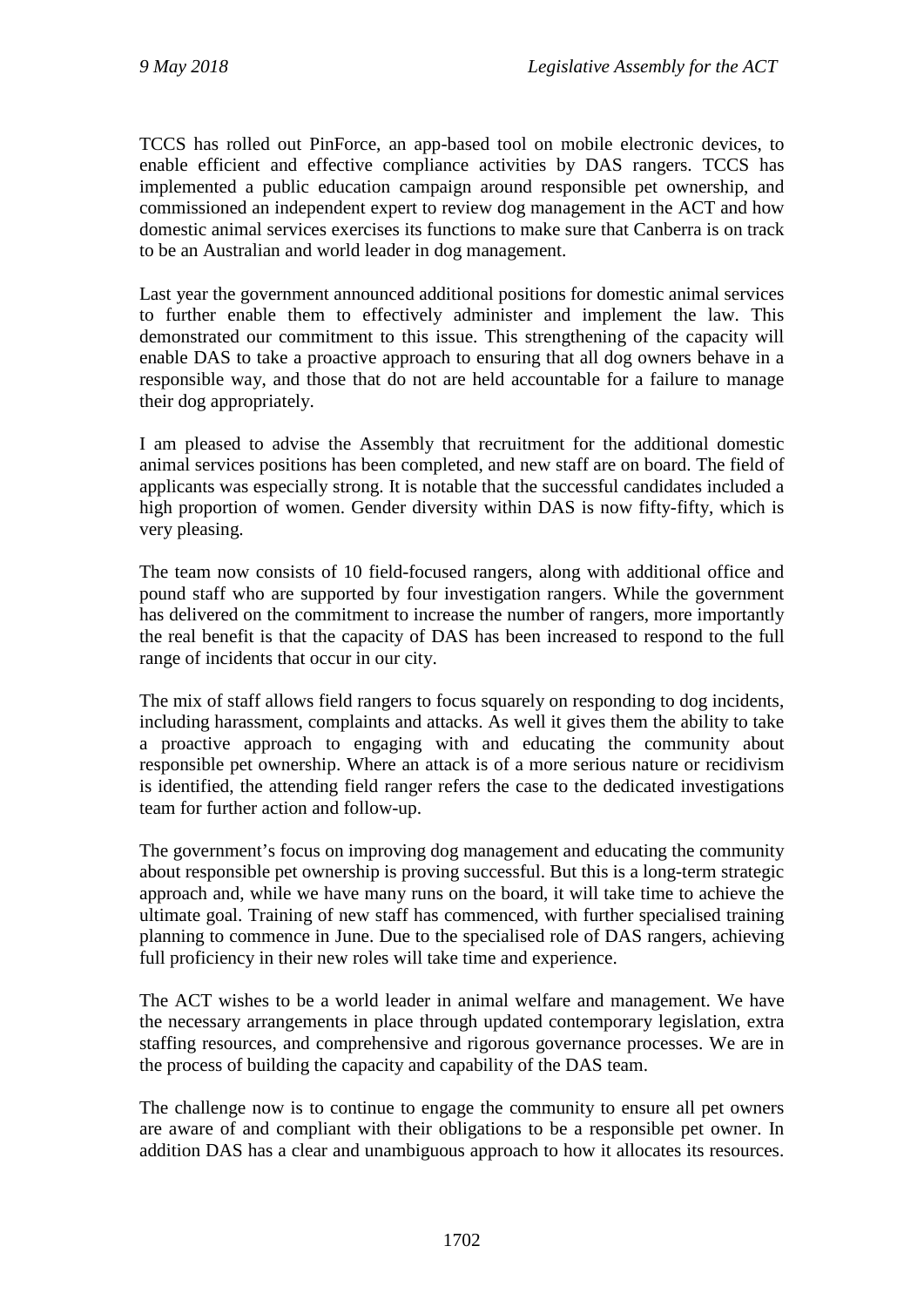TCCS has rolled out PinForce, an app-based tool on mobile electronic devices, to enable efficient and effective compliance activities by DAS rangers. TCCS has implemented a public education campaign around responsible pet ownership, and commissioned an independent expert to review dog management in the ACT and how domestic animal services exercises its functions to make sure that Canberra is on track to be an Australian and world leader in dog management.

Last year the government announced additional positions for domestic animal services to further enable them to effectively administer and implement the law. This demonstrated our commitment to this issue. This strengthening of the capacity will enable DAS to take a proactive approach to ensuring that all dog owners behave in a responsible way, and those that do not are held accountable for a failure to manage their dog appropriately.

I am pleased to advise the Assembly that recruitment for the additional domestic animal services positions has been completed, and new staff are on board. The field of applicants was especially strong. It is notable that the successful candidates included a high proportion of women. Gender diversity within DAS is now fifty-fifty, which is very pleasing.

The team now consists of 10 field-focused rangers, along with additional office and pound staff who are supported by four investigation rangers. While the government has delivered on the commitment to increase the number of rangers, more importantly the real benefit is that the capacity of DAS has been increased to respond to the full range of incidents that occur in our city.

The mix of staff allows field rangers to focus squarely on responding to dog incidents, including harassment, complaints and attacks. As well it gives them the ability to take a proactive approach to engaging with and educating the community about responsible pet ownership. Where an attack is of a more serious nature or recidivism is identified, the attending field ranger refers the case to the dedicated investigations team for further action and follow-up.

The government's focus on improving dog management and educating the community about responsible pet ownership is proving successful. But this is a long-term strategic approach and, while we have many runs on the board, it will take time to achieve the ultimate goal. Training of new staff has commenced, with further specialised training planning to commence in June. Due to the specialised role of DAS rangers, achieving full proficiency in their new roles will take time and experience.

The ACT wishes to be a world leader in animal welfare and management. We have the necessary arrangements in place through updated contemporary legislation, extra staffing resources, and comprehensive and rigorous governance processes. We are in the process of building the capacity and capability of the DAS team.

The challenge now is to continue to engage the community to ensure all pet owners are aware of and compliant with their obligations to be a responsible pet owner. In addition DAS has a clear and unambiguous approach to how it allocates its resources.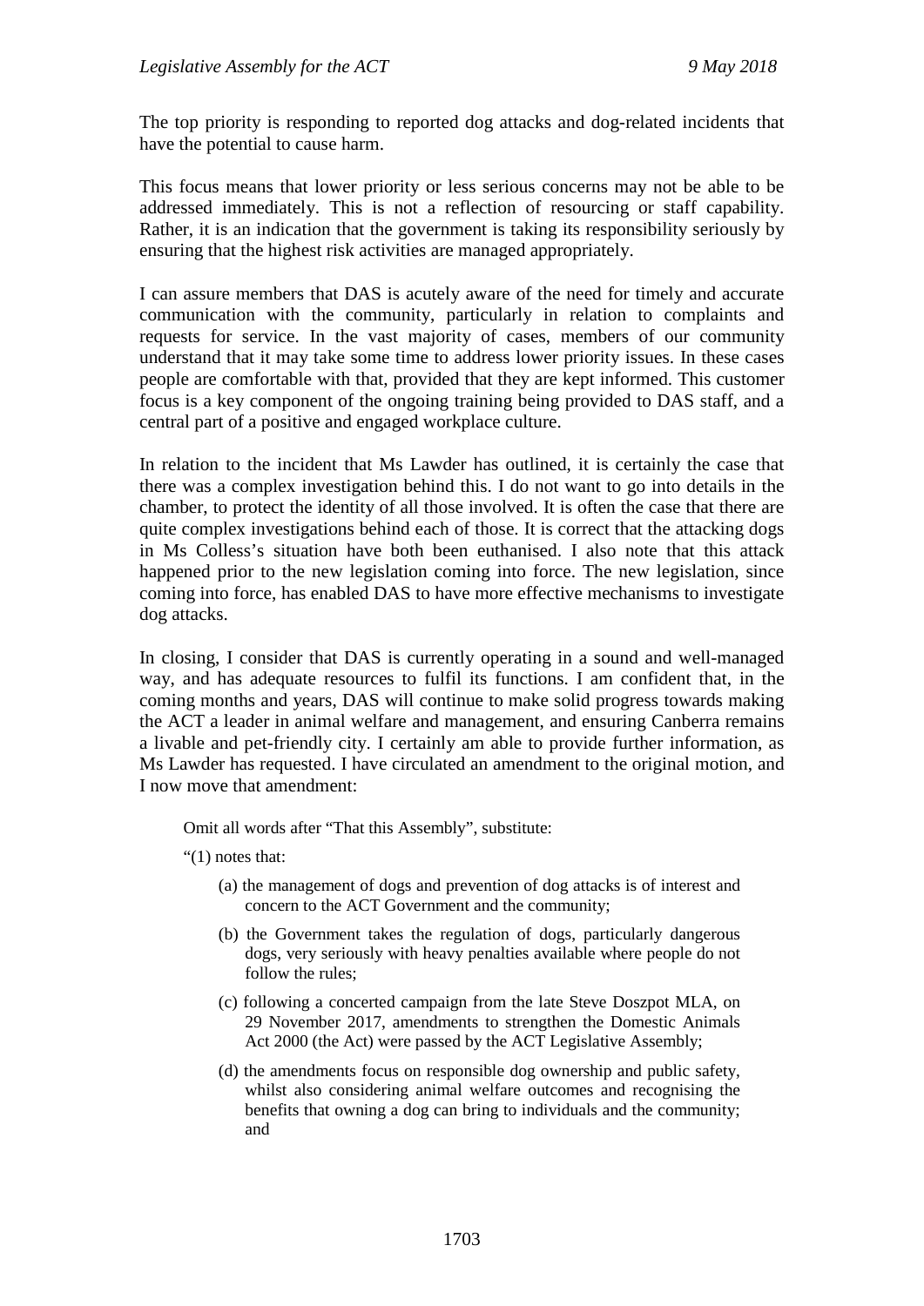The top priority is responding to reported dog attacks and dog-related incidents that have the potential to cause harm.

This focus means that lower priority or less serious concerns may not be able to be addressed immediately. This is not a reflection of resourcing or staff capability. Rather, it is an indication that the government is taking its responsibility seriously by ensuring that the highest risk activities are managed appropriately.

I can assure members that DAS is acutely aware of the need for timely and accurate communication with the community, particularly in relation to complaints and requests for service. In the vast majority of cases, members of our community understand that it may take some time to address lower priority issues. In these cases people are comfortable with that, provided that they are kept informed. This customer focus is a key component of the ongoing training being provided to DAS staff, and a central part of a positive and engaged workplace culture.

In relation to the incident that Ms Lawder has outlined, it is certainly the case that there was a complex investigation behind this. I do not want to go into details in the chamber, to protect the identity of all those involved. It is often the case that there are quite complex investigations behind each of those. It is correct that the attacking dogs in Ms Colless's situation have both been euthanised. I also note that this attack happened prior to the new legislation coming into force. The new legislation, since coming into force, has enabled DAS to have more effective mechanisms to investigate dog attacks.

In closing, I consider that DAS is currently operating in a sound and well-managed way, and has adequate resources to fulfil its functions. I am confident that, in the coming months and years, DAS will continue to make solid progress towards making the ACT a leader in animal welfare and management, and ensuring Canberra remains a livable and pet-friendly city. I certainly am able to provide further information, as Ms Lawder has requested. I have circulated an amendment to the original motion, and I now move that amendment:

> Omit all words after "That this Assembly", substitute:
>
> "(1) notes that:
>
> (a) the management of dogs and prevention of dog attacks is of interest and concern to the ACT Government and the community;
>
> (b) the Government takes the regulation of dogs, particularly dangerous dogs, very seriously with heavy penalties available where people do not follow the rules;
>
> (c) following a concerted campaign from the late Steve Doszpot MLA, on 29 November 2017, amendments to strengthen the Domestic Animals Act 2000 (the Act) were passed by the ACT Legislative Assembly;
>
> (d) the amendments focus on responsible dog ownership and public safety, whilst also considering animal welfare outcomes and recognising the benefits that owning a dog can bring to individuals and the community; and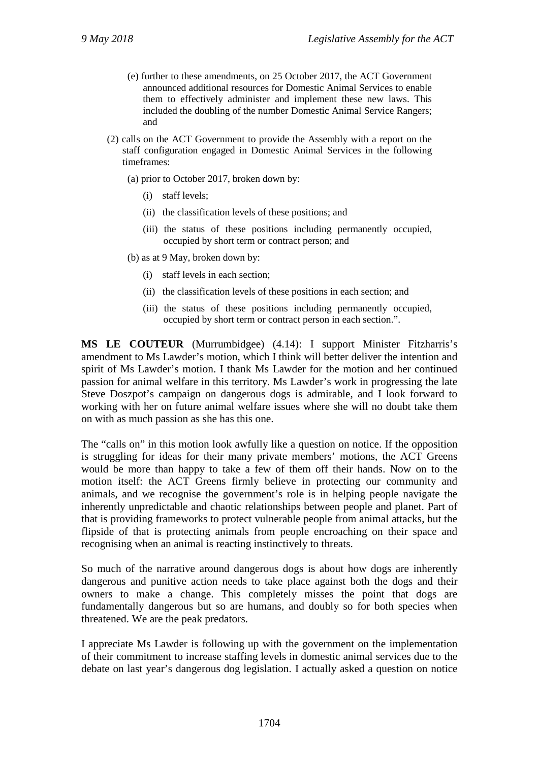(e) further to these amendments, on 25 October 2017, the ACT Government announced additional resources for Domestic Animal Services to enable them to effectively administer and implement these new laws. This included the doubling of the number Domestic Animal Service Rangers; and

(2) calls on the ACT Government to provide the Assembly with a report on the staff configuration engaged in Domestic Animal Services in the following timeframes:

(a) prior to October 2017, broken down by:

(i) staff levels;

(ii) the classification levels of these positions; and

(iii) the status of these positions including permanently occupied, occupied by short term or contract person; and

(b) as at 9 May, broken down by:

(i) staff levels in each section;

(ii) the classification levels of these positions in each section; and

(iii) the status of these positions including permanently occupied, occupied by short term or contract person in each section.".

**MS LE COUTEUR** (Murrumbidgee) (4.14): I support Minister Fitzharris's amendment to Ms Lawder's motion, which I think will better deliver the intention and spirit of Ms Lawder's motion. I thank Ms Lawder for the motion and her continued passion for animal welfare in this territory. Ms Lawder's work in progressing the late Steve Doszpot's campaign on dangerous dogs is admirable, and I look forward to working with her on future animal welfare issues where she will no doubt take them on with as much passion as she has this one.

The "calls on" in this motion look awfully like a question on notice. If the opposition is struggling for ideas for their many private members' motions, the ACT Greens would be more than happy to take a few of them off their hands. Now on to the motion itself: the ACT Greens firmly believe in protecting our community and animals, and we recognise the government's role is in helping people navigate the inherently unpredictable and chaotic relationships between people and planet. Part of that is providing frameworks to protect vulnerable people from animal attacks, but the flipside of that is protecting animals from people encroaching on their space and recognising when an animal is reacting instinctively to threats.

So much of the narrative around dangerous dogs is about how dogs are inherently dangerous and punitive action needs to take place against both the dogs and their owners to make a change. This completely misses the point that dogs are fundamentally dangerous but so are humans, and doubly so for both species when threatened. We are the peak predators.

I appreciate Ms Lawder is following up with the government on the implementation of their commitment to increase staffing levels in domestic animal services due to the debate on last year's dangerous dog legislation. I actually asked a question on notice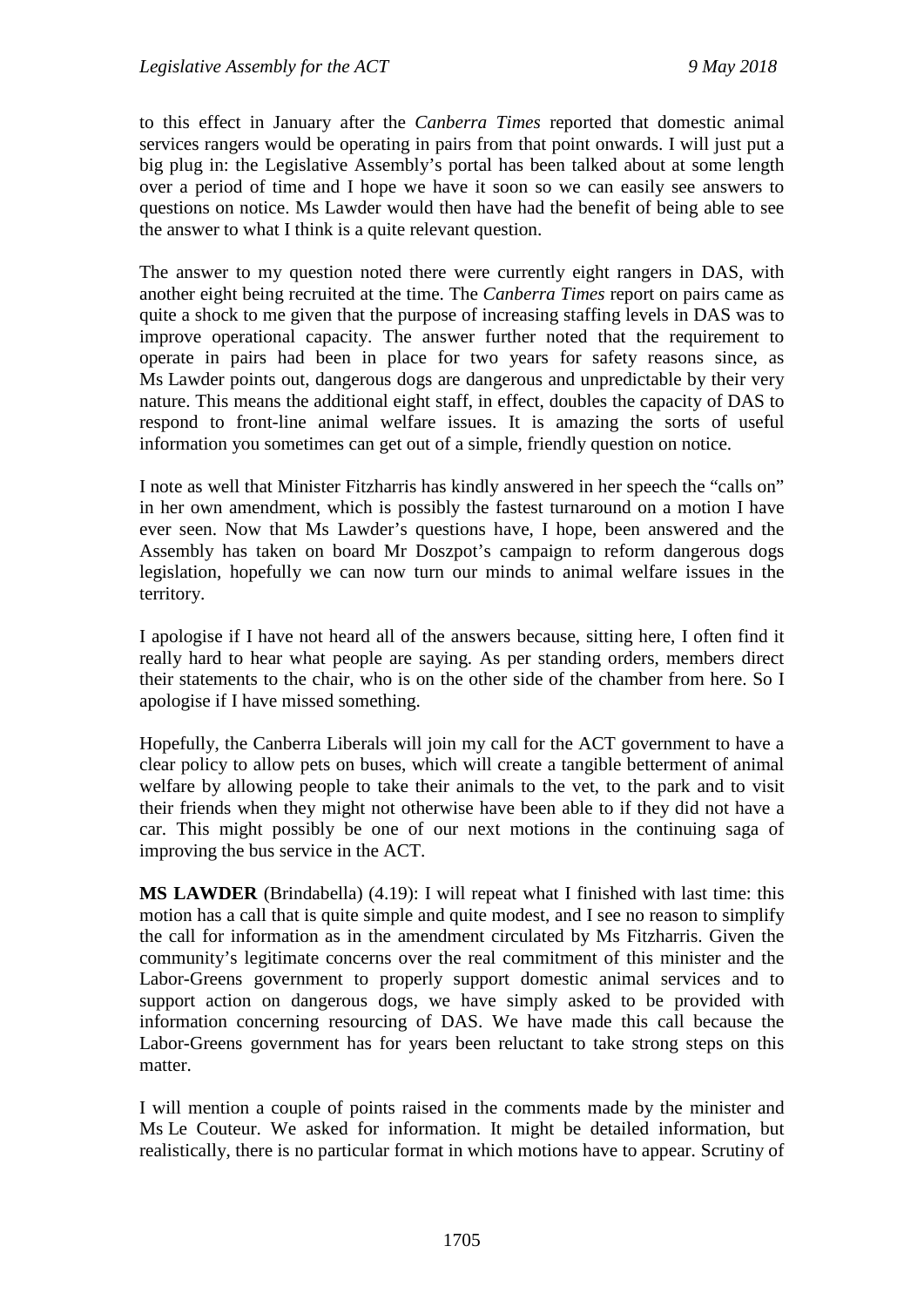to this effect in January after the *Canberra Times* reported that domestic animal services rangers would be operating in pairs from that point onwards. I will just put a big plug in: the Legislative Assembly's portal has been talked about at some length over a period of time and I hope we have it soon so we can easily see answers to questions on notice. Ms Lawder would then have had the benefit of being able to see the answer to what I think is a quite relevant question.

The answer to my question noted there were currently eight rangers in DAS, with another eight being recruited at the time. The *Canberra Times* report on pairs came as quite a shock to me given that the purpose of increasing staffing levels in DAS was to improve operational capacity. The answer further noted that the requirement to operate in pairs had been in place for two years for safety reasons since, as Ms Lawder points out, dangerous dogs are dangerous and unpredictable by their very nature. This means the additional eight staff, in effect, doubles the capacity of DAS to respond to front-line animal welfare issues. It is amazing the sorts of useful information you sometimes can get out of a simple, friendly question on notice.

I note as well that Minister Fitzharris has kindly answered in her speech the "calls on" in her own amendment, which is possibly the fastest turnaround on a motion I have ever seen. Now that Ms Lawder's questions have, I hope, been answered and the Assembly has taken on board Mr Doszpot's campaign to reform dangerous dogs legislation, hopefully we can now turn our minds to animal welfare issues in the territory.

I apologise if I have not heard all of the answers because, sitting here, I often find it really hard to hear what people are saying. As per standing orders, members direct their statements to the chair, who is on the other side of the chamber from here. So I apologise if I have missed something.

Hopefully, the Canberra Liberals will join my call for the ACT government to have a clear policy to allow pets on buses, which will create a tangible betterment of animal welfare by allowing people to take their animals to the vet, to the park and to visit their friends when they might not otherwise have been able to if they did not have a car. This might possibly be one of our next motions in the continuing saga of improving the bus service in the ACT.

**MS LAWDER** (Brindabella) (4.19): I will repeat what I finished with last time: this motion has a call that is quite simple and quite modest, and I see no reason to simplify the call for information as in the amendment circulated by Ms Fitzharris. Given the community's legitimate concerns over the real commitment of this minister and the Labor-Greens government to properly support domestic animal services and to support action on dangerous dogs, we have simply asked to be provided with information concerning resourcing of DAS. We have made this call because the Labor-Greens government has for years been reluctant to take strong steps on this matter.

I will mention a couple of points raised in the comments made by the minister and Ms Le Couteur. We asked for information. It might be detailed information, but realistically, there is no particular format in which motions have to appear. Scrutiny of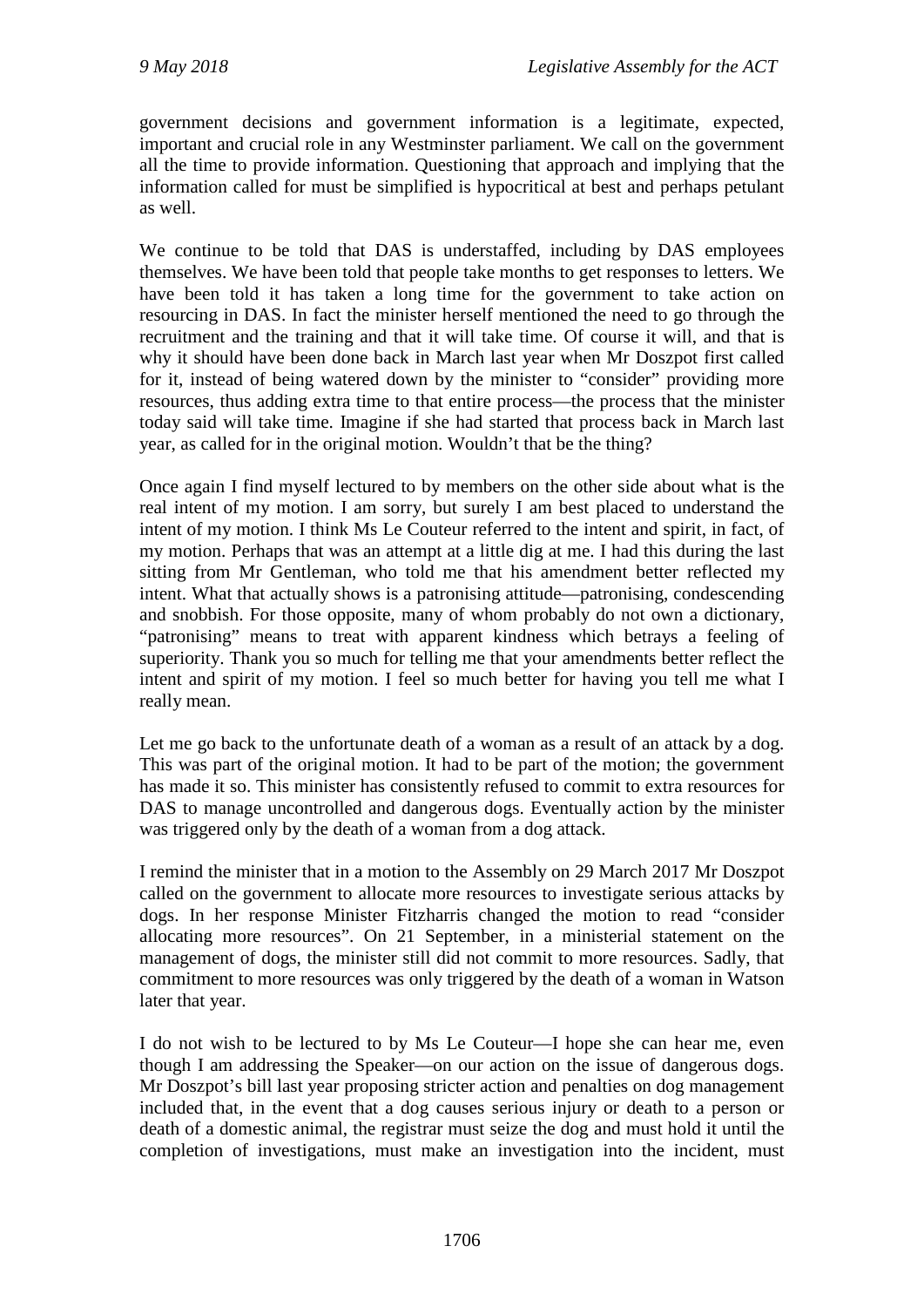government decisions and government information is a legitimate, expected, important and crucial role in any Westminster parliament. We call on the government all the time to provide information. Questioning that approach and implying that the information called for must be simplified is hypocritical at best and perhaps petulant as well.

We continue to be told that DAS is understaffed, including by DAS employees themselves. We have been told that people take months to get responses to letters. We have been told it has taken a long time for the government to take action on resourcing in DAS. In fact the minister herself mentioned the need to go through the recruitment and the training and that it will take time. Of course it will, and that is why it should have been done back in March last year when Mr Doszpot first called for it, instead of being watered down by the minister to "consider" providing more resources, thus adding extra time to that entire process—the process that the minister today said will take time. Imagine if she had started that process back in March last year, as called for in the original motion. Wouldn't that be the thing?

Once again I find myself lectured to by members on the other side about what is the real intent of my motion. I am sorry, but surely I am best placed to understand the intent of my motion. I think Ms Le Couteur referred to the intent and spirit, in fact, of my motion. Perhaps that was an attempt at a little dig at me. I had this during the last sitting from Mr Gentleman, who told me that his amendment better reflected my intent. What that actually shows is a patronising attitude—patronising, condescending and snobbish. For those opposite, many of whom probably do not own a dictionary, "patronising" means to treat with apparent kindness which betrays a feeling of superiority. Thank you so much for telling me that your amendments better reflect the intent and spirit of my motion. I feel so much better for having you tell me what I really mean.

Let me go back to the unfortunate death of a woman as a result of an attack by a dog. This was part of the original motion. It had to be part of the motion; the government has made it so. This minister has consistently refused to commit to extra resources for DAS to manage uncontrolled and dangerous dogs. Eventually action by the minister was triggered only by the death of a woman from a dog attack.

I remind the minister that in a motion to the Assembly on 29 March 2017 Mr Doszpot called on the government to allocate more resources to investigate serious attacks by dogs. In her response Minister Fitzharris changed the motion to read "consider allocating more resources". On 21 September, in a ministerial statement on the management of dogs, the minister still did not commit to more resources. Sadly, that commitment to more resources was only triggered by the death of a woman in Watson later that year.

I do not wish to be lectured to by Ms Le Couteur—I hope she can hear me, even though I am addressing the Speaker—on our action on the issue of dangerous dogs. Mr Doszpot's bill last year proposing stricter action and penalties on dog management included that, in the event that a dog causes serious injury or death to a person or death of a domestic animal, the registrar must seize the dog and must hold it until the completion of investigations, must make an investigation into the incident, must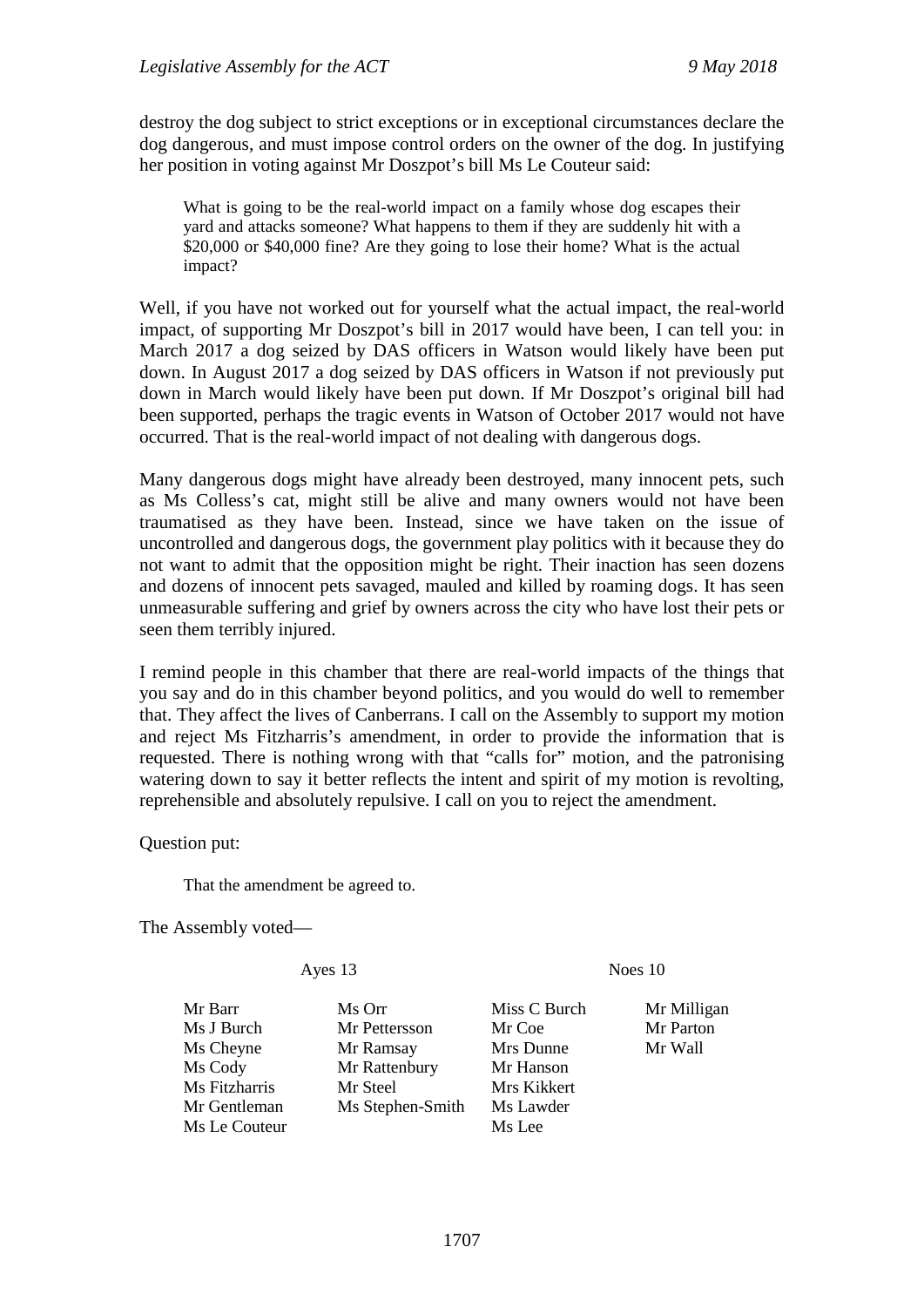destroy the dog subject to strict exceptions or in exceptional circumstances declare the dog dangerous, and must impose control orders on the owner of the dog. In justifying her position in voting against Mr Doszpot's bill Ms Le Couteur said:

> What is going to be the real-world impact on a family whose dog escapes their yard and attacks someone? What happens to them if they are suddenly hit with a $20,000 or $40,000 fine? Are they going to lose their home? What is the actual impact?

Well, if you have not worked out for yourself what the actual impact, the real-world impact, of supporting Mr Doszpot's bill in 2017 would have been, I can tell you: in March 2017 a dog seized by DAS officers in Watson would likely have been put down. In August 2017 a dog seized by DAS officers in Watson if not previously put down in March would likely have been put down. If Mr Doszpot's original bill had been supported, perhaps the tragic events in Watson of October 2017 would not have occurred. That is the real-world impact of not dealing with dangerous dogs.

Many dangerous dogs might have already been destroyed, many innocent pets, such as Ms Colless's cat, might still be alive and many owners would not have been traumatised as they have been. Instead, since we have taken on the issue of uncontrolled and dangerous dogs, the government play politics with it because they do not want to admit that the opposition might be right. Their inaction has seen dozens and dozens of innocent pets savaged, mauled and killed by roaming dogs. It has seen unmeasurable suffering and grief by owners across the city who have lost their pets or seen them terribly injured.

I remind people in this chamber that there are real-world impacts of the things that you say and do in this chamber beyond politics, and you would do well to remember that. They affect the lives of Canberrans. I call on the Assembly to support my motion and reject Ms Fitzharris's amendment, in order to provide the information that is requested. There is nothing wrong with that "calls for" motion, and the patronising watering down to say it better reflects the intent and spirit of my motion is revolting, reprehensible and absolutely repulsive. I call on you to reject the amendment.

Question put:

> That the amendment be agreed to.

The Assembly voted—

| Ayes 13 | | Noes 10 | |
|---|---|---|---|
| Mr Barr | Ms Orr | Miss C Burch | Mr Milligan |
| Ms J Burch | Mr Pettersson | Mr Coe | Mr Parton |
| Ms Cheyne | Mr Ramsay | Mrs Dunne | Mr Wall |
| Ms Cody | Mr Rattenbury | Mr Hanson | |
| Ms Fitzharris | Mr Steel | Mrs Kikkert | |
| Mr Gentleman | Ms Stephen-Smith | Ms Lawder | |
| Ms Le Couteur | | Ms Lee | |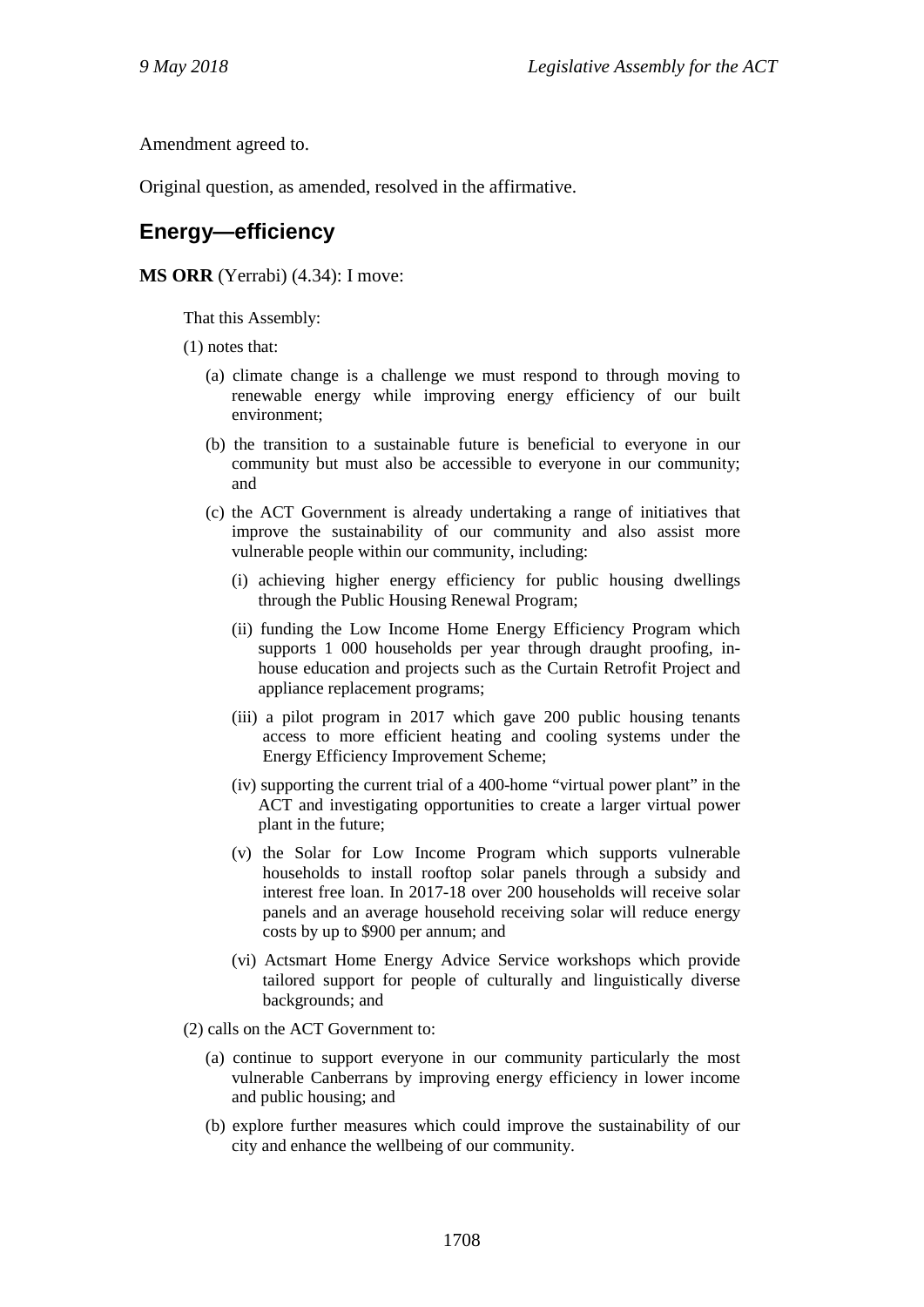Amendment agreed to.

Original question, as amended, resolved in the affirmative.

## Energy—efficiency

**MS ORR** (Yerrabi) (4.34): I move:

That this Assembly:

(1) notes that:

- (a) climate change is a challenge we must respond to through moving to renewable energy while improving energy efficiency of our built environment;
- (b) the transition to a sustainable future is beneficial to everyone in our community but must also be accessible to everyone in our community; and
- (c) the ACT Government is already undertaking a range of initiatives that improve the sustainability of our community and also assist more vulnerable people within our community, including:
  - (i) achieving higher energy efficiency for public housing dwellings through the Public Housing Renewal Program;
  - (ii) funding the Low Income Home Energy Efficiency Program which supports 1 000 households per year through draught proofing, in-house education and projects such as the Curtain Retrofit Project and appliance replacement programs;
  - (iii) a pilot program in 2017 which gave 200 public housing tenants access to more efficient heating and cooling systems under the Energy Efficiency Improvement Scheme;
  - (iv) supporting the current trial of a 400-home "virtual power plant" in the ACT and investigating opportunities to create a larger virtual power plant in the future;
  - (v) the Solar for Low Income Program which supports vulnerable households to install rooftop solar panels through a subsidy and interest free loan. In 2017-18 over 200 households will receive solar panels and an average household receiving solar will reduce energy costs by up to $900 per annum; and
  - (vi) Actsmart Home Energy Advice Service workshops which provide tailored support for people of culturally and linguistically diverse backgrounds; and

(2) calls on the ACT Government to:

- (a) continue to support everyone in our community particularly the most vulnerable Canberrans by improving energy efficiency in lower income and public housing; and
- (b) explore further measures which could improve the sustainability of our city and enhance the wellbeing of our community.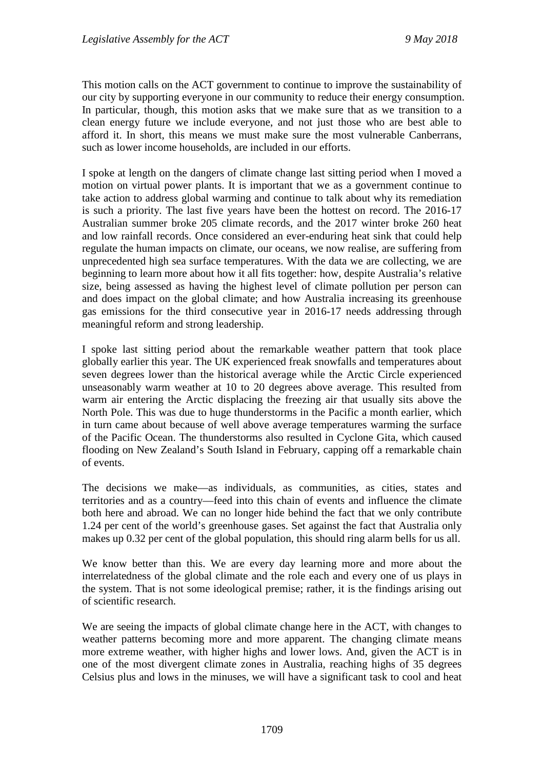This motion calls on the ACT government to continue to improve the sustainability of our city by supporting everyone in our community to reduce their energy consumption. In particular, though, this motion asks that we make sure that as we transition to a clean energy future we include everyone, and not just those who are best able to afford it. In short, this means we must make sure the most vulnerable Canberrans, such as lower income households, are included in our efforts.

I spoke at length on the dangers of climate change last sitting period when I moved a motion on virtual power plants. It is important that we as a government continue to take action to address global warming and continue to talk about why its remediation is such a priority. The last five years have been the hottest on record. The 2016-17 Australian summer broke 205 climate records, and the 2017 winter broke 260 heat and low rainfall records. Once considered an ever-enduring heat sink that could help regulate the human impacts on climate, our oceans, we now realise, are suffering from unprecedented high sea surface temperatures. With the data we are collecting, we are beginning to learn more about how it all fits together: how, despite Australia's relative size, being assessed as having the highest level of climate pollution per person can and does impact on the global climate; and how Australia increasing its greenhouse gas emissions for the third consecutive year in 2016-17 needs addressing through meaningful reform and strong leadership.

I spoke last sitting period about the remarkable weather pattern that took place globally earlier this year. The UK experienced freak snowfalls and temperatures about seven degrees lower than the historical average while the Arctic Circle experienced unseasonably warm weather at 10 to 20 degrees above average. This resulted from warm air entering the Arctic displacing the freezing air that usually sits above the North Pole. This was due to huge thunderstorms in the Pacific a month earlier, which in turn came about because of well above average temperatures warming the surface of the Pacific Ocean. The thunderstorms also resulted in Cyclone Gita, which caused flooding on New Zealand's South Island in February, capping off a remarkable chain of events.

The decisions we make—as individuals, as communities, as cities, states and territories and as a country—feed into this chain of events and influence the climate both here and abroad. We can no longer hide behind the fact that we only contribute 1.24 per cent of the world's greenhouse gases. Set against the fact that Australia only makes up 0.32 per cent of the global population, this should ring alarm bells for us all.

We know better than this. We are every day learning more and more about the interrelatedness of the global climate and the role each and every one of us plays in the system. That is not some ideological premise; rather, it is the findings arising out of scientific research.

We are seeing the impacts of global climate change here in the ACT, with changes to weather patterns becoming more and more apparent. The changing climate means more extreme weather, with higher highs and lower lows. And, given the ACT is in one of the most divergent climate zones in Australia, reaching highs of 35 degrees Celsius plus and lows in the minuses, we will have a significant task to cool and heat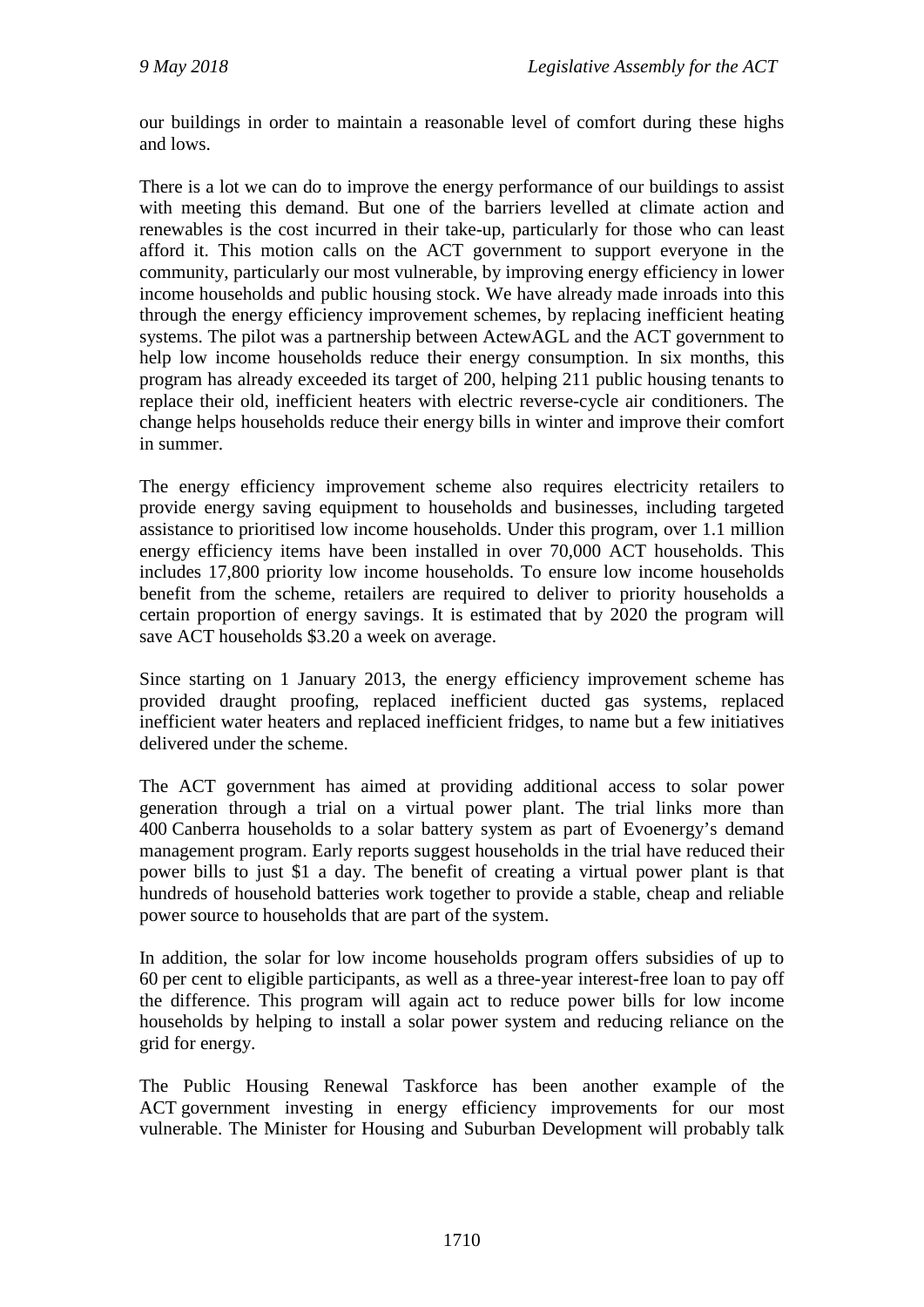our buildings in order to maintain a reasonable level of comfort during these highs and lows.

There is a lot we can do to improve the energy performance of our buildings to assist with meeting this demand. But one of the barriers levelled at climate action and renewables is the cost incurred in their take-up, particularly for those who can least afford it. This motion calls on the ACT government to support everyone in the community, particularly our most vulnerable, by improving energy efficiency in lower income households and public housing stock. We have already made inroads into this through the energy efficiency improvement schemes, by replacing inefficient heating systems. The pilot was a partnership between ActewAGL and the ACT government to help low income households reduce their energy consumption. In six months, this program has already exceeded its target of 200, helping 211 public housing tenants to replace their old, inefficient heaters with electric reverse-cycle air conditioners. The change helps households reduce their energy bills in winter and improve their comfort in summer.

The energy efficiency improvement scheme also requires electricity retailers to provide energy saving equipment to households and businesses, including targeted assistance to prioritised low income households. Under this program, over 1.1 million energy efficiency items have been installed in over 70,000 ACT households. This includes 17,800 priority low income households. To ensure low income households benefit from the scheme, retailers are required to deliver to priority households a certain proportion of energy savings. It is estimated that by 2020 the program will save ACT households $3.20 a week on average.

Since starting on 1 January 2013, the energy efficiency improvement scheme has provided draught proofing, replaced inefficient ducted gas systems, replaced inefficient water heaters and replaced inefficient fridges, to name but a few initiatives delivered under the scheme.

The ACT government has aimed at providing additional access to solar power generation through a trial on a virtual power plant. The trial links more than 400 Canberra households to a solar battery system as part of Evoenergy's demand management program. Early reports suggest households in the trial have reduced their power bills to just $1 a day. The benefit of creating a virtual power plant is that hundreds of household batteries work together to provide a stable, cheap and reliable power source to households that are part of the system.

In addition, the solar for low income households program offers subsidies of up to 60 per cent to eligible participants, as well as a three-year interest-free loan to pay off the difference. This program will again act to reduce power bills for low income households by helping to install a solar power system and reducing reliance on the grid for energy.

The Public Housing Renewal Taskforce has been another example of the ACT government investing in energy efficiency improvements for our most vulnerable. The Minister for Housing and Suburban Development will probably talk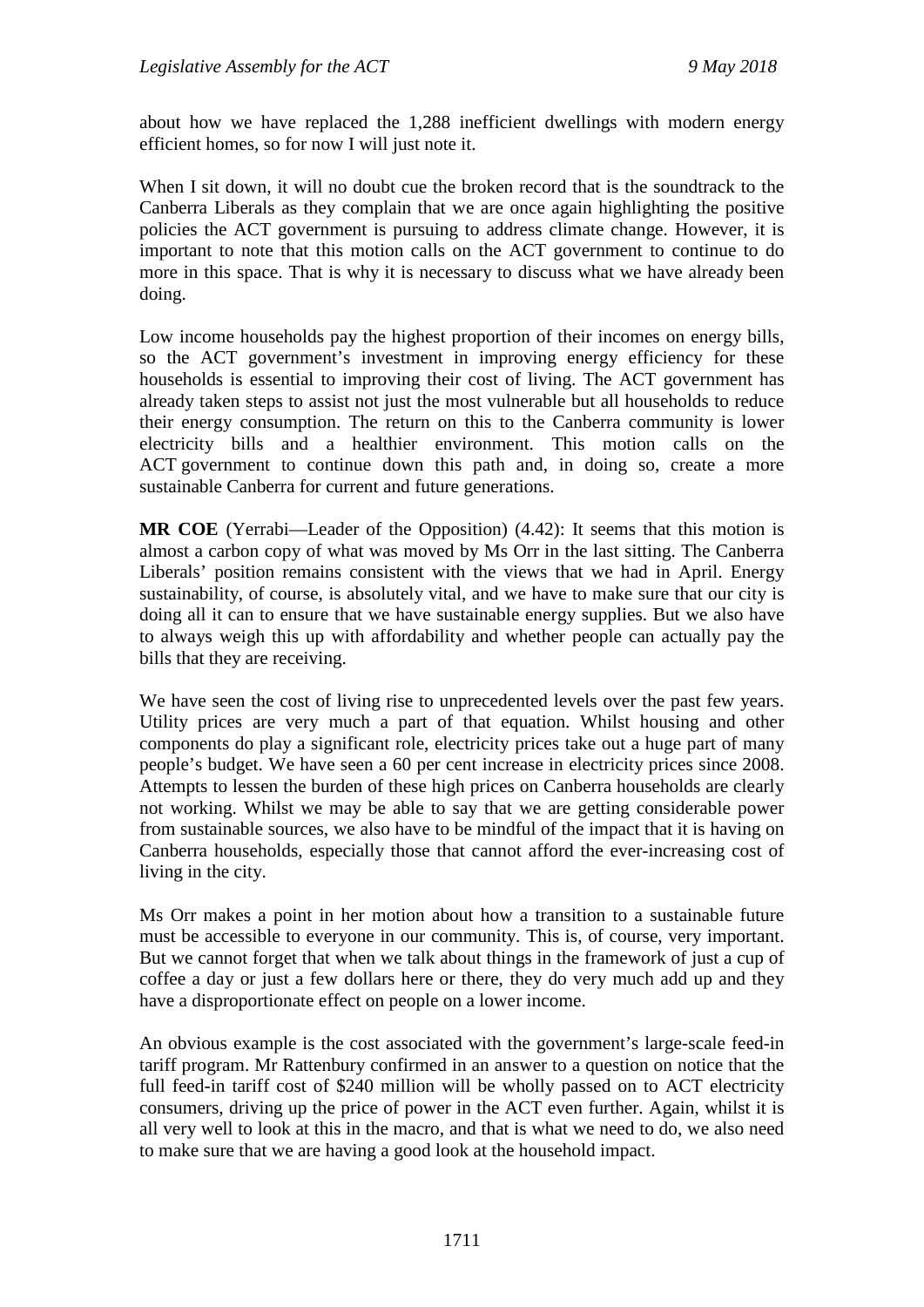about how we have replaced the 1,288 inefficient dwellings with modern energy efficient homes, so for now I will just note it.

When I sit down, it will no doubt cue the broken record that is the soundtrack to the Canberra Liberals as they complain that we are once again highlighting the positive policies the ACT government is pursuing to address climate change. However, it is important to note that this motion calls on the ACT government to continue to do more in this space. That is why it is necessary to discuss what we have already been doing.

Low income households pay the highest proportion of their incomes on energy bills, so the ACT government's investment in improving energy efficiency for these households is essential to improving their cost of living. The ACT government has already taken steps to assist not just the most vulnerable but all households to reduce their energy consumption. The return on this to the Canberra community is lower electricity bills and a healthier environment. This motion calls on the ACT government to continue down this path and, in doing so, create a more sustainable Canberra for current and future generations.

**MR COE** (Yerrabi—Leader of the Opposition) (4.42): It seems that this motion is almost a carbon copy of what was moved by Ms Orr in the last sitting. The Canberra Liberals' position remains consistent with the views that we had in April. Energy sustainability, of course, is absolutely vital, and we have to make sure that our city is doing all it can to ensure that we have sustainable energy supplies. But we also have to always weigh this up with affordability and whether people can actually pay the bills that they are receiving.

We have seen the cost of living rise to unprecedented levels over the past few years. Utility prices are very much a part of that equation. Whilst housing and other components do play a significant role, electricity prices take out a huge part of many people's budget. We have seen a 60 per cent increase in electricity prices since 2008. Attempts to lessen the burden of these high prices on Canberra households are clearly not working. Whilst we may be able to say that we are getting considerable power from sustainable sources, we also have to be mindful of the impact that it is having on Canberra households, especially those that cannot afford the ever-increasing cost of living in the city.

Ms Orr makes a point in her motion about how a transition to a sustainable future must be accessible to everyone in our community. This is, of course, very important. But we cannot forget that when we talk about things in the framework of just a cup of coffee a day or just a few dollars here or there, they do very much add up and they have a disproportionate effect on people on a lower income.

An obvious example is the cost associated with the government's large-scale feed-in tariff program. Mr Rattenbury confirmed in an answer to a question on notice that the full feed-in tariff cost of $240 million will be wholly passed on to ACT electricity consumers, driving up the price of power in the ACT even further. Again, whilst it is all very well to look at this in the macro, and that is what we need to do, we also need to make sure that we are having a good look at the household impact.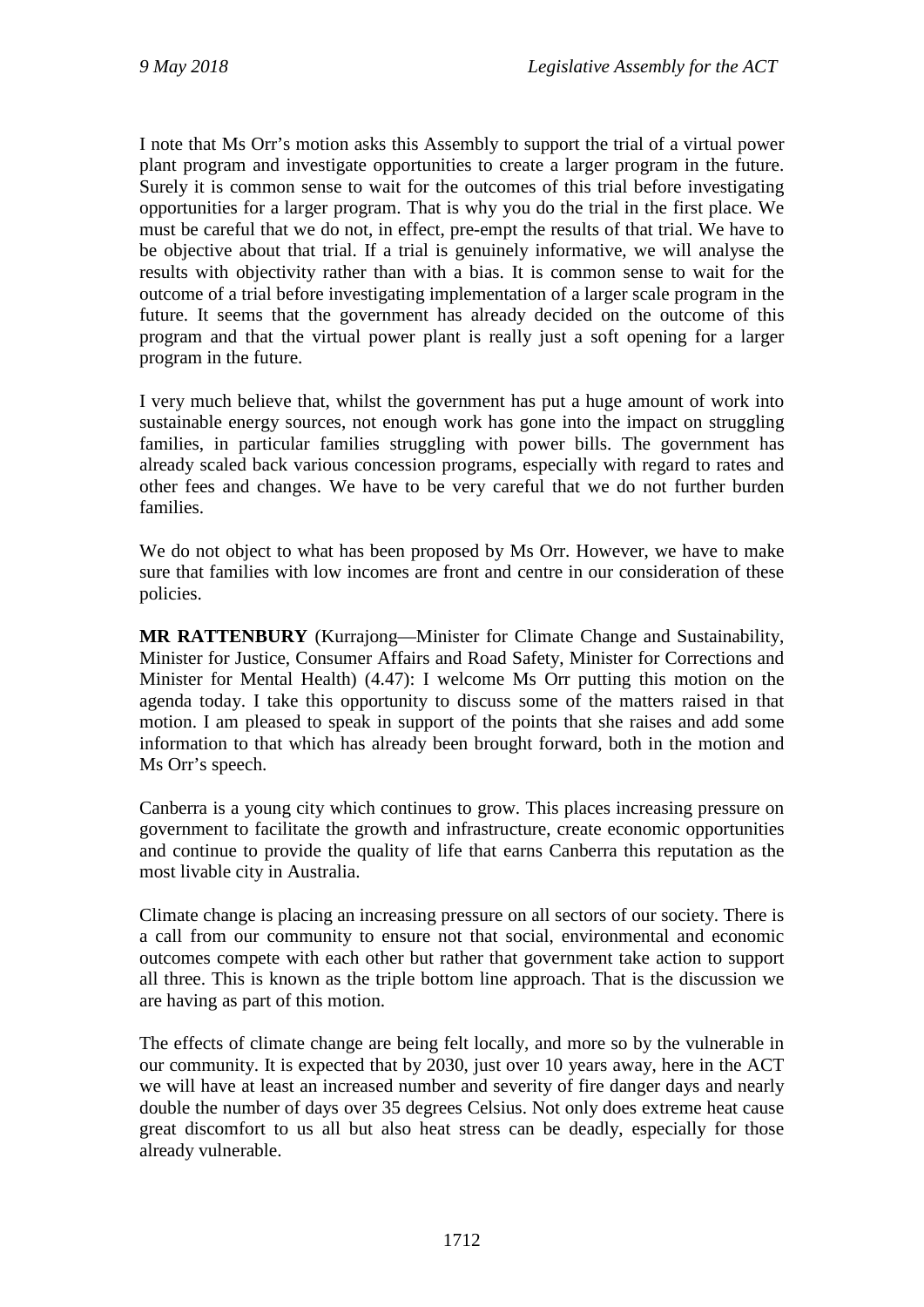I note that Ms Orr's motion asks this Assembly to support the trial of a virtual power plant program and investigate opportunities to create a larger program in the future. Surely it is common sense to wait for the outcomes of this trial before investigating opportunities for a larger program. That is why you do the trial in the first place. We must be careful that we do not, in effect, pre-empt the results of that trial. We have to be objective about that trial. If a trial is genuinely informative, we will analyse the results with objectivity rather than with a bias. It is common sense to wait for the outcome of a trial before investigating implementation of a larger scale program in the future. It seems that the government has already decided on the outcome of this program and that the virtual power plant is really just a soft opening for a larger program in the future.

I very much believe that, whilst the government has put a huge amount of work into sustainable energy sources, not enough work has gone into the impact on struggling families, in particular families struggling with power bills. The government has already scaled back various concession programs, especially with regard to rates and other fees and changes. We have to be very careful that we do not further burden families.

We do not object to what has been proposed by Ms Orr. However, we have to make sure that families with low incomes are front and centre in our consideration of these policies.

**MR RATTENBURY** (Kurrajong—Minister for Climate Change and Sustainability, Minister for Justice, Consumer Affairs and Road Safety, Minister for Corrections and Minister for Mental Health) (4.47): I welcome Ms Orr putting this motion on the agenda today. I take this opportunity to discuss some of the matters raised in that motion. I am pleased to speak in support of the points that she raises and add some information to that which has already been brought forward, both in the motion and Ms Orr's speech.

Canberra is a young city which continues to grow. This places increasing pressure on government to facilitate the growth and infrastructure, create economic opportunities and continue to provide the quality of life that earns Canberra this reputation as the most livable city in Australia.

Climate change is placing an increasing pressure on all sectors of our society. There is a call from our community to ensure not that social, environmental and economic outcomes compete with each other but rather that government take action to support all three. This is known as the triple bottom line approach. That is the discussion we are having as part of this motion.

The effects of climate change are being felt locally, and more so by the vulnerable in our community. It is expected that by 2030, just over 10 years away, here in the ACT we will have at least an increased number and severity of fire danger days and nearly double the number of days over 35 degrees Celsius. Not only does extreme heat cause great discomfort to us all but also heat stress can be deadly, especially for those already vulnerable.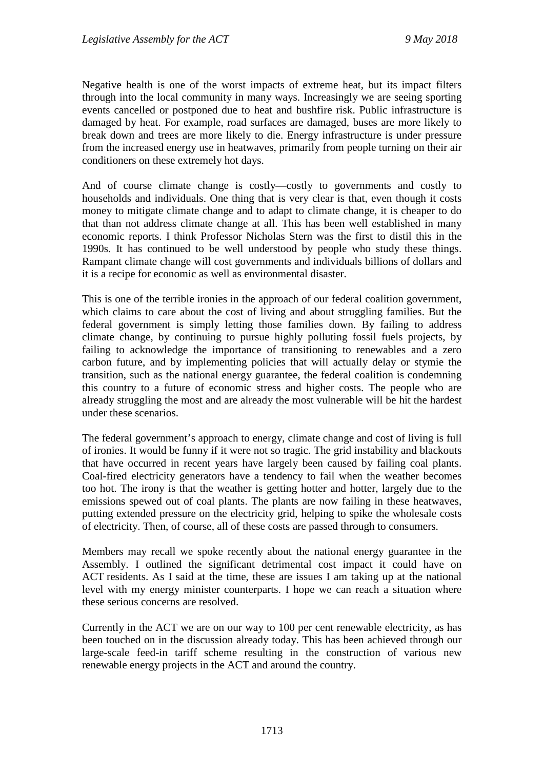Negative health is one of the worst impacts of extreme heat, but its impact filters through into the local community in many ways. Increasingly we are seeing sporting events cancelled or postponed due to heat and bushfire risk. Public infrastructure is damaged by heat. For example, road surfaces are damaged, buses are more likely to break down and trees are more likely to die. Energy infrastructure is under pressure from the increased energy use in heatwaves, primarily from people turning on their air conditioners on these extremely hot days.

And of course climate change is costly—costly to governments and costly to households and individuals. One thing that is very clear is that, even though it costs money to mitigate climate change and to adapt to climate change, it is cheaper to do that than not address climate change at all. This has been well established in many economic reports. I think Professor Nicholas Stern was the first to distil this in the 1990s. It has continued to be well understood by people who study these things. Rampant climate change will cost governments and individuals billions of dollars and it is a recipe for economic as well as environmental disaster.

This is one of the terrible ironies in the approach of our federal coalition government, which claims to care about the cost of living and about struggling families. But the federal government is simply letting those families down. By failing to address climate change, by continuing to pursue highly polluting fossil fuels projects, by failing to acknowledge the importance of transitioning to renewables and a zero carbon future, and by implementing policies that will actually delay or stymie the transition, such as the national energy guarantee, the federal coalition is condemning this country to a future of economic stress and higher costs. The people who are already struggling the most and are already the most vulnerable will be hit the hardest under these scenarios.

The federal government's approach to energy, climate change and cost of living is full of ironies. It would be funny if it were not so tragic. The grid instability and blackouts that have occurred in recent years have largely been caused by failing coal plants. Coal-fired electricity generators have a tendency to fail when the weather becomes too hot. The irony is that the weather is getting hotter and hotter, largely due to the emissions spewed out of coal plants. The plants are now failing in these heatwaves, putting extended pressure on the electricity grid, helping to spike the wholesale costs of electricity. Then, of course, all of these costs are passed through to consumers.

Members may recall we spoke recently about the national energy guarantee in the Assembly. I outlined the significant detrimental cost impact it could have on ACT residents. As I said at the time, these are issues I am taking up at the national level with my energy minister counterparts. I hope we can reach a situation where these serious concerns are resolved.

Currently in the ACT we are on our way to 100 per cent renewable electricity, as has been touched on in the discussion already today. This has been achieved through our large-scale feed-in tariff scheme resulting in the construction of various new renewable energy projects in the ACT and around the country.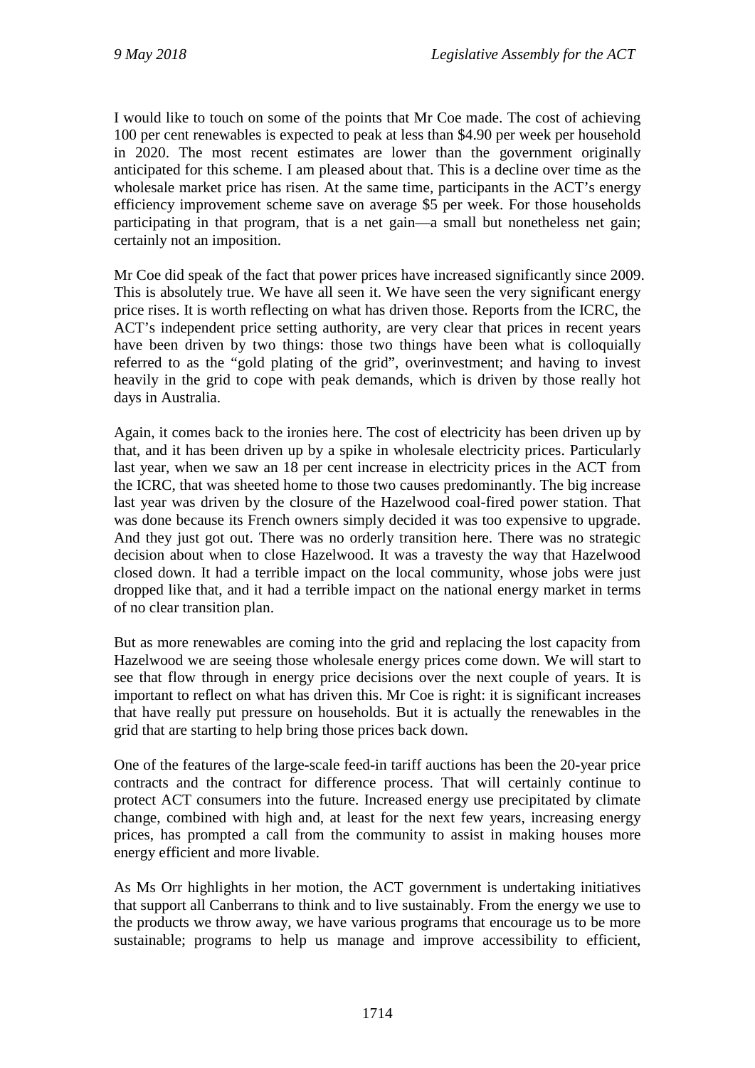I would like to touch on some of the points that Mr Coe made. The cost of achieving 100 per cent renewables is expected to peak at less than $4.90 per week per household in 2020. The most recent estimates are lower than the government originally anticipated for this scheme. I am pleased about that. This is a decline over time as the wholesale market price has risen. At the same time, participants in the ACT's energy efficiency improvement scheme save on average $5 per week. For those households participating in that program, that is a net gain—a small but nonetheless net gain; certainly not an imposition.

Mr Coe did speak of the fact that power prices have increased significantly since 2009. This is absolutely true. We have all seen it. We have seen the very significant energy price rises. It is worth reflecting on what has driven those. Reports from the ICRC, the ACT's independent price setting authority, are very clear that prices in recent years have been driven by two things: those two things have been what is colloquially referred to as the "gold plating of the grid", overinvestment; and having to invest heavily in the grid to cope with peak demands, which is driven by those really hot days in Australia.

Again, it comes back to the ironies here. The cost of electricity has been driven up by that, and it has been driven up by a spike in wholesale electricity prices. Particularly last year, when we saw an 18 per cent increase in electricity prices in the ACT from the ICRC, that was sheeted home to those two causes predominantly. The big increase last year was driven by the closure of the Hazelwood coal-fired power station. That was done because its French owners simply decided it was too expensive to upgrade. And they just got out. There was no orderly transition here. There was no strategic decision about when to close Hazelwood. It was a travesty the way that Hazelwood closed down. It had a terrible impact on the local community, whose jobs were just dropped like that, and it had a terrible impact on the national energy market in terms of no clear transition plan.

But as more renewables are coming into the grid and replacing the lost capacity from Hazelwood we are seeing those wholesale energy prices come down. We will start to see that flow through in energy price decisions over the next couple of years. It is important to reflect on what has driven this. Mr Coe is right: it is significant increases that have really put pressure on households. But it is actually the renewables in the grid that are starting to help bring those prices back down.

One of the features of the large-scale feed-in tariff auctions has been the 20-year price contracts and the contract for difference process. That will certainly continue to protect ACT consumers into the future. Increased energy use precipitated by climate change, combined with high and, at least for the next few years, increasing energy prices, has prompted a call from the community to assist in making houses more energy efficient and more livable.

As Ms Orr highlights in her motion, the ACT government is undertaking initiatives that support all Canberrans to think and to live sustainably. From the energy we use to the products we throw away, we have various programs that encourage us to be more sustainable; programs to help us manage and improve accessibility to efficient,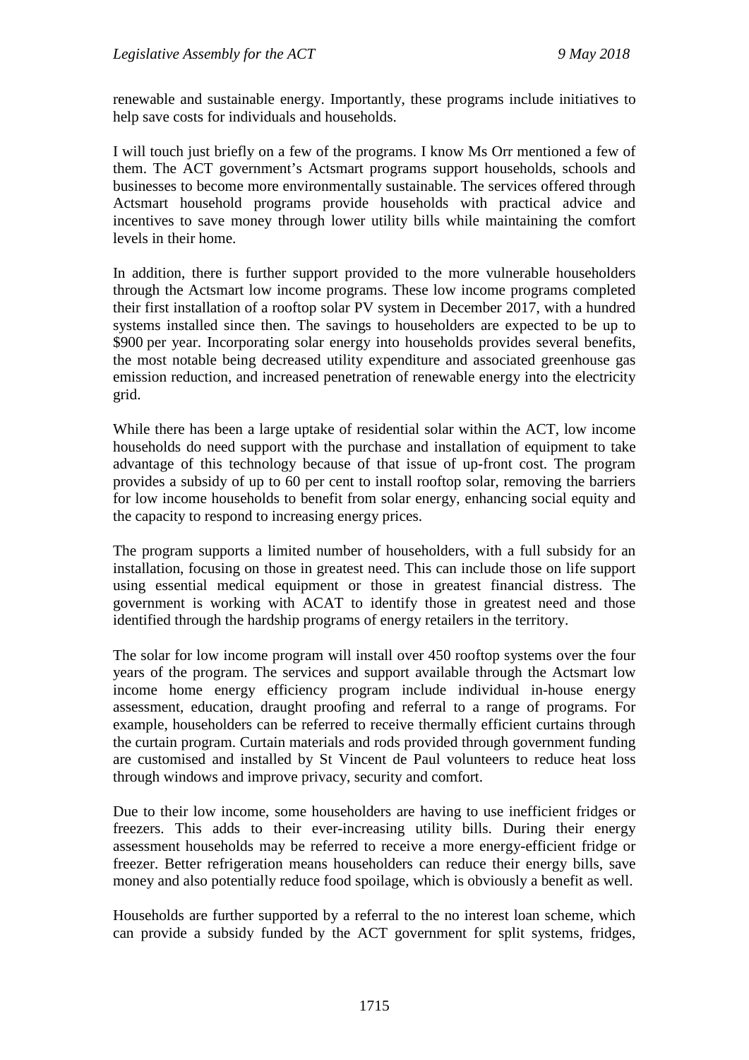renewable and sustainable energy. Importantly, these programs include initiatives to help save costs for individuals and households.

I will touch just briefly on a few of the programs. I know Ms Orr mentioned a few of them. The ACT government's Actsmart programs support households, schools and businesses to become more environmentally sustainable. The services offered through Actsmart household programs provide households with practical advice and incentives to save money through lower utility bills while maintaining the comfort levels in their home.

In addition, there is further support provided to the more vulnerable householders through the Actsmart low income programs. These low income programs completed their first installation of a rooftop solar PV system in December 2017, with a hundred systems installed since then. The savings to householders are expected to be up to $900 per year. Incorporating solar energy into households provides several benefits, the most notable being decreased utility expenditure and associated greenhouse gas emission reduction, and increased penetration of renewable energy into the electricity grid.

While there has been a large uptake of residential solar within the ACT, low income households do need support with the purchase and installation of equipment to take advantage of this technology because of that issue of up-front cost. The program provides a subsidy of up to 60 per cent to install rooftop solar, removing the barriers for low income households to benefit from solar energy, enhancing social equity and the capacity to respond to increasing energy prices.

The program supports a limited number of householders, with a full subsidy for an installation, focusing on those in greatest need. This can include those on life support using essential medical equipment or those in greatest financial distress. The government is working with ACAT to identify those in greatest need and those identified through the hardship programs of energy retailers in the territory.

The solar for low income program will install over 450 rooftop systems over the four years of the program. The services and support available through the Actsmart low income home energy efficiency program include individual in-house energy assessment, education, draught proofing and referral to a range of programs. For example, householders can be referred to receive thermally efficient curtains through the curtain program. Curtain materials and rods provided through government funding are customised and installed by St Vincent de Paul volunteers to reduce heat loss through windows and improve privacy, security and comfort.

Due to their low income, some householders are having to use inefficient fridges or freezers. This adds to their ever-increasing utility bills. During their energy assessment households may be referred to receive a more energy-efficient fridge or freezer. Better refrigeration means householders can reduce their energy bills, save money and also potentially reduce food spoilage, which is obviously a benefit as well.

Households are further supported by a referral to the no interest loan scheme, which can provide a subsidy funded by the ACT government for split systems, fridges,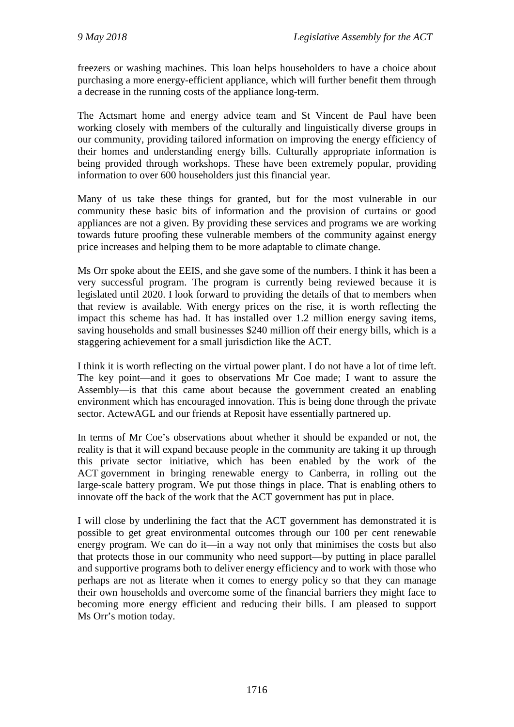freezers or washing machines. This loan helps householders to have a choice about purchasing a more energy-efficient appliance, which will further benefit them through a decrease in the running costs of the appliance long-term.

The Actsmart home and energy advice team and St Vincent de Paul have been working closely with members of the culturally and linguistically diverse groups in our community, providing tailored information on improving the energy efficiency of their homes and understanding energy bills. Culturally appropriate information is being provided through workshops. These have been extremely popular, providing information to over 600 householders just this financial year.

Many of us take these things for granted, but for the most vulnerable in our community these basic bits of information and the provision of curtains or good appliances are not a given. By providing these services and programs we are working towards future proofing these vulnerable members of the community against energy price increases and helping them to be more adaptable to climate change.

Ms Orr spoke about the EEIS, and she gave some of the numbers. I think it has been a very successful program. The program is currently being reviewed because it is legislated until 2020. I look forward to providing the details of that to members when that review is available. With energy prices on the rise, it is worth reflecting the impact this scheme has had. It has installed over 1.2 million energy saving items, saving households and small businesses $240 million off their energy bills, which is a staggering achievement for a small jurisdiction like the ACT.

I think it is worth reflecting on the virtual power plant. I do not have a lot of time left. The key point—and it goes to observations Mr Coe made; I want to assure the Assembly—is that this came about because the government created an enabling environment which has encouraged innovation. This is being done through the private sector. ActewAGL and our friends at Reposit have essentially partnered up.

In terms of Mr Coe's observations about whether it should be expanded or not, the reality is that it will expand because people in the community are taking it up through this private sector initiative, which has been enabled by the work of the ACT government in bringing renewable energy to Canberra, in rolling out the large-scale battery program. We put those things in place. That is enabling others to innovate off the back of the work that the ACT government has put in place.

I will close by underlining the fact that the ACT government has demonstrated it is possible to get great environmental outcomes through our 100 per cent renewable energy program. We can do it—in a way not only that minimises the costs but also that protects those in our community who need support—by putting in place parallel and supportive programs both to deliver energy efficiency and to work with those who perhaps are not as literate when it comes to energy policy so that they can manage their own households and overcome some of the financial barriers they might face to becoming more energy efficient and reducing their bills. I am pleased to support Ms Orr's motion today.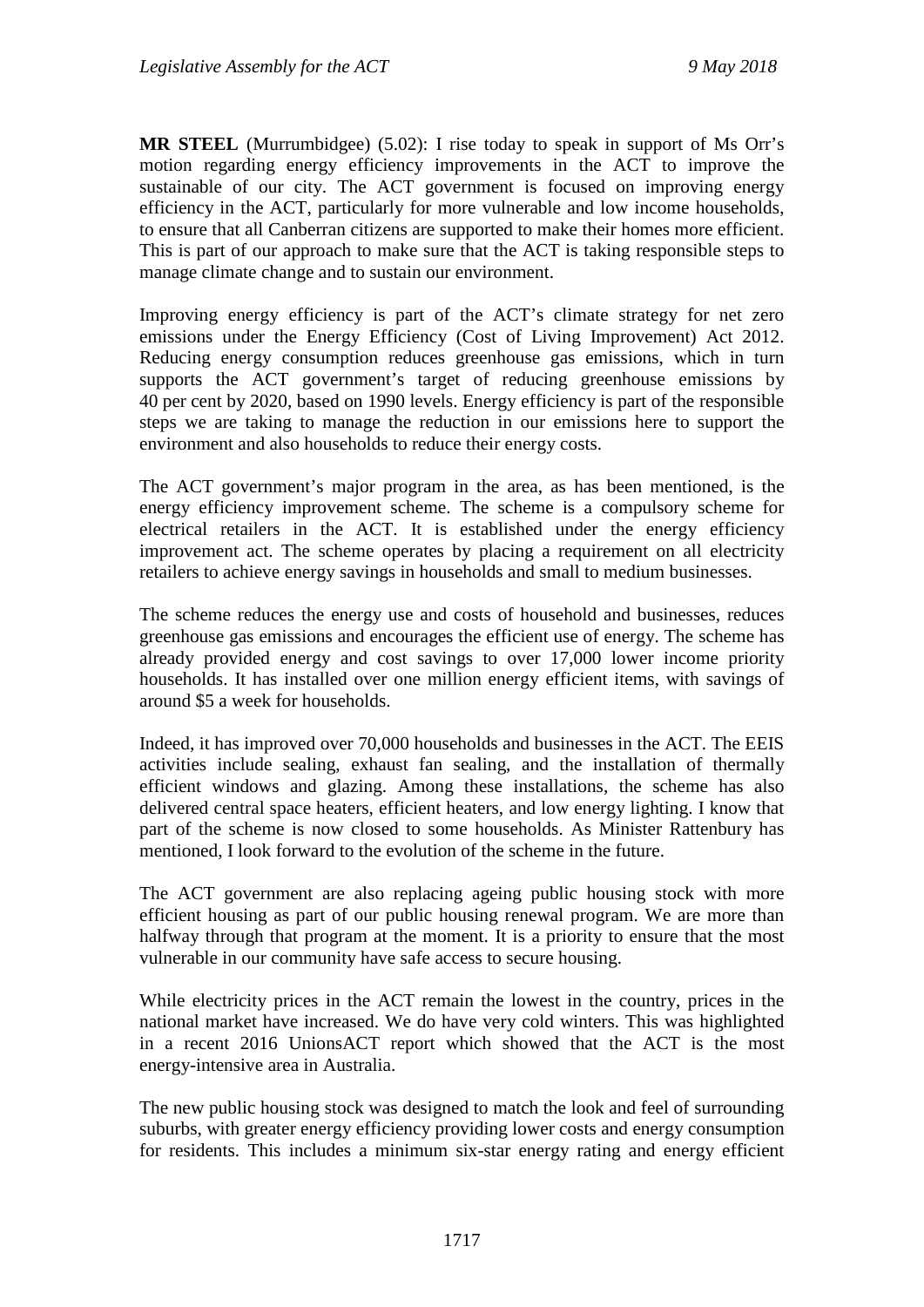**MR STEEL** (Murrumbidgee) (5.02): I rise today to speak in support of Ms Orr's motion regarding energy efficiency improvements in the ACT to improve the sustainable of our city. The ACT government is focused on improving energy efficiency in the ACT, particularly for more vulnerable and low income households, to ensure that all Canberran citizens are supported to make their homes more efficient. This is part of our approach to make sure that the ACT is taking responsible steps to manage climate change and to sustain our environment.

Improving energy efficiency is part of the ACT's climate strategy for net zero emissions under the Energy Efficiency (Cost of Living Improvement) Act 2012. Reducing energy consumption reduces greenhouse gas emissions, which in turn supports the ACT government's target of reducing greenhouse emissions by 40 per cent by 2020, based on 1990 levels. Energy efficiency is part of the responsible steps we are taking to manage the reduction in our emissions here to support the environment and also households to reduce their energy costs.

The ACT government's major program in the area, as has been mentioned, is the energy efficiency improvement scheme. The scheme is a compulsory scheme for electrical retailers in the ACT. It is established under the energy efficiency improvement act. The scheme operates by placing a requirement on all electricity retailers to achieve energy savings in households and small to medium businesses.

The scheme reduces the energy use and costs of household and businesses, reduces greenhouse gas emissions and encourages the efficient use of energy. The scheme has already provided energy and cost savings to over 17,000 lower income priority households. It has installed over one million energy efficient items, with savings of around $5 a week for households.

Indeed, it has improved over 70,000 households and businesses in the ACT. The EEIS activities include sealing, exhaust fan sealing, and the installation of thermally efficient windows and glazing. Among these installations, the scheme has also delivered central space heaters, efficient heaters, and low energy lighting. I know that part of the scheme is now closed to some households. As Minister Rattenbury has mentioned, I look forward to the evolution of the scheme in the future.

The ACT government are also replacing ageing public housing stock with more efficient housing as part of our public housing renewal program. We are more than halfway through that program at the moment. It is a priority to ensure that the most vulnerable in our community have safe access to secure housing.

While electricity prices in the ACT remain the lowest in the country, prices in the national market have increased. We do have very cold winters. This was highlighted in a recent 2016 UnionsACT report which showed that the ACT is the most energy-intensive area in Australia.

The new public housing stock was designed to match the look and feel of surrounding suburbs, with greater energy efficiency providing lower costs and energy consumption for residents. This includes a minimum six-star energy rating and energy efficient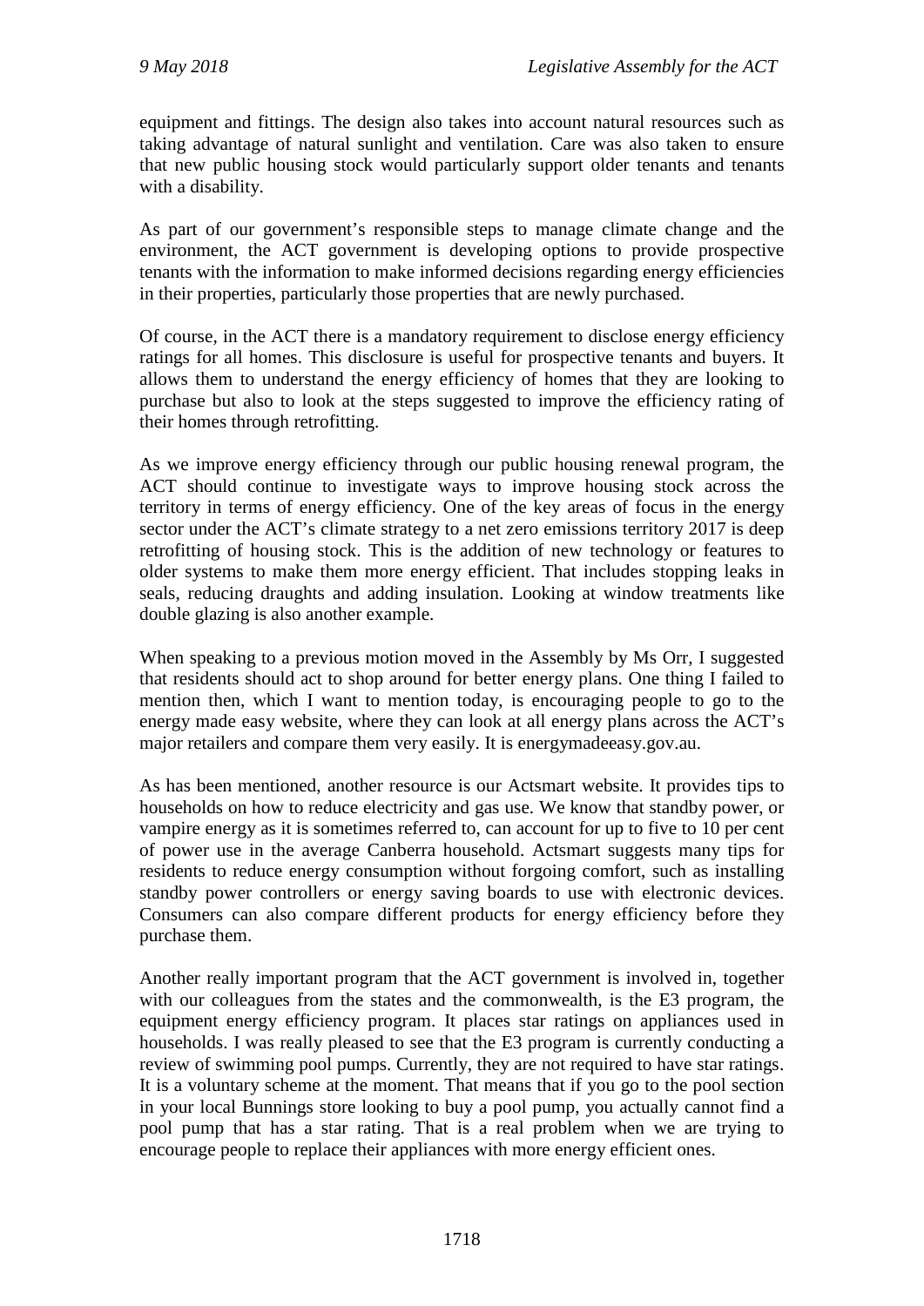equipment and fittings. The design also takes into account natural resources such as taking advantage of natural sunlight and ventilation. Care was also taken to ensure that new public housing stock would particularly support older tenants and tenants with a disability.

As part of our government's responsible steps to manage climate change and the environment, the ACT government is developing options to provide prospective tenants with the information to make informed decisions regarding energy efficiencies in their properties, particularly those properties that are newly purchased.

Of course, in the ACT there is a mandatory requirement to disclose energy efficiency ratings for all homes. This disclosure is useful for prospective tenants and buyers. It allows them to understand the energy efficiency of homes that they are looking to purchase but also to look at the steps suggested to improve the efficiency rating of their homes through retrofitting.

As we improve energy efficiency through our public housing renewal program, the ACT should continue to investigate ways to improve housing stock across the territory in terms of energy efficiency. One of the key areas of focus in the energy sector under the ACT's climate strategy to a net zero emissions territory 2017 is deep retrofitting of housing stock. This is the addition of new technology or features to older systems to make them more energy efficient. That includes stopping leaks in seals, reducing draughts and adding insulation. Looking at window treatments like double glazing is also another example.

When speaking to a previous motion moved in the Assembly by Ms Orr, I suggested that residents should act to shop around for better energy plans. One thing I failed to mention then, which I want to mention today, is encouraging people to go to the energy made easy website, where they can look at all energy plans across the ACT's major retailers and compare them very easily. It is energymadeeasy.gov.au.

As has been mentioned, another resource is our Actsmart website. It provides tips to households on how to reduce electricity and gas use. We know that standby power, or vampire energy as it is sometimes referred to, can account for up to five to 10 per cent of power use in the average Canberra household. Actsmart suggests many tips for residents to reduce energy consumption without forgoing comfort, such as installing standby power controllers or energy saving boards to use with electronic devices. Consumers can also compare different products for energy efficiency before they purchase them.

Another really important program that the ACT government is involved in, together with our colleagues from the states and the commonwealth, is the E3 program, the equipment energy efficiency program. It places star ratings on appliances used in households. I was really pleased to see that the E3 program is currently conducting a review of swimming pool pumps. Currently, they are not required to have star ratings. It is a voluntary scheme at the moment. That means that if you go to the pool section in your local Bunnings store looking to buy a pool pump, you actually cannot find a pool pump that has a star rating. That is a real problem when we are trying to encourage people to replace their appliances with more energy efficient ones.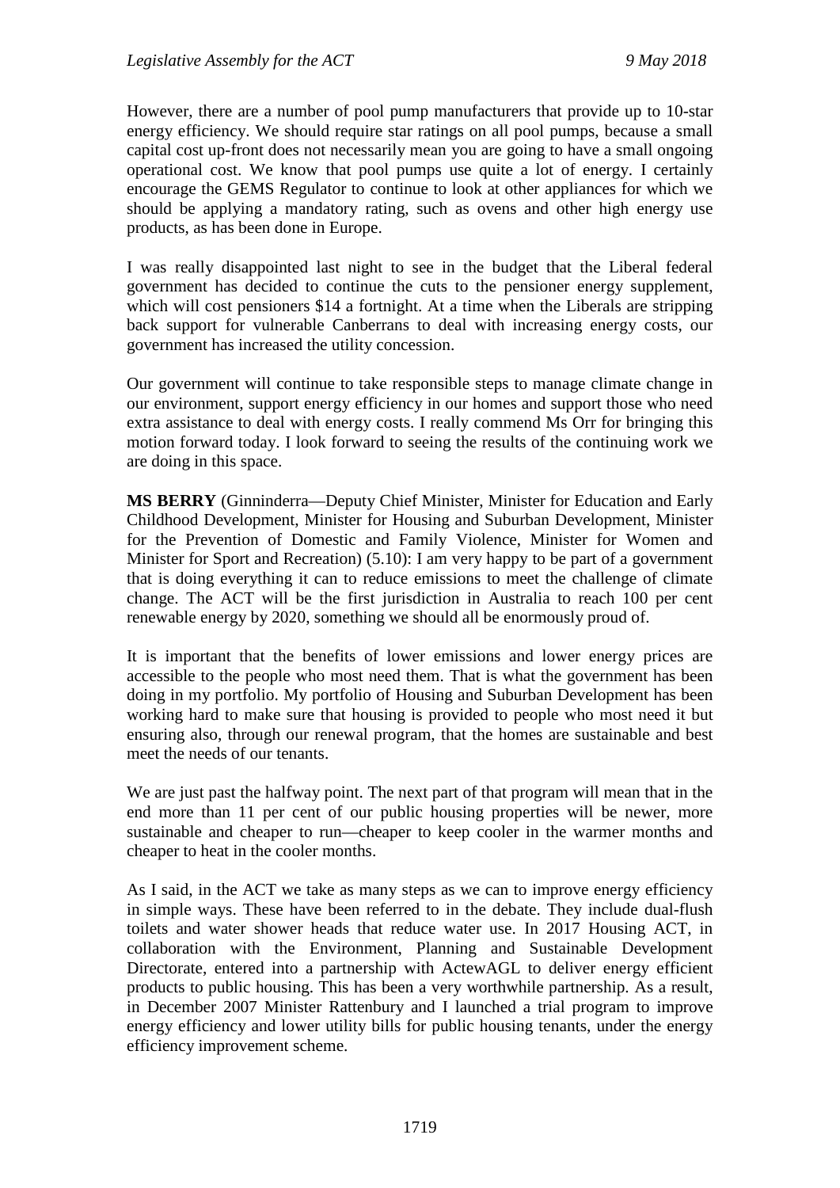However, there are a number of pool pump manufacturers that provide up to 10-star energy efficiency. We should require star ratings on all pool pumps, because a small capital cost up-front does not necessarily mean you are going to have a small ongoing operational cost. We know that pool pumps use quite a lot of energy. I certainly encourage the GEMS Regulator to continue to look at other appliances for which we should be applying a mandatory rating, such as ovens and other high energy use products, as has been done in Europe.

I was really disappointed last night to see in the budget that the Liberal federal government has decided to continue the cuts to the pensioner energy supplement, which will cost pensioners $14 a fortnight. At a time when the Liberals are stripping back support for vulnerable Canberrans to deal with increasing energy costs, our government has increased the utility concession.

Our government will continue to take responsible steps to manage climate change in our environment, support energy efficiency in our homes and support those who need extra assistance to deal with energy costs. I really commend Ms Orr for bringing this motion forward today. I look forward to seeing the results of the continuing work we are doing in this space.

**MS BERRY** (Ginninderra—Deputy Chief Minister, Minister for Education and Early Childhood Development, Minister for Housing and Suburban Development, Minister for the Prevention of Domestic and Family Violence, Minister for Women and Minister for Sport and Recreation) (5.10): I am very happy to be part of a government that is doing everything it can to reduce emissions to meet the challenge of climate change. The ACT will be the first jurisdiction in Australia to reach 100 per cent renewable energy by 2020, something we should all be enormously proud of.

It is important that the benefits of lower emissions and lower energy prices are accessible to the people who most need them. That is what the government has been doing in my portfolio. My portfolio of Housing and Suburban Development has been working hard to make sure that housing is provided to people who most need it but ensuring also, through our renewal program, that the homes are sustainable and best meet the needs of our tenants.

We are just past the halfway point. The next part of that program will mean that in the end more than 11 per cent of our public housing properties will be newer, more sustainable and cheaper to run—cheaper to keep cooler in the warmer months and cheaper to heat in the cooler months.

As I said, in the ACT we take as many steps as we can to improve energy efficiency in simple ways. These have been referred to in the debate. They include dual-flush toilets and water shower heads that reduce water use. In 2017 Housing ACT, in collaboration with the Environment, Planning and Sustainable Development Directorate, entered into a partnership with ActewAGL to deliver energy efficient products to public housing. This has been a very worthwhile partnership. As a result, in December 2007 Minister Rattenbury and I launched a trial program to improve energy efficiency and lower utility bills for public housing tenants, under the energy efficiency improvement scheme.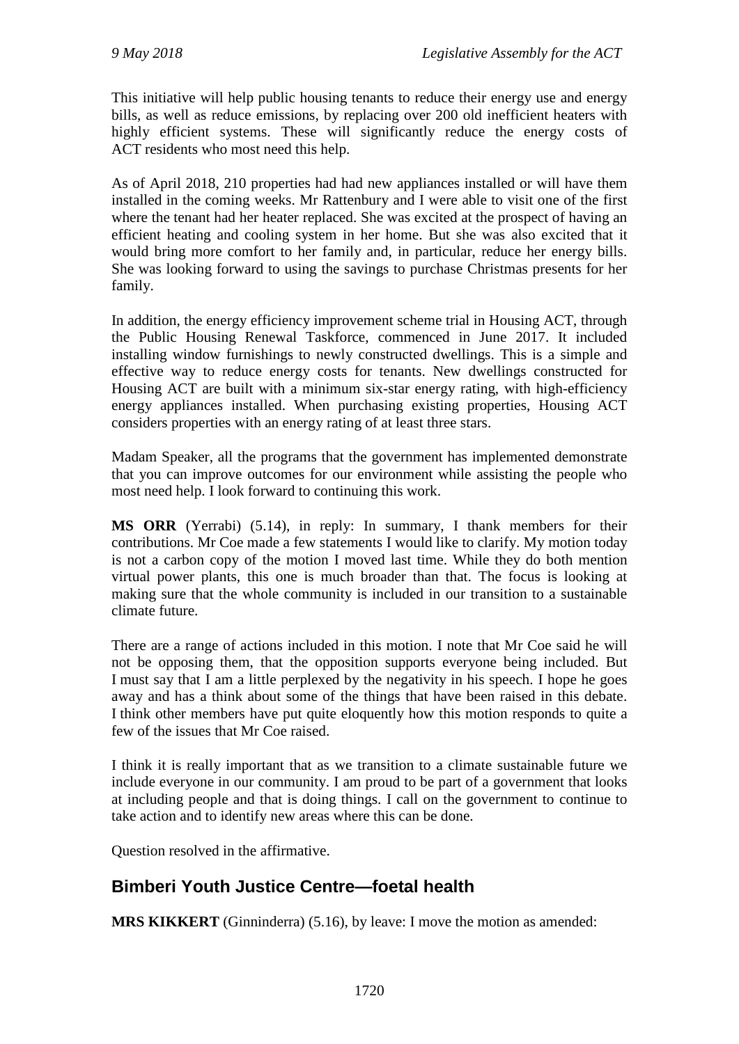This initiative will help public housing tenants to reduce their energy use and energy bills, as well as reduce emissions, by replacing over 200 old inefficient heaters with highly efficient systems. These will significantly reduce the energy costs of ACT residents who most need this help.

As of April 2018, 210 properties had had new appliances installed or will have them installed in the coming weeks. Mr Rattenbury and I were able to visit one of the first where the tenant had her heater replaced. She was excited at the prospect of having an efficient heating and cooling system in her home. But she was also excited that it would bring more comfort to her family and, in particular, reduce her energy bills. She was looking forward to using the savings to purchase Christmas presents for her family.

In addition, the energy efficiency improvement scheme trial in Housing ACT, through the Public Housing Renewal Taskforce, commenced in June 2017. It included installing window furnishings to newly constructed dwellings. This is a simple and effective way to reduce energy costs for tenants. New dwellings constructed for Housing ACT are built with a minimum six-star energy rating, with high-efficiency energy appliances installed. When purchasing existing properties, Housing ACT considers properties with an energy rating of at least three stars.

Madam Speaker, all the programs that the government has implemented demonstrate that you can improve outcomes for our environment while assisting the people who most need help. I look forward to continuing this work.

**MS ORR** (Yerrabi) (5.14), in reply: In summary, I thank members for their contributions. Mr Coe made a few statements I would like to clarify. My motion today is not a carbon copy of the motion I moved last time. While they do both mention virtual power plants, this one is much broader than that. The focus is looking at making sure that the whole community is included in our transition to a sustainable climate future.

There are a range of actions included in this motion. I note that Mr Coe said he will not be opposing them, that the opposition supports everyone being included. But I must say that I am a little perplexed by the negativity in his speech. I hope he goes away and has a think about some of the things that have been raised in this debate. I think other members have put quite eloquently how this motion responds to quite a few of the issues that Mr Coe raised.

I think it is really important that as we transition to a climate sustainable future we include everyone in our community. I am proud to be part of a government that looks at including people and that is doing things. I call on the government to continue to take action and to identify new areas where this can be done.

Question resolved in the affirmative.

## Bimberi Youth Justice Centre—foetal health

**MRS KIKKERT** (Ginninderra) (5.16), by leave: I move the motion as amended: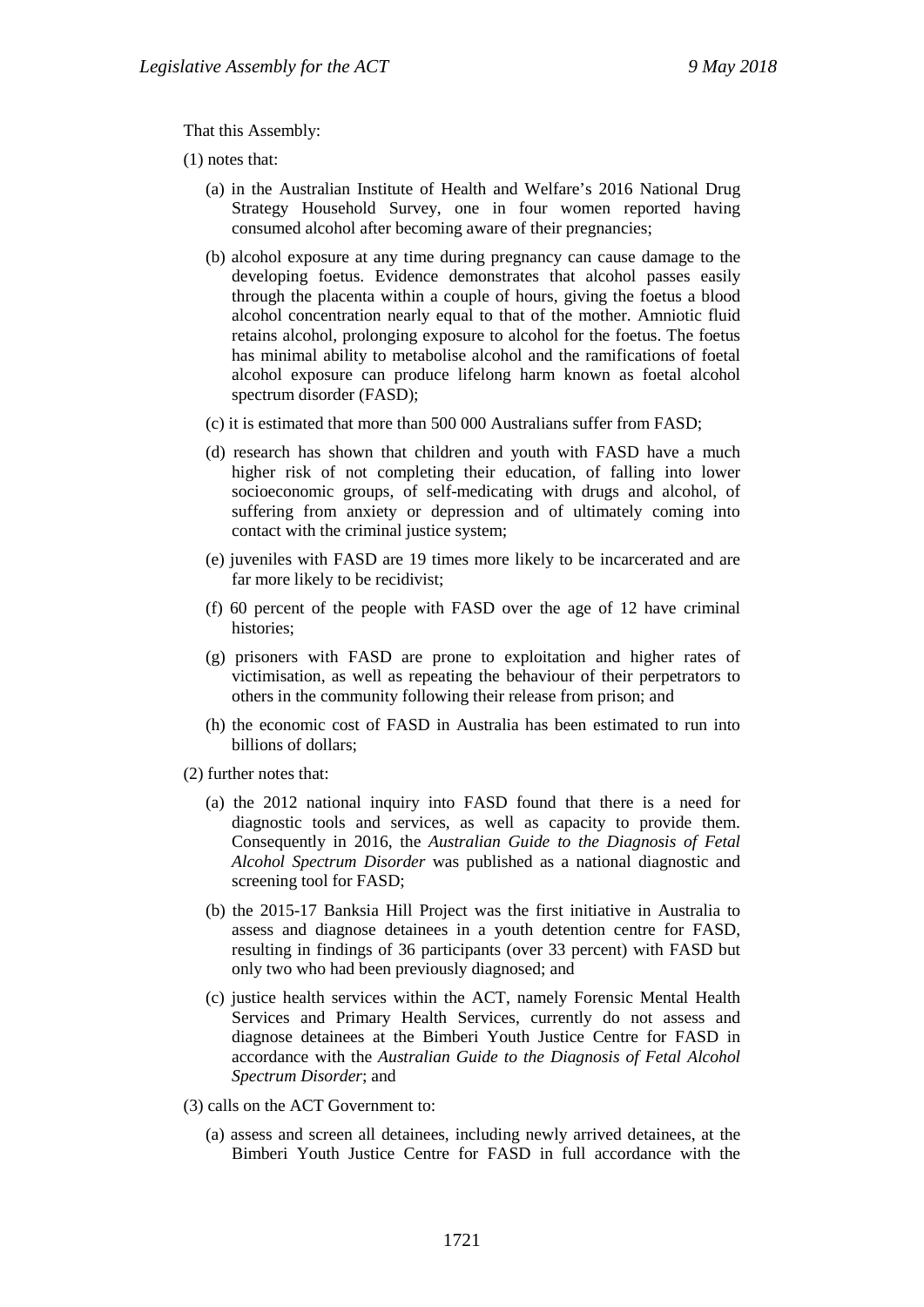That this Assembly:

(1) notes that:

(a) in the Australian Institute of Health and Welfare's 2016 National Drug Strategy Household Survey, one in four women reported having consumed alcohol after becoming aware of their pregnancies;

(b) alcohol exposure at any time during pregnancy can cause damage to the developing foetus. Evidence demonstrates that alcohol passes easily through the placenta within a couple of hours, giving the foetus a blood alcohol concentration nearly equal to that of the mother. Amniotic fluid retains alcohol, prolonging exposure to alcohol for the foetus. The foetus has minimal ability to metabolise alcohol and the ramifications of foetal alcohol exposure can produce lifelong harm known as foetal alcohol spectrum disorder (FASD);

(c) it is estimated that more than 500 000 Australians suffer from FASD;

(d) research has shown that children and youth with FASD have a much higher risk of not completing their education, of falling into lower socioeconomic groups, of self-medicating with drugs and alcohol, of suffering from anxiety or depression and of ultimately coming into contact with the criminal justice system;

(e) juveniles with FASD are 19 times more likely to be incarcerated and are far more likely to be recidivist;

(f) 60 percent of the people with FASD over the age of 12 have criminal histories;

(g) prisoners with FASD are prone to exploitation and higher rates of victimisation, as well as repeating the behaviour of their perpetrators to others in the community following their release from prison; and

(h) the economic cost of FASD in Australia has been estimated to run into billions of dollars;

(2) further notes that:

(a) the 2012 national inquiry into FASD found that there is a need for diagnostic tools and services, as well as capacity to provide them. Consequently in 2016, the *Australian Guide to the Diagnosis of Fetal Alcohol Spectrum Disorder* was published as a national diagnostic and screening tool for FASD;

(b) the 2015-17 Banksia Hill Project was the first initiative in Australia to assess and diagnose detainees in a youth detention centre for FASD, resulting in findings of 36 participants (over 33 percent) with FASD but only two who had been previously diagnosed; and

(c) justice health services within the ACT, namely Forensic Mental Health Services and Primary Health Services, currently do not assess and diagnose detainees at the Bimberi Youth Justice Centre for FASD in accordance with the *Australian Guide to the Diagnosis of Fetal Alcohol Spectrum Disorder*; and

(3) calls on the ACT Government to:

(a) assess and screen all detainees, including newly arrived detainees, at the Bimberi Youth Justice Centre for FASD in full accordance with the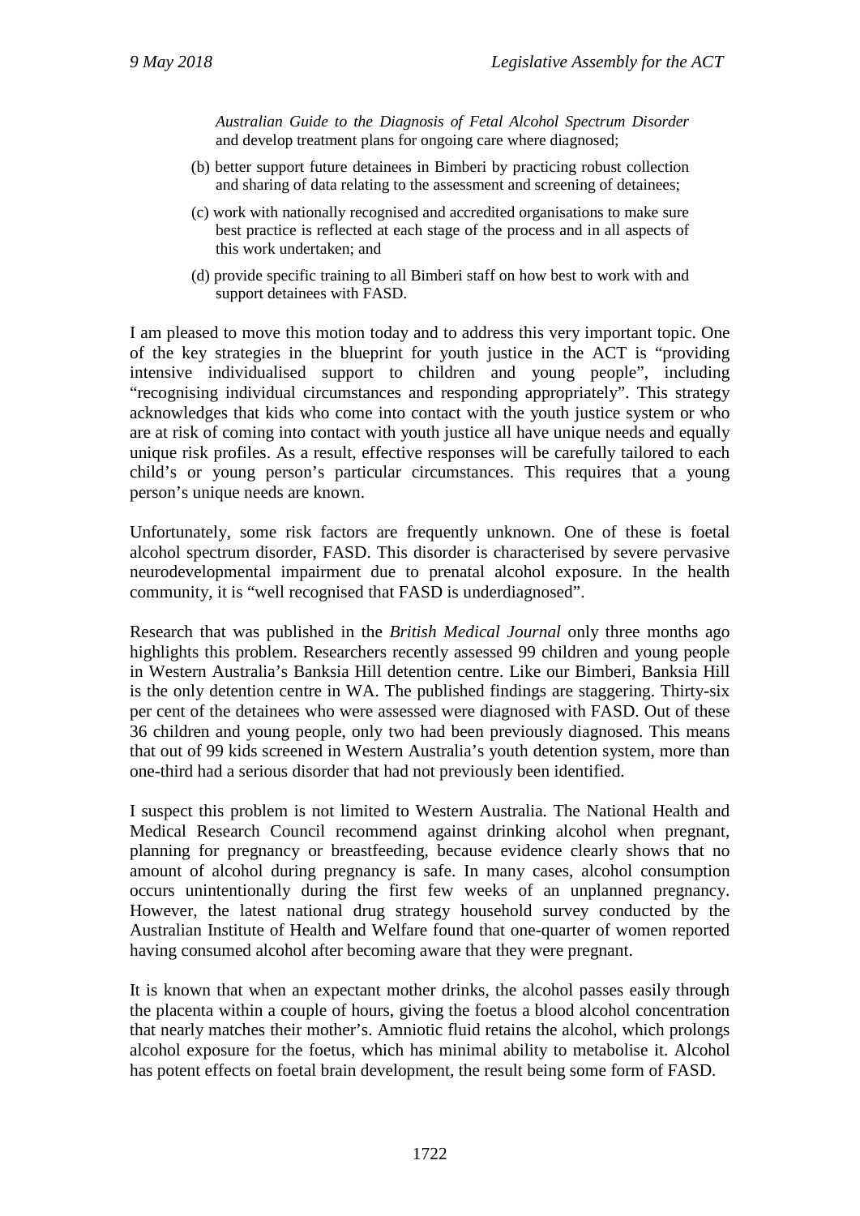*Australian Guide to the Diagnosis of Fetal Alcohol Spectrum Disorder* and develop treatment plans for ongoing care where diagnosed;

(b) better support future detainees in Bimberi by practicing robust collection and sharing of data relating to the assessment and screening of detainees;

(c) work with nationally recognised and accredited organisations to make sure best practice is reflected at each stage of the process and in all aspects of this work undertaken; and

(d) provide specific training to all Bimberi staff on how best to work with and support detainees with FASD.

I am pleased to move this motion today and to address this very important topic. One of the key strategies in the blueprint for youth justice in the ACT is "providing intensive individualised support to children and young people", including "recognising individual circumstances and responding appropriately". This strategy acknowledges that kids who come into contact with the youth justice system or who are at risk of coming into contact with youth justice all have unique needs and equally unique risk profiles. As a result, effective responses will be carefully tailored to each child's or young person's particular circumstances. This requires that a young person's unique needs are known.

Unfortunately, some risk factors are frequently unknown. One of these is foetal alcohol spectrum disorder, FASD. This disorder is characterised by severe pervasive neurodevelopmental impairment due to prenatal alcohol exposure. In the health community, it is "well recognised that FASD is underdiagnosed".

Research that was published in the *British Medical Journal* only three months ago highlights this problem. Researchers recently assessed 99 children and young people in Western Australia's Banksia Hill detention centre. Like our Bimberi, Banksia Hill is the only detention centre in WA. The published findings are staggering. Thirty-six per cent of the detainees who were assessed were diagnosed with FASD. Out of these 36 children and young people, only two had been previously diagnosed. This means that out of 99 kids screened in Western Australia's youth detention system, more than one-third had a serious disorder that had not previously been identified.

I suspect this problem is not limited to Western Australia. The National Health and Medical Research Council recommend against drinking alcohol when pregnant, planning for pregnancy or breastfeeding, because evidence clearly shows that no amount of alcohol during pregnancy is safe. In many cases, alcohol consumption occurs unintentionally during the first few weeks of an unplanned pregnancy. However, the latest national drug strategy household survey conducted by the Australian Institute of Health and Welfare found that one-quarter of women reported having consumed alcohol after becoming aware that they were pregnant.

It is known that when an expectant mother drinks, the alcohol passes easily through the placenta within a couple of hours, giving the foetus a blood alcohol concentration that nearly matches their mother's. Amniotic fluid retains the alcohol, which prolongs alcohol exposure for the foetus, which has minimal ability to metabolise it. Alcohol has potent effects on foetal brain development, the result being some form of FASD.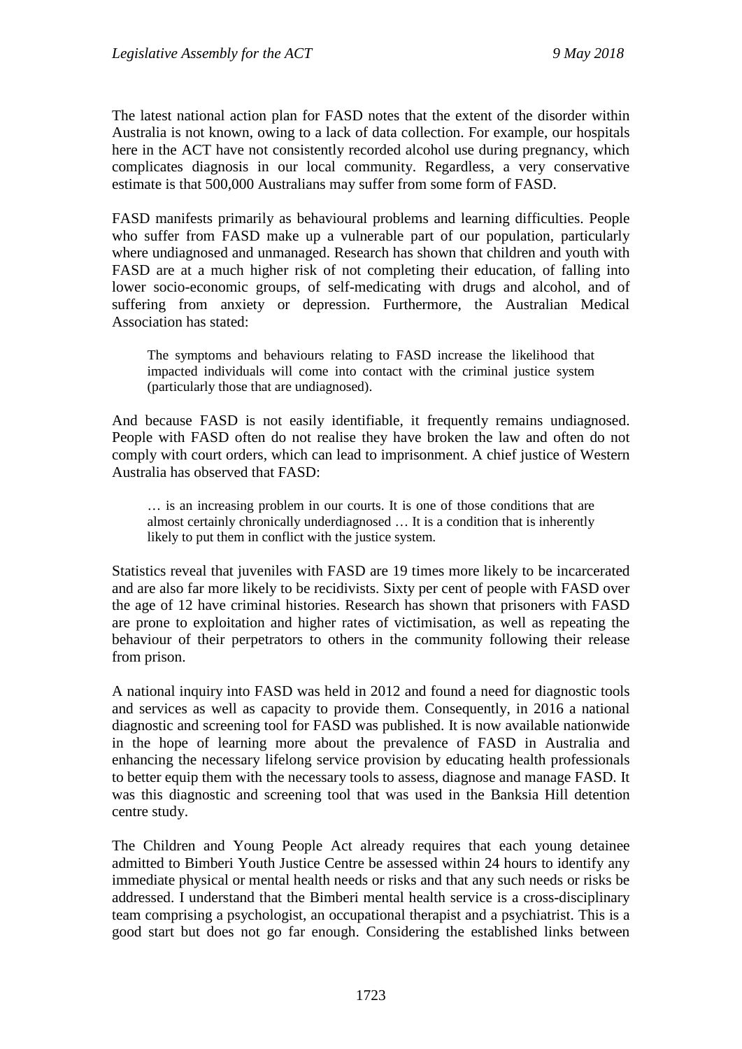The latest national action plan for FASD notes that the extent of the disorder within Australia is not known, owing to a lack of data collection. For example, our hospitals here in the ACT have not consistently recorded alcohol use during pregnancy, which complicates diagnosis in our local community. Regardless, a very conservative estimate is that 500,000 Australians may suffer from some form of FASD.

FASD manifests primarily as behavioural problems and learning difficulties. People who suffer from FASD make up a vulnerable part of our population, particularly where undiagnosed and unmanaged. Research has shown that children and youth with FASD are at a much higher risk of not completing their education, of falling into lower socio-economic groups, of self-medicating with drugs and alcohol, and of suffering from anxiety or depression. Furthermore, the Australian Medical Association has stated:

> The symptoms and behaviours relating to FASD increase the likelihood that impacted individuals will come into contact with the criminal justice system (particularly those that are undiagnosed).

And because FASD is not easily identifiable, it frequently remains undiagnosed. People with FASD often do not realise they have broken the law and often do not comply with court orders, which can lead to imprisonment. A chief justice of Western Australia has observed that FASD:

> … is an increasing problem in our courts. It is one of those conditions that are almost certainly chronically underdiagnosed … It is a condition that is inherently likely to put them in conflict with the justice system.

Statistics reveal that juveniles with FASD are 19 times more likely to be incarcerated and are also far more likely to be recidivists. Sixty per cent of people with FASD over the age of 12 have criminal histories. Research has shown that prisoners with FASD are prone to exploitation and higher rates of victimisation, as well as repeating the behaviour of their perpetrators to others in the community following their release from prison.

A national inquiry into FASD was held in 2012 and found a need for diagnostic tools and services as well as capacity to provide them. Consequently, in 2016 a national diagnostic and screening tool for FASD was published. It is now available nationwide in the hope of learning more about the prevalence of FASD in Australia and enhancing the necessary lifelong service provision by educating health professionals to better equip them with the necessary tools to assess, diagnose and manage FASD. It was this diagnostic and screening tool that was used in the Banksia Hill detention centre study.

The Children and Young People Act already requires that each young detainee admitted to Bimberi Youth Justice Centre be assessed within 24 hours to identify any immediate physical or mental health needs or risks and that any such needs or risks be addressed. I understand that the Bimberi mental health service is a cross-disciplinary team comprising a psychologist, an occupational therapist and a psychiatrist. This is a good start but does not go far enough. Considering the established links between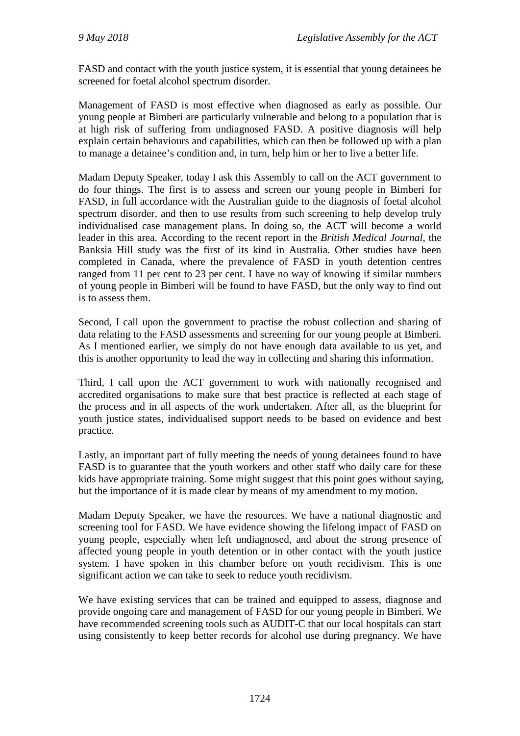FASD and contact with the youth justice system, it is essential that young detainees be screened for foetal alcohol spectrum disorder.

Management of FASD is most effective when diagnosed as early as possible. Our young people at Bimberi are particularly vulnerable and belong to a population that is at high risk of suffering from undiagnosed FASD. A positive diagnosis will help explain certain behaviours and capabilities, which can then be followed up with a plan to manage a detainee's condition and, in turn, help him or her to live a better life.

Madam Deputy Speaker, today I ask this Assembly to call on the ACT government to do four things. The first is to assess and screen our young people in Bimberi for FASD, in full accordance with the Australian guide to the diagnosis of foetal alcohol spectrum disorder, and then to use results from such screening to help develop truly individualised case management plans. In doing so, the ACT will become a world leader in this area. According to the recent report in the *British Medical Journal*, the Banksia Hill study was the first of its kind in Australia. Other studies have been completed in Canada, where the prevalence of FASD in youth detention centres ranged from 11 per cent to 23 per cent. I have no way of knowing if similar numbers of young people in Bimberi will be found to have FASD, but the only way to find out is to assess them.

Second, I call upon the government to practise the robust collection and sharing of data relating to the FASD assessments and screening for our young people at Bimberi. As I mentioned earlier, we simply do not have enough data available to us yet, and this is another opportunity to lead the way in collecting and sharing this information.

Third, I call upon the ACT government to work with nationally recognised and accredited organisations to make sure that best practice is reflected at each stage of the process and in all aspects of the work undertaken. After all, as the blueprint for youth justice states, individualised support needs to be based on evidence and best practice.

Lastly, an important part of fully meeting the needs of young detainees found to have FASD is to guarantee that the youth workers and other staff who daily care for these kids have appropriate training. Some might suggest that this point goes without saying, but the importance of it is made clear by means of my amendment to my motion.

Madam Deputy Speaker, we have the resources. We have a national diagnostic and screening tool for FASD. We have evidence showing the lifelong impact of FASD on young people, especially when left undiagnosed, and about the strong presence of affected young people in youth detention or in other contact with the youth justice system. I have spoken in this chamber before on youth recidivism. This is one significant action we can take to seek to reduce youth recidivism.

We have existing services that can be trained and equipped to assess, diagnose and provide ongoing care and management of FASD for our young people in Bimberi. We have recommended screening tools such as AUDIT-C that our local hospitals can start using consistently to keep better records for alcohol use during pregnancy. We have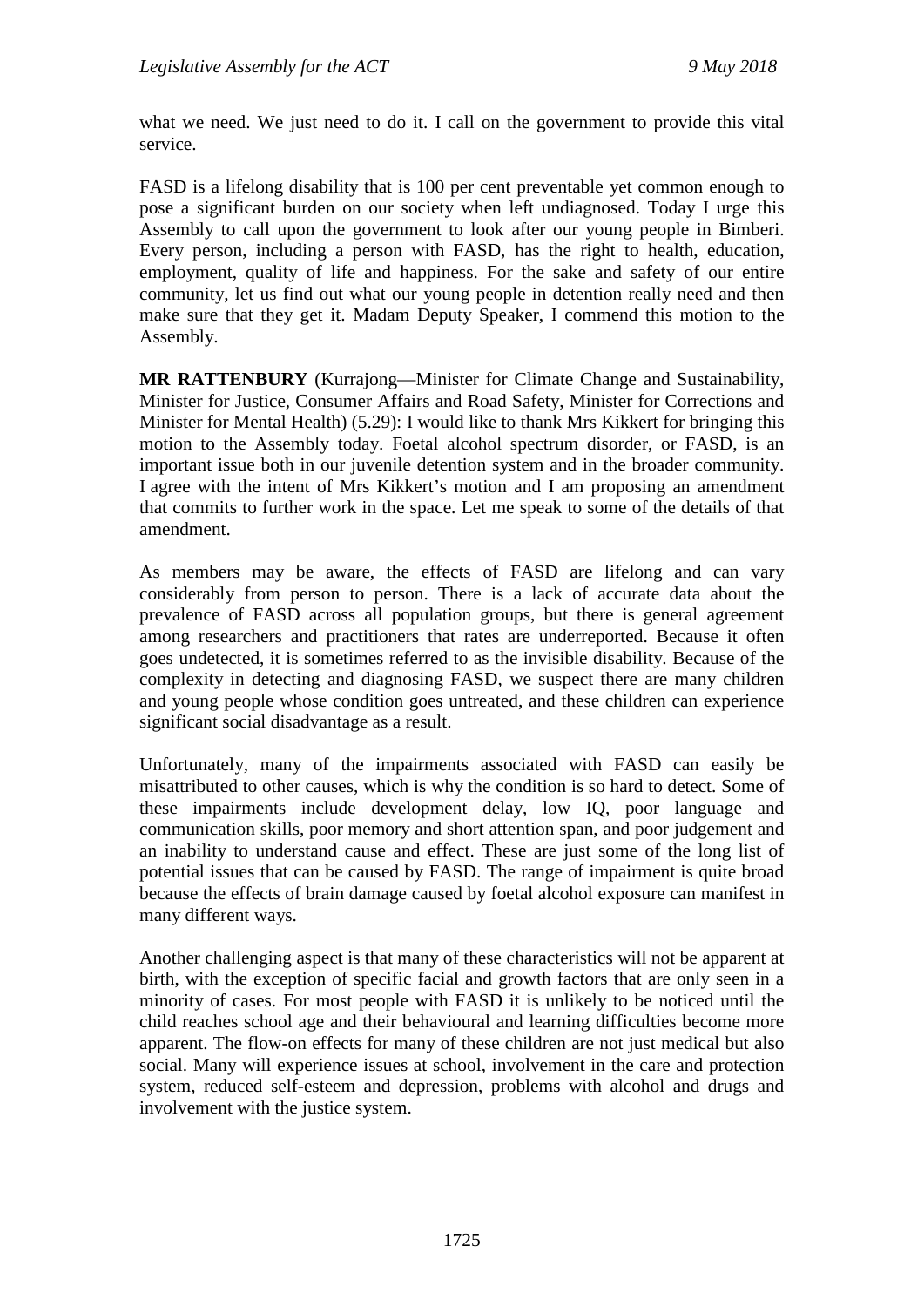what we need. We just need to do it. I call on the government to provide this vital service.

FASD is a lifelong disability that is 100 per cent preventable yet common enough to pose a significant burden on our society when left undiagnosed. Today I urge this Assembly to call upon the government to look after our young people in Bimberi. Every person, including a person with FASD, has the right to health, education, employment, quality of life and happiness. For the sake and safety of our entire community, let us find out what our young people in detention really need and then make sure that they get it. Madam Deputy Speaker, I commend this motion to the Assembly.

**MR RATTENBURY** (Kurrajong—Minister for Climate Change and Sustainability, Minister for Justice, Consumer Affairs and Road Safety, Minister for Corrections and Minister for Mental Health) (5.29): I would like to thank Mrs Kikkert for bringing this motion to the Assembly today. Foetal alcohol spectrum disorder, or FASD, is an important issue both in our juvenile detention system and in the broader community. I agree with the intent of Mrs Kikkert's motion and I am proposing an amendment that commits to further work in the space. Let me speak to some of the details of that amendment.

As members may be aware, the effects of FASD are lifelong and can vary considerably from person to person. There is a lack of accurate data about the prevalence of FASD across all population groups, but there is general agreement among researchers and practitioners that rates are underreported. Because it often goes undetected, it is sometimes referred to as the invisible disability. Because of the complexity in detecting and diagnosing FASD, we suspect there are many children and young people whose condition goes untreated, and these children can experience significant social disadvantage as a result.

Unfortunately, many of the impairments associated with FASD can easily be misattributed to other causes, which is why the condition is so hard to detect. Some of these impairments include development delay, low IQ, poor language and communication skills, poor memory and short attention span, and poor judgement and an inability to understand cause and effect. These are just some of the long list of potential issues that can be caused by FASD. The range of impairment is quite broad because the effects of brain damage caused by foetal alcohol exposure can manifest in many different ways.

Another challenging aspect is that many of these characteristics will not be apparent at birth, with the exception of specific facial and growth factors that are only seen in a minority of cases. For most people with FASD it is unlikely to be noticed until the child reaches school age and their behavioural and learning difficulties become more apparent. The flow-on effects for many of these children are not just medical but also social. Many will experience issues at school, involvement in the care and protection system, reduced self-esteem and depression, problems with alcohol and drugs and involvement with the justice system.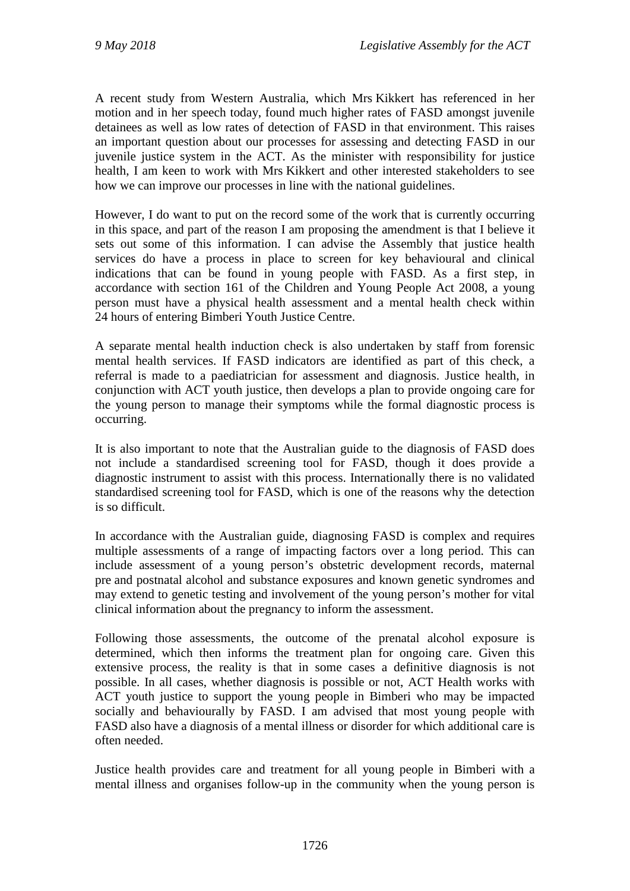A recent study from Western Australia, which Mrs Kikkert has referenced in her motion and in her speech today, found much higher rates of FASD amongst juvenile detainees as well as low rates of detection of FASD in that environment. This raises an important question about our processes for assessing and detecting FASD in our juvenile justice system in the ACT. As the minister with responsibility for justice health, I am keen to work with Mrs Kikkert and other interested stakeholders to see how we can improve our processes in line with the national guidelines.

However, I do want to put on the record some of the work that is currently occurring in this space, and part of the reason I am proposing the amendment is that I believe it sets out some of this information. I can advise the Assembly that justice health services do have a process in place to screen for key behavioural and clinical indications that can be found in young people with FASD. As a first step, in accordance with section 161 of the Children and Young People Act 2008, a young person must have a physical health assessment and a mental health check within 24 hours of entering Bimberi Youth Justice Centre.

A separate mental health induction check is also undertaken by staff from forensic mental health services. If FASD indicators are identified as part of this check, a referral is made to a paediatrician for assessment and diagnosis. Justice health, in conjunction with ACT youth justice, then develops a plan to provide ongoing care for the young person to manage their symptoms while the formal diagnostic process is occurring.

It is also important to note that the Australian guide to the diagnosis of FASD does not include a standardised screening tool for FASD, though it does provide a diagnostic instrument to assist with this process. Internationally there is no validated standardised screening tool for FASD, which is one of the reasons why the detection is so difficult.

In accordance with the Australian guide, diagnosing FASD is complex and requires multiple assessments of a range of impacting factors over a long period. This can include assessment of a young person's obstetric development records, maternal pre and postnatal alcohol and substance exposures and known genetic syndromes and may extend to genetic testing and involvement of the young person's mother for vital clinical information about the pregnancy to inform the assessment.

Following those assessments, the outcome of the prenatal alcohol exposure is determined, which then informs the treatment plan for ongoing care. Given this extensive process, the reality is that in some cases a definitive diagnosis is not possible. In all cases, whether diagnosis is possible or not, ACT Health works with ACT youth justice to support the young people in Bimberi who may be impacted socially and behaviourally by FASD. I am advised that most young people with FASD also have a diagnosis of a mental illness or disorder for which additional care is often needed.

Justice health provides care and treatment for all young people in Bimberi with a mental illness and organises follow-up in the community when the young person is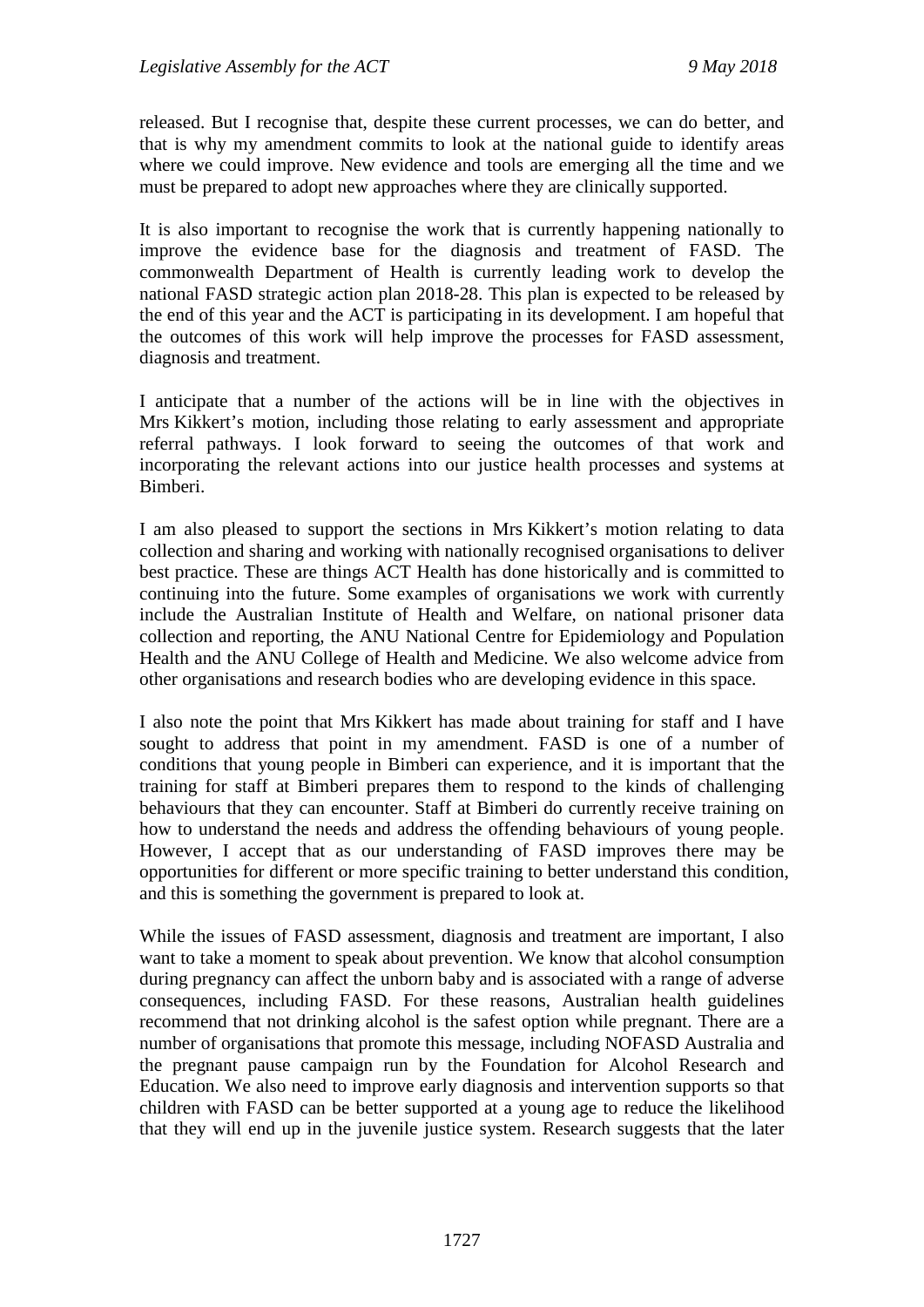released. But I recognise that, despite these current processes, we can do better, and that is why my amendment commits to look at the national guide to identify areas where we could improve. New evidence and tools are emerging all the time and we must be prepared to adopt new approaches where they are clinically supported.

It is also important to recognise the work that is currently happening nationally to improve the evidence base for the diagnosis and treatment of FASD. The commonwealth Department of Health is currently leading work to develop the national FASD strategic action plan 2018-28. This plan is expected to be released by the end of this year and the ACT is participating in its development. I am hopeful that the outcomes of this work will help improve the processes for FASD assessment, diagnosis and treatment.

I anticipate that a number of the actions will be in line with the objectives in Mrs Kikkert's motion, including those relating to early assessment and appropriate referral pathways. I look forward to seeing the outcomes of that work and incorporating the relevant actions into our justice health processes and systems at Bimberi.

I am also pleased to support the sections in Mrs Kikkert's motion relating to data collection and sharing and working with nationally recognised organisations to deliver best practice. These are things ACT Health has done historically and is committed to continuing into the future. Some examples of organisations we work with currently include the Australian Institute of Health and Welfare, on national prisoner data collection and reporting, the ANU National Centre for Epidemiology and Population Health and the ANU College of Health and Medicine. We also welcome advice from other organisations and research bodies who are developing evidence in this space.

I also note the point that Mrs Kikkert has made about training for staff and I have sought to address that point in my amendment. FASD is one of a number of conditions that young people in Bimberi can experience, and it is important that the training for staff at Bimberi prepares them to respond to the kinds of challenging behaviours that they can encounter. Staff at Bimberi do currently receive training on how to understand the needs and address the offending behaviours of young people. However, I accept that as our understanding of FASD improves there may be opportunities for different or more specific training to better understand this condition, and this is something the government is prepared to look at.

While the issues of FASD assessment, diagnosis and treatment are important, I also want to take a moment to speak about prevention. We know that alcohol consumption during pregnancy can affect the unborn baby and is associated with a range of adverse consequences, including FASD. For these reasons, Australian health guidelines recommend that not drinking alcohol is the safest option while pregnant. There are a number of organisations that promote this message, including NOFASD Australia and the pregnant pause campaign run by the Foundation for Alcohol Research and Education. We also need to improve early diagnosis and intervention supports so that children with FASD can be better supported at a young age to reduce the likelihood that they will end up in the juvenile justice system. Research suggests that the later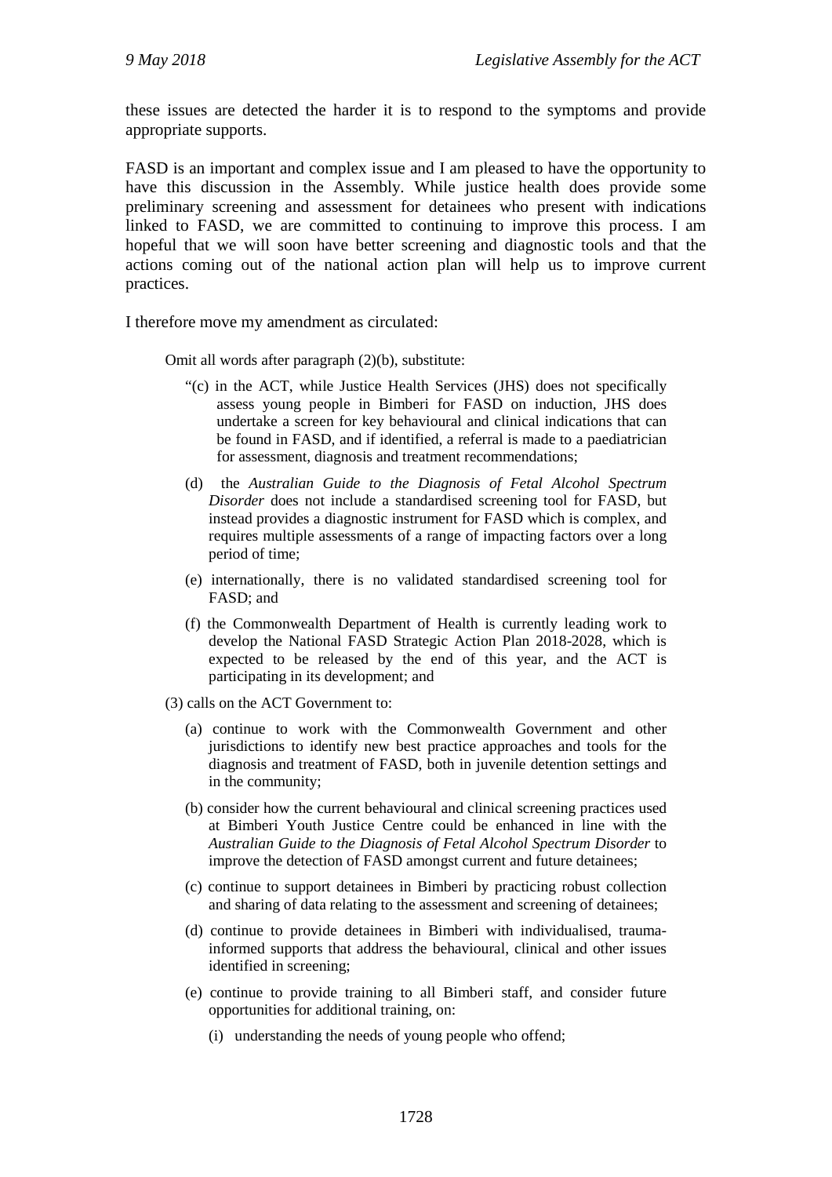these issues are detected the harder it is to respond to the symptoms and provide appropriate supports.

FASD is an important and complex issue and I am pleased to have the opportunity to have this discussion in the Assembly. While justice health does provide some preliminary screening and assessment for detainees who present with indications linked to FASD, we are committed to continuing to improve this process. I am hopeful that we will soon have better screening and diagnostic tools and that the actions coming out of the national action plan will help us to improve current practices.

I therefore move my amendment as circulated:

> Omit all words after paragraph (2)(b), substitute:
>
> "(c) in the ACT, while Justice Health Services (JHS) does not specifically assess young people in Bimberi for FASD on induction, JHS does undertake a screen for key behavioural and clinical indications that can be found in FASD, and if identified, a referral is made to a paediatrician for assessment, diagnosis and treatment recommendations;
>
> (d) the *Australian Guide to the Diagnosis of Fetal Alcohol Spectrum Disorder* does not include a standardised screening tool for FASD, but instead provides a diagnostic instrument for FASD which is complex, and requires multiple assessments of a range of impacting factors over a long period of time;
>
> (e) internationally, there is no validated standardised screening tool for FASD; and
>
> (f) the Commonwealth Department of Health is currently leading work to develop the National FASD Strategic Action Plan 2018-2028, which is expected to be released by the end of this year, and the ACT is participating in its development; and
>
> (3) calls on the ACT Government to:
>
> (a) continue to work with the Commonwealth Government and other jurisdictions to identify new best practice approaches and tools for the diagnosis and treatment of FASD, both in juvenile detention settings and in the community;
>
> (b) consider how the current behavioural and clinical screening practices used at Bimberi Youth Justice Centre could be enhanced in line with the *Australian Guide to the Diagnosis of Fetal Alcohol Spectrum Disorder* to improve the detection of FASD amongst current and future detainees;
>
> (c) continue to support detainees in Bimberi by practicing robust collection and sharing of data relating to the assessment and screening of detainees;
>
> (d) continue to provide detainees in Bimberi with individualised, trauma-informed supports that address the behavioural, clinical and other issues identified in screening;
>
> (e) continue to provide training to all Bimberi staff, and consider future opportunities for additional training, on:
>
> (i) understanding the needs of young people who offend;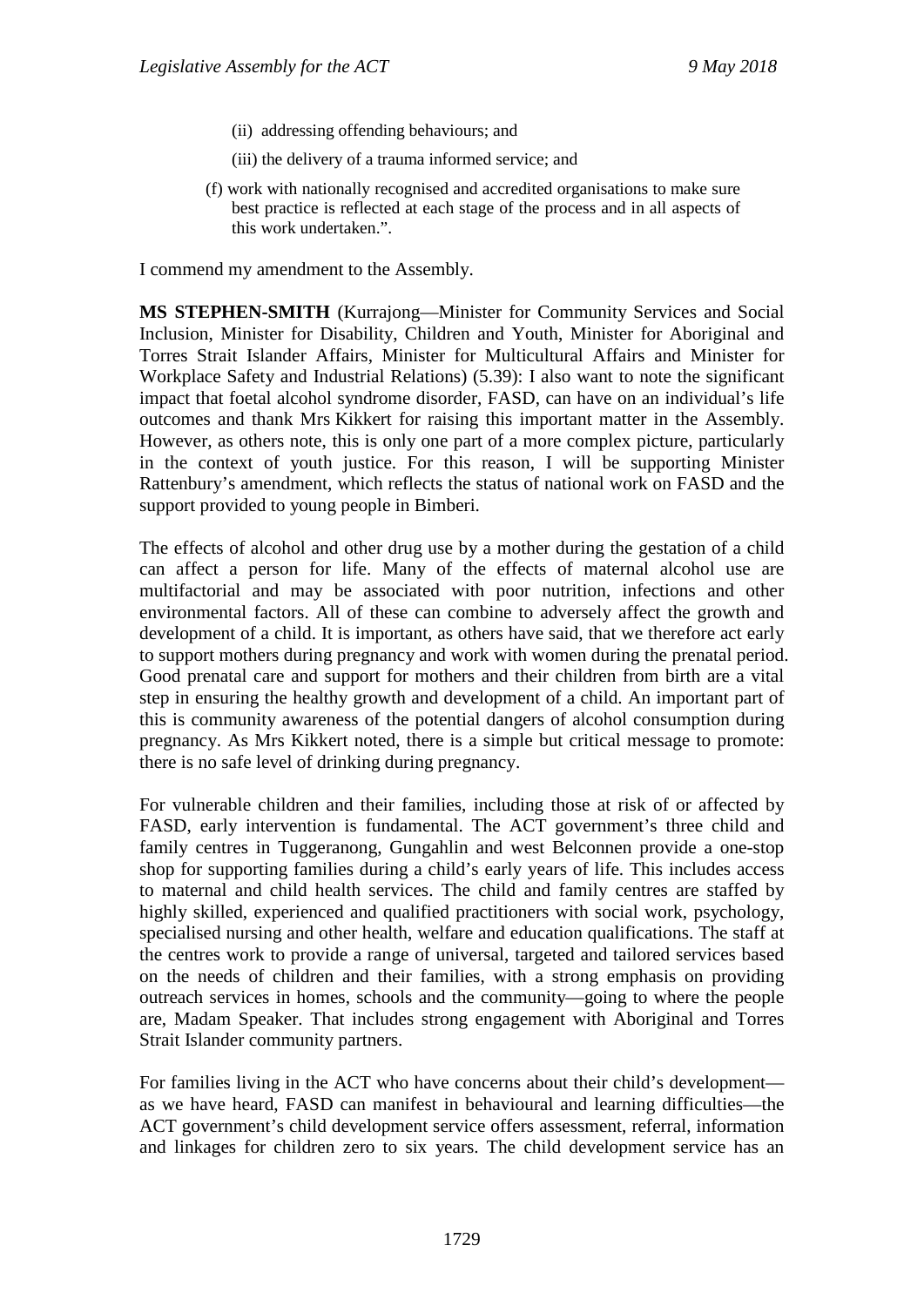(ii) addressing offending behaviours; and

(iii) the delivery of a trauma informed service; and

(f) work with nationally recognised and accredited organisations to make sure best practice is reflected at each stage of the process and in all aspects of this work undertaken.".

I commend my amendment to the Assembly.

**MS STEPHEN-SMITH** (Kurrajong—Minister for Community Services and Social Inclusion, Minister for Disability, Children and Youth, Minister for Aboriginal and Torres Strait Islander Affairs, Minister for Multicultural Affairs and Minister for Workplace Safety and Industrial Relations) (5.39): I also want to note the significant impact that foetal alcohol syndrome disorder, FASD, can have on an individual's life outcomes and thank Mrs Kikkert for raising this important matter in the Assembly. However, as others note, this is only one part of a more complex picture, particularly in the context of youth justice. For this reason, I will be supporting Minister Rattenbury's amendment, which reflects the status of national work on FASD and the support provided to young people in Bimberi.

The effects of alcohol and other drug use by a mother during the gestation of a child can affect a person for life. Many of the effects of maternal alcohol use are multifactorial and may be associated with poor nutrition, infections and other environmental factors. All of these can combine to adversely affect the growth and development of a child. It is important, as others have said, that we therefore act early to support mothers during pregnancy and work with women during the prenatal period. Good prenatal care and support for mothers and their children from birth are a vital step in ensuring the healthy growth and development of a child. An important part of this is community awareness of the potential dangers of alcohol consumption during pregnancy. As Mrs Kikkert noted, there is a simple but critical message to promote: there is no safe level of drinking during pregnancy.

For vulnerable children and their families, including those at risk of or affected by FASD, early intervention is fundamental. The ACT government's three child and family centres in Tuggeranong, Gungahlin and west Belconnen provide a one-stop shop for supporting families during a child's early years of life. This includes access to maternal and child health services. The child and family centres are staffed by highly skilled, experienced and qualified practitioners with social work, psychology, specialised nursing and other health, welfare and education qualifications. The staff at the centres work to provide a range of universal, targeted and tailored services based on the needs of children and their families, with a strong emphasis on providing outreach services in homes, schools and the community—going to where the people are, Madam Speaker. That includes strong engagement with Aboriginal and Torres Strait Islander community partners.

For families living in the ACT who have concerns about their child's development—as we have heard, FASD can manifest in behavioural and learning difficulties—the ACT government's child development service offers assessment, referral, information and linkages for children zero to six years. The child development service has an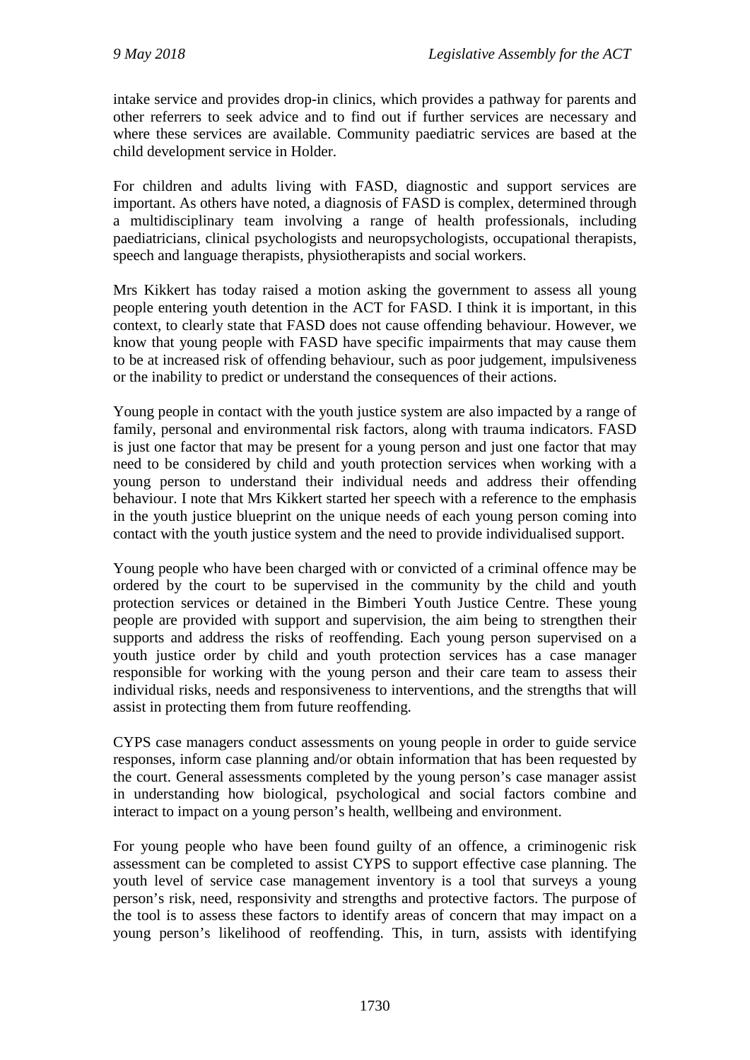intake service and provides drop-in clinics, which provides a pathway for parents and other referrers to seek advice and to find out if further services are necessary and where these services are available. Community paediatric services are based at the child development service in Holder.

For children and adults living with FASD, diagnostic and support services are important. As others have noted, a diagnosis of FASD is complex, determined through a multidisciplinary team involving a range of health professionals, including paediatricians, clinical psychologists and neuropsychologists, occupational therapists, speech and language therapists, physiotherapists and social workers.

Mrs Kikkert has today raised a motion asking the government to assess all young people entering youth detention in the ACT for FASD. I think it is important, in this context, to clearly state that FASD does not cause offending behaviour. However, we know that young people with FASD have specific impairments that may cause them to be at increased risk of offending behaviour, such as poor judgement, impulsiveness or the inability to predict or understand the consequences of their actions.

Young people in contact with the youth justice system are also impacted by a range of family, personal and environmental risk factors, along with trauma indicators. FASD is just one factor that may be present for a young person and just one factor that may need to be considered by child and youth protection services when working with a young person to understand their individual needs and address their offending behaviour. I note that Mrs Kikkert started her speech with a reference to the emphasis in the youth justice blueprint on the unique needs of each young person coming into contact with the youth justice system and the need to provide individualised support.

Young people who have been charged with or convicted of a criminal offence may be ordered by the court to be supervised in the community by the child and youth protection services or detained in the Bimberi Youth Justice Centre. These young people are provided with support and supervision, the aim being to strengthen their supports and address the risks of reoffending. Each young person supervised on a youth justice order by child and youth protection services has a case manager responsible for working with the young person and their care team to assess their individual risks, needs and responsiveness to interventions, and the strengths that will assist in protecting them from future reoffending.

CYPS case managers conduct assessments on young people in order to guide service responses, inform case planning and/or obtain information that has been requested by the court. General assessments completed by the young person's case manager assist in understanding how biological, psychological and social factors combine and interact to impact on a young person's health, wellbeing and environment.

For young people who have been found guilty of an offence, a criminogenic risk assessment can be completed to assist CYPS to support effective case planning. The youth level of service case management inventory is a tool that surveys a young person's risk, need, responsivity and strengths and protective factors. The purpose of the tool is to assess these factors to identify areas of concern that may impact on a young person's likelihood of reoffending. This, in turn, assists with identifying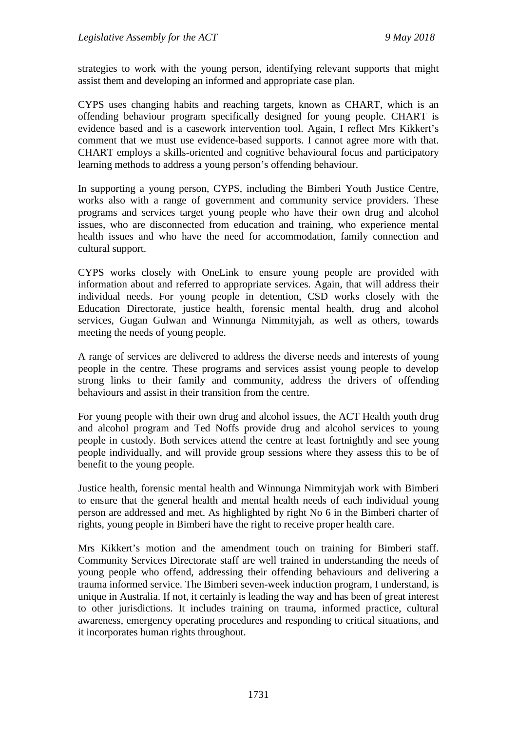strategies to work with the young person, identifying relevant supports that might assist them and developing an informed and appropriate case plan.

CYPS uses changing habits and reaching targets, known as CHART, which is an offending behaviour program specifically designed for young people. CHART is evidence based and is a casework intervention tool. Again, I reflect Mrs Kikkert's comment that we must use evidence-based supports. I cannot agree more with that. CHART employs a skills-oriented and cognitive behavioural focus and participatory learning methods to address a young person's offending behaviour.

In supporting a young person, CYPS, including the Bimberi Youth Justice Centre, works also with a range of government and community service providers. These programs and services target young people who have their own drug and alcohol issues, who are disconnected from education and training, who experience mental health issues and who have the need for accommodation, family connection and cultural support.

CYPS works closely with OneLink to ensure young people are provided with information about and referred to appropriate services. Again, that will address their individual needs. For young people in detention, CSD works closely with the Education Directorate, justice health, forensic mental health, drug and alcohol services, Gugan Gulwan and Winnunga Nimmityjah, as well as others, towards meeting the needs of young people.

A range of services are delivered to address the diverse needs and interests of young people in the centre. These programs and services assist young people to develop strong links to their family and community, address the drivers of offending behaviours and assist in their transition from the centre.

For young people with their own drug and alcohol issues, the ACT Health youth drug and alcohol program and Ted Noffs provide drug and alcohol services to young people in custody. Both services attend the centre at least fortnightly and see young people individually, and will provide group sessions where they assess this to be of benefit to the young people.

Justice health, forensic mental health and Winnunga Nimmityjah work with Bimberi to ensure that the general health and mental health needs of each individual young person are addressed and met. As highlighted by right No 6 in the Bimberi charter of rights, young people in Bimberi have the right to receive proper health care.

Mrs Kikkert's motion and the amendment touch on training for Bimberi staff. Community Services Directorate staff are well trained in understanding the needs of young people who offend, addressing their offending behaviours and delivering a trauma informed service. The Bimberi seven-week induction program, I understand, is unique in Australia. If not, it certainly is leading the way and has been of great interest to other jurisdictions. It includes training on trauma, informed practice, cultural awareness, emergency operating procedures and responding to critical situations, and it incorporates human rights throughout.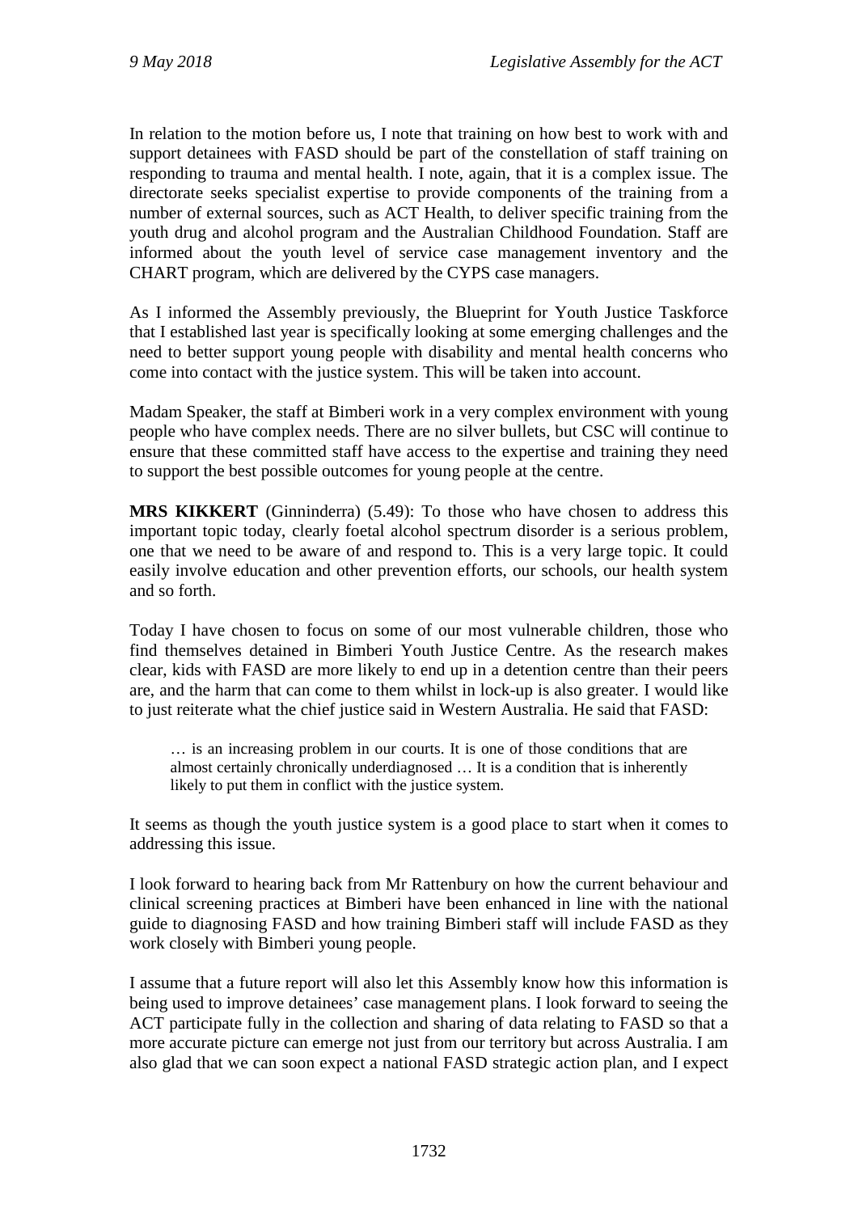In relation to the motion before us, I note that training on how best to work with and support detainees with FASD should be part of the constellation of staff training on responding to trauma and mental health. I note, again, that it is a complex issue. The directorate seeks specialist expertise to provide components of the training from a number of external sources, such as ACT Health, to deliver specific training from the youth drug and alcohol program and the Australian Childhood Foundation. Staff are informed about the youth level of service case management inventory and the CHART program, which are delivered by the CYPS case managers.

As I informed the Assembly previously, the Blueprint for Youth Justice Taskforce that I established last year is specifically looking at some emerging challenges and the need to better support young people with disability and mental health concerns who come into contact with the justice system. This will be taken into account.

Madam Speaker, the staff at Bimberi work in a very complex environment with young people who have complex needs. There are no silver bullets, but CSC will continue to ensure that these committed staff have access to the expertise and training they need to support the best possible outcomes for young people at the centre.

**MRS KIKKERT** (Ginninderra) (5.49): To those who have chosen to address this important topic today, clearly foetal alcohol spectrum disorder is a serious problem, one that we need to be aware of and respond to. This is a very large topic. It could easily involve education and other prevention efforts, our schools, our health system and so forth.

Today I have chosen to focus on some of our most vulnerable children, those who find themselves detained in Bimberi Youth Justice Centre. As the research makes clear, kids with FASD are more likely to end up in a detention centre than their peers are, and the harm that can come to them whilst in lock-up is also greater. I would like to just reiterate what the chief justice said in Western Australia. He said that FASD:

> … is an increasing problem in our courts. It is one of those conditions that are almost certainly chronically underdiagnosed … It is a condition that is inherently likely to put them in conflict with the justice system.

It seems as though the youth justice system is a good place to start when it comes to addressing this issue.

I look forward to hearing back from Mr Rattenbury on how the current behaviour and clinical screening practices at Bimberi have been enhanced in line with the national guide to diagnosing FASD and how training Bimberi staff will include FASD as they work closely with Bimberi young people.

I assume that a future report will also let this Assembly know how this information is being used to improve detainees' case management plans. I look forward to seeing the ACT participate fully in the collection and sharing of data relating to FASD so that a more accurate picture can emerge not just from our territory but across Australia. I am also glad that we can soon expect a national FASD strategic action plan, and I expect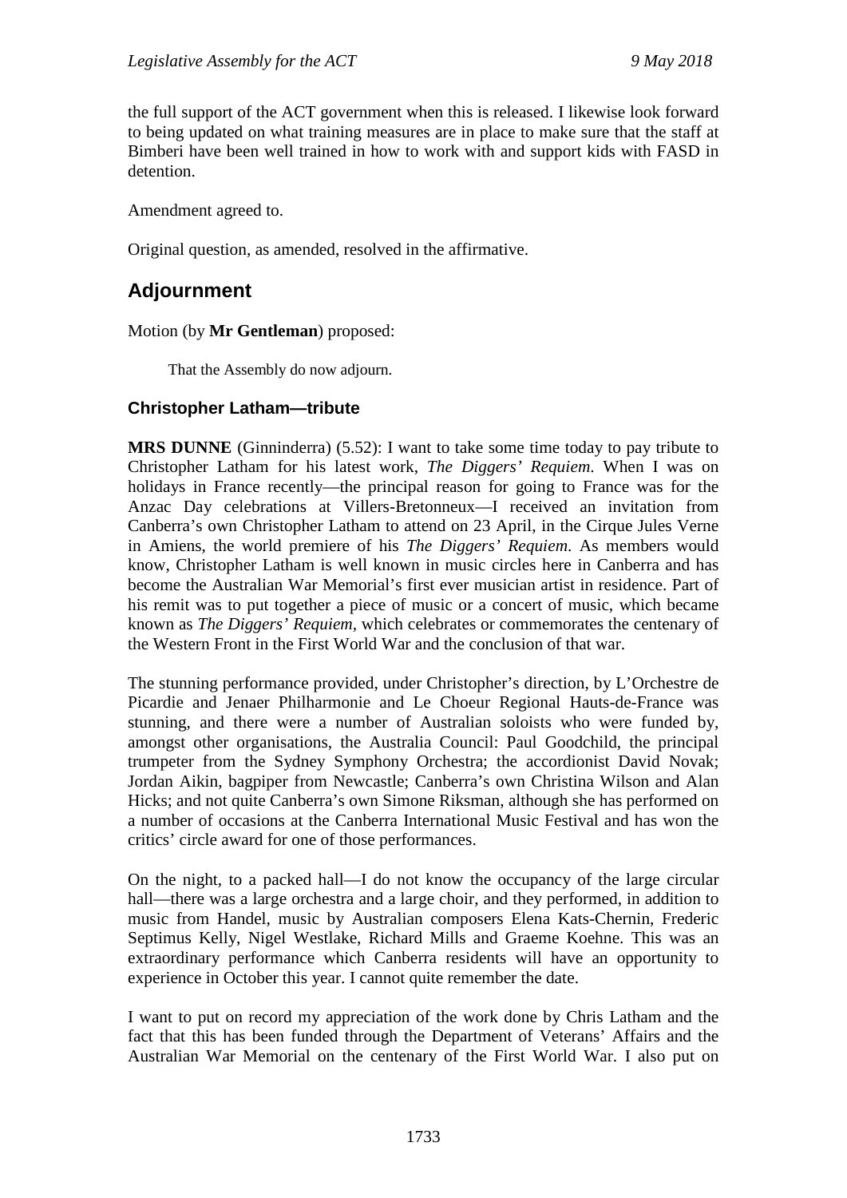the full support of the ACT government when this is released. I likewise look forward to being updated on what training measures are in place to make sure that the staff at Bimberi have been well trained in how to work with and support kids with FASD in detention.

Amendment agreed to.

Original question, as amended, resolved in the affirmative.

## Adjournment

Motion (by **Mr Gentleman**) proposed:

> That the Assembly do now adjourn.

### Christopher Latham—tribute

**MRS DUNNE** (Ginninderra) (5.52): I want to take some time today to pay tribute to Christopher Latham for his latest work, *The Diggers' Requiem*. When I was on holidays in France recently—the principal reason for going to France was for the Anzac Day celebrations at Villers-Bretonneux—I received an invitation from Canberra's own Christopher Latham to attend on 23 April, in the Cirque Jules Verne in Amiens, the world premiere of his *The Diggers' Requiem*. As members would know, Christopher Latham is well known in music circles here in Canberra and has become the Australian War Memorial's first ever musician artist in residence. Part of his remit was to put together a piece of music or a concert of music, which became known as *The Diggers' Requiem*, which celebrates or commemorates the centenary of the Western Front in the First World War and the conclusion of that war.

The stunning performance provided, under Christopher's direction, by L'Orchestre de Picardie and Jenaer Philharmonie and Le Choeur Regional Hauts-de-France was stunning, and there were a number of Australian soloists who were funded by, amongst other organisations, the Australia Council: Paul Goodchild, the principal trumpeter from the Sydney Symphony Orchestra; the accordionist David Novak; Jordan Aikin, bagpiper from Newcastle; Canberra's own Christina Wilson and Alan Hicks; and not quite Canberra's own Simone Riksman, although she has performed on a number of occasions at the Canberra International Music Festival and has won the critics' circle award for one of those performances.

On the night, to a packed hall—I do not know the occupancy of the large circular hall—there was a large orchestra and a large choir, and they performed, in addition to music from Handel, music by Australian composers Elena Kats-Chernin, Frederic Septimus Kelly, Nigel Westlake, Richard Mills and Graeme Koehne. This was an extraordinary performance which Canberra residents will have an opportunity to experience in October this year. I cannot quite remember the date.

I want to put on record my appreciation of the work done by Chris Latham and the fact that this has been funded through the Department of Veterans' Affairs and the Australian War Memorial on the centenary of the First World War. I also put on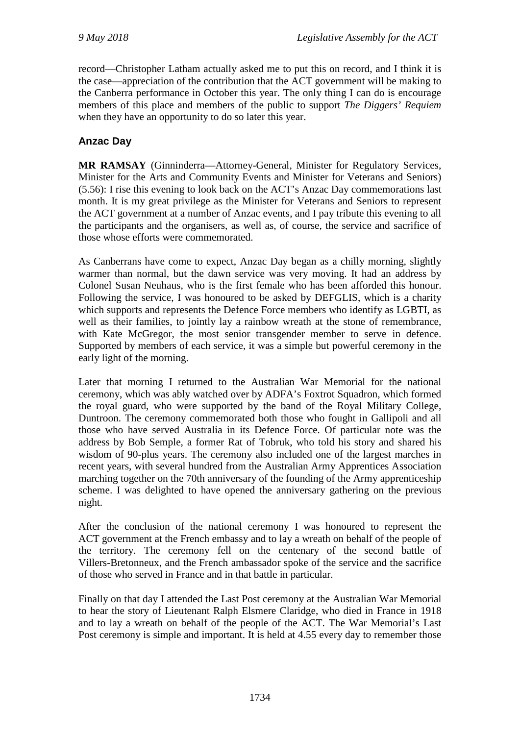record—Christopher Latham actually asked me to put this on record, and I think it is the case—appreciation of the contribution that the ACT government will be making to the Canberra performance in October this year. The only thing I can do is encourage members of this place and members of the public to support *The Diggers' Requiem* when they have an opportunity to do so later this year.

### Anzac Day

**MR RAMSAY** (Ginninderra—Attorney-General, Minister for Regulatory Services, Minister for the Arts and Community Events and Minister for Veterans and Seniors) (5.56): I rise this evening to look back on the ACT's Anzac Day commemorations last month. It is my great privilege as the Minister for Veterans and Seniors to represent the ACT government at a number of Anzac events, and I pay tribute this evening to all the participants and the organisers, as well as, of course, the service and sacrifice of those whose efforts were commemorated.

As Canberrans have come to expect, Anzac Day began as a chilly morning, slightly warmer than normal, but the dawn service was very moving. It had an address by Colonel Susan Neuhaus, who is the first female who has been afforded this honour. Following the service, I was honoured to be asked by DEFGLIS, which is a charity which supports and represents the Defence Force members who identify as LGBTI, as well as their families, to jointly lay a rainbow wreath at the stone of remembrance, with Kate McGregor, the most senior transgender member to serve in defence. Supported by members of each service, it was a simple but powerful ceremony in the early light of the morning.

Later that morning I returned to the Australian War Memorial for the national ceremony, which was ably watched over by ADFA's Foxtrot Squadron, which formed the royal guard, who were supported by the band of the Royal Military College, Duntroon. The ceremony commemorated both those who fought in Gallipoli and all those who have served Australia in its Defence Force. Of particular note was the address by Bob Semple, a former Rat of Tobruk, who told his story and shared his wisdom of 90-plus years. The ceremony also included one of the largest marches in recent years, with several hundred from the Australian Army Apprentices Association marching together on the 70th anniversary of the founding of the Army apprenticeship scheme. I was delighted to have opened the anniversary gathering on the previous night.

After the conclusion of the national ceremony I was honoured to represent the ACT government at the French embassy and to lay a wreath on behalf of the people of the territory. The ceremony fell on the centenary of the second battle of Villers-Bretonneux, and the French ambassador spoke of the service and the sacrifice of those who served in France and in that battle in particular.

Finally on that day I attended the Last Post ceremony at the Australian War Memorial to hear the story of Lieutenant Ralph Elsmere Claridge, who died in France in 1918 and to lay a wreath on behalf of the people of the ACT. The War Memorial's Last Post ceremony is simple and important. It is held at 4.55 every day to remember those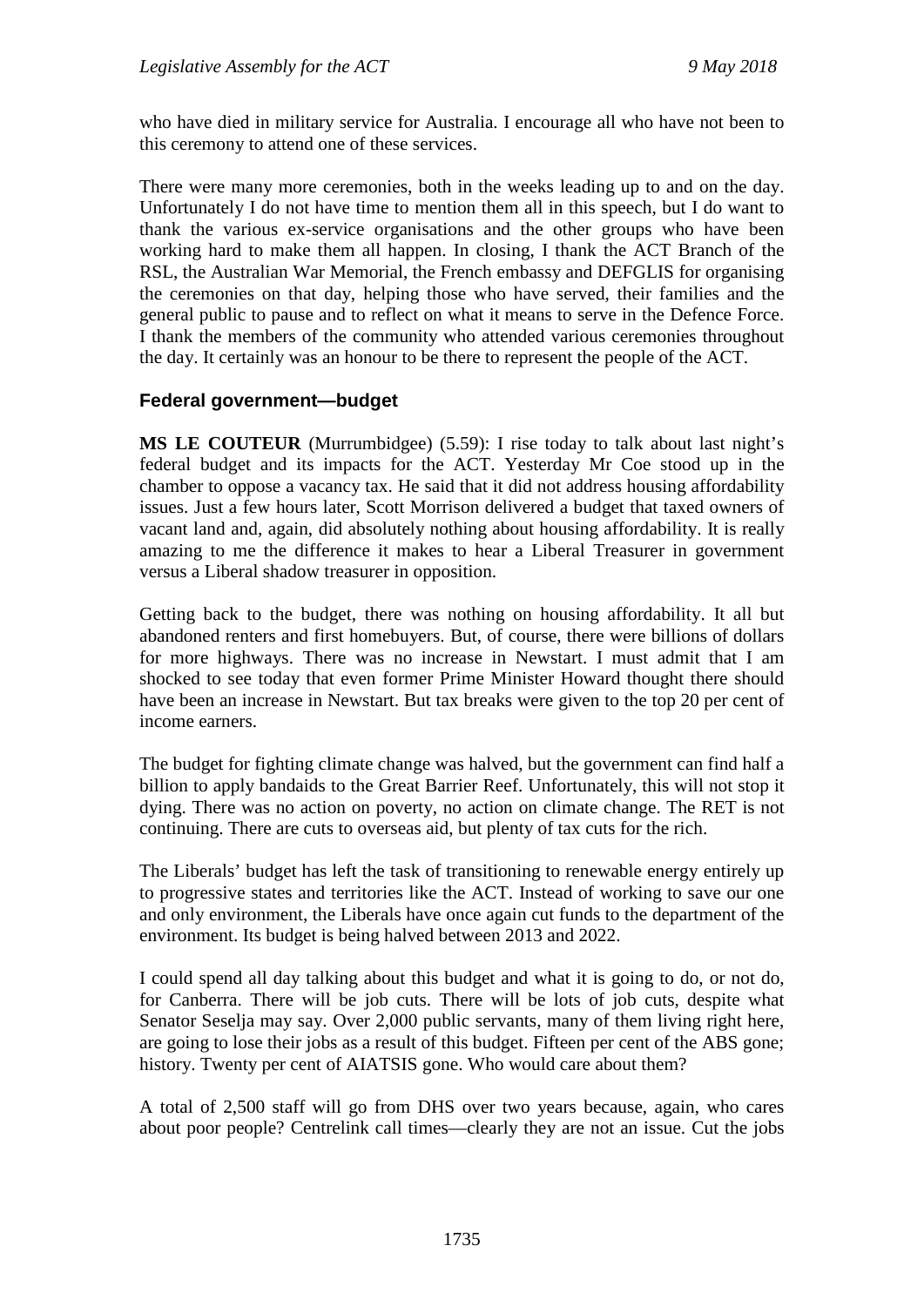who have died in military service for Australia. I encourage all who have not been to this ceremony to attend one of these services.

There were many more ceremonies, both in the weeks leading up to and on the day. Unfortunately I do not have time to mention them all in this speech, but I do want to thank the various ex-service organisations and the other groups who have been working hard to make them all happen. In closing, I thank the ACT Branch of the RSL, the Australian War Memorial, the French embassy and DEFGLIS for organising the ceremonies on that day, helping those who have served, their families and the general public to pause and to reflect on what it means to serve in the Defence Force. I thank the members of the community who attended various ceremonies throughout the day. It certainly was an honour to be there to represent the people of the ACT.

## Federal government—budget

**MS LE COUTEUR** (Murrumbidgee) (5.59): I rise today to talk about last night's federal budget and its impacts for the ACT. Yesterday Mr Coe stood up in the chamber to oppose a vacancy tax. He said that it did not address housing affordability issues. Just a few hours later, Scott Morrison delivered a budget that taxed owners of vacant land and, again, did absolutely nothing about housing affordability. It is really amazing to me the difference it makes to hear a Liberal Treasurer in government versus a Liberal shadow treasurer in opposition.

Getting back to the budget, there was nothing on housing affordability. It all but abandoned renters and first homebuyers. But, of course, there were billions of dollars for more highways. There was no increase in Newstart. I must admit that I am shocked to see today that even former Prime Minister Howard thought there should have been an increase in Newstart. But tax breaks were given to the top 20 per cent of income earners.

The budget for fighting climate change was halved, but the government can find half a billion to apply bandaids to the Great Barrier Reef. Unfortunately, this will not stop it dying. There was no action on poverty, no action on climate change. The RET is not continuing. There are cuts to overseas aid, but plenty of tax cuts for the rich.

The Liberals' budget has left the task of transitioning to renewable energy entirely up to progressive states and territories like the ACT. Instead of working to save our one and only environment, the Liberals have once again cut funds to the department of the environment. Its budget is being halved between 2013 and 2022.

I could spend all day talking about this budget and what it is going to do, or not do, for Canberra. There will be job cuts. There will be lots of job cuts, despite what Senator Seselja may say. Over 2,000 public servants, many of them living right here, are going to lose their jobs as a result of this budget. Fifteen per cent of the ABS gone; history. Twenty per cent of AIATSIS gone. Who would care about them?

A total of 2,500 staff will go from DHS over two years because, again, who cares about poor people? Centrelink call times—clearly they are not an issue. Cut the jobs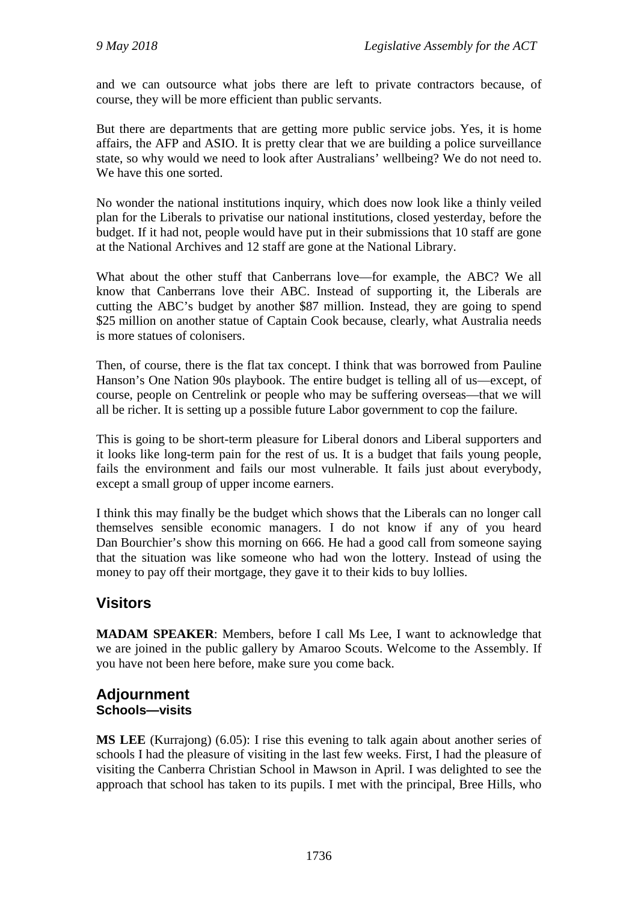and we can outsource what jobs there are left to private contractors because, of course, they will be more efficient than public servants.

But there are departments that are getting more public service jobs. Yes, it is home affairs, the AFP and ASIO. It is pretty clear that we are building a police surveillance state, so why would we need to look after Australians' wellbeing? We do not need to. We have this one sorted.

No wonder the national institutions inquiry, which does now look like a thinly veiled plan for the Liberals to privatise our national institutions, closed yesterday, before the budget. If it had not, people would have put in their submissions that 10 staff are gone at the National Archives and 12 staff are gone at the National Library.

What about the other stuff that Canberrans love—for example, the ABC? We all know that Canberrans love their ABC. Instead of supporting it, the Liberals are cutting the ABC's budget by another $87 million. Instead, they are going to spend $25 million on another statue of Captain Cook because, clearly, what Australia needs is more statues of colonisers.

Then, of course, there is the flat tax concept. I think that was borrowed from Pauline Hanson's One Nation 90s playbook. The entire budget is telling all of us—except, of course, people on Centrelink or people who may be suffering overseas—that we will all be richer. It is setting up a possible future Labor government to cop the failure.

This is going to be short-term pleasure for Liberal donors and Liberal supporters and it looks like long-term pain for the rest of us. It is a budget that fails young people, fails the environment and fails our most vulnerable. It fails just about everybody, except a small group of upper income earners.

I think this may finally be the budget which shows that the Liberals can no longer call themselves sensible economic managers. I do not know if any of you heard Dan Bourchier's show this morning on 666. He had a good call from someone saying that the situation was like someone who had won the lottery. Instead of using the money to pay off their mortgage, they gave it to their kids to buy lollies.

## Visitors

**MADAM SPEAKER**: Members, before I call Ms Lee, I want to acknowledge that we are joined in the public gallery by Amaroo Scouts. Welcome to the Assembly. If you have not been here before, make sure you come back.

## Adjournment

### Schools—visits

**MS LEE** (Kurrajong) (6.05): I rise this evening to talk again about another series of schools I had the pleasure of visiting in the last few weeks. First, I had the pleasure of visiting the Canberra Christian School in Mawson in April. I was delighted to see the approach that school has taken to its pupils. I met with the principal, Bree Hills, who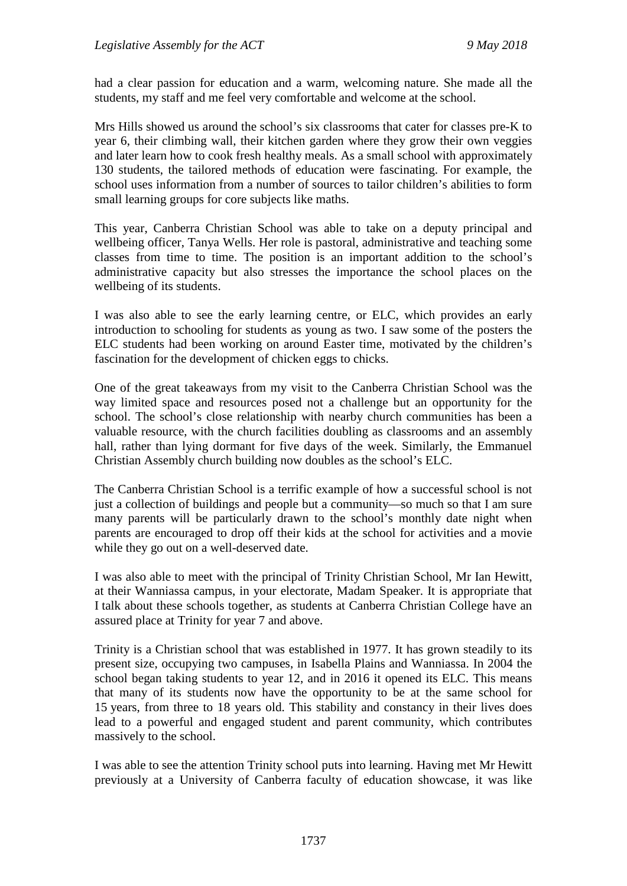had a clear passion for education and a warm, welcoming nature. She made all the students, my staff and me feel very comfortable and welcome at the school.

Mrs Hills showed us around the school's six classrooms that cater for classes pre-K to year 6, their climbing wall, their kitchen garden where they grow their own veggies and later learn how to cook fresh healthy meals. As a small school with approximately 130 students, the tailored methods of education were fascinating. For example, the school uses information from a number of sources to tailor children's abilities to form small learning groups for core subjects like maths.

This year, Canberra Christian School was able to take on a deputy principal and wellbeing officer, Tanya Wells. Her role is pastoral, administrative and teaching some classes from time to time. The position is an important addition to the school's administrative capacity but also stresses the importance the school places on the wellbeing of its students.

I was also able to see the early learning centre, or ELC, which provides an early introduction to schooling for students as young as two. I saw some of the posters the ELC students had been working on around Easter time, motivated by the children's fascination for the development of chicken eggs to chicks.

One of the great takeaways from my visit to the Canberra Christian School was the way limited space and resources posed not a challenge but an opportunity for the school. The school's close relationship with nearby church communities has been a valuable resource, with the church facilities doubling as classrooms and an assembly hall, rather than lying dormant for five days of the week. Similarly, the Emmanuel Christian Assembly church building now doubles as the school's ELC.

The Canberra Christian School is a terrific example of how a successful school is not just a collection of buildings and people but a community—so much so that I am sure many parents will be particularly drawn to the school's monthly date night when parents are encouraged to drop off their kids at the school for activities and a movie while they go out on a well-deserved date.

I was also able to meet with the principal of Trinity Christian School, Mr Ian Hewitt, at their Wanniassa campus, in your electorate, Madam Speaker. It is appropriate that I talk about these schools together, as students at Canberra Christian College have an assured place at Trinity for year 7 and above.

Trinity is a Christian school that was established in 1977. It has grown steadily to its present size, occupying two campuses, in Isabella Plains and Wanniassa. In 2004 the school began taking students to year 12, and in 2016 it opened its ELC. This means that many of its students now have the opportunity to be at the same school for 15 years, from three to 18 years old. This stability and constancy in their lives does lead to a powerful and engaged student and parent community, which contributes massively to the school.

I was able to see the attention Trinity school puts into learning. Having met Mr Hewitt previously at a University of Canberra faculty of education showcase, it was like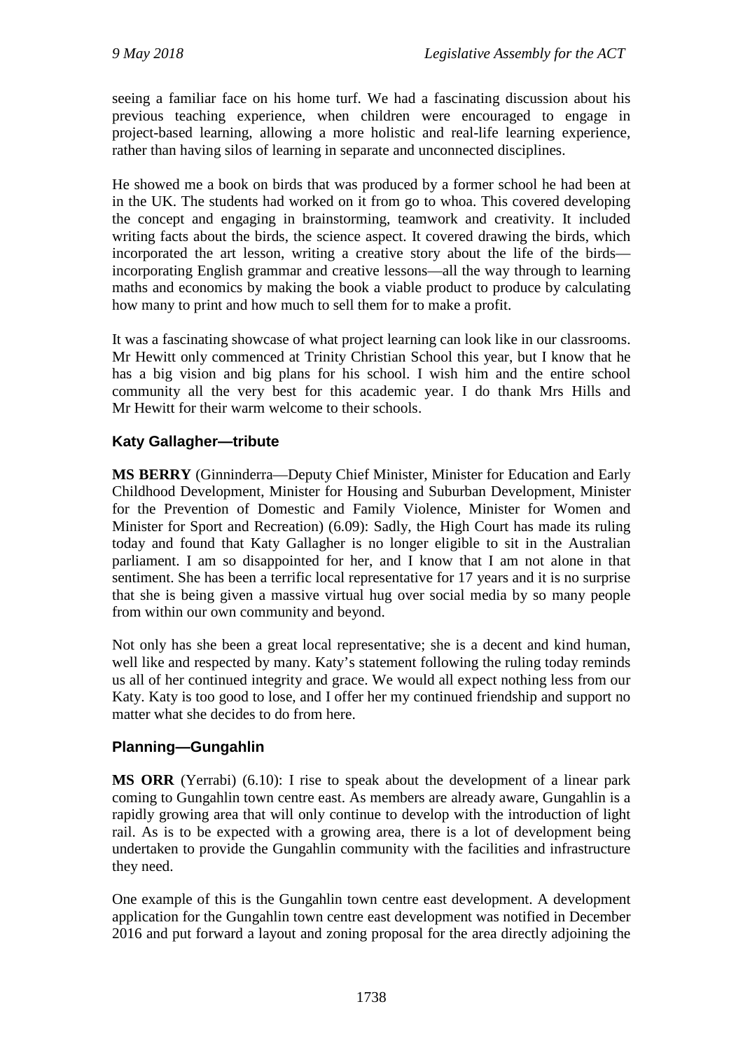seeing a familiar face on his home turf. We had a fascinating discussion about his previous teaching experience, when children were encouraged to engage in project-based learning, allowing a more holistic and real-life learning experience, rather than having silos of learning in separate and unconnected disciplines.

He showed me a book on birds that was produced by a former school he had been at in the UK. The students had worked on it from go to whoa. This covered developing the concept and engaging in brainstorming, teamwork and creativity. It included writing facts about the birds, the science aspect. It covered drawing the birds, which incorporated the art lesson, writing a creative story about the life of the birds—incorporating English grammar and creative lessons—all the way through to learning maths and economics by making the book a viable product to produce by calculating how many to print and how much to sell them for to make a profit.

It was a fascinating showcase of what project learning can look like in our classrooms. Mr Hewitt only commenced at Trinity Christian School this year, but I know that he has a big vision and big plans for his school. I wish him and the entire school community all the very best for this academic year. I do thank Mrs Hills and Mr Hewitt for their warm welcome to their schools.

## Katy Gallagher—tribute

**MS BERRY** (Ginninderra—Deputy Chief Minister, Minister for Education and Early Childhood Development, Minister for Housing and Suburban Development, Minister for the Prevention of Domestic and Family Violence, Minister for Women and Minister for Sport and Recreation) (6.09): Sadly, the High Court has made its ruling today and found that Katy Gallagher is no longer eligible to sit in the Australian parliament. I am so disappointed for her, and I know that I am not alone in that sentiment. She has been a terrific local representative for 17 years and it is no surprise that she is being given a massive virtual hug over social media by so many people from within our own community and beyond.

Not only has she been a great local representative; she is a decent and kind human, well like and respected by many. Katy's statement following the ruling today reminds us all of her continued integrity and grace. We would all expect nothing less from our Katy. Katy is too good to lose, and I offer her my continued friendship and support no matter what she decides to do from here.

## Planning—Gungahlin

**MS ORR** (Yerrabi) (6.10): I rise to speak about the development of a linear park coming to Gungahlin town centre east. As members are already aware, Gungahlin is a rapidly growing area that will only continue to develop with the introduction of light rail. As is to be expected with a growing area, there is a lot of development being undertaken to provide the Gungahlin community with the facilities and infrastructure they need.

One example of this is the Gungahlin town centre east development. A development application for the Gungahlin town centre east development was notified in December 2016 and put forward a layout and zoning proposal for the area directly adjoining the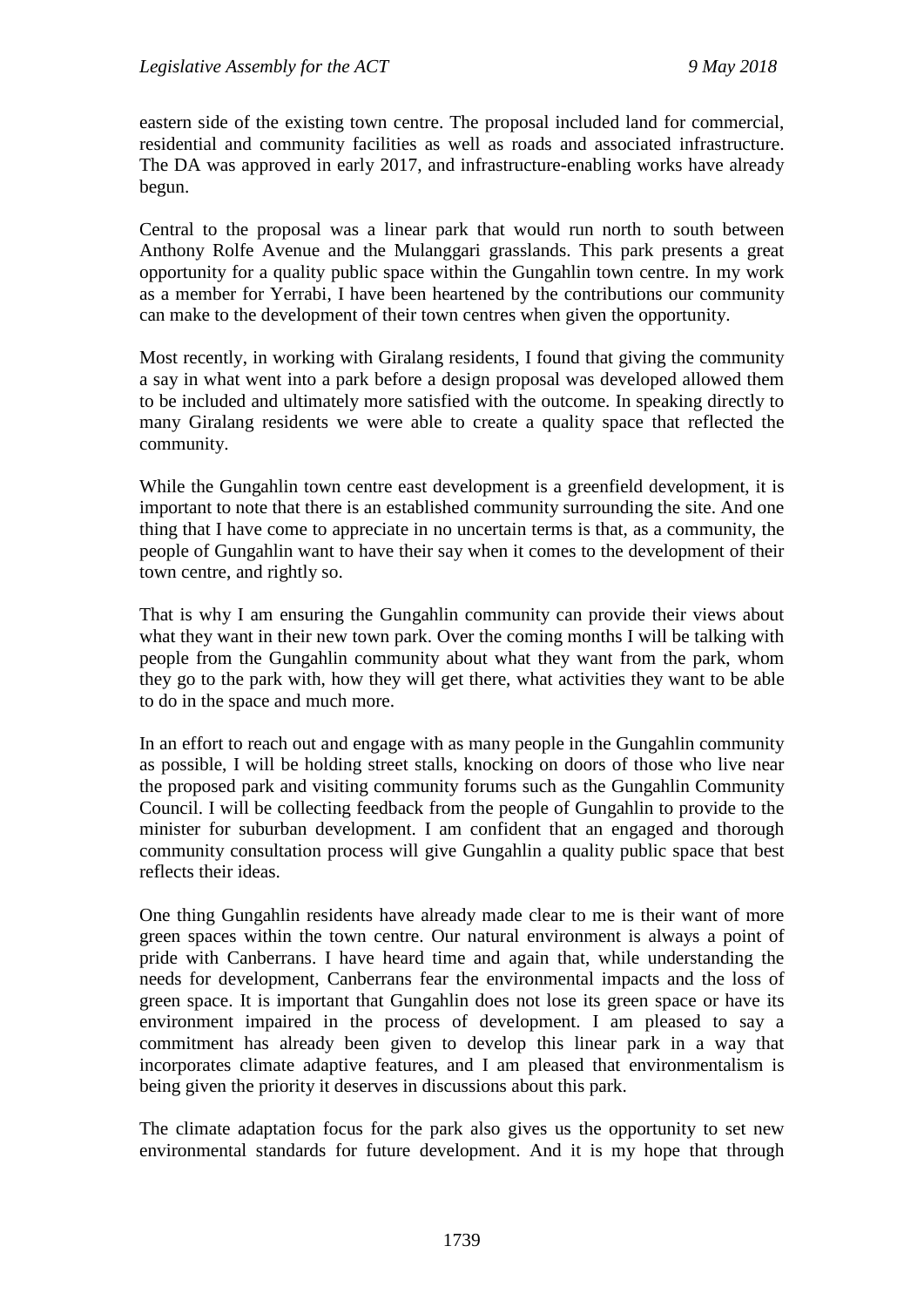eastern side of the existing town centre. The proposal included land for commercial, residential and community facilities as well as roads and associated infrastructure. The DA was approved in early 2017, and infrastructure-enabling works have already begun.

Central to the proposal was a linear park that would run north to south between Anthony Rolfe Avenue and the Mulanggari grasslands. This park presents a great opportunity for a quality public space within the Gungahlin town centre. In my work as a member for Yerrabi, I have been heartened by the contributions our community can make to the development of their town centres when given the opportunity.

Most recently, in working with Giralang residents, I found that giving the community a say in what went into a park before a design proposal was developed allowed them to be included and ultimately more satisfied with the outcome. In speaking directly to many Giralang residents we were able to create a quality space that reflected the community.

While the Gungahlin town centre east development is a greenfield development, it is important to note that there is an established community surrounding the site. And one thing that I have come to appreciate in no uncertain terms is that, as a community, the people of Gungahlin want to have their say when it comes to the development of their town centre, and rightly so.

That is why I am ensuring the Gungahlin community can provide their views about what they want in their new town park. Over the coming months I will be talking with people from the Gungahlin community about what they want from the park, whom they go to the park with, how they will get there, what activities they want to be able to do in the space and much more.

In an effort to reach out and engage with as many people in the Gungahlin community as possible, I will be holding street stalls, knocking on doors of those who live near the proposed park and visiting community forums such as the Gungahlin Community Council. I will be collecting feedback from the people of Gungahlin to provide to the minister for suburban development. I am confident that an engaged and thorough community consultation process will give Gungahlin a quality public space that best reflects their ideas.

One thing Gungahlin residents have already made clear to me is their want of more green spaces within the town centre. Our natural environment is always a point of pride with Canberrans. I have heard time and again that, while understanding the needs for development, Canberrans fear the environmental impacts and the loss of green space. It is important that Gungahlin does not lose its green space or have its environment impaired in the process of development. I am pleased to say a commitment has already been given to develop this linear park in a way that incorporates climate adaptive features, and I am pleased that environmentalism is being given the priority it deserves in discussions about this park.

The climate adaptation focus for the park also gives us the opportunity to set new environmental standards for future development. And it is my hope that through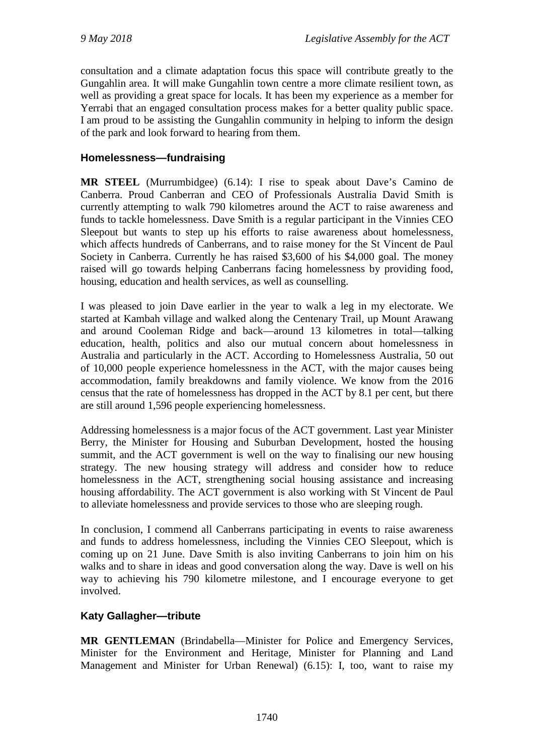consultation and a climate adaptation focus this space will contribute greatly to the Gungahlin area. It will make Gungahlin town centre a more climate resilient town, as well as providing a great space for locals. It has been my experience as a member for Yerrabi that an engaged consultation process makes for a better quality public space. I am proud to be assisting the Gungahlin community in helping to inform the design of the park and look forward to hearing from them.

## Homelessness—fundraising

**MR STEEL** (Murrumbidgee) (6.14): I rise to speak about Dave's Camino de Canberra. Proud Canberran and CEO of Professionals Australia David Smith is currently attempting to walk 790 kilometres around the ACT to raise awareness and funds to tackle homelessness. Dave Smith is a regular participant in the Vinnies CEO Sleepout but wants to step up his efforts to raise awareness about homelessness, which affects hundreds of Canberrans, and to raise money for the St Vincent de Paul Society in Canberra. Currently he has raised $3,600 of his $4,000 goal. The money raised will go towards helping Canberrans facing homelessness by providing food, housing, education and health services, as well as counselling.

I was pleased to join Dave earlier in the year to walk a leg in my electorate. We started at Kambah village and walked along the Centenary Trail, up Mount Arawang and around Cooleman Ridge and back—around 13 kilometres in total—talking education, health, politics and also our mutual concern about homelessness in Australia and particularly in the ACT. According to Homelessness Australia, 50 out of 10,000 people experience homelessness in the ACT, with the major causes being accommodation, family breakdowns and family violence. We know from the 2016 census that the rate of homelessness has dropped in the ACT by 8.1 per cent, but there are still around 1,596 people experiencing homelessness.

Addressing homelessness is a major focus of the ACT government. Last year Minister Berry, the Minister for Housing and Suburban Development, hosted the housing summit, and the ACT government is well on the way to finalising our new housing strategy. The new housing strategy will address and consider how to reduce homelessness in the ACT, strengthening social housing assistance and increasing housing affordability. The ACT government is also working with St Vincent de Paul to alleviate homelessness and provide services to those who are sleeping rough.

In conclusion, I commend all Canberrans participating in events to raise awareness and funds to address homelessness, including the Vinnies CEO Sleepout, which is coming up on 21 June. Dave Smith is also inviting Canberrans to join him on his walks and to share in ideas and good conversation along the way. Dave is well on his way to achieving his 790 kilometre milestone, and I encourage everyone to get involved.

## Katy Gallagher—tribute

**MR GENTLEMAN** (Brindabella—Minister for Police and Emergency Services, Minister for the Environment and Heritage, Minister for Planning and Land Management and Minister for Urban Renewal) (6.15): I, too, want to raise my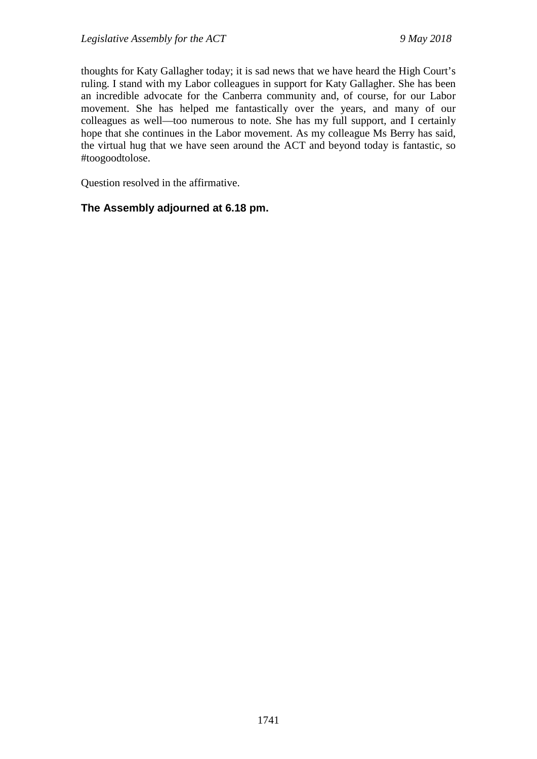thoughts for Katy Gallagher today; it is sad news that we have heard the High Court's ruling. I stand with my Labor colleagues in support for Katy Gallagher. She has been an incredible advocate for the Canberra community and, of course, for our Labor movement. She has helped me fantastically over the years, and many of our colleagues as well—too numerous to note. She has my full support, and I certainly hope that she continues in the Labor movement. As my colleague Ms Berry has said, the virtual hug that we have seen around the ACT and beyond today is fantastic, so #toogoodtolose.

Question resolved in the affirmative.

**The Assembly adjourned at 6.18 pm.**